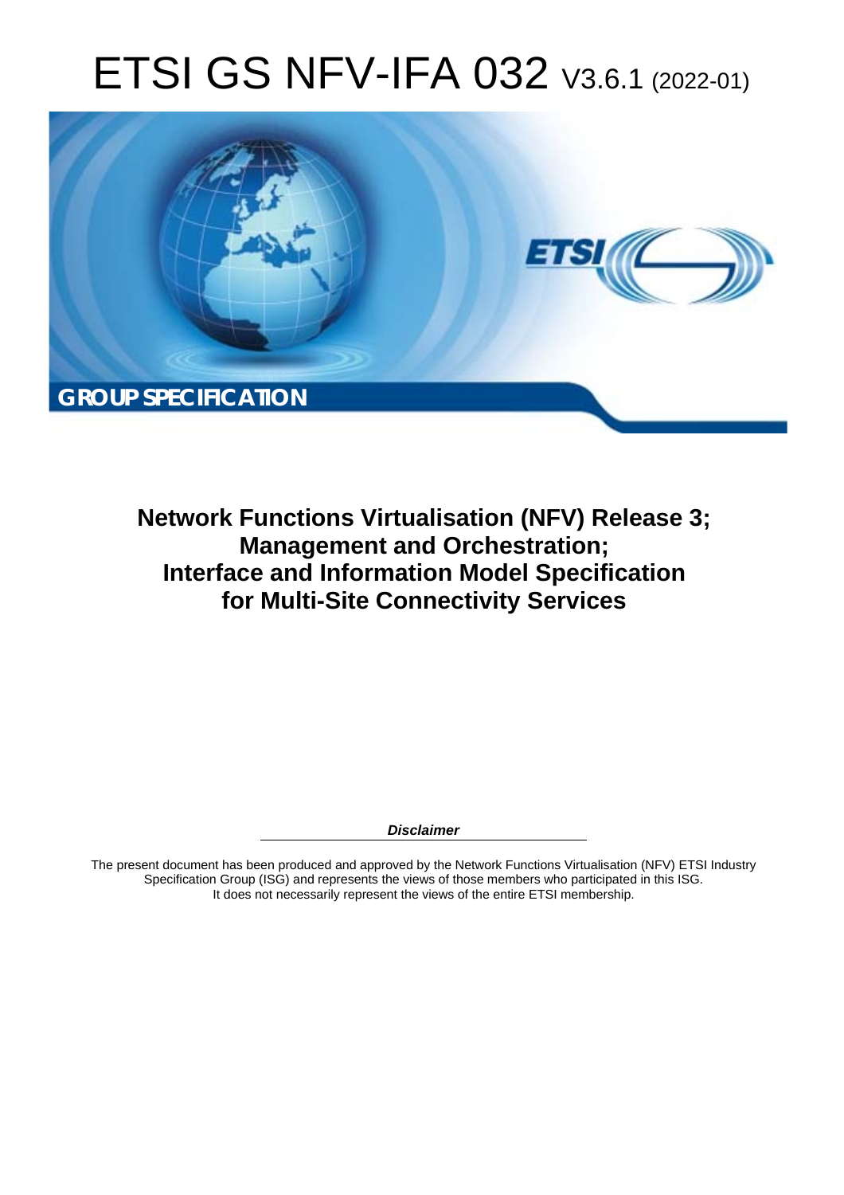# ETSI GS NFV-IFA 032 V3.6.1 (2022-01)

**GROUP SPECIFICATION**

## Network Functions Virtualisation (NFV) Release 3; Management and Orchestration; Interface and Information Model Specification for Multi-Site Connectivity Services

***Disclaimer***

The present document has been produced and approved by the Network Functions Virtualisation (NFV) ETSI Industry Specification Group (ISG) and represents the views of those members who participated in this ISG. It does not necessarily represent the views of the entire ETSI membership.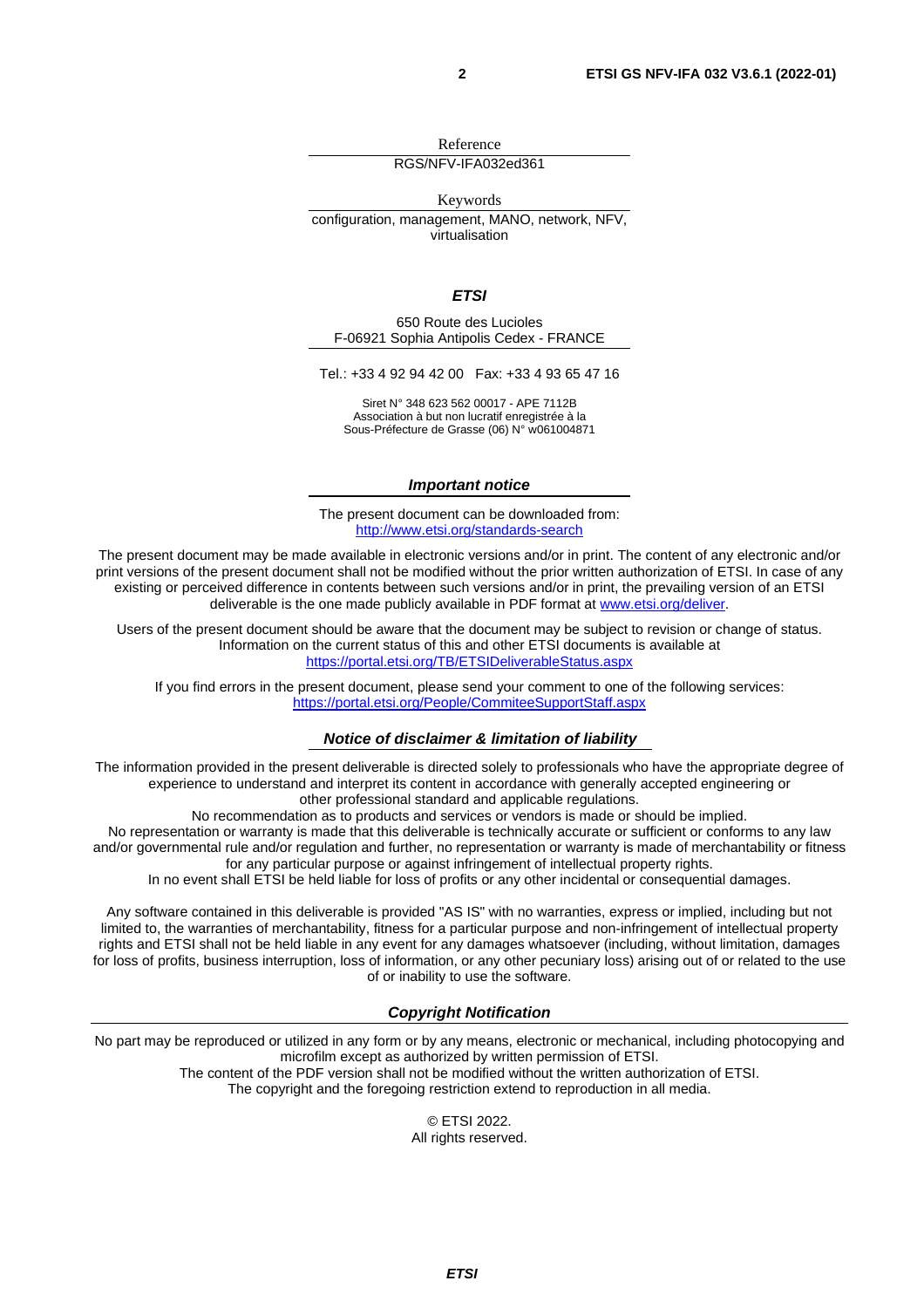Reference

RGS/NFV-IFA032ed361

Keywords

configuration, management, MANO, network, NFV, virtualisation

***ETSI***

650 Route des Lucioles
F-06921 Sophia Antipolis Cedex - FRANCE

Tel.: +33 4 92 94 42 00   Fax: +33 4 93 65 47 16

Siret N° 348 623 562 00017 - APE 7112B
Association à but non lucratif enregistrée à la
Sous-Préfecture de Grasse (06) N° w061004871

***Important notice***

The present document can be downloaded from:
http://www.etsi.org/standards-search

The present document may be made available in electronic versions and/or in print. The content of any electronic and/or print versions of the present document shall not be modified without the prior written authorization of ETSI. In case of any existing or perceived difference in contents between such versions and/or in print, the prevailing version of an ETSI deliverable is the one made publicly available in PDF format at www.etsi.org/deliver.

Users of the present document should be aware that the document may be subject to revision or change of status. Information on the current status of this and other ETSI documents is available at
https://portal.etsi.org/TB/ETSIDeliverableStatus.aspx

If you find errors in the present document, please send your comment to one of the following services:
https://portal.etsi.org/People/CommiteeSupportStaff.aspx

***Notice of disclaimer & limitation of liability***

The information provided in the present deliverable is directed solely to professionals who have the appropriate degree of experience to understand and interpret its content in accordance with generally accepted engineering or other professional standard and applicable regulations.
No recommendation as to products and services or vendors is made or should be implied.
No representation or warranty is made that this deliverable is technically accurate or sufficient or conforms to any law and/or governmental rule and/or regulation and further, no representation or warranty is made of merchantability or fitness for any particular purpose or against infringement of intellectual property rights.
In no event shall ETSI be held liable for loss of profits or any other incidental or consequential damages.

Any software contained in this deliverable is provided "AS IS" with no warranties, express or implied, including but not limited to, the warranties of merchantability, fitness for a particular purpose and non-infringement of intellectual property rights and ETSI shall not be held liable in any event for any damages whatsoever (including, without limitation, damages for loss of profits, business interruption, loss of information, or any other pecuniary loss) arising out of or related to the use of or inability to use the software.

***Copyright Notification***

No part may be reproduced or utilized in any form or by any means, electronic or mechanical, including photocopying and microfilm except as authorized by written permission of ETSI.
The content of the PDF version shall not be modified without the written authorization of ETSI.
The copyright and the foregoing restriction extend to reproduction in all media.

© ETSI 2022.
All rights reserved.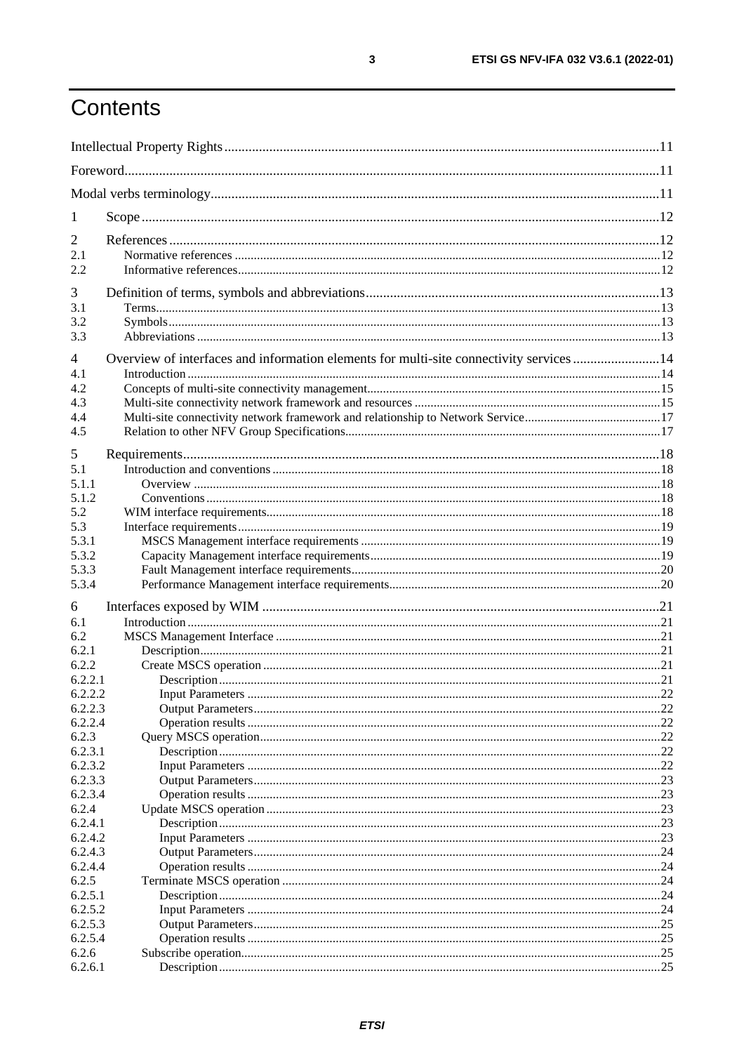# Contents

Intellectual Property Rights ........ 11
Foreword ........ 11
Modal verbs terminology ........ 11

1 Scope ........ 12

2 References ........ 12
2.1 Normative references ........ 12
2.2 Informative references ........ 12

3 Definition of terms, symbols and abbreviations ........ 13
3.1 Terms ........ 13
3.2 Symbols ........ 13
3.3 Abbreviations ........ 13

4 Overview of interfaces and information elements for multi-site connectivity services ........ 14
4.1 Introduction ........ 14
4.2 Concepts of multi-site connectivity management ........ 15
4.3 Multi-site connectivity network framework and resources ........ 15
4.4 Multi-site connectivity network framework and relationship to Network Service ........ 17
4.5 Relation to other NFV Group Specifications ........ 17

5 Requirements ........ 18
5.1 Introduction and conventions ........ 18
5.1.1 Overview ........ 18
5.1.2 Conventions ........ 18
5.2 WIM interface requirements ........ 18
5.3 Interface requirements ........ 19
5.3.1 MSCS Management interface requirements ........ 19
5.3.2 Capacity Management interface requirements ........ 19
5.3.3 Fault Management interface requirements ........ 20
5.3.4 Performance Management interface requirements ........ 20

6 Interfaces exposed by WIM ........ 21
6.1 Introduction ........ 21
6.2 MSCS Management Interface ........ 21
6.2.1 Description ........ 21
6.2.2 Create MSCS operation ........ 21
6.2.2.1 Description ........ 21
6.2.2.2 Input Parameters ........ 22
6.2.2.3 Output Parameters ........ 22
6.2.2.4 Operation results ........ 22
6.2.3 Query MSCS operation ........ 22
6.2.3.1 Description ........ 22
6.2.3.2 Input Parameters ........ 22
6.2.3.3 Output Parameters ........ 23
6.2.3.4 Operation results ........ 23
6.2.4 Update MSCS operation ........ 23
6.2.4.1 Description ........ 23
6.2.4.2 Input Parameters ........ 23
6.2.4.3 Output Parameters ........ 24
6.2.4.4 Operation results ........ 24
6.2.5 Terminate MSCS operation ........ 24
6.2.5.1 Description ........ 24
6.2.5.2 Input Parameters ........ 24
6.2.5.3 Output Parameters ........ 25
6.2.5.4 Operation results ........ 25
6.2.6 Subscribe operation ........ 25
6.2.6.1 Description ........ 25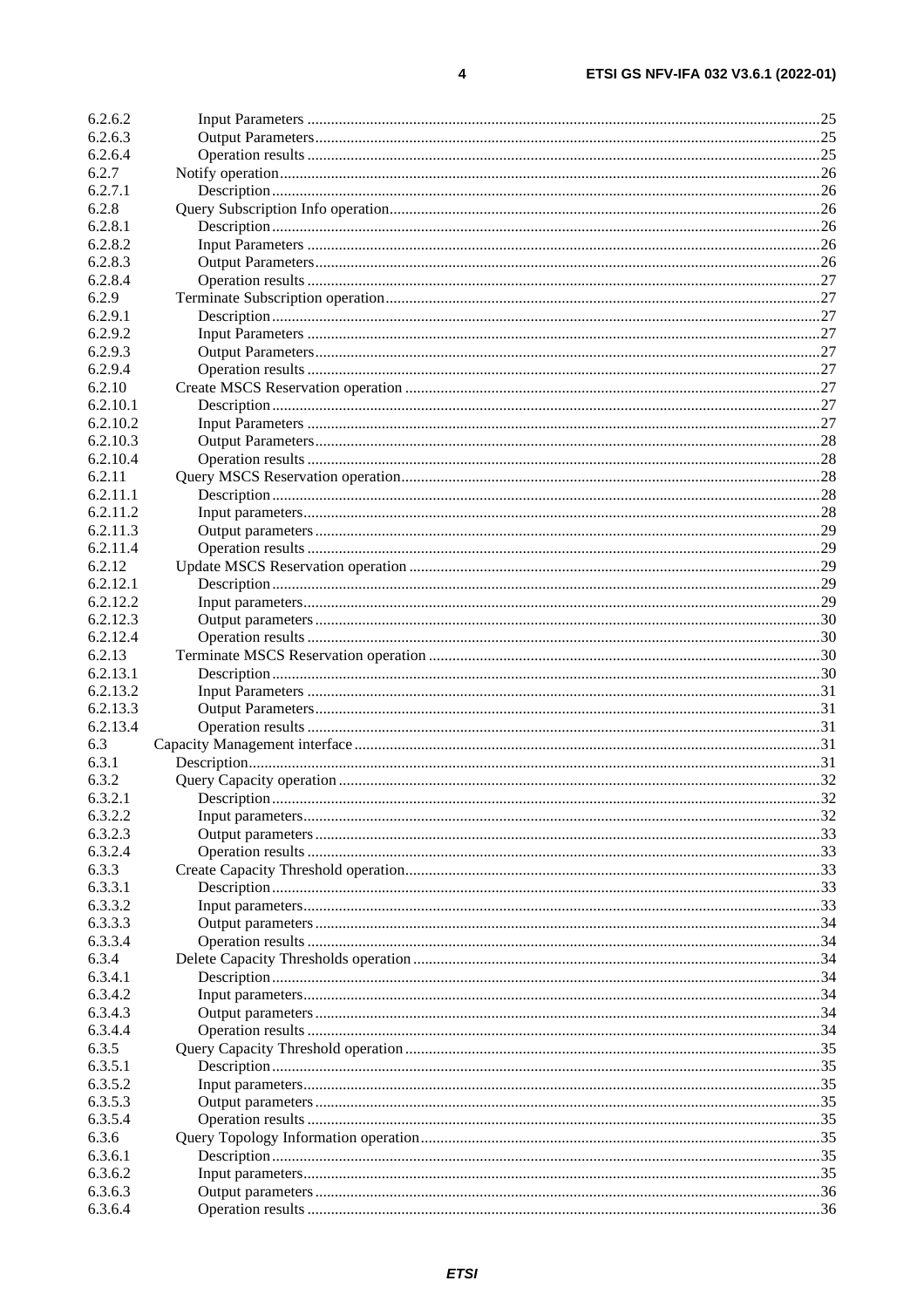6.2.6.2 Input Parameters .....25
6.2.6.3 Output Parameters .....25
6.2.6.4 Operation results .....25
6.2.7 Notify operation .....26
6.2.7.1 Description .....26
6.2.8 Query Subscription Info operation .....26
6.2.8.1 Description .....26
6.2.8.2 Input Parameters .....26
6.2.8.3 Output Parameters .....26
6.2.8.4 Operation results .....27
6.2.9 Terminate Subscription operation .....27
6.2.9.1 Description .....27
6.2.9.2 Input Parameters .....27
6.2.9.3 Output Parameters .....27
6.2.9.4 Operation results .....27
6.2.10 Create MSCS Reservation operation .....27
6.2.10.1 Description .....27
6.2.10.2 Input Parameters .....27
6.2.10.3 Output Parameters .....28
6.2.10.4 Operation results .....28
6.2.11 Query MSCS Reservation operation .....28
6.2.11.1 Description .....28
6.2.11.2 Input parameters .....28
6.2.11.3 Output parameters .....29
6.2.11.4 Operation results .....29
6.2.12 Update MSCS Reservation operation .....29
6.2.12.1 Description .....29
6.2.12.2 Input parameters .....29
6.2.12.3 Output parameters .....30
6.2.12.4 Operation results .....30
6.2.13 Terminate MSCS Reservation operation .....30
6.2.13.1 Description .....30
6.2.13.2 Input Parameters .....31
6.2.13.3 Output Parameters .....31
6.2.13.4 Operation results .....31
6.3 Capacity Management interface .....31
6.3.1 Description .....31
6.3.2 Query Capacity operation .....32
6.3.2.1 Description .....32
6.3.2.2 Input parameters .....32
6.3.2.3 Output parameters .....33
6.3.2.4 Operation results .....33
6.3.3 Create Capacity Threshold operation .....33
6.3.3.1 Description .....33
6.3.3.2 Input parameters .....33
6.3.3.3 Output parameters .....34
6.3.3.4 Operation results .....34
6.3.4 Delete Capacity Thresholds operation .....34
6.3.4.1 Description .....34
6.3.4.2 Input parameters .....34
6.3.4.3 Output parameters .....34
6.3.4.4 Operation results .....34
6.3.5 Query Capacity Threshold operation .....35
6.3.5.1 Description .....35
6.3.5.2 Input parameters .....35
6.3.5.3 Output parameters .....35
6.3.5.4 Operation results .....35
6.3.6 Query Topology Information operation .....35
6.3.6.1 Description .....35
6.3.6.2 Input parameters .....35
6.3.6.3 Output parameters .....36
6.3.6.4 Operation results .....36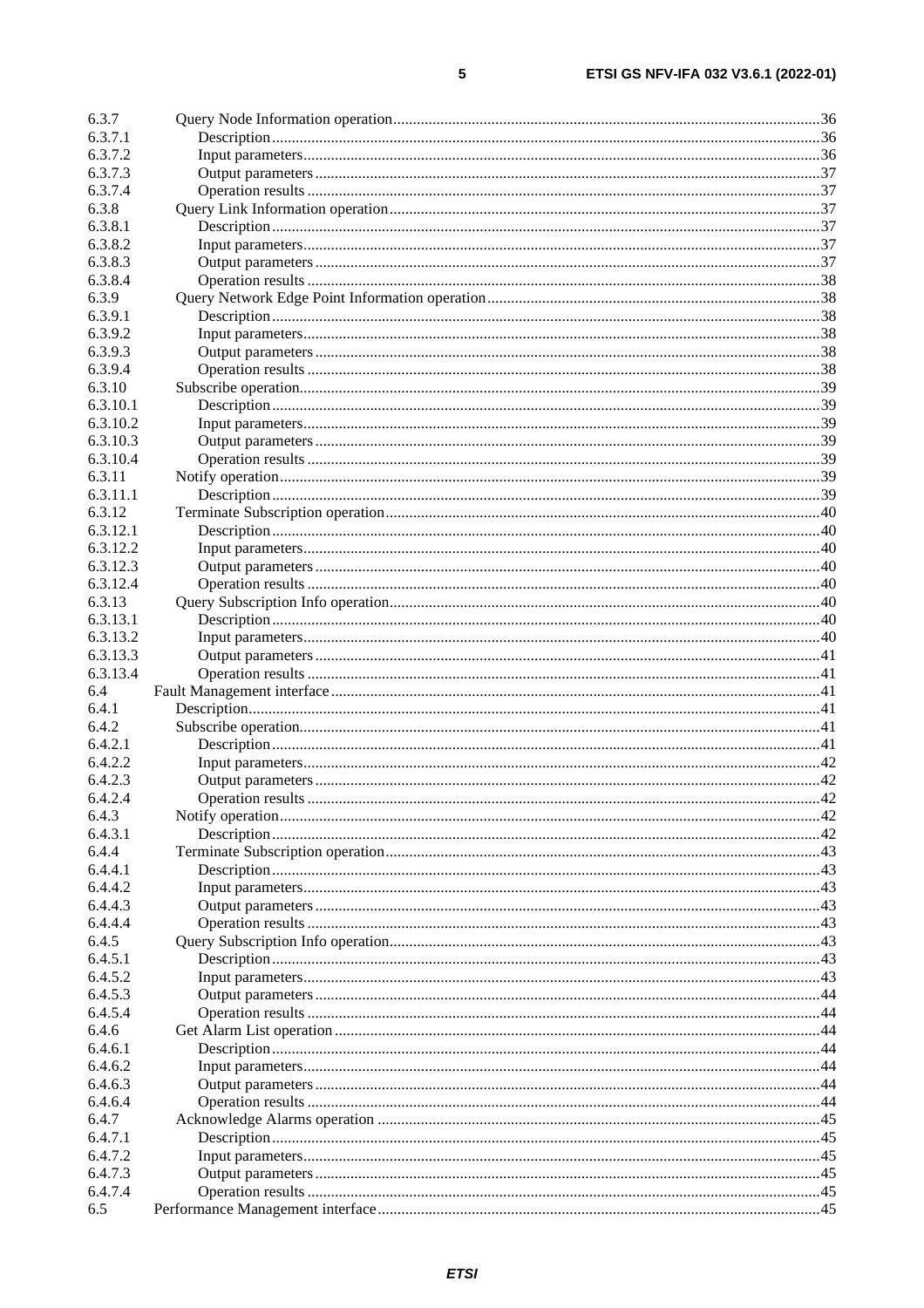6.3.7 Query Node Information operation....36
6.3.7.1 Description....36
6.3.7.2 Input parameters....36
6.3.7.3 Output parameters....37
6.3.7.4 Operation results....37
6.3.8 Query Link Information operation....37
6.3.8.1 Description....37
6.3.8.2 Input parameters....37
6.3.8.3 Output parameters....37
6.3.8.4 Operation results....38
6.3.9 Query Network Edge Point Information operation....38
6.3.9.1 Description....38
6.3.9.2 Input parameters....38
6.3.9.3 Output parameters....38
6.3.9.4 Operation results....38
6.3.10 Subscribe operation....39
6.3.10.1 Description....39
6.3.10.2 Input parameters....39
6.3.10.3 Output parameters....39
6.3.10.4 Operation results....39
6.3.11 Notify operation....39
6.3.11.1 Description....39
6.3.12 Terminate Subscription operation....40
6.3.12.1 Description....40
6.3.12.2 Input parameters....40
6.3.12.3 Output parameters....40
6.3.12.4 Operation results....40
6.3.13 Query Subscription Info operation....40
6.3.13.1 Description....40
6.3.13.2 Input parameters....40
6.3.13.3 Output parameters....41
6.3.13.4 Operation results....41
6.4 Fault Management interface....41
6.4.1 Description....41
6.4.2 Subscribe operation....41
6.4.2.1 Description....41
6.4.2.2 Input parameters....42
6.4.2.3 Output parameters....42
6.4.2.4 Operation results....42
6.4.3 Notify operation....42
6.4.3.1 Description....42
6.4.4 Terminate Subscription operation....43
6.4.4.1 Description....43
6.4.4.2 Input parameters....43
6.4.4.3 Output parameters....43
6.4.4.4 Operation results....43
6.4.5 Query Subscription Info operation....43
6.4.5.1 Description....43
6.4.5.2 Input parameters....43
6.4.5.3 Output parameters....44
6.4.5.4 Operation results....44
6.4.6 Get Alarm List operation....44
6.4.6.1 Description....44
6.4.6.2 Input parameters....44
6.4.6.3 Output parameters....44
6.4.6.4 Operation results....44
6.4.7 Acknowledge Alarms operation....45
6.4.7.1 Description....45
6.4.7.2 Input parameters....45
6.4.7.3 Output parameters....45
6.4.7.4 Operation results....45
6.5 Performance Management interface....45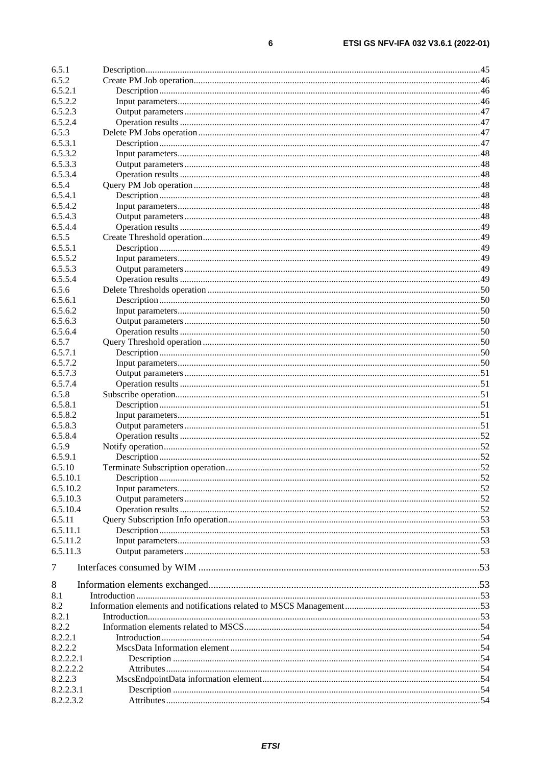6.5.1 Description....45
6.5.2 Create PM Job operation....46
6.5.2.1 Description....46
6.5.2.2 Input parameters....46
6.5.2.3 Output parameters....47
6.5.2.4 Operation results....47
6.5.3 Delete PM Jobs operation....47
6.5.3.1 Description....47
6.5.3.2 Input parameters....48
6.5.3.3 Output parameters....48
6.5.3.4 Operation results....48
6.5.4 Query PM Job operation....48
6.5.4.1 Description....48
6.5.4.2 Input parameters....48
6.5.4.3 Output parameters....48
6.5.4.4 Operation results....49
6.5.5 Create Threshold operation....49
6.5.5.1 Description....49
6.5.5.2 Input parameters....49
6.5.5.3 Output parameters....49
6.5.5.4 Operation results....49
6.5.6 Delete Thresholds operation....50
6.5.6.1 Description....50
6.5.6.2 Input parameters....50
6.5.6.3 Output parameters....50
6.5.6.4 Operation results....50
6.5.7 Query Threshold operation....50
6.5.7.1 Description....50
6.5.7.2 Input parameters....50
6.5.7.3 Output parameters....51
6.5.7.4 Operation results....51
6.5.8 Subscribe operation....51
6.5.8.1 Description....51
6.5.8.2 Input parameters....51
6.5.8.3 Output parameters....51
6.5.8.4 Operation results....52
6.5.9 Notify operation....52
6.5.9.1 Description....52
6.5.10 Terminate Subscription operation....52
6.5.10.1 Description....52
6.5.10.2 Input parameters....52
6.5.10.3 Output parameters....52
6.5.10.4 Operation results....52
6.5.11 Query Subscription Info operation....53
6.5.11.1 Description....53
6.5.11.2 Input parameters....53
6.5.11.3 Output parameters....53

7 Interfaces consumed by WIM....53

8 Information elements exchanged....53
8.1 Introduction....53
8.2 Information elements and notifications related to MSCS Management....53
8.2.1 Introduction....53
8.2.2 Information elements related to MSCS....54
8.2.2.1 Introduction....54
8.2.2.2 MscsData Information element....54
8.2.2.2.1 Description....54
8.2.2.2.2 Attributes....54
8.2.2.3 MscsEndpointData information element....54
8.2.2.3.1 Description....54
8.2.2.3.2 Attributes....54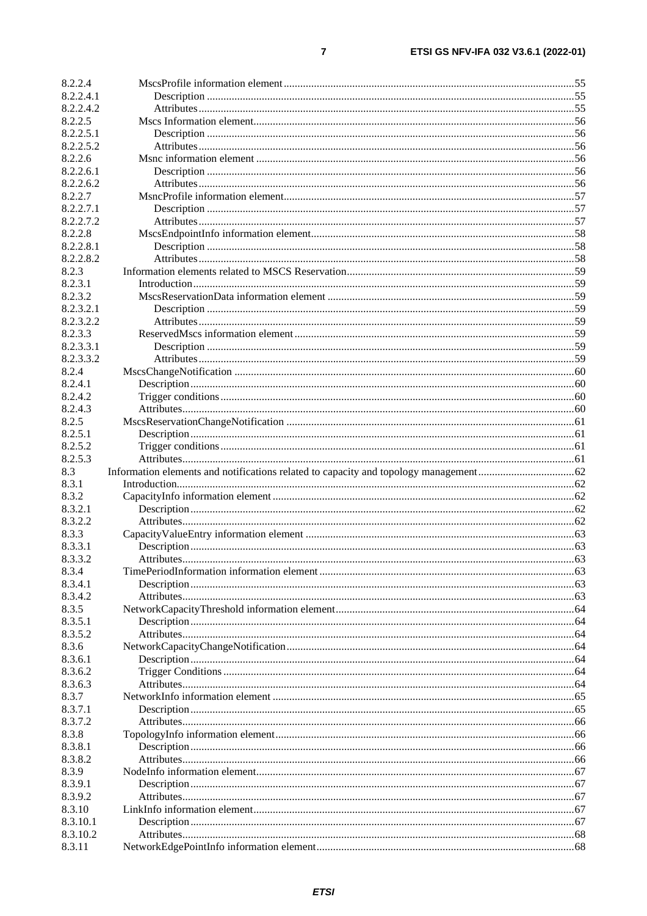| | | |
|---|---|---|
| 8.2.2.4 | MscsProfile information element | 55 |
| 8.2.2.4.1 | Description | 55 |
| 8.2.2.4.2 | Attributes | 55 |
| 8.2.2.5 | Mscs Information element | 56 |
| 8.2.2.5.1 | Description | 56 |
| 8.2.2.5.2 | Attributes | 56 |
| 8.2.2.6 | Msnc information element | 56 |
| 8.2.2.6.1 | Description | 56 |
| 8.2.2.6.2 | Attributes | 56 |
| 8.2.2.7 | MsncProfile information element | 57 |
| 8.2.2.7.1 | Description | 57 |
| 8.2.2.7.2 | Attributes | 57 |
| 8.2.2.8 | MscsEndpointInfo information element | 58 |
| 8.2.2.8.1 | Description | 58 |
| 8.2.2.8.2 | Attributes | 58 |
| 8.2.3 | Information elements related to MSCS Reservation | 59 |
| 8.2.3.1 | Introduction | 59 |
| 8.2.3.2 | MscsReservationData information element | 59 |
| 8.2.3.2.1 | Description | 59 |
| 8.2.3.2.2 | Attributes | 59 |
| 8.2.3.3 | ReservedMscs information element | 59 |
| 8.2.3.3.1 | Description | 59 |
| 8.2.3.3.2 | Attributes | 59 |
| 8.2.4 | MscsChangeNotification | 60 |
| 8.2.4.1 | Description | 60 |
| 8.2.4.2 | Trigger conditions | 60 |
| 8.2.4.3 | Attributes | 60 |
| 8.2.5 | MscsReservationChangeNotification | 61 |
| 8.2.5.1 | Description | 61 |
| 8.2.5.2 | Trigger conditions | 61 |
| 8.2.5.3 | Attributes | 61 |
| 8.3 | Information elements and notifications related to capacity and topology management | 62 |
| 8.3.1 | Introduction | 62 |
| 8.3.2 | CapacityInfo information element | 62 |
| 8.3.2.1 | Description | 62 |
| 8.3.2.2 | Attributes | 62 |
| 8.3.3 | CapacityValueEntry information element | 63 |
| 8.3.3.1 | Description | 63 |
| 8.3.3.2 | Attributes | 63 |
| 8.3.4 | TimePeriodInformation information element | 63 |
| 8.3.4.1 | Description | 63 |
| 8.3.4.2 | Attributes | 63 |
| 8.3.5 | NetworkCapacityThreshold information element | 64 |
| 8.3.5.1 | Description | 64 |
| 8.3.5.2 | Attributes | 64 |
| 8.3.6 | NetworkCapacityChangeNotification | 64 |
| 8.3.6.1 | Description | 64 |
| 8.3.6.2 | Trigger Conditions | 64 |
| 8.3.6.3 | Attributes | 64 |
| 8.3.7 | NetworkInfo information element | 65 |
| 8.3.7.1 | Description | 65 |
| 8.3.7.2 | Attributes | 66 |
| 8.3.8 | TopologyInfo information element | 66 |
| 8.3.8.1 | Description | 66 |
| 8.3.8.2 | Attributes | 66 |
| 8.3.9 | NodeInfo information element | 67 |
| 8.3.9.1 | Description | 67 |
| 8.3.9.2 | Attributes | 67 |
| 8.3.10 | LinkInfo information element | 67 |
| 8.3.10.1 | Description | 67 |
| 8.3.10.2 | Attributes | 68 |
| 8.3.11 | NetworkEdgePointInfo information element | 68 |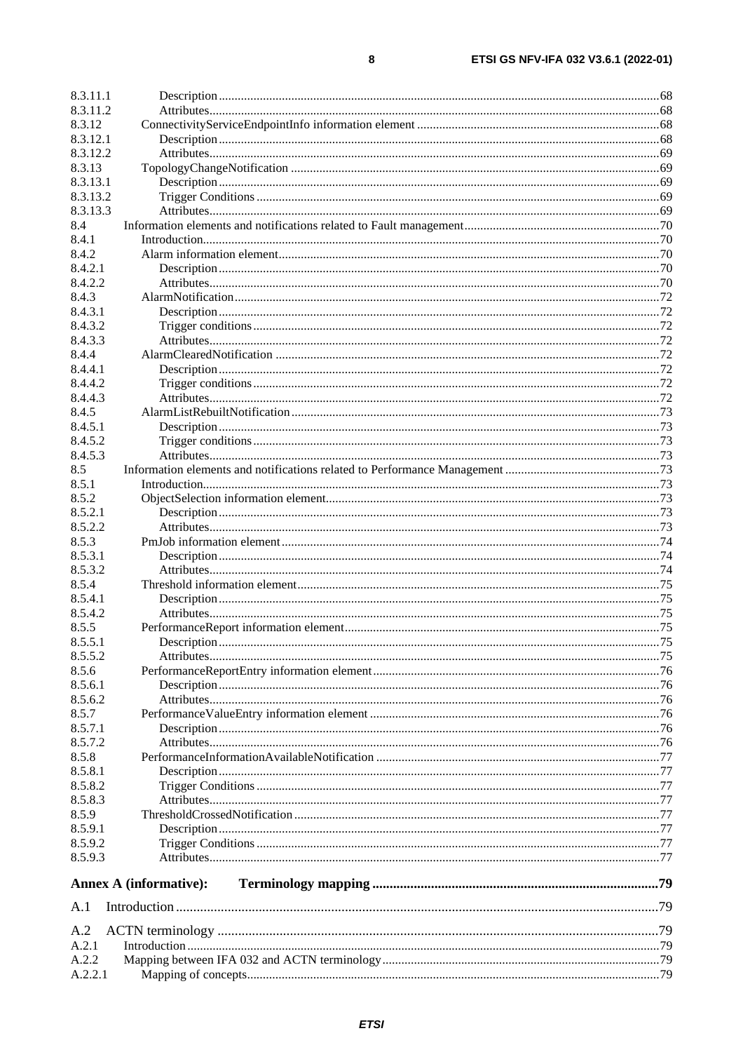8.3.11.1 Description ... 68
8.3.11.2 Attributes ... 68
8.3.12 ConnectivityServiceEndpointInfo information element ... 68
8.3.12.1 Description ... 68
8.3.12.2 Attributes ... 69
8.3.13 TopologyChangeNotification ... 69
8.3.13.1 Description ... 69
8.3.13.2 Trigger Conditions ... 69
8.3.13.3 Attributes ... 69
8.4 Information elements and notifications related to Fault management ... 70
8.4.1 Introduction ... 70
8.4.2 Alarm information element ... 70
8.4.2.1 Description ... 70
8.4.2.2 Attributes ... 70
8.4.3 AlarmNotification ... 72
8.4.3.1 Description ... 72
8.4.3.2 Trigger conditions ... 72
8.4.3.3 Attributes ... 72
8.4.4 AlarmClearedNotification ... 72
8.4.4.1 Description ... 72
8.4.4.2 Trigger conditions ... 72
8.4.4.3 Attributes ... 72
8.4.5 AlarmListRebuiltNotification ... 73
8.4.5.1 Description ... 73
8.4.5.2 Trigger conditions ... 73
8.4.5.3 Attributes ... 73
8.5 Information elements and notifications related to Performance Management ... 73
8.5.1 Introduction ... 73
8.5.2 ObjectSelection information element ... 73
8.5.2.1 Description ... 73
8.5.2.2 Attributes ... 73
8.5.3 PmJob information element ... 74
8.5.3.1 Description ... 74
8.5.3.2 Attributes ... 74
8.5.4 Threshold information element ... 75
8.5.4.1 Description ... 75
8.5.4.2 Attributes ... 75
8.5.5 PerformanceReport information element ... 75
8.5.5.1 Description ... 75
8.5.5.2 Attributes ... 75
8.5.6 PerformanceReportEntry information element ... 76
8.5.6.1 Description ... 76
8.5.6.2 Attributes ... 76
8.5.7 PerformanceValueEntry information element ... 76
8.5.7.1 Description ... 76
8.5.7.2 Attributes ... 76
8.5.8 PerformanceInformationAvailableNotification ... 77
8.5.8.1 Description ... 77
8.5.8.2 Trigger Conditions ... 77
8.5.8.3 Attributes ... 77
8.5.9 ThresholdCrossedNotification ... 77
8.5.9.1 Description ... 77
8.5.9.2 Trigger Conditions ... 77
8.5.9.3 Attributes ... 77

**Annex A (informative): Terminology mapping ... 79**

A.1 Introduction ... 79

A.2 ACTN terminology ... 79
A.2.1 Introduction ... 79
A.2.2 Mapping between IFA 032 and ACTN terminology ... 79
A.2.2.1 Mapping of concepts ... 79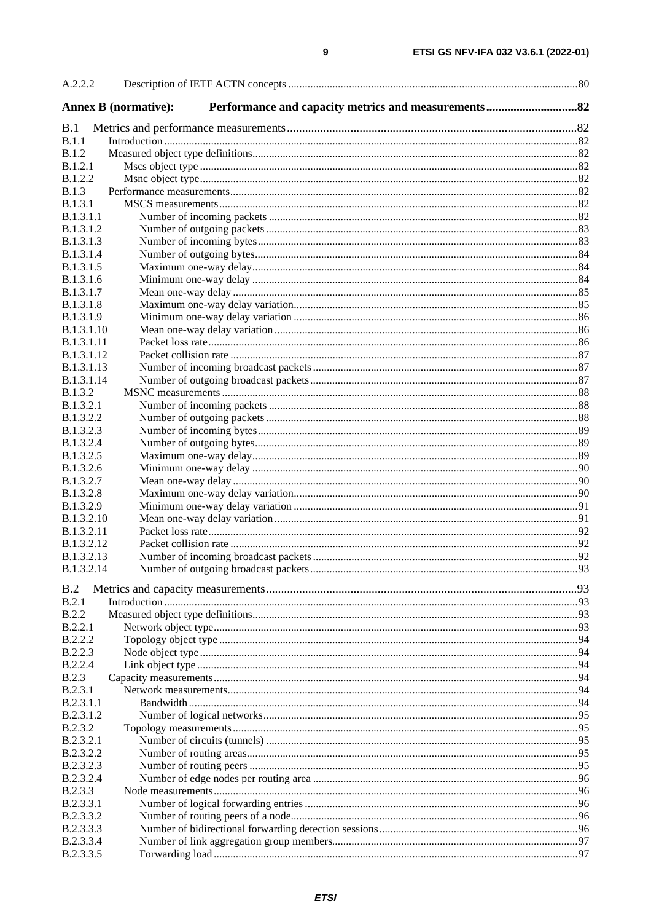A.2.2.2 Description of IETF ACTN concepts ........................................................................................................80

**Annex B (normative): Performance and capacity metrics and measurements.............................82**

B.1 Metrics and performance measurements...............................................................................................82
B.1.1 Introduction ....................................................................................................................................82
B.1.2 Measured object type definitions....................................................................................................82
B.1.2.1 Mscs object type .......................................................................................................................82
B.1.2.2 Msnc object type.......................................................................................................................82
B.1.3 Performance measurements.............................................................................................................82
B.1.3.1 MSCS measurements................................................................................................................82
B.1.3.1.1 Number of incoming packets ...............................................................................................82
B.1.3.1.2 Number of outgoing packets ................................................................................................83
B.1.3.1.3 Number of incoming bytes...................................................................................................83
B.1.3.1.4 Number of outgoing bytes....................................................................................................84
B.1.3.1.5 Maximum one-way delay.....................................................................................................84
B.1.3.1.6 Minimum one-way delay .....................................................................................................84
B.1.3.1.7 Mean one-way delay ............................................................................................................85
B.1.3.1.8 Maximum one-way delay variation......................................................................................85
B.1.3.1.9 Minimum one-way delay variation ......................................................................................86
B.1.3.1.10 Mean one-way delay variation .............................................................................................86
B.1.3.1.11 Packet loss rate.....................................................................................................................86
B.1.3.1.12 Packet collision rate .............................................................................................................87
B.1.3.1.13 Number of incoming broadcast packets ...............................................................................87
B.1.3.1.14 Number of outgoing broadcast packets ................................................................................87
B.1.3.2 MSNC measurements ................................................................................................................88
B.1.3.2.1 Number of incoming packets ...............................................................................................88
B.1.3.2.2 Number of outgoing packets ................................................................................................88
B.1.3.2.3 Number of incoming bytes...................................................................................................89
B.1.3.2.4 Number of outgoing bytes....................................................................................................89
B.1.3.2.5 Maximum one-way delay.....................................................................................................89
B.1.3.2.6 Minimum one-way delay .....................................................................................................90
B.1.3.2.7 Mean one-way delay ............................................................................................................90
B.1.3.2.8 Maximum one-way delay variation......................................................................................90
B.1.3.2.9 Minimum one-way delay variation ......................................................................................91
B.1.3.2.10 Mean one-way delay variation .............................................................................................91
B.1.3.2.11 Packet loss rate.....................................................................................................................92
B.1.3.2.12 Packet collision rate .............................................................................................................92
B.1.3.2.13 Number of incoming broadcast packets ...............................................................................92
B.1.3.2.14 Number of outgoing broadcast packets ................................................................................93

B.2 Metrics and capacity measurements......................................................................................................93
B.2.1 Introduction ....................................................................................................................................93
B.2.2 Measured object type definitions....................................................................................................93
B.2.2.1 Network object type..................................................................................................................93
B.2.2.2 Topology object type ................................................................................................................94
B.2.2.3 Node object type .......................................................................................................................94
B.2.2.4 Link object type ........................................................................................................................94
B.2.3 Capacity measurements...................................................................................................................94
B.2.3.1 Network measurements.............................................................................................................94
B.2.3.1.1 Bandwidth ............................................................................................................................94
B.2.3.1.2 Number of logical networks.................................................................................................95
B.2.3.2 Topology measurements............................................................................................................95
B.2.3.2.1 Number of circuits (tunnels) ................................................................................................95
B.2.3.2.2 Number of routing areas.......................................................................................................95
B.2.3.2.3 Number of routing peers ......................................................................................................95
B.2.3.2.4 Number of edge nodes per routing area ...............................................................................96
B.2.3.3 Node measurements..................................................................................................................96
B.2.3.3.1 Number of logical forwarding entries ..................................................................................96
B.2.3.3.2 Number of routing peers of a node.......................................................................................96
B.2.3.3.3 Number of bidirectional forwarding detection sessions.......................................................96
B.2.3.3.4 Number of link aggregation group members........................................................................97
B.2.3.3.5 Forwarding load ..................................................................................................................97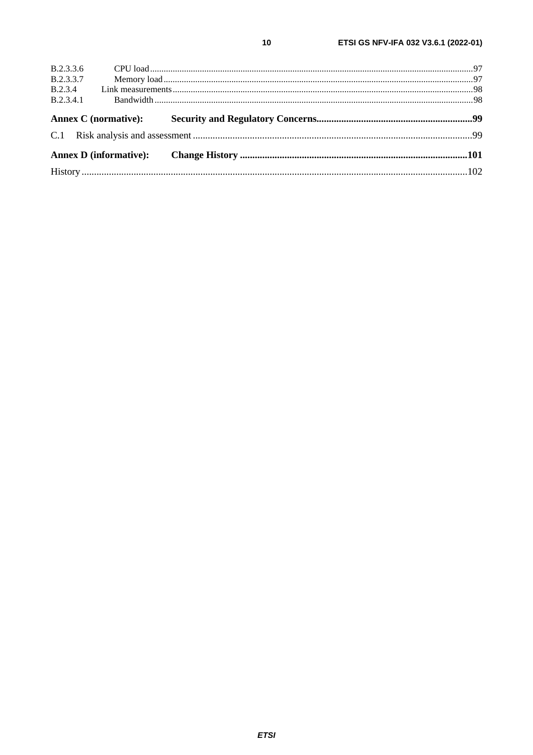B.2.3.3.6 CPU load ....................................................................................................................................................97
B.2.3.3.7 Memory load ..............................................................................................................................................97
B.2.3.4 Link measurements.........................................................................................................................................98
B.2.3.4.1 Bandwidth ..................................................................................................................................................98

**Annex C (normative): Security and Regulatory Concerns..............................................................99**

C.1 Risk analysis and assessment ................................................................................................................99

**Annex D (informative): Change History ..........................................................................................101**

History ........................................................................................................................................................102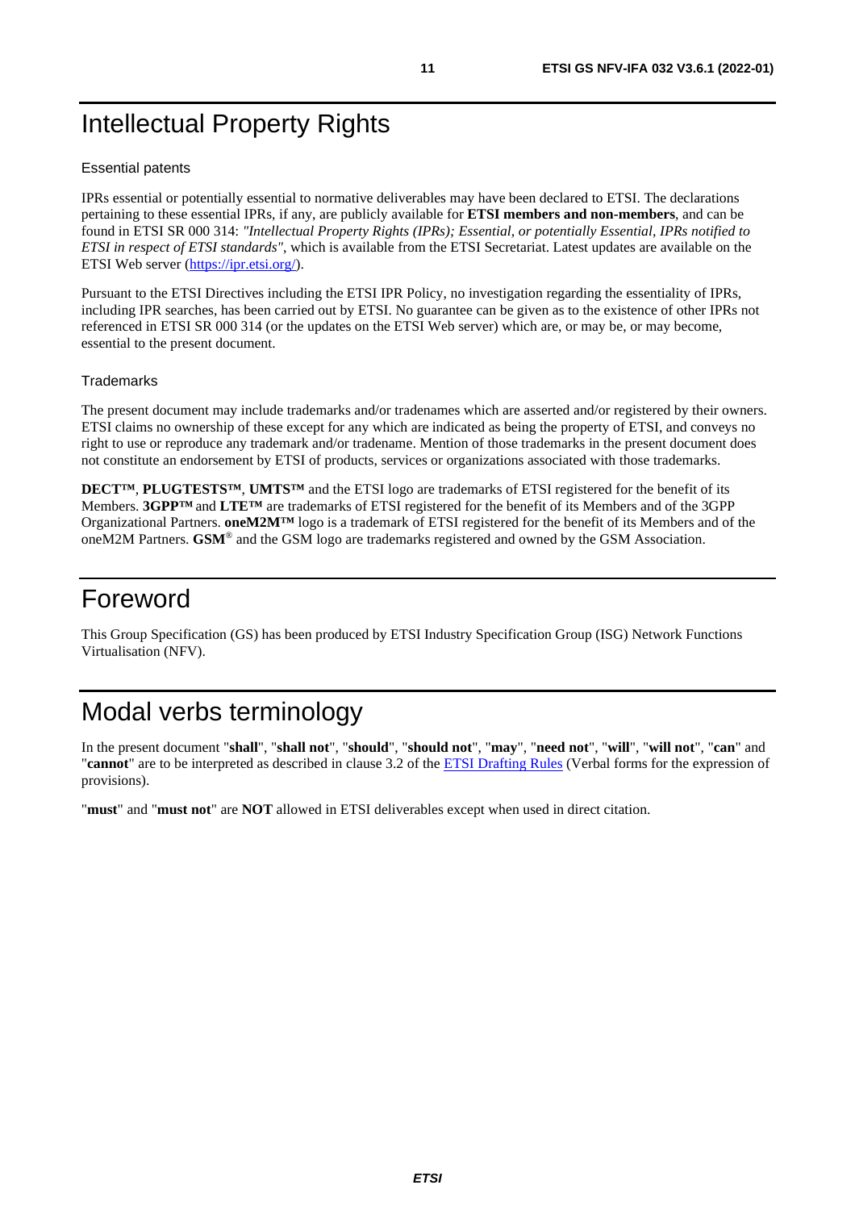# Intellectual Property Rights

## Essential patents

IPRs essential or potentially essential to normative deliverables may have been declared to ETSI. The declarations pertaining to these essential IPRs, if any, are publicly available for **ETSI members and non-members**, and can be found in ETSI SR 000 314: *"Intellectual Property Rights (IPRs); Essential, or potentially Essential, IPRs notified to ETSI in respect of ETSI standards"*, which is available from the ETSI Secretariat. Latest updates are available on the ETSI Web server (https://ipr.etsi.org/).

Pursuant to the ETSI Directives including the ETSI IPR Policy, no investigation regarding the essentiality of IPRs, including IPR searches, has been carried out by ETSI. No guarantee can be given as to the existence of other IPRs not referenced in ETSI SR 000 314 (or the updates on the ETSI Web server) which are, or may be, or may become, essential to the present document.

## Trademarks

The present document may include trademarks and/or tradenames which are asserted and/or registered by their owners. ETSI claims no ownership of these except for any which are indicated as being the property of ETSI, and conveys no right to use or reproduce any trademark and/or tradename. Mention of those trademarks in the present document does not constitute an endorsement by ETSI of products, services or organizations associated with those trademarks.

**DECT™**, **PLUGTESTS™**, **UMTS™** and the ETSI logo are trademarks of ETSI registered for the benefit of its Members. **3GPP™** and **LTE™** are trademarks of ETSI registered for the benefit of its Members and of the 3GPP Organizational Partners. **oneM2M™** logo is a trademark of ETSI registered for the benefit of its Members and of the oneM2M Partners. **GSM**® and the GSM logo are trademarks registered and owned by the GSM Association.

# Foreword

This Group Specification (GS) has been produced by ETSI Industry Specification Group (ISG) Network Functions Virtualisation (NFV).

# Modal verbs terminology

In the present document "**shall**", "**shall not**", "**should**", "**should not**", "**may**", "**need not**", "**will**", "**will not**", "**can**" and "**cannot**" are to be interpreted as described in clause 3.2 of the ETSI Drafting Rules (Verbal forms for the expression of provisions).

"**must**" and "**must not**" are **NOT** allowed in ETSI deliverables except when used in direct citation.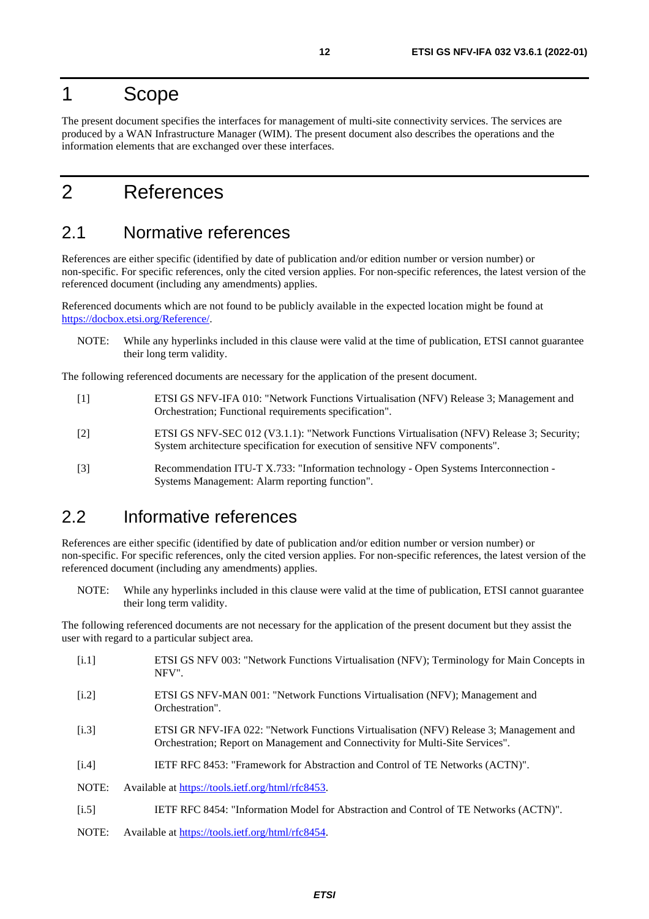# 1 Scope

The present document specifies the interfaces for management of multi-site connectivity services. The services are produced by a WAN Infrastructure Manager (WIM). The present document also describes the operations and the information elements that are exchanged over these interfaces.

# 2 References

## 2.1 Normative references

References are either specific (identified by date of publication and/or edition number or version number) or non-specific. For specific references, only the cited version applies. For non-specific references, the latest version of the referenced document (including any amendments) applies.

Referenced documents which are not found to be publicly available in the expected location might be found at https://docbox.etsi.org/Reference/.

NOTE: While any hyperlinks included in this clause were valid at the time of publication, ETSI cannot guarantee their long term validity.

The following referenced documents are necessary for the application of the present document.

[1] ETSI GS NFV-IFA 010: "Network Functions Virtualisation (NFV) Release 3; Management and Orchestration; Functional requirements specification".

[2] ETSI GS NFV-SEC 012 (V3.1.1): "Network Functions Virtualisation (NFV) Release 3; Security; System architecture specification for execution of sensitive NFV components".

[3] Recommendation ITU-T X.733: "Information technology - Open Systems Interconnection - Systems Management: Alarm reporting function".

## 2.2 Informative references

References are either specific (identified by date of publication and/or edition number or version number) or non-specific. For specific references, only the cited version applies. For non-specific references, the latest version of the referenced document (including any amendments) applies.

NOTE: While any hyperlinks included in this clause were valid at the time of publication, ETSI cannot guarantee their long term validity.

The following referenced documents are not necessary for the application of the present document but they assist the user with regard to a particular subject area.

[i.1] ETSI GS NFV 003: "Network Functions Virtualisation (NFV); Terminology for Main Concepts in NFV".

[i.2] ETSI GS NFV-MAN 001: "Network Functions Virtualisation (NFV); Management and Orchestration".

[i.3] ETSI GR NFV-IFA 022: "Network Functions Virtualisation (NFV) Release 3; Management and Orchestration; Report on Management and Connectivity for Multi-Site Services".

[i.4] IETF RFC 8453: "Framework for Abstraction and Control of TE Networks (ACTN)".

NOTE: Available at https://tools.ietf.org/html/rfc8453.

[i.5] IETF RFC 8454: "Information Model for Abstraction and Control of TE Networks (ACTN)".

NOTE: Available at https://tools.ietf.org/html/rfc8454.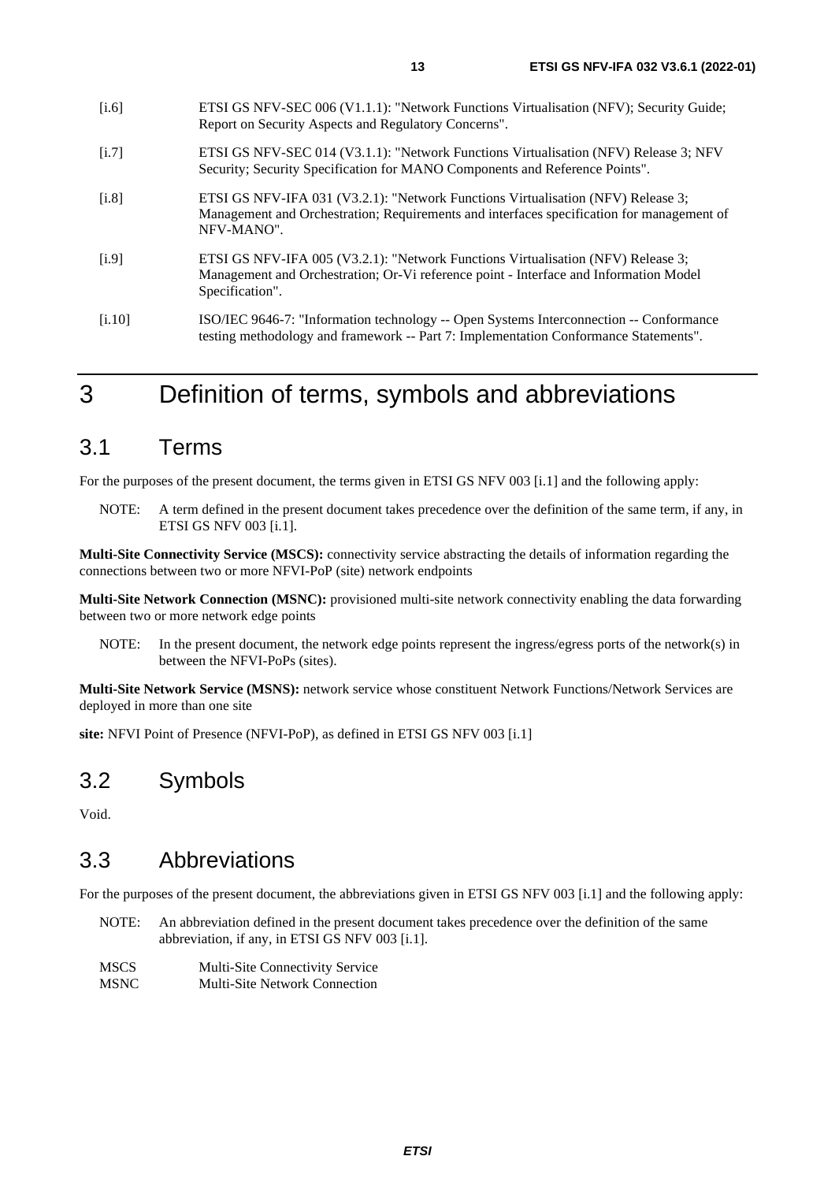[i.6] ETSI GS NFV-SEC 006 (V1.1.1): "Network Functions Virtualisation (NFV); Security Guide; Report on Security Aspects and Regulatory Concerns".

[i.7] ETSI GS NFV-SEC 014 (V3.1.1): "Network Functions Virtualisation (NFV) Release 3; NFV Security; Security Specification for MANO Components and Reference Points".

[i.8] ETSI GS NFV-IFA 031 (V3.2.1): "Network Functions Virtualisation (NFV) Release 3; Management and Orchestration; Requirements and interfaces specification for management of NFV-MANO".

[i.9] ETSI GS NFV-IFA 005 (V3.2.1): "Network Functions Virtualisation (NFV) Release 3; Management and Orchestration; Or-Vi reference point - Interface and Information Model Specification".

[i.10] ISO/IEC 9646-7: "Information technology -- Open Systems Interconnection -- Conformance testing methodology and framework -- Part 7: Implementation Conformance Statements".

# 3 Definition of terms, symbols and abbreviations

## 3.1 Terms

For the purposes of the present document, the terms given in ETSI GS NFV 003 [i.1] and the following apply:

NOTE: A term defined in the present document takes precedence over the definition of the same term, if any, in ETSI GS NFV 003 [i.1].

**Multi-Site Connectivity Service (MSCS):** connectivity service abstracting the details of information regarding the connections between two or more NFVI-PoP (site) network endpoints

**Multi-Site Network Connection (MSNC):** provisioned multi-site network connectivity enabling the data forwarding between two or more network edge points

NOTE: In the present document, the network edge points represent the ingress/egress ports of the network(s) in between the NFVI-PoPs (sites).

**Multi-Site Network Service (MSNS):** network service whose constituent Network Functions/Network Services are deployed in more than one site

**site:** NFVI Point of Presence (NFVI-PoP), as defined in ETSI GS NFV 003 [i.1]

## 3.2 Symbols

Void.

## 3.3 Abbreviations

For the purposes of the present document, the abbreviations given in ETSI GS NFV 003 [i.1] and the following apply:

NOTE: An abbreviation defined in the present document takes precedence over the definition of the same abbreviation, if any, in ETSI GS NFV 003 [i.1].

MSCS Multi-Site Connectivity Service
MSNC Multi-Site Network Connection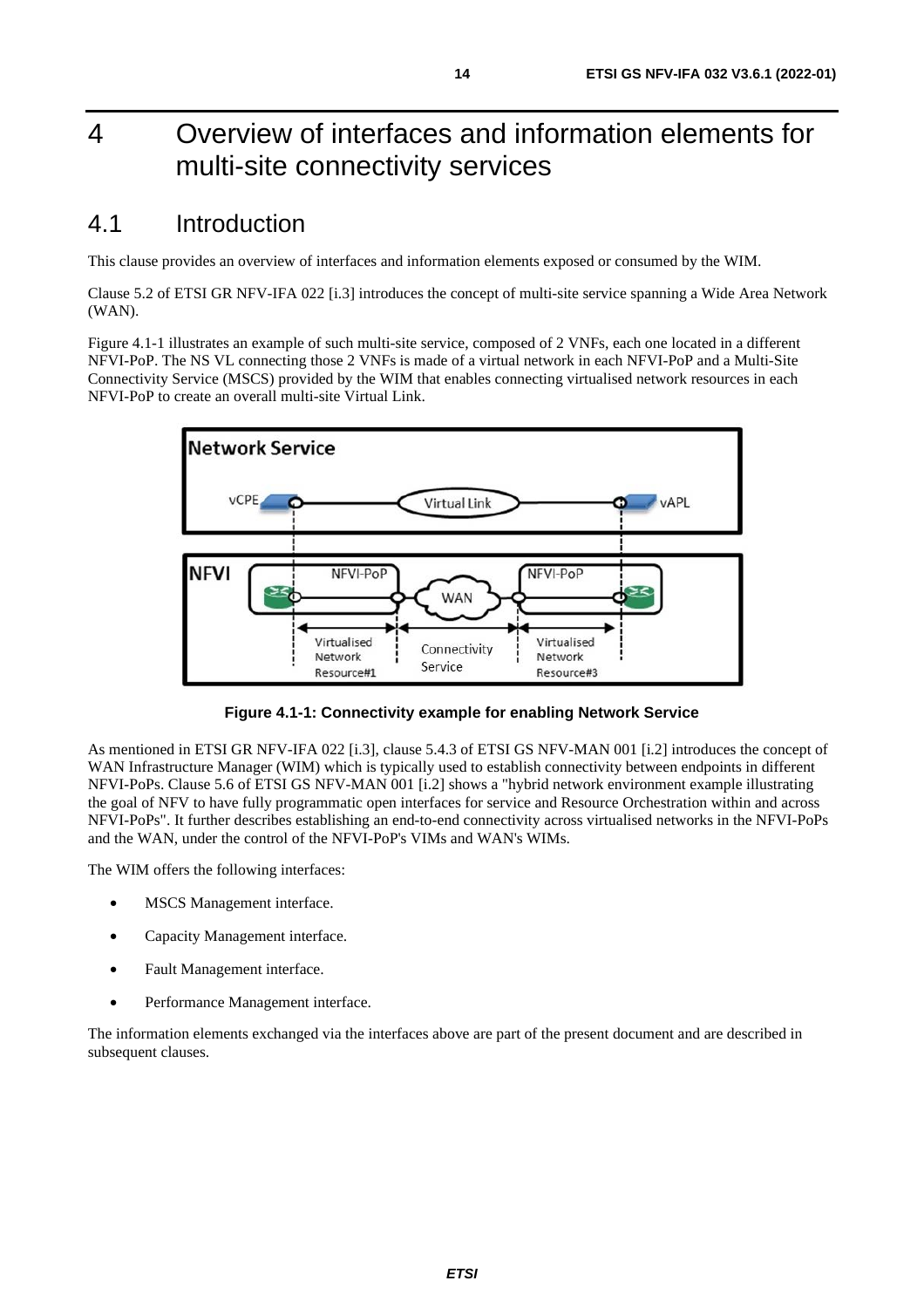# 4 Overview of interfaces and information elements for multi-site connectivity services

## 4.1 Introduction

This clause provides an overview of interfaces and information elements exposed or consumed by the WIM.

Clause 5.2 of ETSI GR NFV-IFA 022 [i.3] introduces the concept of multi-site service spanning a Wide Area Network (WAN).

Figure 4.1-1 illustrates an example of such multi-site service, composed of 2 VNFs, each one located in a different NFVI-PoP. The NS VL connecting those 2 VNFs is made of a virtual network in each NFVI-PoP and a Multi-Site Connectivity Service (MSCS) provided by the WIM that enables connecting virtualised network resources in each NFVI-PoP to create an overall multi-site Virtual Link.

**Figure 4.1-1: Connectivity example for enabling Network Service**

As mentioned in ETSI GR NFV-IFA 022 [i.3], clause 5.4.3 of ETSI GS NFV-MAN 001 [i.2] introduces the concept of WAN Infrastructure Manager (WIM) which is typically used to establish connectivity between endpoints in different NFVI-PoPs. Clause 5.6 of ETSI GS NFV-MAN 001 [i.2] shows a "hybrid network environment example illustrating the goal of NFV to have fully programmatic open interfaces for service and Resource Orchestration within and across NFVI-PoPs". It further describes establishing an end-to-end connectivity across virtualised networks in the NFVI-PoPs and the WAN, under the control of the NFVI-PoP's VIMs and WAN's WIMs.

The WIM offers the following interfaces:

- MSCS Management interface.
- Capacity Management interface.
- Fault Management interface.
- Performance Management interface.

The information elements exchanged via the interfaces above are part of the present document and are described in subsequent clauses.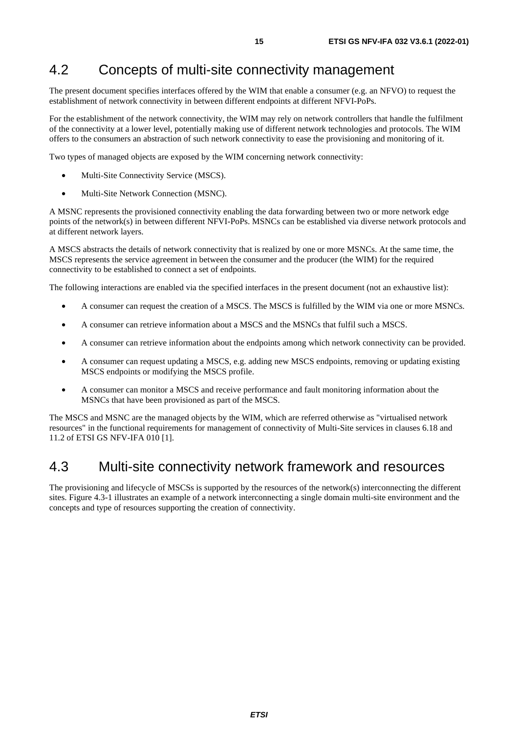## 4.2 Concepts of multi-site connectivity management

The present document specifies interfaces offered by the WIM that enable a consumer (e.g. an NFVO) to request the establishment of network connectivity in between different endpoints at different NFVI-PoPs.

For the establishment of the network connectivity, the WIM may rely on network controllers that handle the fulfilment of the connectivity at a lower level, potentially making use of different network technologies and protocols. The WIM offers to the consumers an abstraction of such network connectivity to ease the provisioning and monitoring of it.

Two types of managed objects are exposed by the WIM concerning network connectivity:

- Multi-Site Connectivity Service (MSCS).
- Multi-Site Network Connection (MSNC).

A MSNC represents the provisioned connectivity enabling the data forwarding between two or more network edge points of the network(s) in between different NFVI-PoPs. MSNCs can be established via diverse network protocols and at different network layers.

A MSCS abstracts the details of network connectivity that is realized by one or more MSNCs. At the same time, the MSCS represents the service agreement in between the consumer and the producer (the WIM) for the required connectivity to be established to connect a set of endpoints.

The following interactions are enabled via the specified interfaces in the present document (not an exhaustive list):

- A consumer can request the creation of a MSCS. The MSCS is fulfilled by the WIM via one or more MSNCs.
- A consumer can retrieve information about a MSCS and the MSNCs that fulfil such a MSCS.
- A consumer can retrieve information about the endpoints among which network connectivity can be provided.
- A consumer can request updating a MSCS, e.g. adding new MSCS endpoints, removing or updating existing MSCS endpoints or modifying the MSCS profile.
- A consumer can monitor a MSCS and receive performance and fault monitoring information about the MSNCs that have been provisioned as part of the MSCS.

The MSCS and MSNC are the managed objects by the WIM, which are referred otherwise as "virtualised network resources" in the functional requirements for management of connectivity of Multi-Site services in clauses 6.18 and 11.2 of ETSI GS NFV-IFA 010 [1].

## 4.3 Multi-site connectivity network framework and resources

The provisioning and lifecycle of MSCSs is supported by the resources of the network(s) interconnecting the different sites. Figure 4.3-1 illustrates an example of a network interconnecting a single domain multi-site environment and the concepts and type of resources supporting the creation of connectivity.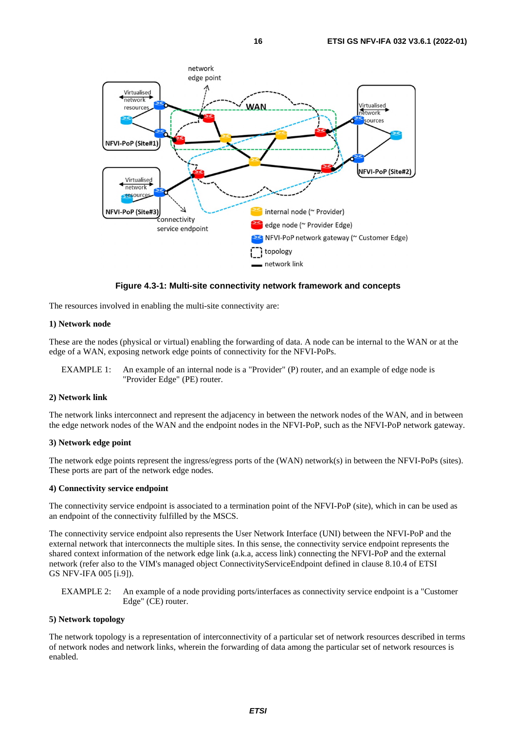**Figure 4.3-1: Multi-site connectivity network framework and concepts**

The resources involved in enabling the multi-site connectivity are:

**1) Network node**

These are the nodes (physical or virtual) enabling the forwarding of data. A node can be internal to the WAN or at the edge of a WAN, exposing network edge points of connectivity for the NFVI-PoPs.

EXAMPLE 1: An example of an internal node is a "Provider" (P) router, and an example of edge node is "Provider Edge" (PE) router.

**2) Network link**

The network links interconnect and represent the adjacency in between the network nodes of the WAN, and in between the edge network nodes of the WAN and the endpoint nodes in the NFVI-PoP, such as the NFVI-PoP network gateway.

**3) Network edge point**

The network edge points represent the ingress/egress ports of the (WAN) network(s) in between the NFVI-PoPs (sites). These ports are part of the network edge nodes.

**4) Connectivity service endpoint**

The connectivity service endpoint is associated to a termination point of the NFVI-PoP (site), which in can be used as an endpoint of the connectivity fulfilled by the MSCS.

The connectivity service endpoint also represents the User Network Interface (UNI) between the NFVI-PoP and the external network that interconnects the multiple sites. In this sense, the connectivity service endpoint represents the shared context information of the network edge link (a.k.a, access link) connecting the NFVI-PoP and the external network (refer also to the VIM's managed object ConnectivityServiceEndpoint defined in clause 8.10.4 of ETSI GS NFV-IFA 005 [i.9]).

EXAMPLE 2: An example of a node providing ports/interfaces as connectivity service endpoint is a "Customer Edge" (CE) router.

**5) Network topology**

The network topology is a representation of interconnectivity of a particular set of network resources described in terms of network nodes and network links, wherein the forwarding of data among the particular set of network resources is enabled.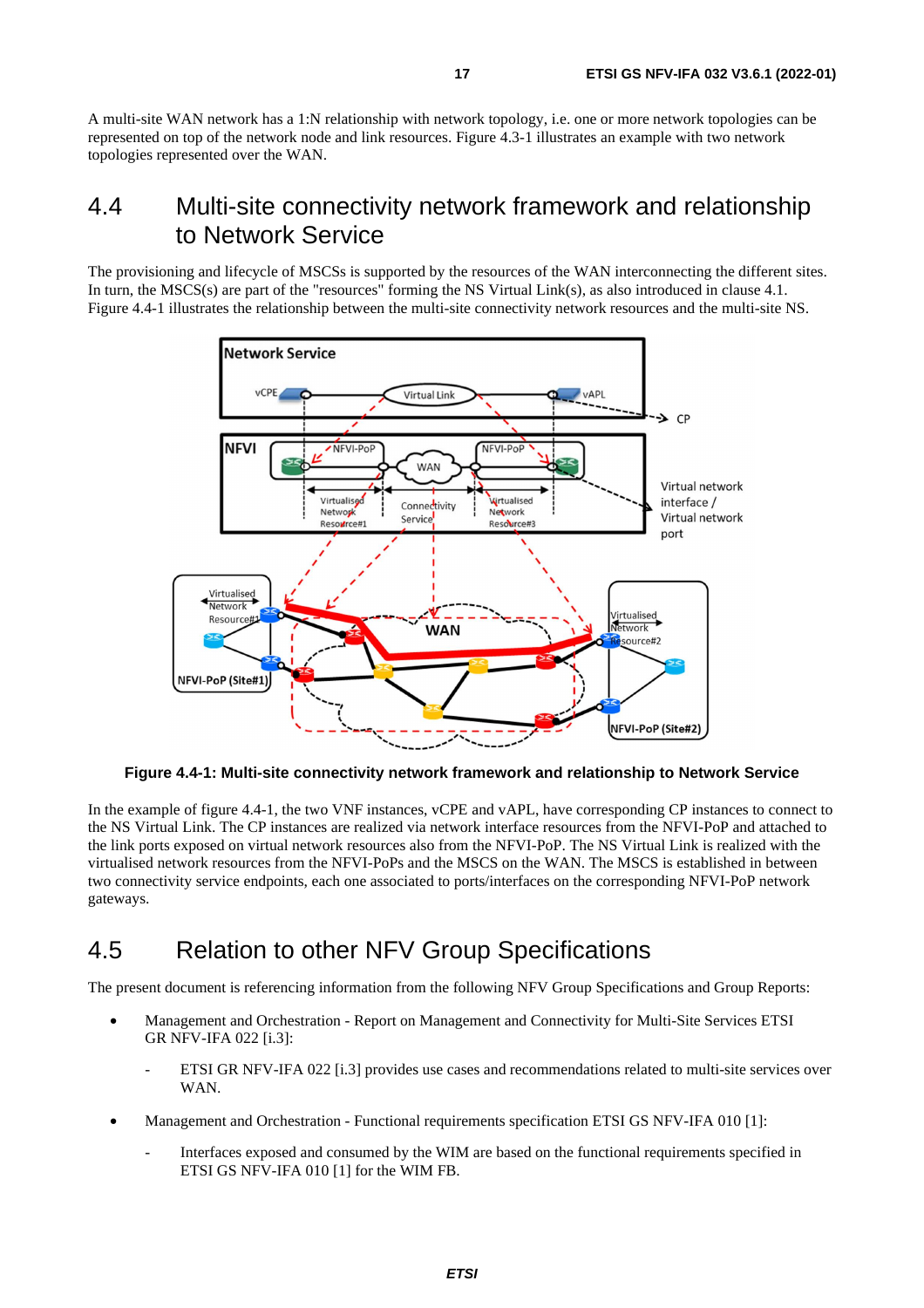A multi-site WAN network has a 1:N relationship with network topology, i.e. one or more network topologies can be represented on top of the network node and link resources. Figure 4.3-1 illustrates an example with two network topologies represented over the WAN.

## 4.4 Multi-site connectivity network framework and relationship to Network Service

The provisioning and lifecycle of MSCSs is supported by the resources of the WAN interconnecting the different sites. In turn, the MSCS(s) are part of the "resources" forming the NS Virtual Link(s), as also introduced in clause 4.1. Figure 4.4-1 illustrates the relationship between the multi-site connectivity network resources and the multi-site NS.

**Figure 4.4-1: Multi-site connectivity network framework and relationship to Network Service**

In the example of figure 4.4-1, the two VNF instances, vCPE and vAPL, have corresponding CP instances to connect to the NS Virtual Link. The CP instances are realized via network interface resources from the NFVI-PoP and attached to the link ports exposed on virtual network resources also from the NFVI-PoP. The NS Virtual Link is realized with the virtualised network resources from the NFVI-PoPs and the MSCS on the WAN. The MSCS is established in between two connectivity service endpoints, each one associated to ports/interfaces on the corresponding NFVI-PoP network gateways.

## 4.5 Relation to other NFV Group Specifications

The present document is referencing information from the following NFV Group Specifications and Group Reports:

- Management and Orchestration - Report on Management and Connectivity for Multi-Site Services ETSI GR NFV-IFA 022 [i.3]:
  - ETSI GR NFV-IFA 022 [i.3] provides use cases and recommendations related to multi-site services over WAN.
- Management and Orchestration - Functional requirements specification ETSI GS NFV-IFA 010 [1]:
  - Interfaces exposed and consumed by the WIM are based on the functional requirements specified in ETSI GS NFV-IFA 010 [1] for the WIM FB.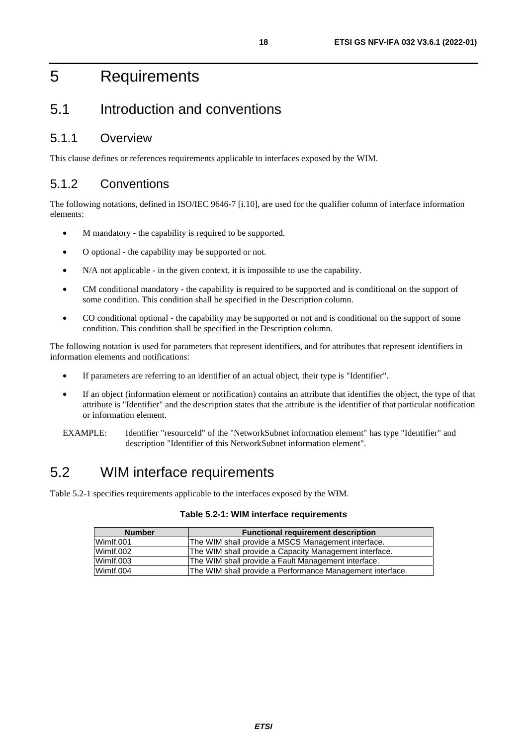# 5 Requirements

## 5.1 Introduction and conventions

### 5.1.1 Overview

This clause defines or references requirements applicable to interfaces exposed by the WIM.

### 5.1.2 Conventions

The following notations, defined in ISO/IEC 9646-7 [i.10], are used for the qualifier column of interface information elements:

- M mandatory - the capability is required to be supported.
- O optional - the capability may be supported or not.
- N/A not applicable - in the given context, it is impossible to use the capability.
- CM conditional mandatory - the capability is required to be supported and is conditional on the support of some condition. This condition shall be specified in the Description column.
- CO conditional optional - the capability may be supported or not and is conditional on the support of some condition. This condition shall be specified in the Description column.

The following notation is used for parameters that represent identifiers, and for attributes that represent identifiers in information elements and notifications:

- If parameters are referring to an identifier of an actual object, their type is "Identifier".
- If an object (information element or notification) contains an attribute that identifies the object, the type of that attribute is "Identifier" and the description states that the attribute is the identifier of that particular notification or information element.

EXAMPLE: Identifier "resourceId" of the "NetworkSubnet information element" has type "Identifier" and description "Identifier of this NetworkSubnet information element".

## 5.2 WIM interface requirements

Table 5.2-1 specifies requirements applicable to the interfaces exposed by the WIM.

**Table 5.2-1: WIM interface requirements**

| Number | Functional requirement description |
|---|---|
| WimIf.001 | The WIM shall provide a MSCS Management interface. |
| WimIf.002 | The WIM shall provide a Capacity Management interface. |
| WimIf.003 | The WIM shall provide a Fault Management interface. |
| WimIf.004 | The WIM shall provide a Performance Management interface. |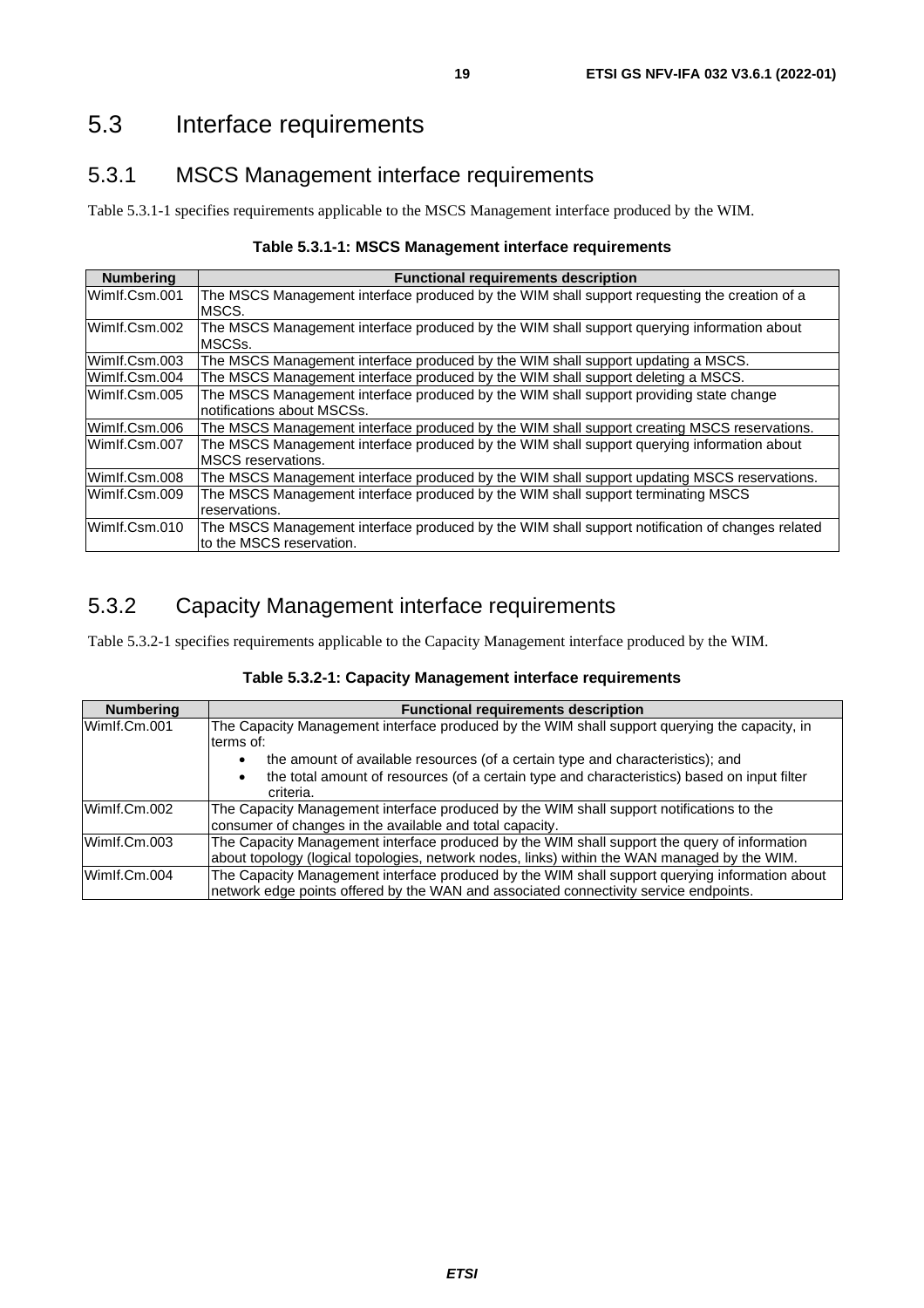## 5.3 Interface requirements

### 5.3.1 MSCS Management interface requirements

Table 5.3.1-1 specifies requirements applicable to the MSCS Management interface produced by the WIM.

**Table 5.3.1-1: MSCS Management interface requirements**

| Numbering | Functional requirements description |
|---|---|
| WimIf.Csm.001 | The MSCS Management interface produced by the WIM shall support requesting the creation of a MSCS. |
| WimIf.Csm.002 | The MSCS Management interface produced by the WIM shall support querying information about MSCSs. |
| WimIf.Csm.003 | The MSCS Management interface produced by the WIM shall support updating a MSCS. |
| WimIf.Csm.004 | The MSCS Management interface produced by the WIM shall support deleting a MSCS. |
| WimIf.Csm.005 | The MSCS Management interface produced by the WIM shall support providing state change notifications about MSCSs. |
| WimIf.Csm.006 | The MSCS Management interface produced by the WIM shall support creating MSCS reservations. |
| WimIf.Csm.007 | The MSCS Management interface produced by the WIM shall support querying information about MSCS reservations. |
| WimIf.Csm.008 | The MSCS Management interface produced by the WIM shall support updating MSCS reservations. |
| WimIf.Csm.009 | The MSCS Management interface produced by the WIM shall support terminating MSCS reservations. |
| WimIf.Csm.010 | The MSCS Management interface produced by the WIM shall support notification of changes related to the MSCS reservation. |

### 5.3.2 Capacity Management interface requirements

Table 5.3.2-1 specifies requirements applicable to the Capacity Management interface produced by the WIM.

**Table 5.3.2-1: Capacity Management interface requirements**

| Numbering | Functional requirements description |
|---|---|
| WimIf.Cm.001 | The Capacity Management interface produced by the WIM shall support querying the capacity, in terms of: <br>• the amount of available resources (of a certain type and characteristics); and <br>• the total amount of resources (of a certain type and characteristics) based on input filter criteria. |
| WimIf.Cm.002 | The Capacity Management interface produced by the WIM shall support notifications to the consumer of changes in the available and total capacity. |
| WimIf.Cm.003 | The Capacity Management interface produced by the WIM shall support the query of information about topology (logical topologies, network nodes, links) within the WAN managed by the WIM. |
| WimIf.Cm.004 | The Capacity Management interface produced by the WIM shall support querying information about network edge points offered by the WAN and associated connectivity service endpoints. |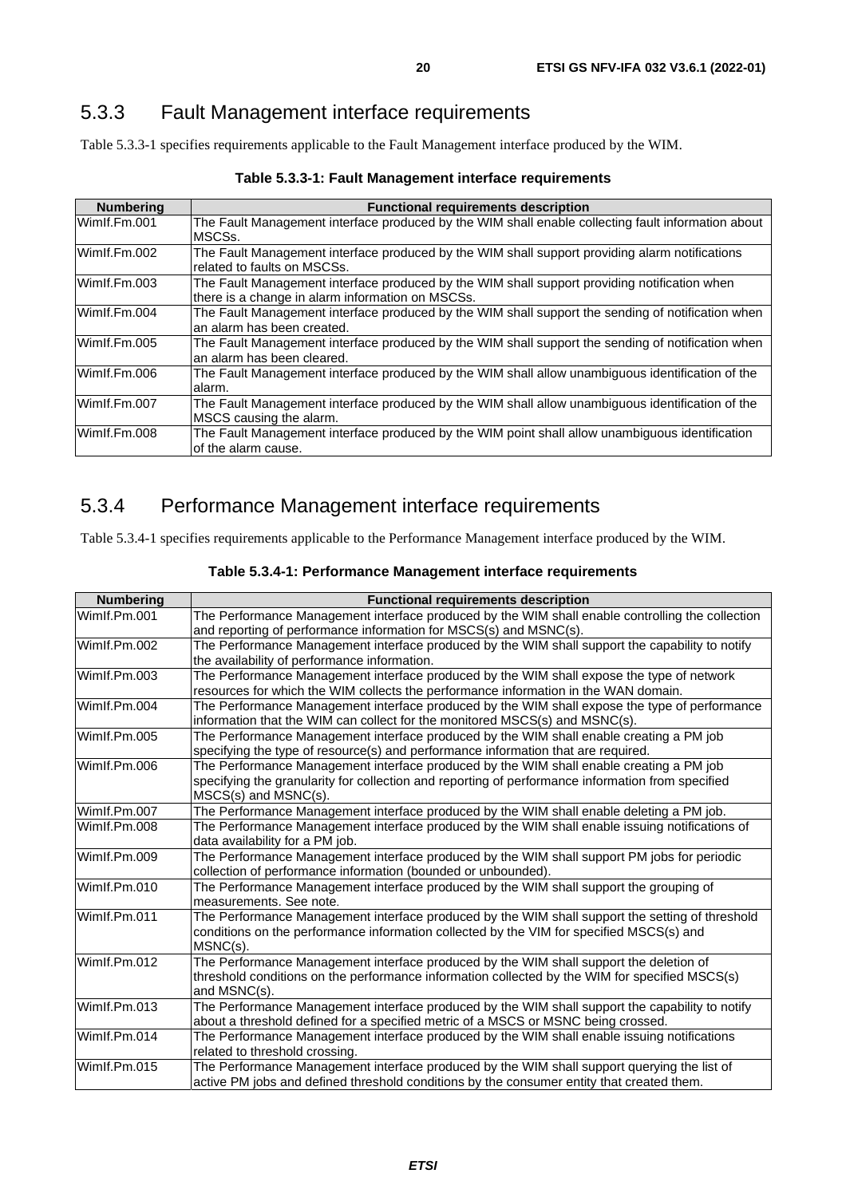### 5.3.3 Fault Management interface requirements

Table 5.3.3-1 specifies requirements applicable to the Fault Management interface produced by the WIM.

**Table 5.3.3-1: Fault Management interface requirements**

| Numbering | Functional requirements description |
|---|---|
| WimIf.Fm.001 | The Fault Management interface produced by the WIM shall enable collecting fault information about MSCSs. |
| WimIf.Fm.002 | The Fault Management interface produced by the WIM shall support providing alarm notifications related to faults on MSCSs. |
| WimIf.Fm.003 | The Fault Management interface produced by the WIM shall support providing notification when there is a change in alarm information on MSCSs. |
| WimIf.Fm.004 | The Fault Management interface produced by the WIM shall support the sending of notification when an alarm has been created. |
| WimIf.Fm.005 | The Fault Management interface produced by the WIM shall support the sending of notification when an alarm has been cleared. |
| WimIf.Fm.006 | The Fault Management interface produced by the WIM shall allow unambiguous identification of the alarm. |
| WimIf.Fm.007 | The Fault Management interface produced by the WIM shall allow unambiguous identification of the MSCS causing the alarm. |
| WimIf.Fm.008 | The Fault Management interface produced by the WIM point shall allow unambiguous identification of the alarm cause. |

### 5.3.4 Performance Management interface requirements

Table 5.3.4-1 specifies requirements applicable to the Performance Management interface produced by the WIM.

**Table 5.3.4-1: Performance Management interface requirements**

| Numbering | Functional requirements description |
|---|---|
| WimIf.Pm.001 | The Performance Management interface produced by the WIM shall enable controlling the collection and reporting of performance information for MSCS(s) and MSNC(s). |
| WimIf.Pm.002 | The Performance Management interface produced by the WIM shall support the capability to notify the availability of performance information. |
| WimIf.Pm.003 | The Performance Management interface produced by the WIM shall expose the type of network resources for which the WIM collects the performance information in the WAN domain. |
| WimIf.Pm.004 | The Performance Management interface produced by the WIM shall expose the type of performance information that the WIM can collect for the monitored MSCS(s) and MSNC(s). |
| WimIf.Pm.005 | The Performance Management interface produced by the WIM shall enable creating a PM job specifying the type of resource(s) and performance information that are required. |
| WimIf.Pm.006 | The Performance Management interface produced by the WIM shall enable creating a PM job specifying the granularity for collection and reporting of performance information from specified MSCS(s) and MSNC(s). |
| WimIf.Pm.007 | The Performance Management interface produced by the WIM shall enable deleting a PM job. |
| WimIf.Pm.008 | The Performance Management interface produced by the WIM shall enable issuing notifications of data availability for a PM job. |
| WimIf.Pm.009 | The Performance Management interface produced by the WIM shall support PM jobs for periodic collection of performance information (bounded or unbounded). |
| WimIf.Pm.010 | The Performance Management interface produced by the WIM shall support the grouping of measurements. See note. |
| WimIf.Pm.011 | The Performance Management interface produced by the WIM shall support the setting of threshold conditions on the performance information collected by the VIM for specified MSCS(s) and MSNC(s). |
| WimIf.Pm.012 | The Performance Management interface produced by the WIM shall support the deletion of threshold conditions on the performance information collected by the WIM for specified MSCS(s) and MSNC(s). |
| WimIf.Pm.013 | The Performance Management interface produced by the WIM shall support the capability to notify about a threshold defined for a specified metric of a MSCS or MSNC being crossed. |
| WimIf.Pm.014 | The Performance Management interface produced by the WIM shall enable issuing notifications related to threshold crossing. |
| WimIf.Pm.015 | The Performance Management interface produced by the WIM shall support querying the list of active PM jobs and defined threshold conditions by the consumer entity that created them. |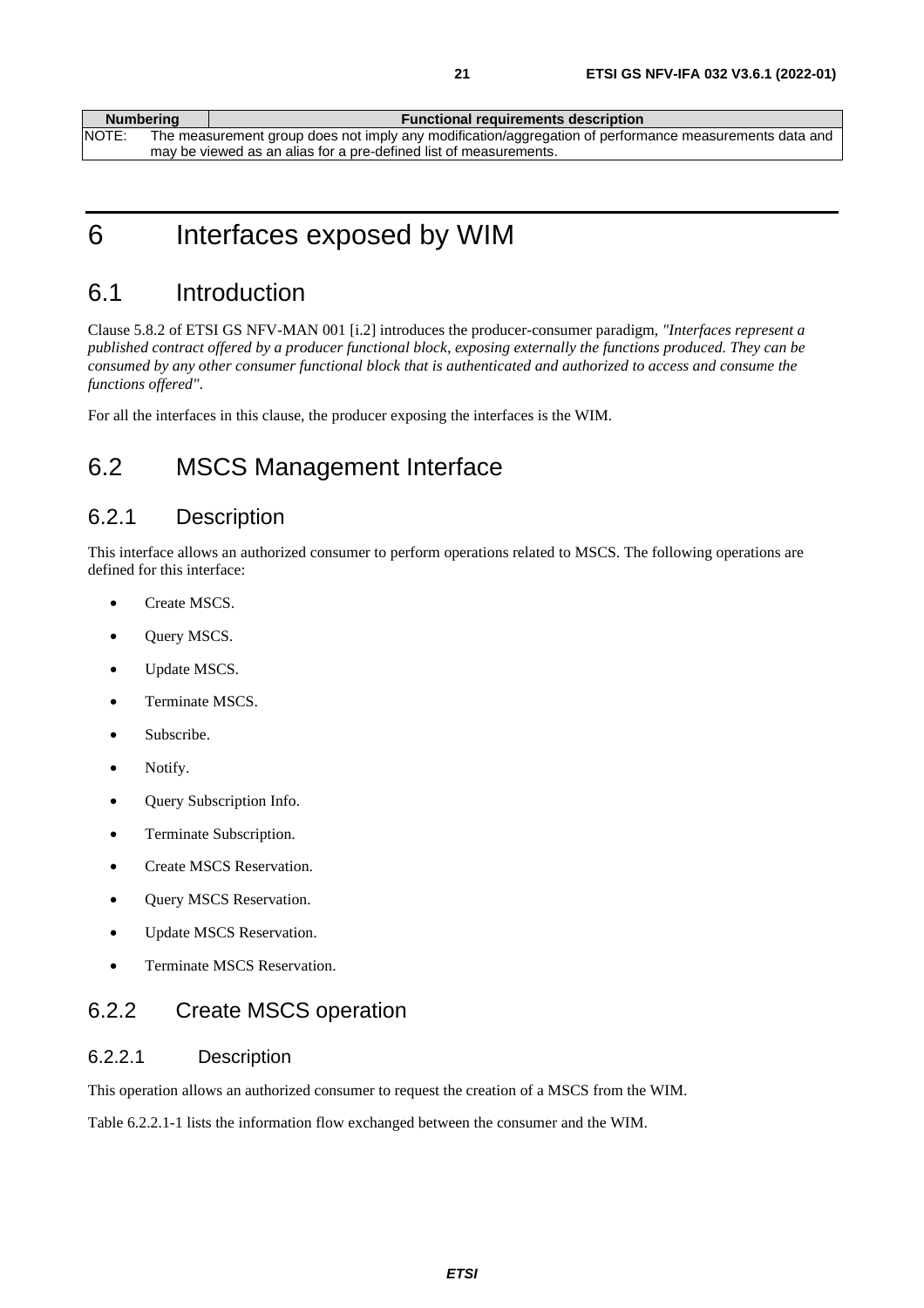| Numbering | Functional requirements description |
|---|---|
| NOTE: The measurement group does not imply any modification/aggregation of performance measurements data and may be viewed as an alias for a pre-defined list of measurements. | |

# 6 Interfaces exposed by WIM

## 6.1 Introduction

Clause 5.8.2 of ETSI GS NFV-MAN 001 [i.2] introduces the producer-consumer paradigm, *"Interfaces represent a published contract offered by a producer functional block, exposing externally the functions produced. They can be consumed by any other consumer functional block that is authenticated and authorized to access and consume the functions offered"*.

For all the interfaces in this clause, the producer exposing the interfaces is the WIM.

## 6.2 MSCS Management Interface

### 6.2.1 Description

This interface allows an authorized consumer to perform operations related to MSCS. The following operations are defined for this interface:

- Create MSCS.
- Query MSCS.
- Update MSCS.
- Terminate MSCS.
- Subscribe.
- Notify.
- Query Subscription Info.
- Terminate Subscription.
- Create MSCS Reservation.
- Query MSCS Reservation.
- Update MSCS Reservation.
- Terminate MSCS Reservation.

### 6.2.2 Create MSCS operation

#### 6.2.2.1 Description

This operation allows an authorized consumer to request the creation of a MSCS from the WIM.

Table 6.2.2.1-1 lists the information flow exchanged between the consumer and the WIM.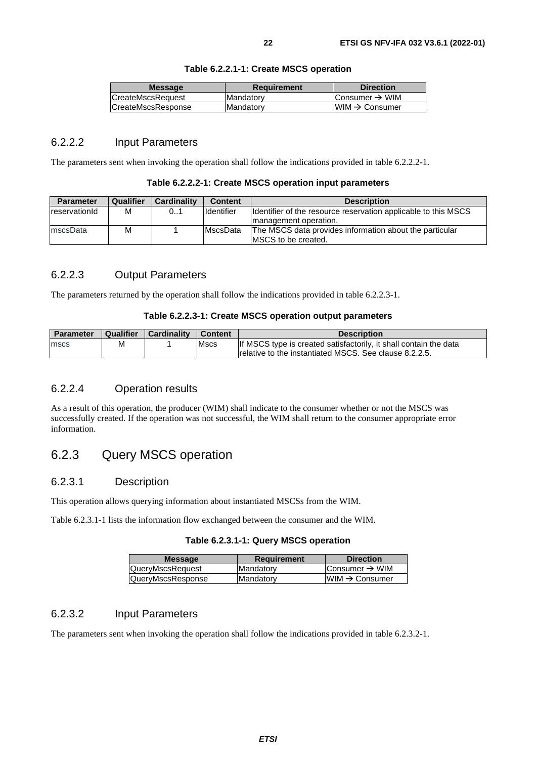**Table 6.2.2.1-1: Create MSCS operation**

| Message | Requirement | Direction |
| --- | --- | --- |
| CreateMscsRequest | Mandatory | Consumer → WIM |
| CreateMscsResponse | Mandatory | WIM → Consumer |

### 6.2.2.2 Input Parameters

The parameters sent when invoking the operation shall follow the indications provided in table 6.2.2.2-1.

**Table 6.2.2.2-1: Create MSCS operation input parameters**

| Parameter | Qualifier | Cardinality | Content | Description |
| --- | --- | --- | --- | --- |
| reservationId | M | 0..1 | Identifier | Identifier of the resource reservation applicable to this MSCS management operation. |
| mscsData | M | 1 | MscsData | The MSCS data provides information about the particular MSCS to be created. |

### 6.2.2.3 Output Parameters

The parameters returned by the operation shall follow the indications provided in table 6.2.2.3-1.

**Table 6.2.2.3-1: Create MSCS operation output parameters**

| Parameter | Qualifier | Cardinality | Content | Description |
| --- | --- | --- | --- | --- |
| mscs | M | 1 | Mscs | If MSCS type is created satisfactorily, it shall contain the data relative to the instantiated MSCS. See clause 8.2.2.5. |

### 6.2.2.4 Operation results

As a result of this operation, the producer (WIM) shall indicate to the consumer whether or not the MSCS was successfully created. If the operation was not successful, the WIM shall return to the consumer appropriate error information.

## 6.2.3 Query MSCS operation

### 6.2.3.1 Description

This operation allows querying information about instantiated MSCSs from the WIM.

Table 6.2.3.1-1 lists the information flow exchanged between the consumer and the WIM.

**Table 6.2.3.1-1: Query MSCS operation**

| Message | Requirement | Direction |
| --- | --- | --- |
| QueryMscsRequest | Mandatory | Consumer → WIM |
| QueryMscsResponse | Mandatory | WIM → Consumer |

### 6.2.3.2 Input Parameters

The parameters sent when invoking the operation shall follow the indications provided in table 6.2.3.2-1.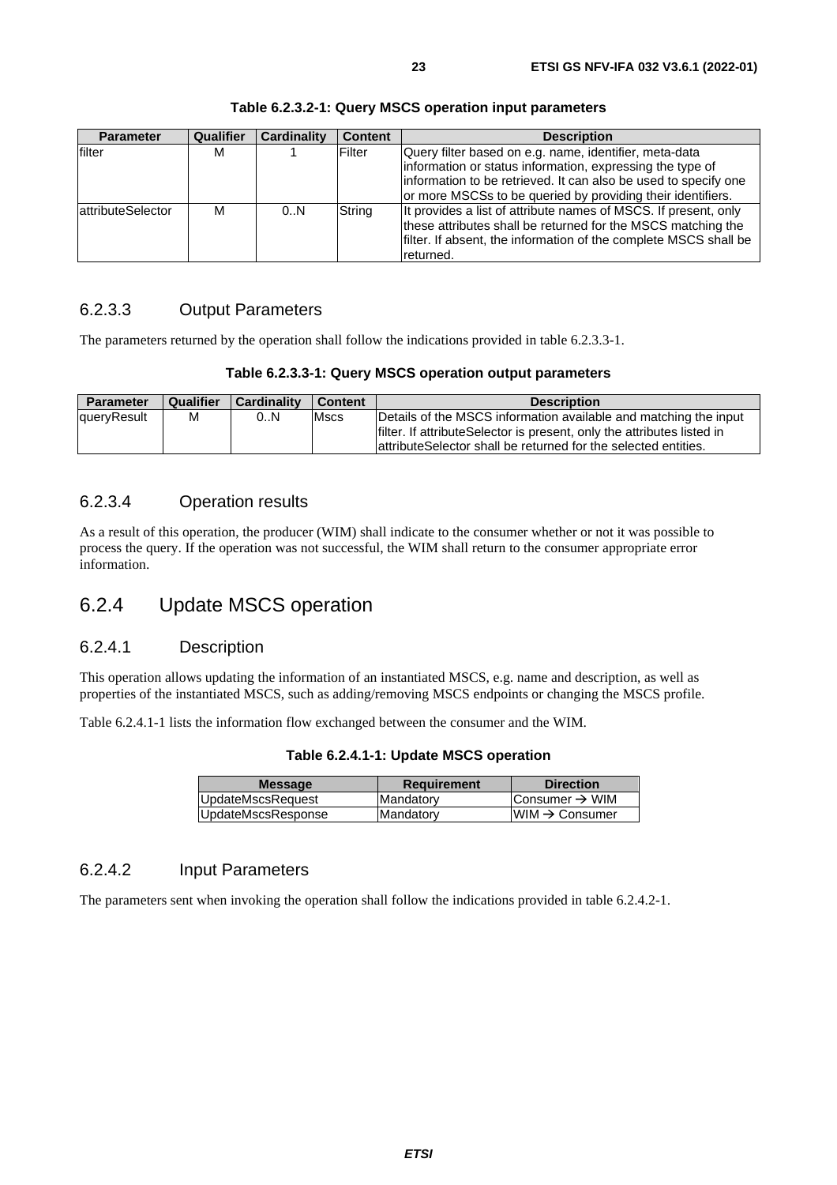**Table 6.2.3.2-1: Query MSCS operation input parameters**

| Parameter | Qualifier | Cardinality | Content | Description |
|---|---|---|---|---|
| filter | M | 1 | Filter | Query filter based on e.g. name, identifier, meta-data information or status information, expressing the type of information to be retrieved. It can also be used to specify one or more MSCSs to be queried by providing their identifiers. |
| attributeSelector | M | 0..N | String | It provides a list of attribute names of MSCS. If present, only these attributes shall be returned for the MSCS matching the filter. If absent, the information of the complete MSCS shall be returned. |

### 6.2.3.3 Output Parameters

The parameters returned by the operation shall follow the indications provided in table 6.2.3.3-1.

**Table 6.2.3.3-1: Query MSCS operation output parameters**

| Parameter | Qualifier | Cardinality | Content | Description |
|---|---|---|---|---|
| queryResult | M | 0..N | Mscs | Details of the MSCS information available and matching the input filter. If attributeSelector is present, only the attributes listed in attributeSelector shall be returned for the selected entities. |

### 6.2.3.4 Operation results

As a result of this operation, the producer (WIM) shall indicate to the consumer whether or not it was possible to process the query. If the operation was not successful, the WIM shall return to the consumer appropriate error information.

## 6.2.4 Update MSCS operation

### 6.2.4.1 Description

This operation allows updating the information of an instantiated MSCS, e.g. name and description, as well as properties of the instantiated MSCS, such as adding/removing MSCS endpoints or changing the MSCS profile.

Table 6.2.4.1-1 lists the information flow exchanged between the consumer and the WIM.

**Table 6.2.4.1-1: Update MSCS operation**

| Message | Requirement | Direction |
|---|---|---|
| UpdateMscsRequest | Mandatory | Consumer → WIM |
| UpdateMscsResponse | Mandatory | WIM → Consumer |

### 6.2.4.2 Input Parameters

The parameters sent when invoking the operation shall follow the indications provided in table 6.2.4.2-1.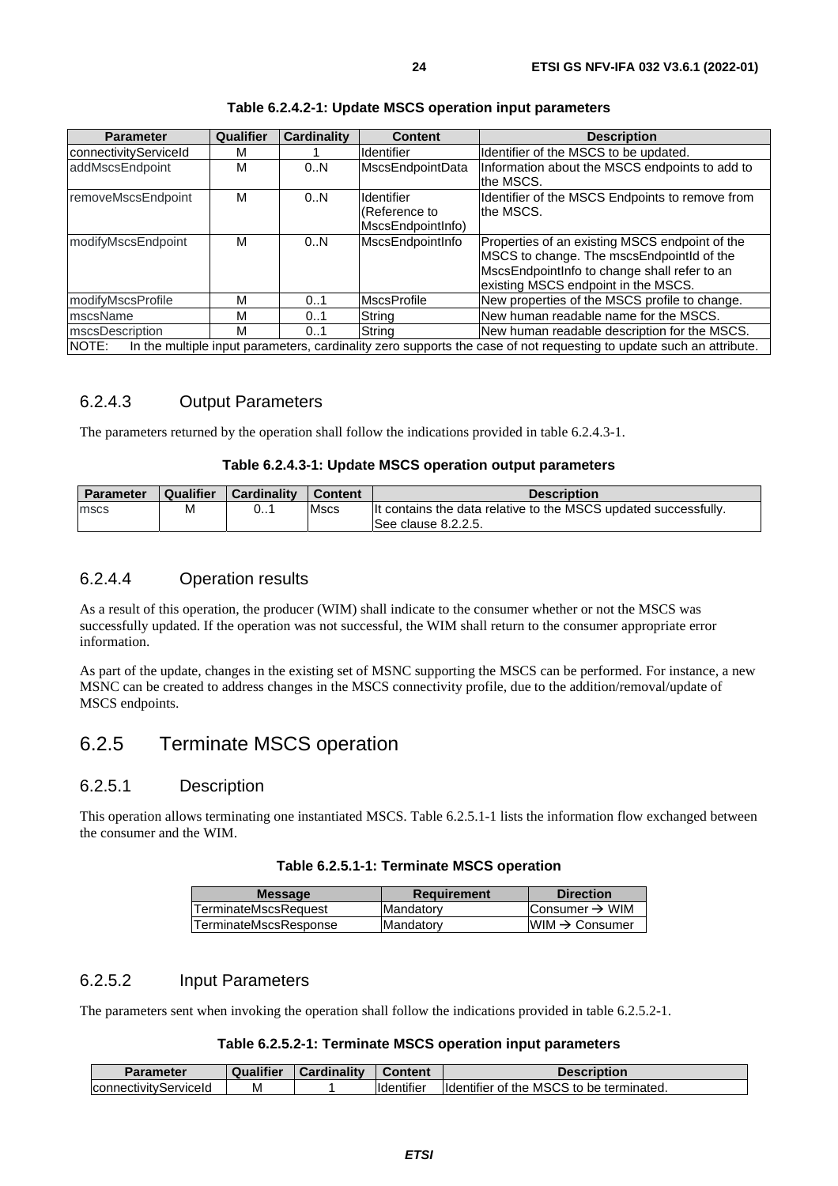**Table 6.2.4.2-1: Update MSCS operation input parameters**

| Parameter | Qualifier | Cardinality | Content | Description |
|---|---|---|---|---|
| connectivityServiceId | M | 1 | Identifier | Identifier of the MSCS to be updated. |
| addMscsEndpoint | M | 0..N | MscsEndpointData | Information about the MSCS endpoints to add to the MSCS. |
| removeMscsEndpoint | M | 0..N | Identifier (Reference to MscsEndpointInfo) | Identifier of the MSCS Endpoints to remove from the MSCS. |
| modifyMscsEndpoint | M | 0..N | MscsEndpointInfo | Properties of an existing MSCS endpoint of the MSCS to change. The mscsEndpointId of the MscsEndpointInfo to change shall refer to an existing MSCS endpoint in the MSCS. |
| modifyMscsProfile | M | 0..1 | MscsProfile | New properties of the MSCS profile to change. |
| mscsName | M | 0..1 | String | New human readable name for the MSCS. |
| mscsDescription | M | 0..1 | String | New human readable description for the MSCS. |
| NOTE: In the multiple input parameters, cardinality zero supports the case of not requesting to update such an attribute. | | | | |

### 6.2.4.3 Output Parameters

The parameters returned by the operation shall follow the indications provided in table 6.2.4.3-1.

**Table 6.2.4.3-1: Update MSCS operation output parameters**

| Parameter | Qualifier | Cardinality | Content | Description |
|---|---|---|---|---|
| mscs | M | 0..1 | Mscs | It contains the data relative to the MSCS updated successfully. See clause 8.2.2.5. |

### 6.2.4.4 Operation results

As a result of this operation, the producer (WIM) shall indicate to the consumer whether or not the MSCS was successfully updated. If the operation was not successful, the WIM shall return to the consumer appropriate error information.

As part of the update, changes in the existing set of MSNC supporting the MSCS can be performed. For instance, a new MSNC can be created to address changes in the MSCS connectivity profile, due to the addition/removal/update of MSCS endpoints.

## 6.2.5 Terminate MSCS operation

### 6.2.5.1 Description

This operation allows terminating one instantiated MSCS. Table 6.2.5.1-1 lists the information flow exchanged between the consumer and the WIM.

**Table 6.2.5.1-1: Terminate MSCS operation**

| Message | Requirement | Direction |
|---|---|---|
| TerminateMscsRequest | Mandatory | Consumer → WIM |
| TerminateMscsResponse | Mandatory | WIM → Consumer |

### 6.2.5.2 Input Parameters

The parameters sent when invoking the operation shall follow the indications provided in table 6.2.5.2-1.

**Table 6.2.5.2-1: Terminate MSCS operation input parameters**

| Parameter | Qualifier | Cardinality | Content | Description |
|---|---|---|---|---|
| connectivityServiceId | M | 1 | Identifier | Identifier of the MSCS to be terminated. |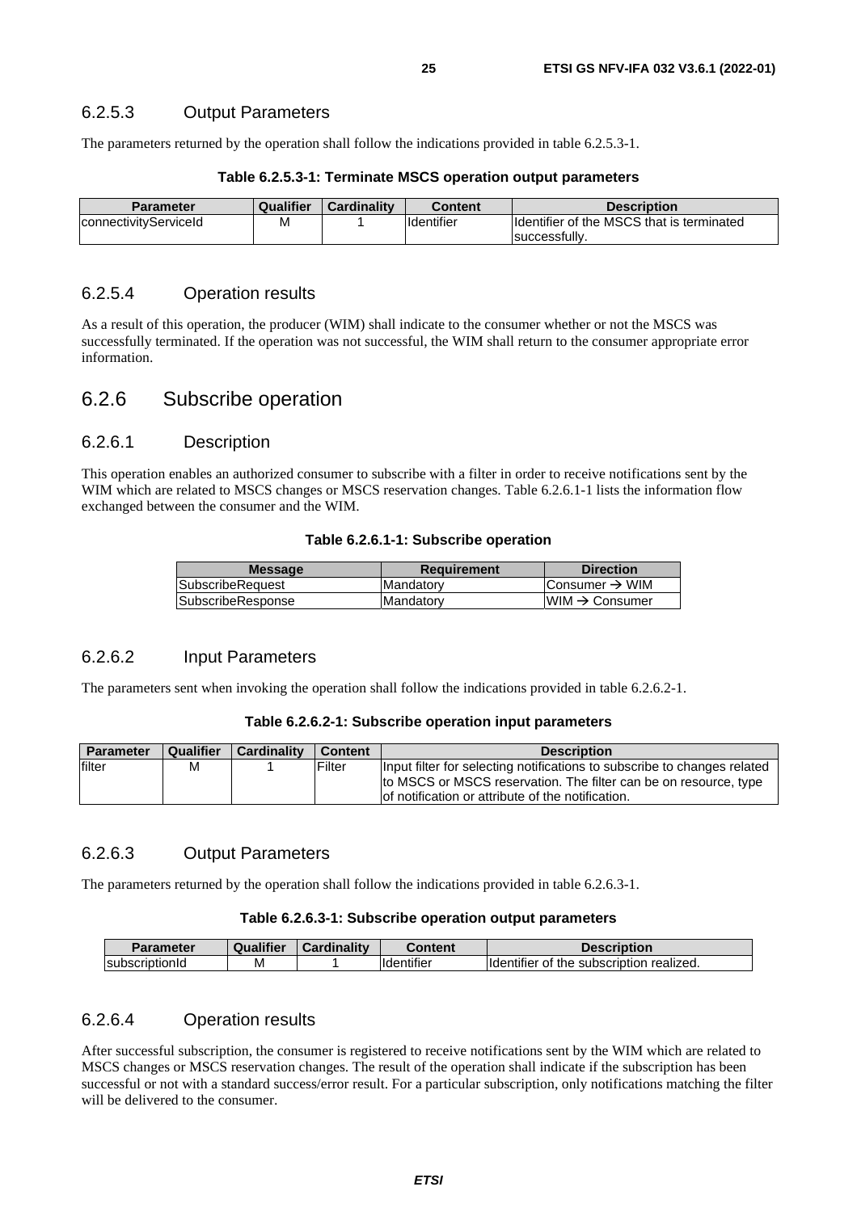#### 6.2.5.3 Output Parameters

The parameters returned by the operation shall follow the indications provided in table 6.2.5.3-1.

**Table 6.2.5.3-1: Terminate MSCS operation output parameters**

| Parameter | Qualifier | Cardinality | Content | Description |
|---|---|---|---|---|
| connectivityServiceId | M | 1 | Identifier | Identifier of the MSCS that is terminated successfully. |

#### 6.2.5.4 Operation results

As a result of this operation, the producer (WIM) shall indicate to the consumer whether or not the MSCS was successfully terminated. If the operation was not successful, the WIM shall return to the consumer appropriate error information.

### 6.2.6 Subscribe operation

#### 6.2.6.1 Description

This operation enables an authorized consumer to subscribe with a filter in order to receive notifications sent by the WIM which are related to MSCS changes or MSCS reservation changes. Table 6.2.6.1-1 lists the information flow exchanged between the consumer and the WIM.

**Table 6.2.6.1-1: Subscribe operation**

| Message | Requirement | Direction |
|---|---|---|
| SubscribeRequest | Mandatory | Consumer → WIM |
| SubscribeResponse | Mandatory | WIM → Consumer |

#### 6.2.6.2 Input Parameters

The parameters sent when invoking the operation shall follow the indications provided in table 6.2.6.2-1.

**Table 6.2.6.2-1: Subscribe operation input parameters**

| Parameter | Qualifier | Cardinality | Content | Description |
|---|---|---|---|---|
| filter | M | 1 | Filter | Input filter for selecting notifications to subscribe to changes related to MSCS or MSCS reservation. The filter can be on resource, type of notification or attribute of the notification. |

#### 6.2.6.3 Output Parameters

The parameters returned by the operation shall follow the indications provided in table 6.2.6.3-1.

**Table 6.2.6.3-1: Subscribe operation output parameters**

| Parameter | Qualifier | Cardinality | Content | Description |
|---|---|---|---|---|
| subscriptionId | M | 1 | Identifier | Identifier of the subscription realized. |

#### 6.2.6.4 Operation results

After successful subscription, the consumer is registered to receive notifications sent by the WIM which are related to MSCS changes or MSCS reservation changes. The result of the operation shall indicate if the subscription has been successful or not with a standard success/error result. For a particular subscription, only notifications matching the filter will be delivered to the consumer.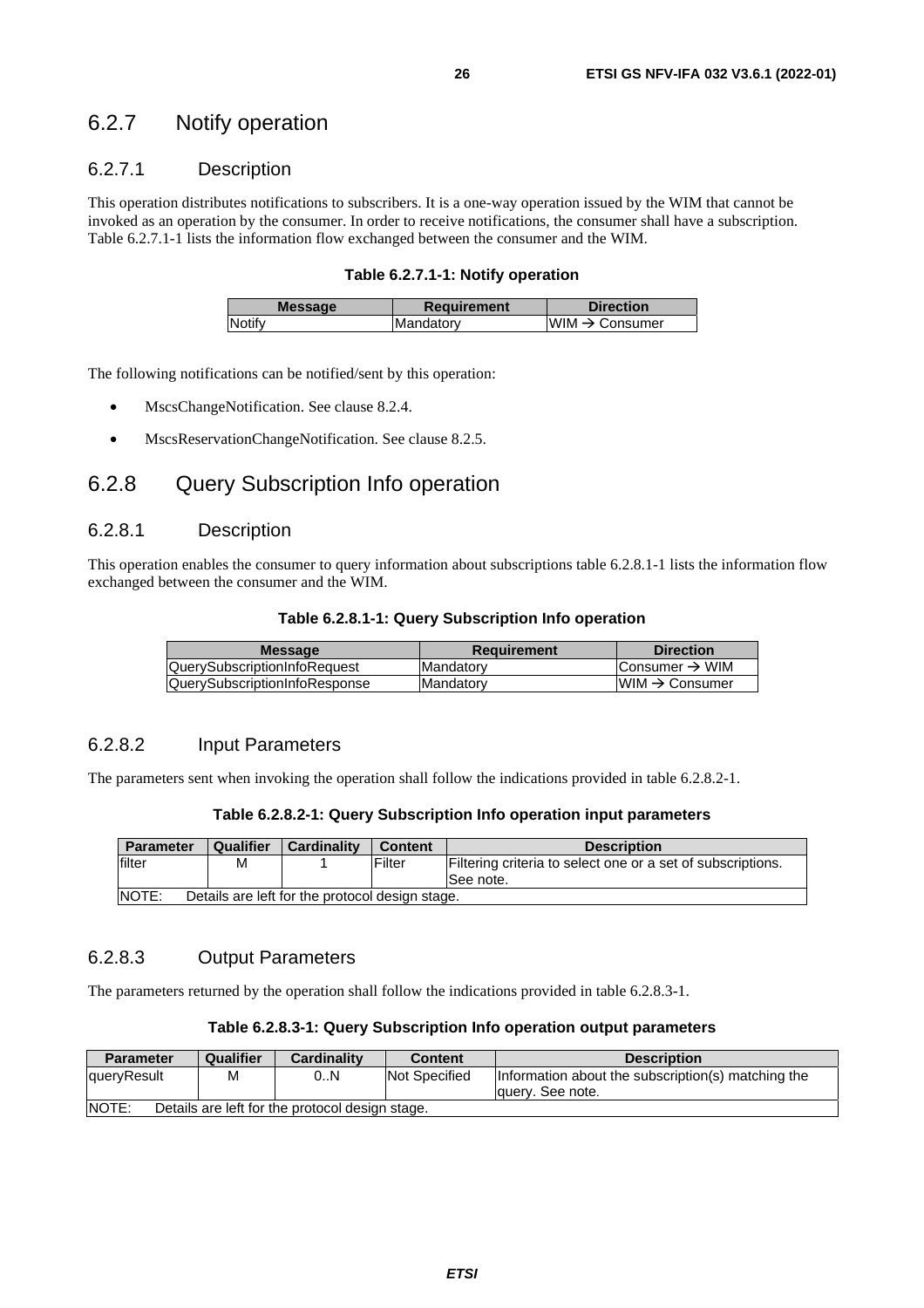### 6.2.7 Notify operation

#### 6.2.7.1 Description

This operation distributes notifications to subscribers. It is a one-way operation issued by the WIM that cannot be invoked as an operation by the consumer. In order to receive notifications, the consumer shall have a subscription. Table 6.2.7.1-1 lists the information flow exchanged between the consumer and the WIM.

**Table 6.2.7.1-1: Notify operation**

| Message | Requirement | Direction |
|---|---|---|
| Notify | Mandatory | WIM → Consumer |

The following notifications can be notified/sent by this operation:

- MscsChangeNotification. See clause 8.2.4.
- MscsReservationChangeNotification. See clause 8.2.5.

### 6.2.8 Query Subscription Info operation

#### 6.2.8.1 Description

This operation enables the consumer to query information about subscriptions table 6.2.8.1-1 lists the information flow exchanged between the consumer and the WIM.

**Table 6.2.8.1-1: Query Subscription Info operation**

| Message | Requirement | Direction |
|---|---|---|
| QuerySubscriptionInfoRequest | Mandatory | Consumer → WIM |
| QuerySubscriptionInfoResponse | Mandatory | WIM → Consumer |

#### 6.2.8.2 Input Parameters

The parameters sent when invoking the operation shall follow the indications provided in table 6.2.8.2-1.

**Table 6.2.8.2-1: Query Subscription Info operation input parameters**

| Parameter | Qualifier | Cardinality | Content | Description |
|---|---|---|---|---|
| filter | M | 1 | Filter | Filtering criteria to select one or a set of subscriptions. See note. |
| NOTE: Details are left for the protocol design stage. | | | | |

#### 6.2.8.3 Output Parameters

The parameters returned by the operation shall follow the indications provided in table 6.2.8.3-1.

**Table 6.2.8.3-1: Query Subscription Info operation output parameters**

| Parameter | Qualifier | Cardinality | Content | Description |
|---|---|---|---|---|
| queryResult | M | 0..N | Not Specified | Information about the subscription(s) matching the query. See note. |
| NOTE: Details are left for the protocol design stage. | | | | |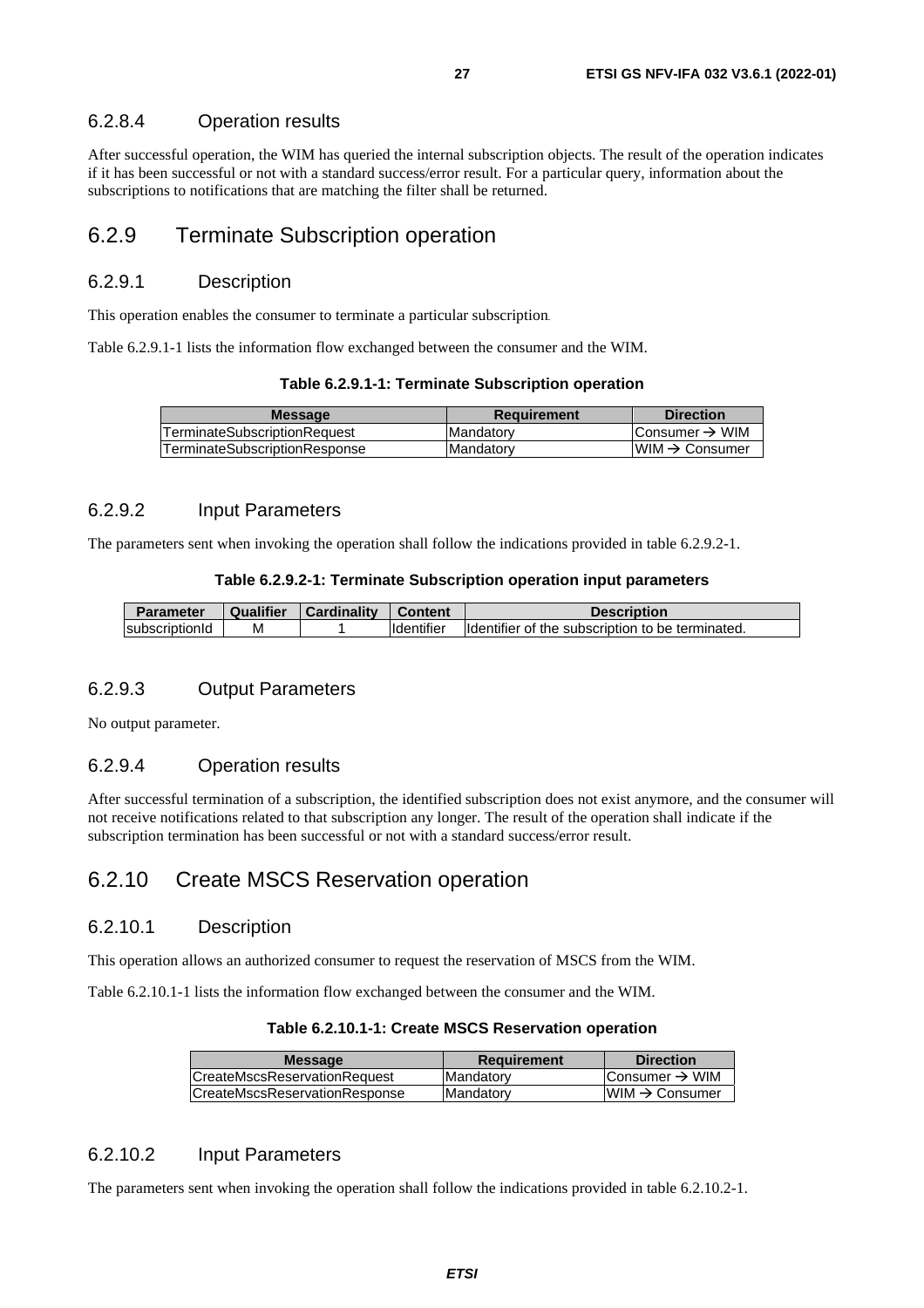#### 6.2.8.4 Operation results

After successful operation, the WIM has queried the internal subscription objects. The result of the operation indicates if it has been successful or not with a standard success/error result. For a particular query, information about the subscriptions to notifications that are matching the filter shall be returned.

### 6.2.9 Terminate Subscription operation

#### 6.2.9.1 Description

This operation enables the consumer to terminate a particular subscription.

Table 6.2.9.1-1 lists the information flow exchanged between the consumer and the WIM.

**Table 6.2.9.1-1: Terminate Subscription operation**

| Message | Requirement | Direction |
|---|---|---|
| TerminateSubscriptionRequest | Mandatory | Consumer → WIM |
| TerminateSubscriptionResponse | Mandatory | WIM → Consumer |

#### 6.2.9.2 Input Parameters

The parameters sent when invoking the operation shall follow the indications provided in table 6.2.9.2-1.

**Table 6.2.9.2-1: Terminate Subscription operation input parameters**

| Parameter | Qualifier | Cardinality | Content | Description |
|---|---|---|---|---|
| subscriptionId | M | 1 | Identifier | Identifier of the subscription to be terminated. |

#### 6.2.9.3 Output Parameters

No output parameter.

#### 6.2.9.4 Operation results

After successful termination of a subscription, the identified subscription does not exist anymore, and the consumer will not receive notifications related to that subscription any longer. The result of the operation shall indicate if the subscription termination has been successful or not with a standard success/error result.

### 6.2.10 Create MSCS Reservation operation

#### 6.2.10.1 Description

This operation allows an authorized consumer to request the reservation of MSCS from the WIM.

Table 6.2.10.1-1 lists the information flow exchanged between the consumer and the WIM.

**Table 6.2.10.1-1: Create MSCS Reservation operation**

| Message | Requirement | Direction |
|---|---|---|
| CreateMscsReservationRequest | Mandatory | Consumer → WIM |
| CreateMscsReservationResponse | Mandatory | WIM → Consumer |

#### 6.2.10.2 Input Parameters

The parameters sent when invoking the operation shall follow the indications provided in table 6.2.10.2-1.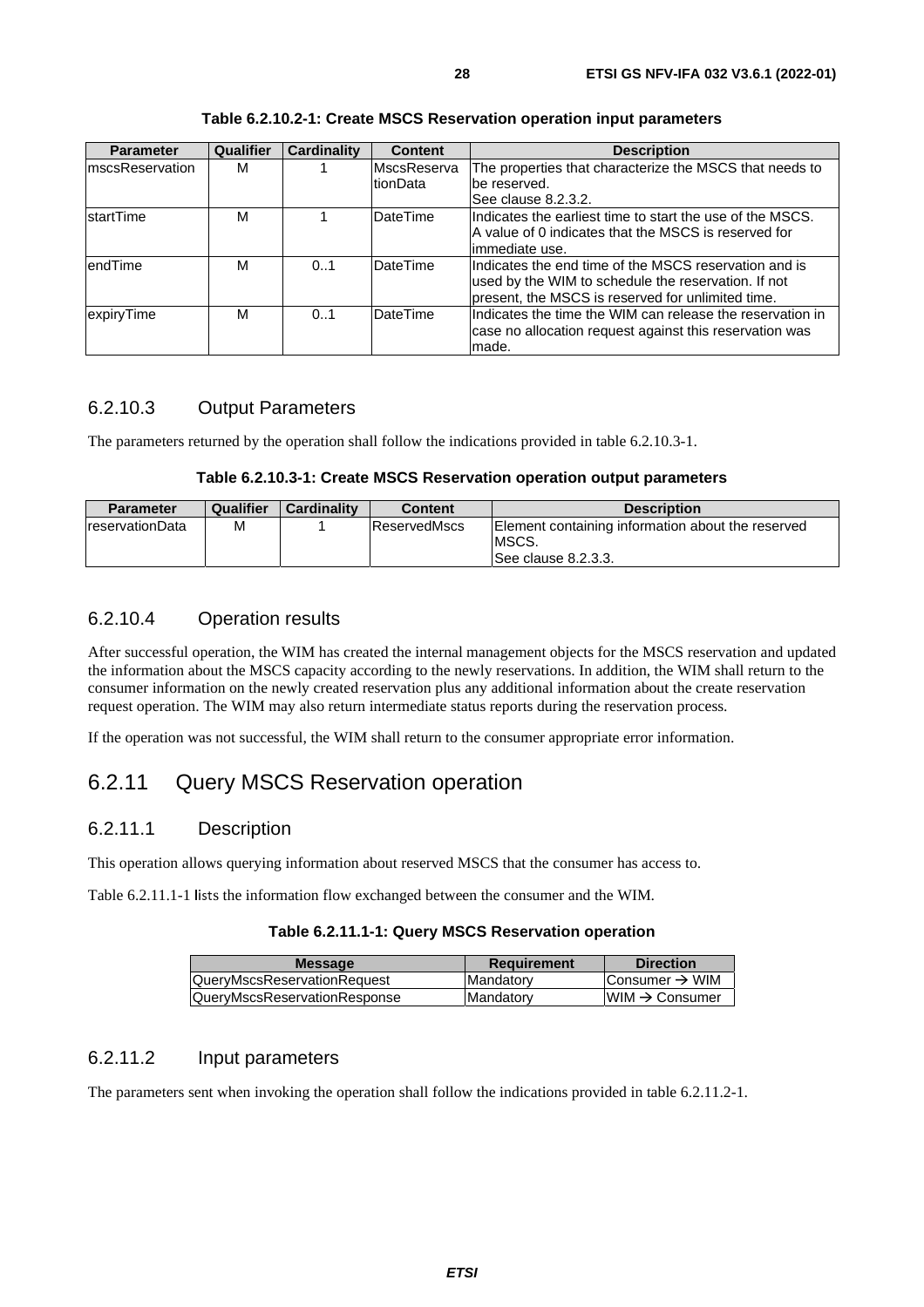**Table 6.2.10.2-1: Create MSCS Reservation operation input parameters**

| Parameter | Qualifier | Cardinality | Content | Description |
| --- | --- | --- | --- | --- |
| mscsReservation | M | 1 | MscsReservationData | The properties that characterize the MSCS that needs to be reserved.<br>See clause 8.2.3.2. |
| startTime | M | 1 | DateTime | Indicates the earliest time to start the use of the MSCS. A value of 0 indicates that the MSCS is reserved for immediate use. |
| endTime | M | 0..1 | DateTime | Indicates the end time of the MSCS reservation and is used by the WIM to schedule the reservation. If not present, the MSCS is reserved for unlimited time. |
| expiryTime | M | 0..1 | DateTime | Indicates the time the WIM can release the reservation in case no allocation request against this reservation was made. |

### 6.2.10.3 Output Parameters

The parameters returned by the operation shall follow the indications provided in table 6.2.10.3-1.

**Table 6.2.10.3-1: Create MSCS Reservation operation output parameters**

| Parameter | Qualifier | Cardinality | Content | Description |
| --- | --- | --- | --- | --- |
| reservationData | M | 1 | ReservedMscs | Element containing information about the reserved MSCS.<br>See clause 8.2.3.3. |

### 6.2.10.4 Operation results

After successful operation, the WIM has created the internal management objects for the MSCS reservation and updated the information about the MSCS capacity according to the newly reservations. In addition, the WIM shall return to the consumer information on the newly created reservation plus any additional information about the create reservation request operation. The WIM may also return intermediate status reports during the reservation process.

If the operation was not successful, the WIM shall return to the consumer appropriate error information.

## 6.2.11 Query MSCS Reservation operation

### 6.2.11.1 Description

This operation allows querying information about reserved MSCS that the consumer has access to.

Table 6.2.11.1-1 lists the information flow exchanged between the consumer and the WIM.

**Table 6.2.11.1-1: Query MSCS Reservation operation**

| Message | Requirement | Direction |
| --- | --- | --- |
| QueryMscsReservationRequest | Mandatory | Consumer → WIM |
| QueryMscsReservationResponse | Mandatory | WIM → Consumer |

### 6.2.11.2 Input parameters

The parameters sent when invoking the operation shall follow the indications provided in table 6.2.11.2-1.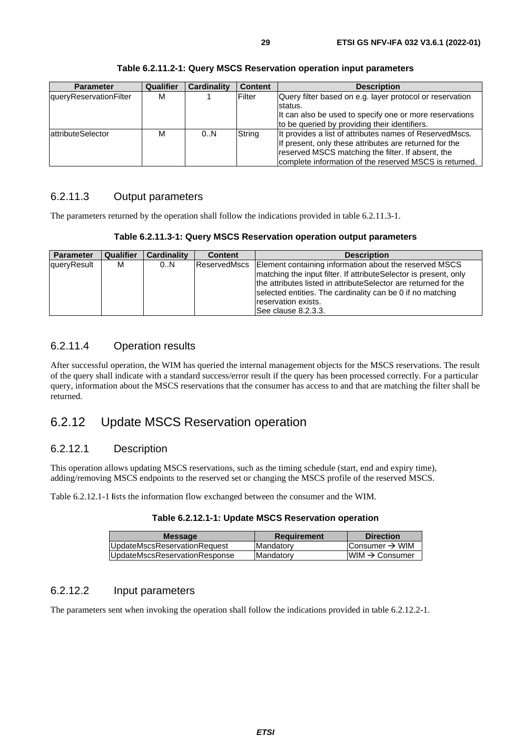**Table 6.2.11.2-1: Query MSCS Reservation operation input parameters**

| Parameter | Qualifier | Cardinality | Content | Description |
|---|---|---|---|---|
| queryReservationFilter | M | 1 | Filter | Query filter based on e.g. layer protocol or reservation status.<br>It can also be used to specify one or more reservations to be queried by providing their identifiers. |
| attributeSelector | M | 0..N | String | It provides a list of attributes names of ReservedMscs. If present, only these attributes are returned for the reserved MSCS matching the filter. If absent, the complete information of the reserved MSCS is returned. |

### 6.2.11.3 Output parameters

The parameters returned by the operation shall follow the indications provided in table 6.2.11.3-1.

**Table 6.2.11.3-1: Query MSCS Reservation operation output parameters**

| Parameter | Qualifier | Cardinality | Content | Description |
|---|---|---|---|---|
| queryResult | M | 0..N | ReservedMscs | Element containing information about the reserved MSCS matching the input filter. If attributeSelector is present, only the attributes listed in attributeSelector are returned for the selected entities. The cardinality can be 0 if no matching reservation exists.<br>See clause 8.2.3.3. |

### 6.2.11.4 Operation results

After successful operation, the WIM has queried the internal management objects for the MSCS reservations. The result of the query shall indicate with a standard success/error result if the query has been processed correctly. For a particular query, information about the MSCS reservations that the consumer has access to and that are matching the filter shall be returned.

## 6.2.12 Update MSCS Reservation operation

### 6.2.12.1 Description

This operation allows updating MSCS reservations, such as the timing schedule (start, end and expiry time), adding/removing MSCS endpoints to the reserved set or changing the MSCS profile of the reserved MSCS.

Table 6.2.12.1-1 lists the information flow exchanged between the consumer and the WIM.

**Table 6.2.12.1-1: Update MSCS Reservation operation**

| Message | Requirement | Direction |
|---|---|---|
| UpdateMscsReservationRequest | Mandatory | Consumer → WIM |
| UpdateMscsReservationResponse | Mandatory | WIM → Consumer |

### 6.2.12.2 Input parameters

The parameters sent when invoking the operation shall follow the indications provided in table 6.2.12.2-1.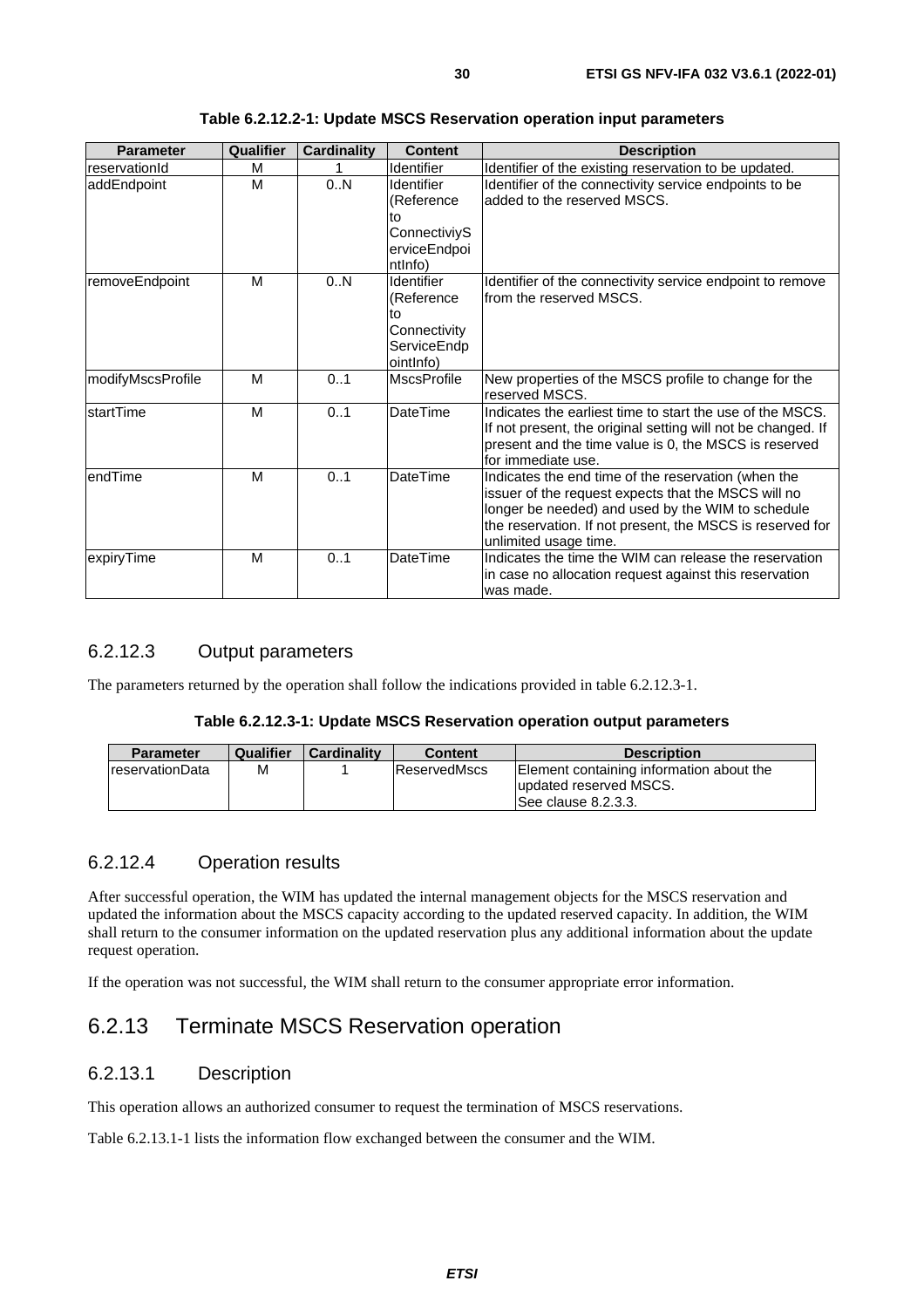**Table 6.2.12.2-1: Update MSCS Reservation operation input parameters**

| Parameter | Qualifier | Cardinality | Content | Description |
|---|---|---|---|---|
| reservationId | M | 1 | Identifier | Identifier of the existing reservation to be updated. |
| addEndpoint | M | 0..N | Identifier (Reference to ConnectiviyServiceEndpointInfo) | Identifier of the connectivity service endpoints to be added to the reserved MSCS. |
| removeEndpoint | M | 0..N | Identifier (Reference to Connectivity ServiceEndpointInfo) | Identifier of the connectivity service endpoint to remove from the reserved MSCS. |
| modifyMscsProfile | M | 0..1 | MscsProfile | New properties of the MSCS profile to change for the reserved MSCS. |
| startTime | M | 0..1 | DateTime | Indicates the earliest time to start the use of the MSCS. If not present, the original setting will not be changed. If present and the time value is 0, the MSCS is reserved for immediate use. |
| endTime | M | 0..1 | DateTime | Indicates the end time of the reservation (when the issuer of the request expects that the MSCS will no longer be needed) and used by the WIM to schedule the reservation. If not present, the MSCS is reserved for unlimited usage time. |
| expiryTime | M | 0..1 | DateTime | Indicates the time the WIM can release the reservation in case no allocation request against this reservation was made. |

### 6.2.12.3 Output parameters

The parameters returned by the operation shall follow the indications provided in table 6.2.12.3-1.

**Table 6.2.12.3-1: Update MSCS Reservation operation output parameters**

| Parameter | Qualifier | Cardinality | Content | Description |
|---|---|---|---|---|
| reservationData | M | 1 | ReservedMscs | Element containing information about the updated reserved MSCS. See clause 8.2.3.3. |

### 6.2.12.4 Operation results

After successful operation, the WIM has updated the internal management objects for the MSCS reservation and updated the information about the MSCS capacity according to the updated reserved capacity. In addition, the WIM shall return to the consumer information on the updated reservation plus any additional information about the update request operation.

If the operation was not successful, the WIM shall return to the consumer appropriate error information.

## 6.2.13 Terminate MSCS Reservation operation

### 6.2.13.1 Description

This operation allows an authorized consumer to request the termination of MSCS reservations.

Table 6.2.13.1-1 lists the information flow exchanged between the consumer and the WIM.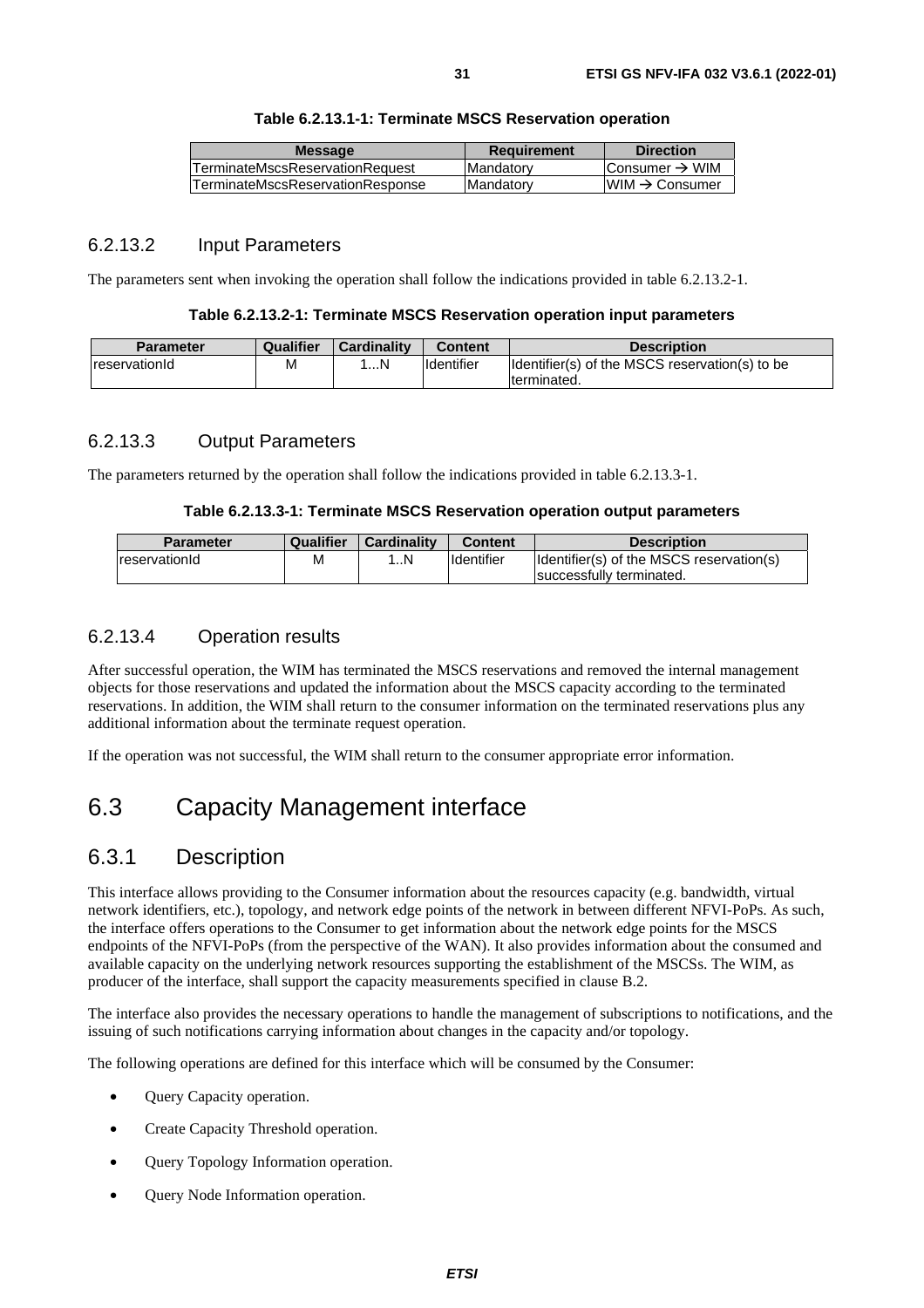**Table 6.2.13.1-1: Terminate MSCS Reservation operation**

| Message | Requirement | Direction |
|---|---|---|
| TerminateMscsReservationRequest | Mandatory | Consumer → WIM |
| TerminateMscsReservationResponse | Mandatory | WIM → Consumer |

### 6.2.13.2 Input Parameters

The parameters sent when invoking the operation shall follow the indications provided in table 6.2.13.2-1.

**Table 6.2.13.2-1: Terminate MSCS Reservation operation input parameters**

| Parameter | Qualifier | Cardinality | Content | Description |
|---|---|---|---|---|
| reservationId | M | 1...N | Identifier | Identifier(s) of the MSCS reservation(s) to be terminated. |

### 6.2.13.3 Output Parameters

The parameters returned by the operation shall follow the indications provided in table 6.2.13.3-1.

**Table 6.2.13.3-1: Terminate MSCS Reservation operation output parameters**

| Parameter | Qualifier | Cardinality | Content | Description |
|---|---|---|---|---|
| reservationId | M | 1..N | Identifier | Identifier(s) of the MSCS reservation(s) successfully terminated. |

### 6.2.13.4 Operation results

After successful operation, the WIM has terminated the MSCS reservations and removed the internal management objects for those reservations and updated the information about the MSCS capacity according to the terminated reservations. In addition, the WIM shall return to the consumer information on the terminated reservations plus any additional information about the terminate request operation.

If the operation was not successful, the WIM shall return to the consumer appropriate error information.

## 6.3 Capacity Management interface

### 6.3.1 Description

This interface allows providing to the Consumer information about the resources capacity (e.g. bandwidth, virtual network identifiers, etc.), topology, and network edge points of the network in between different NFVI-PoPs. As such, the interface offers operations to the Consumer to get information about the network edge points for the MSCS endpoints of the NFVI-PoPs (from the perspective of the WAN). It also provides information about the consumed and available capacity on the underlying network resources supporting the establishment of the MSCSs. The WIM, as producer of the interface, shall support the capacity measurements specified in clause B.2.

The interface also provides the necessary operations to handle the management of subscriptions to notifications, and the issuing of such notifications carrying information about changes in the capacity and/or topology.

The following operations are defined for this interface which will be consumed by the Consumer:

- Query Capacity operation.
- Create Capacity Threshold operation.
- Query Topology Information operation.
- Query Node Information operation.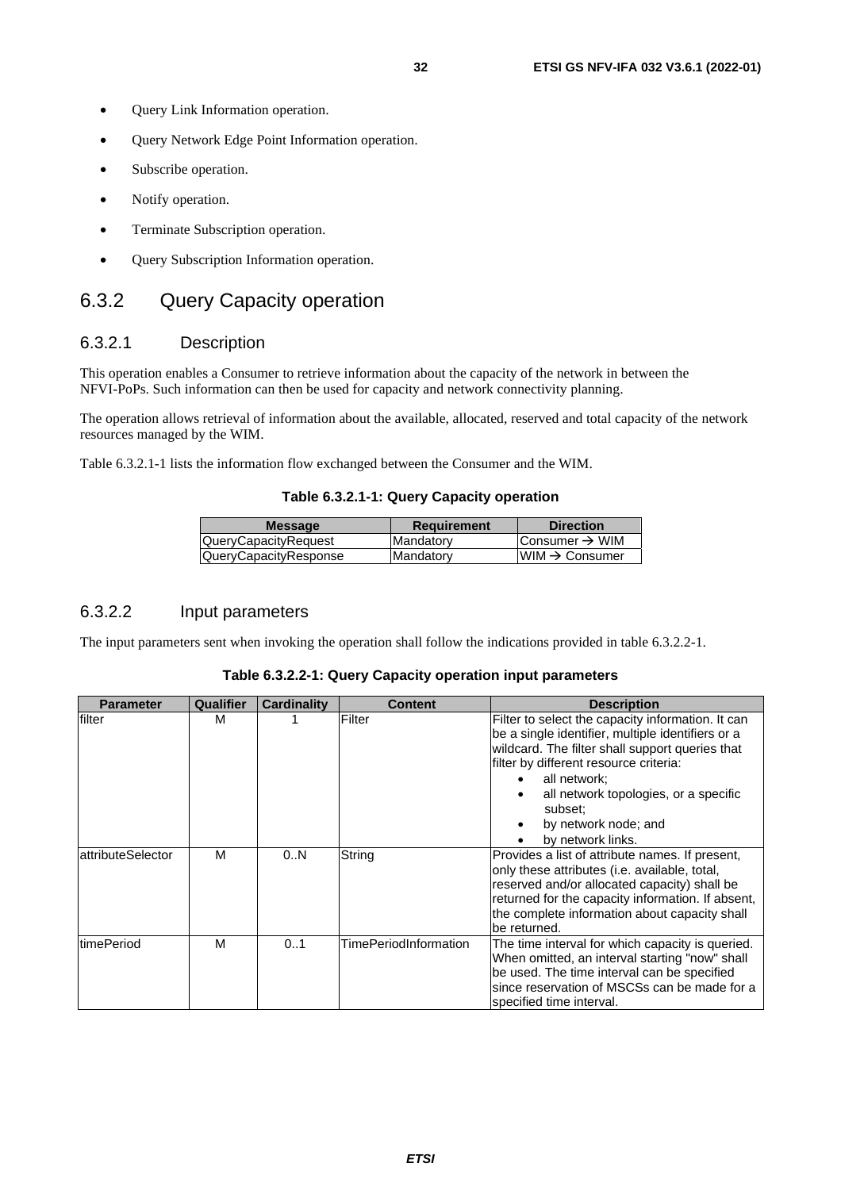- Query Link Information operation.
- Query Network Edge Point Information operation.
- Subscribe operation.
- Notify operation.
- Terminate Subscription operation.
- Query Subscription Information operation.

## 6.3.2 Query Capacity operation

### 6.3.2.1 Description

This operation enables a Consumer to retrieve information about the capacity of the network in between the NFVI-PoPs. Such information can then be used for capacity and network connectivity planning.

The operation allows retrieval of information about the available, allocated, reserved and total capacity of the network resources managed by the WIM.

Table 6.3.2.1-1 lists the information flow exchanged between the Consumer and the WIM.

**Table 6.3.2.1-1: Query Capacity operation**

| Message | Requirement | Direction |
|---|---|---|
| QueryCapacityRequest | Mandatory | Consumer → WIM |
| QueryCapacityResponse | Mandatory | WIM → Consumer |

### 6.3.2.2 Input parameters

The input parameters sent when invoking the operation shall follow the indications provided in table 6.3.2.2-1.

**Table 6.3.2.2-1: Query Capacity operation input parameters**

| Parameter | Qualifier | Cardinality | Content | Description |
|---|---|---|---|---|
| filter | M | 1 | Filter | Filter to select the capacity information. It can be a single identifier, multiple identifiers or a wildcard. The filter shall support queries that filter by different resource criteria:<br>• all network;<br>• all network topologies, or a specific subset;<br>• by network node; and<br>• by network links. |
| attributeSelector | M | 0..N | String | Provides a list of attribute names. If present, only these attributes (i.e. available, total, reserved and/or allocated capacity) shall be returned for the capacity information. If absent, the complete information about capacity shall be returned. |
| timePeriod | M | 0..1 | TimePeriodInformation | The time interval for which capacity is queried. When omitted, an interval starting "now" shall be used. The time interval can be specified since reservation of MSCSs can be made for a specified time interval. |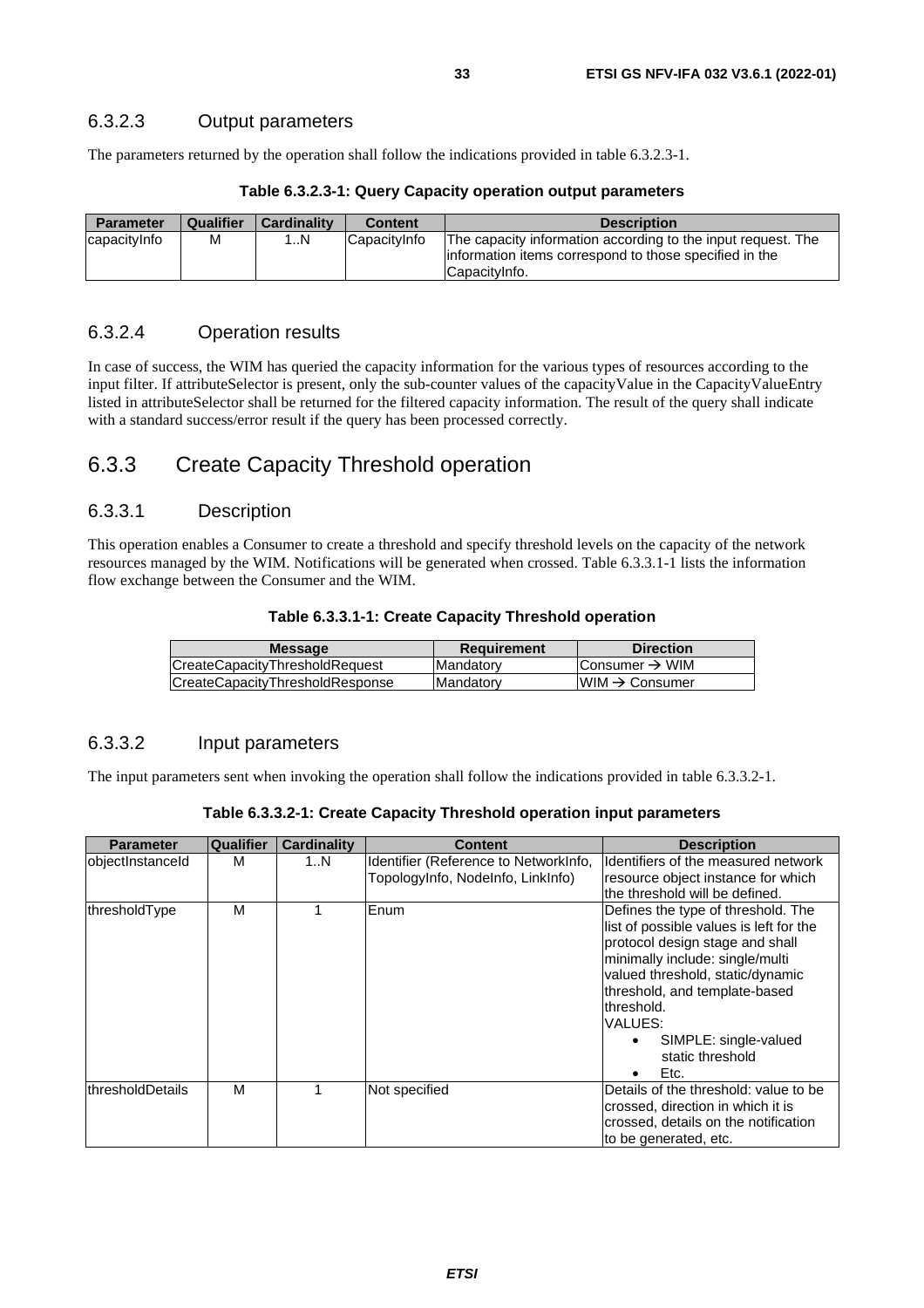### 6.3.2.3 Output parameters

The parameters returned by the operation shall follow the indications provided in table 6.3.2.3-1.

**Table 6.3.2.3-1: Query Capacity operation output parameters**

| Parameter | Qualifier | Cardinality | Content | Description |
|---|---|---|---|---|
| capacityInfo | M | 1..N | CapacityInfo | The capacity information according to the input request. The information items correspond to those specified in the CapacityInfo. |

### 6.3.2.4 Operation results

In case of success, the WIM has queried the capacity information for the various types of resources according to the input filter. If attributeSelector is present, only the sub-counter values of the capacityValue in the CapacityValueEntry listed in attributeSelector shall be returned for the filtered capacity information. The result of the query shall indicate with a standard success/error result if the query has been processed correctly.

## 6.3.3 Create Capacity Threshold operation

### 6.3.3.1 Description

This operation enables a Consumer to create a threshold and specify threshold levels on the capacity of the network resources managed by the WIM. Notifications will be generated when crossed. Table 6.3.3.1-1 lists the information flow exchange between the Consumer and the WIM.

**Table 6.3.3.1-1: Create Capacity Threshold operation**

| Message | Requirement | Direction |
|---|---|---|
| CreateCapacityThresholdRequest | Mandatory | Consumer → WIM |
| CreateCapacityThresholdResponse | Mandatory | WIM → Consumer |

### 6.3.3.2 Input parameters

The input parameters sent when invoking the operation shall follow the indications provided in table 6.3.3.2-1.

**Table 6.3.3.2-1: Create Capacity Threshold operation input parameters**

| Parameter | Qualifier | Cardinality | Content | Description |
|---|---|---|---|---|
| objectInstanceId | M | 1..N | Identifier (Reference to NetworkInfo, TopologyInfo, NodeInfo, LinkInfo) | Identifiers of the measured network resource object instance for which the threshold will be defined. |
| thresholdType | M | 1 | Enum | Defines the type of threshold. The list of possible values is left for the protocol design stage and shall minimally include: single/multi valued threshold, static/dynamic threshold, and template-based threshold.<br>VALUES:<br>• SIMPLE: single-valued static threshold<br>• Etc. |
| thresholdDetails | M | 1 | Not specified | Details of the threshold: value to be crossed, direction in which it is crossed, details on the notification to be generated, etc. |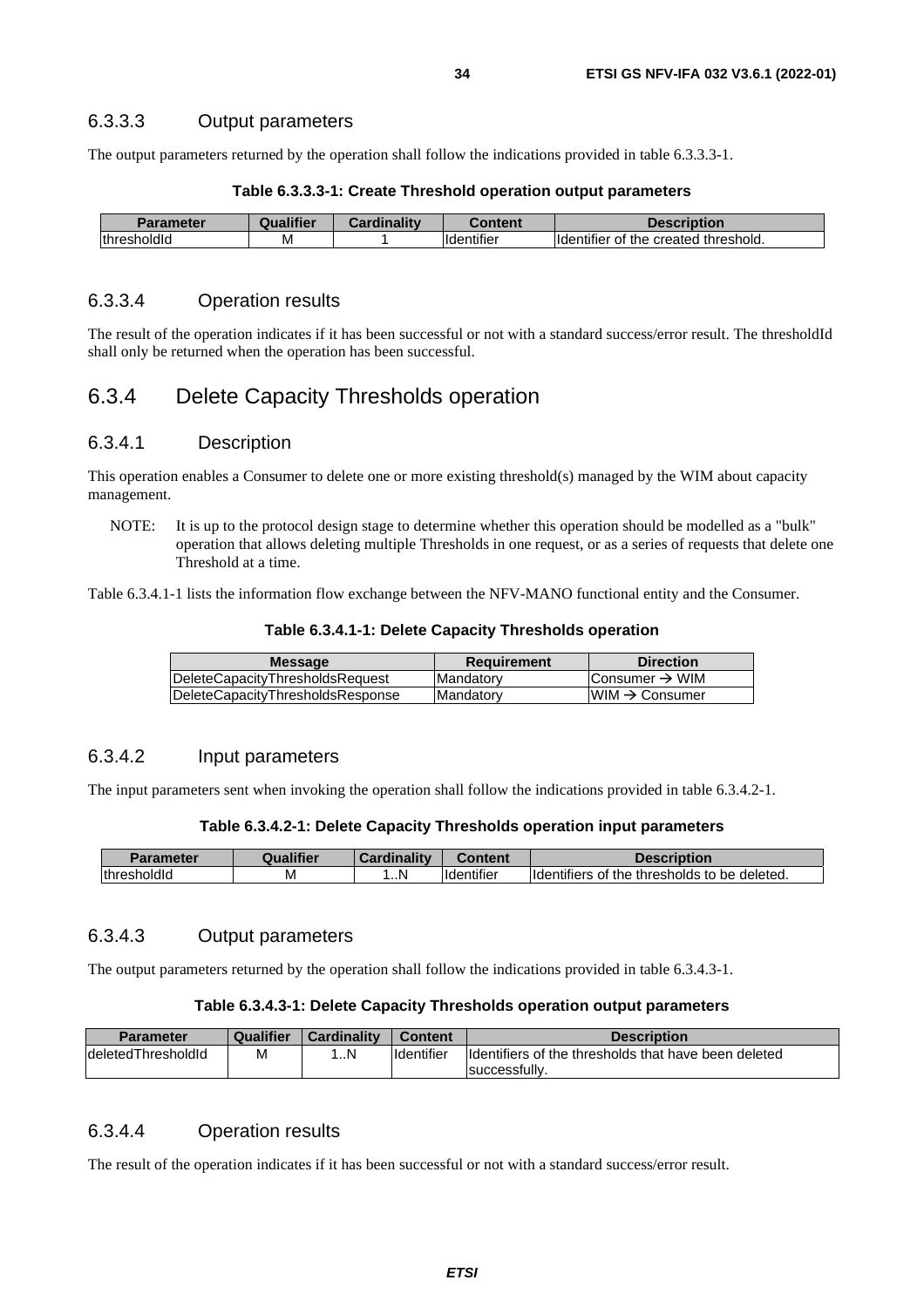### 6.3.3.3 Output parameters

The output parameters returned by the operation shall follow the indications provided in table 6.3.3.3-1.

**Table 6.3.3.3-1: Create Threshold operation output parameters**

| Parameter | Qualifier | Cardinality | Content | Description |
|---|---|---|---|---|
| thresholdId | M | 1 | Identifier | Identifier of the created threshold. |

### 6.3.3.4 Operation results

The result of the operation indicates if it has been successful or not with a standard success/error result. The thresholdId shall only be returned when the operation has been successful.

## 6.3.4 Delete Capacity Thresholds operation

### 6.3.4.1 Description

This operation enables a Consumer to delete one or more existing threshold(s) managed by the WIM about capacity management.

NOTE: It is up to the protocol design stage to determine whether this operation should be modelled as a "bulk" operation that allows deleting multiple Thresholds in one request, or as a series of requests that delete one Threshold at a time.

Table 6.3.4.1-1 lists the information flow exchange between the NFV-MANO functional entity and the Consumer.

**Table 6.3.4.1-1: Delete Capacity Thresholds operation**

| Message | Requirement | Direction |
|---|---|---|
| DeleteCapacityThresholdsRequest | Mandatory | Consumer → WIM |
| DeleteCapacityThresholdsResponse | Mandatory | WIM → Consumer |

### 6.3.4.2 Input parameters

The input parameters sent when invoking the operation shall follow the indications provided in table 6.3.4.2-1.

**Table 6.3.4.2-1: Delete Capacity Thresholds operation input parameters**

| Parameter | Qualifier | Cardinality | Content | Description |
|---|---|---|---|---|
| thresholdId | M | 1..N | Identifier | Identifiers of the thresholds to be deleted. |

### 6.3.4.3 Output parameters

The output parameters returned by the operation shall follow the indications provided in table 6.3.4.3-1.

**Table 6.3.4.3-1: Delete Capacity Thresholds operation output parameters**

| Parameter | Qualifier | Cardinality | Content | Description |
|---|---|---|---|---|
| deletedThresholdId | M | 1..N | Identifier | Identifiers of the thresholds that have been deleted successfully. |

### 6.3.4.4 Operation results

The result of the operation indicates if it has been successful or not with a standard success/error result.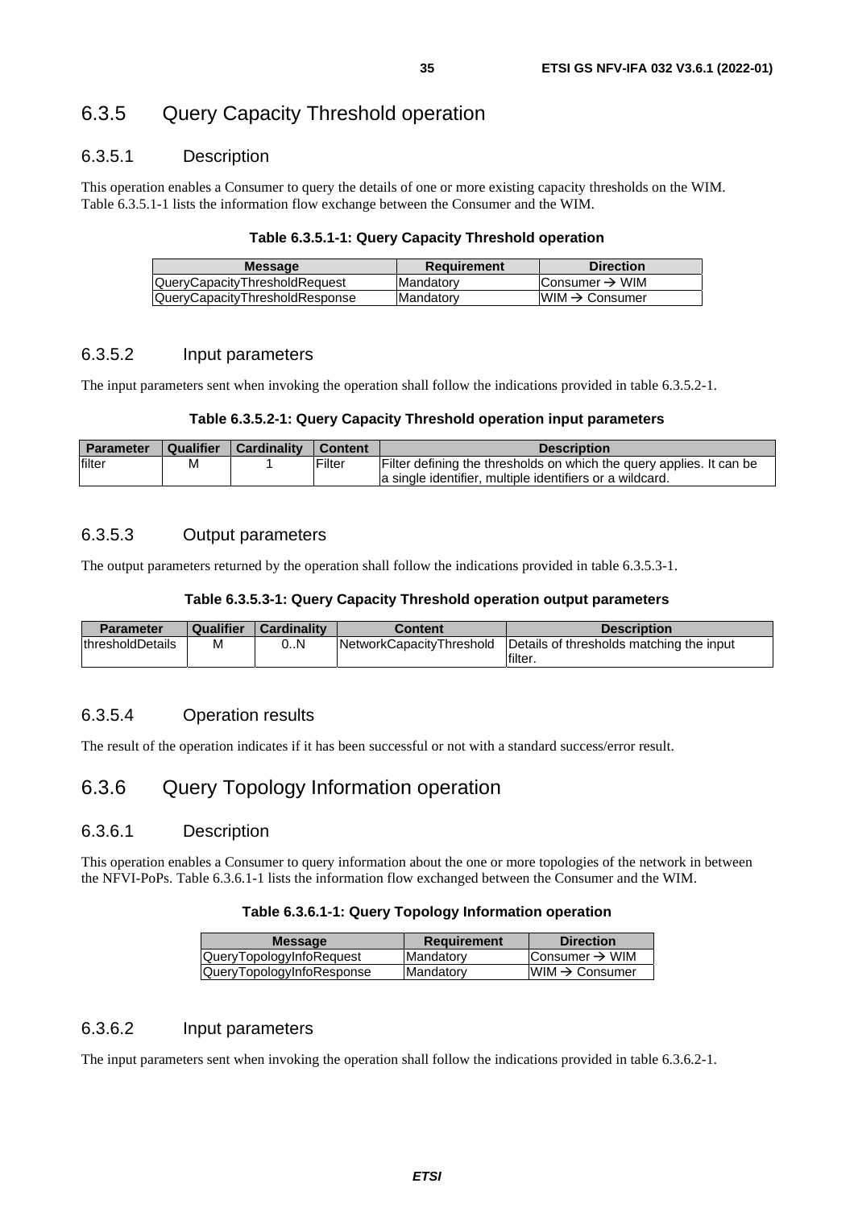### 6.3.5 Query Capacity Threshold operation

#### 6.3.5.1 Description

This operation enables a Consumer to query the details of one or more existing capacity thresholds on the WIM. Table 6.3.5.1-1 lists the information flow exchange between the Consumer and the WIM.

**Table 6.3.5.1-1: Query Capacity Threshold operation**

| Message | Requirement | Direction |
|---|---|---|
| QueryCapacityThresholdRequest | Mandatory | Consumer → WIM |
| QueryCapacityThresholdResponse | Mandatory | WIM → Consumer |

#### 6.3.5.2 Input parameters

The input parameters sent when invoking the operation shall follow the indications provided in table 6.3.5.2-1.

**Table 6.3.5.2-1: Query Capacity Threshold operation input parameters**

| Parameter | Qualifier | Cardinality | Content | Description |
|---|---|---|---|---|
| filter | M | 1 | Filter | Filter defining the thresholds on which the query applies. It can be a single identifier, multiple identifiers or a wildcard. |

#### 6.3.5.3 Output parameters

The output parameters returned by the operation shall follow the indications provided in table 6.3.5.3-1.

**Table 6.3.5.3-1: Query Capacity Threshold operation output parameters**

| Parameter | Qualifier | Cardinality | Content | Description |
|---|---|---|---|---|
| thresholdDetails | M | 0..N | NetworkCapacityThreshold | Details of thresholds matching the input filter. |

#### 6.3.5.4 Operation results

The result of the operation indicates if it has been successful or not with a standard success/error result.

### 6.3.6 Query Topology Information operation

#### 6.3.6.1 Description

This operation enables a Consumer to query information about the one or more topologies of the network in between the NFVI-PoPs. Table 6.3.6.1-1 lists the information flow exchanged between the Consumer and the WIM.

**Table 6.3.6.1-1: Query Topology Information operation**

| Message | Requirement | Direction |
|---|---|---|
| QueryTopologyInfoRequest | Mandatory | Consumer → WIM |
| QueryTopologyInfoResponse | Mandatory | WIM → Consumer |

#### 6.3.6.2 Input parameters

The input parameters sent when invoking the operation shall follow the indications provided in table 6.3.6.2-1.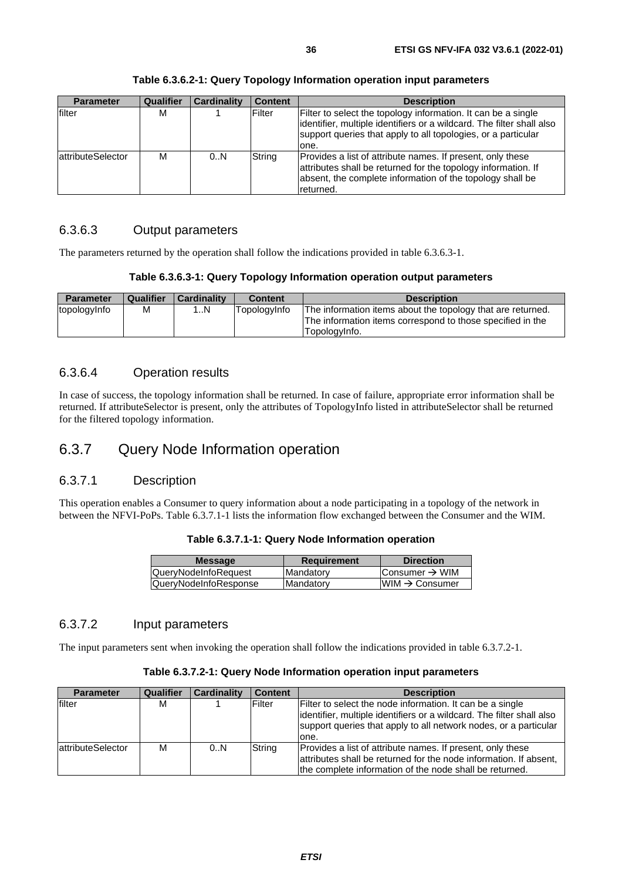**Table 6.3.6.2-1: Query Topology Information operation input parameters**

| Parameter | Qualifier | Cardinality | Content | Description |
|---|---|---|---|---|
| filter | M | 1 | Filter | Filter to select the topology information. It can be a single identifier, multiple identifiers or a wildcard. The filter shall also support queries that apply to all topologies, or a particular one. |
| attributeSelector | M | 0..N | String | Provides a list of attribute names. If present, only these attributes shall be returned for the topology information. If absent, the complete information of the topology shall be returned. |

### 6.3.6.3 Output parameters

The parameters returned by the operation shall follow the indications provided in table 6.3.6.3-1.

**Table 6.3.6.3-1: Query Topology Information operation output parameters**

| Parameter | Qualifier | Cardinality | Content | Description |
|---|---|---|---|---|
| topologyInfo | M | 1..N | TopologyInfo | The information items about the topology that are returned. The information items correspond to those specified in the TopologyInfo. |

### 6.3.6.4 Operation results

In case of success, the topology information shall be returned. In case of failure, appropriate error information shall be returned. If attributeSelector is present, only the attributes of TopologyInfo listed in attributeSelector shall be returned for the filtered topology information.

## 6.3.7 Query Node Information operation

### 6.3.7.1 Description

This operation enables a Consumer to query information about a node participating in a topology of the network in between the NFVI-PoPs. Table 6.3.7.1-1 lists the information flow exchanged between the Consumer and the WIM.

**Table 6.3.7.1-1: Query Node Information operation**

| Message | Requirement | Direction |
|---|---|---|
| QueryNodeInfoRequest | Mandatory | Consumer → WIM |
| QueryNodeInfoResponse | Mandatory | WIM → Consumer |

### 6.3.7.2 Input parameters

The input parameters sent when invoking the operation shall follow the indications provided in table 6.3.7.2-1.

**Table 6.3.7.2-1: Query Node Information operation input parameters**

| Parameter | Qualifier | Cardinality | Content | Description |
|---|---|---|---|---|
| filter | M | 1 | Filter | Filter to select the node information. It can be a single identifier, multiple identifiers or a wildcard. The filter shall also support queries that apply to all network nodes, or a particular one. |
| attributeSelector | M | 0..N | String | Provides a list of attribute names. If present, only these attributes shall be returned for the node information. If absent, the complete information of the node shall be returned. |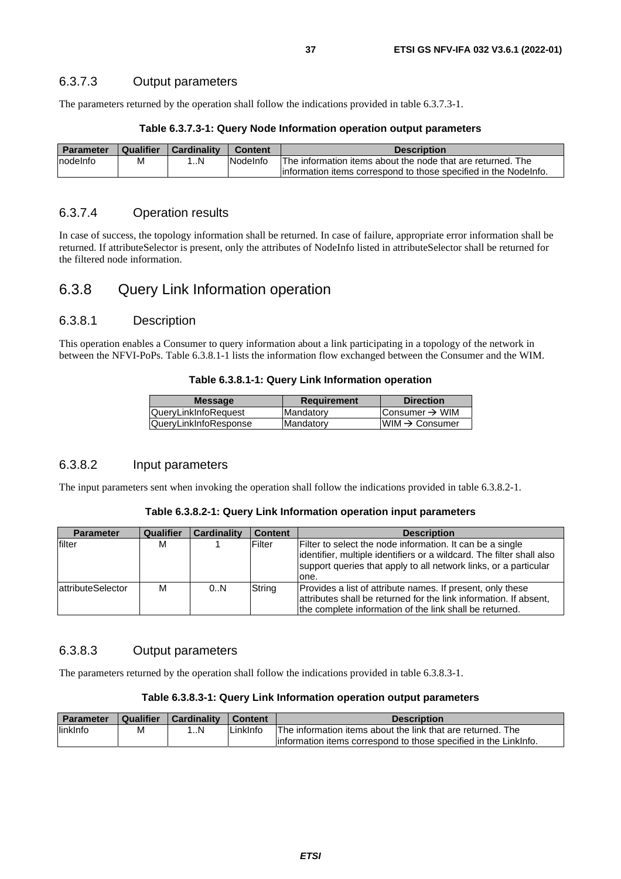### 6.3.7.3 Output parameters

The parameters returned by the operation shall follow the indications provided in table 6.3.7.3-1.

**Table 6.3.7.3-1: Query Node Information operation output parameters**

| Parameter | Qualifier | Cardinality | Content | Description |
| --- | --- | --- | --- | --- |
| nodeInfo | M | 1..N | NodeInfo | The information items about the node that are returned. The information items correspond to those specified in the NodeInfo. |

### 6.3.7.4 Operation results

In case of success, the topology information shall be returned. In case of failure, appropriate error information shall be returned. If attributeSelector is present, only the attributes of NodeInfo listed in attributeSelector shall be returned for the filtered node information.

## 6.3.8 Query Link Information operation

### 6.3.8.1 Description

This operation enables a Consumer to query information about a link participating in a topology of the network in between the NFVI-PoPs. Table 6.3.8.1-1 lists the information flow exchanged between the Consumer and the WIM.

**Table 6.3.8.1-1: Query Link Information operation**

| Message | Requirement | Direction |
| --- | --- | --- |
| QueryLinkInfoRequest | Mandatory | Consumer → WIM |
| QueryLinkInfoResponse | Mandatory | WIM → Consumer |

### 6.3.8.2 Input parameters

The input parameters sent when invoking the operation shall follow the indications provided in table 6.3.8.2-1.

**Table 6.3.8.2-1: Query Link Information operation input parameters**

| Parameter | Qualifier | Cardinality | Content | Description |
| --- | --- | --- | --- | --- |
| filter | M | 1 | Filter | Filter to select the node information. It can be a single identifier, multiple identifiers or a wildcard. The filter shall also support queries that apply to all network links, or a particular one. |
| attributeSelector | M | 0..N | String | Provides a list of attribute names. If present, only these attributes shall be returned for the link information. If absent, the complete information of the link shall be returned. |

### 6.3.8.3 Output parameters

The parameters returned by the operation shall follow the indications provided in table 6.3.8.3-1.

**Table 6.3.8.3-1: Query Link Information operation output parameters**

| Parameter | Qualifier | Cardinality | Content | Description |
| --- | --- | --- | --- | --- |
| linkInfo | M | 1..N | LinkInfo | The information items about the link that are returned. The information items correspond to those specified in the LinkInfo. |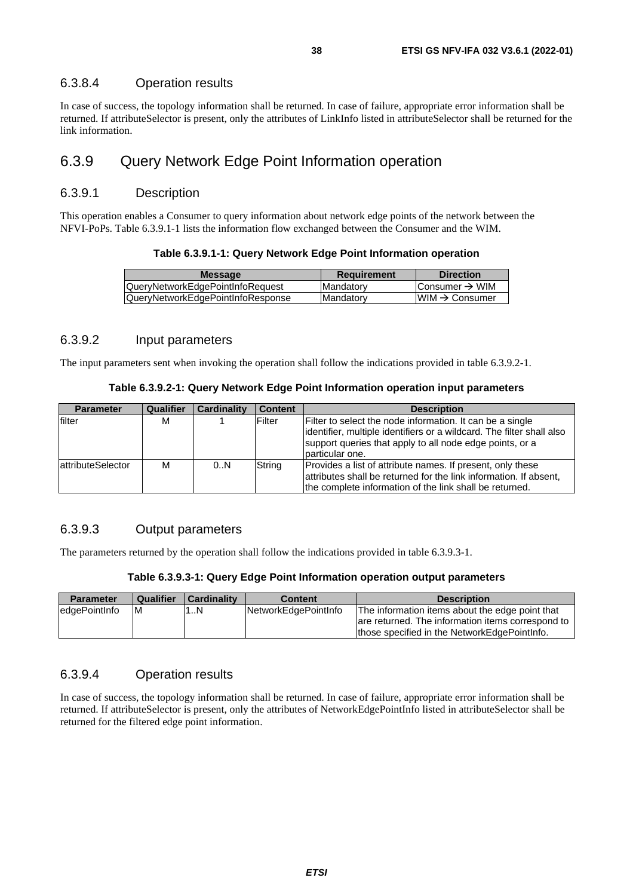#### 6.3.8.4 Operation results

In case of success, the topology information shall be returned. In case of failure, appropriate error information shall be returned. If attributeSelector is present, only the attributes of LinkInfo listed in attributeSelector shall be returned for the link information.

### 6.3.9 Query Network Edge Point Information operation

#### 6.3.9.1 Description

This operation enables a Consumer to query information about network edge points of the network between the NFVI-PoPs. Table 6.3.9.1-1 lists the information flow exchanged between the Consumer and the WIM.

**Table 6.3.9.1-1: Query Network Edge Point Information operation**

| Message | Requirement | Direction |
|---|---|---|
| QueryNetworkEdgePointInfoRequest | Mandatory | Consumer → WIM |
| QueryNetworkEdgePointInfoResponse | Mandatory | WIM → Consumer |

#### 6.3.9.2 Input parameters

The input parameters sent when invoking the operation shall follow the indications provided in table 6.3.9.2-1.

**Table 6.3.9.2-1: Query Network Edge Point Information operation input parameters**

| Parameter | Qualifier | Cardinality | Content | Description |
|---|---|---|---|---|
| filter | M | 1 | Filter | Filter to select the node information. It can be a single identifier, multiple identifiers or a wildcard. The filter shall also support queries that apply to all node edge points, or a particular one. |
| attributeSelector | M | 0..N | String | Provides a list of attribute names. If present, only these attributes shall be returned for the link information. If absent, the complete information of the link shall be returned. |

#### 6.3.9.3 Output parameters

The parameters returned by the operation shall follow the indications provided in table 6.3.9.3-1.

**Table 6.3.9.3-1: Query Edge Point Information operation output parameters**

| Parameter | Qualifier | Cardinality | Content | Description |
|---|---|---|---|---|
| edgePointInfo | M | 1..N | NetworkEdgePointInfo | The information items about the edge point that are returned. The information items correspond to those specified in the NetworkEdgePointInfo. |

#### 6.3.9.4 Operation results

In case of success, the topology information shall be returned. In case of failure, appropriate error information shall be returned. If attributeSelector is present, only the attributes of NetworkEdgePointInfo listed in attributeSelector shall be returned for the filtered edge point information.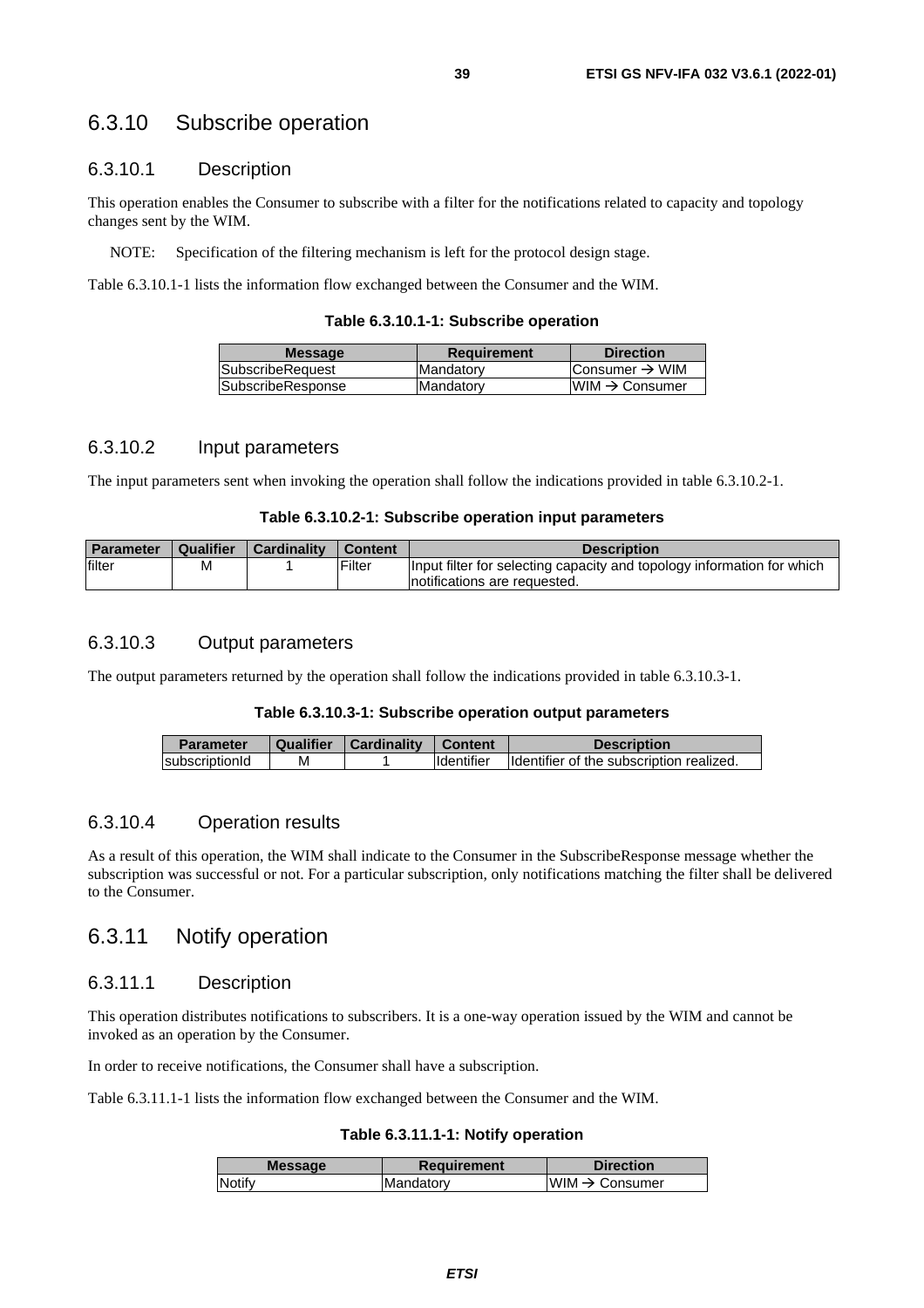## 6.3.10 Subscribe operation

### 6.3.10.1 Description

This operation enables the Consumer to subscribe with a filter for the notifications related to capacity and topology changes sent by the WIM.

NOTE: Specification of the filtering mechanism is left for the protocol design stage.

Table 6.3.10.1-1 lists the information flow exchanged between the Consumer and the WIM.

**Table 6.3.10.1-1: Subscribe operation**

| Message | Requirement | Direction |
|---|---|---|
| SubscribeRequest | Mandatory | Consumer → WIM |
| SubscribeResponse | Mandatory | WIM → Consumer |

### 6.3.10.2 Input parameters

The input parameters sent when invoking the operation shall follow the indications provided in table 6.3.10.2-1.

**Table 6.3.10.2-1: Subscribe operation input parameters**

| Parameter | Qualifier | Cardinality | Content | Description |
|---|---|---|---|---|
| filter | M | 1 | Filter | Input filter for selecting capacity and topology information for which notifications are requested. |

### 6.3.10.3 Output parameters

The output parameters returned by the operation shall follow the indications provided in table 6.3.10.3-1.

**Table 6.3.10.3-1: Subscribe operation output parameters**

| Parameter | Qualifier | Cardinality | Content | Description |
|---|---|---|---|---|
| subscriptionId | M | 1 | Identifier | Identifier of the subscription realized. |

### 6.3.10.4 Operation results

As a result of this operation, the WIM shall indicate to the Consumer in the SubscribeResponse message whether the subscription was successful or not. For a particular subscription, only notifications matching the filter shall be delivered to the Consumer.

## 6.3.11 Notify operation

### 6.3.11.1 Description

This operation distributes notifications to subscribers. It is a one-way operation issued by the WIM and cannot be invoked as an operation by the Consumer.

In order to receive notifications, the Consumer shall have a subscription.

Table 6.3.11.1-1 lists the information flow exchanged between the Consumer and the WIM.

**Table 6.3.11.1-1: Notify operation**

| Message | Requirement | Direction |
|---|---|---|
| Notify | Mandatory | WIM → Consumer |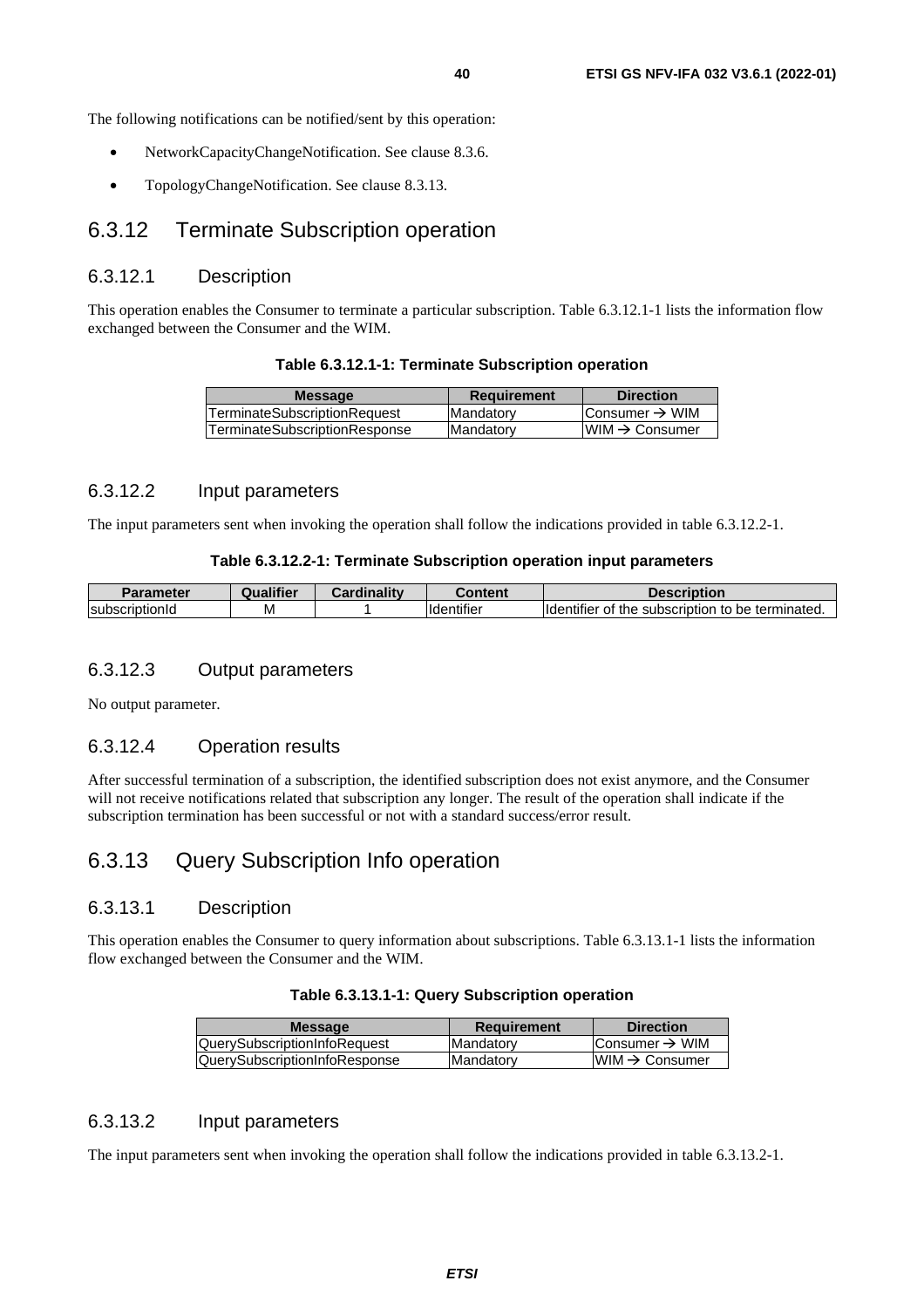The following notifications can be notified/sent by this operation:

- NetworkCapacityChangeNotification. See clause 8.3.6.
- TopologyChangeNotification. See clause 8.3.13.

## 6.3.12 Terminate Subscription operation

### 6.3.12.1 Description

This operation enables the Consumer to terminate a particular subscription. Table 6.3.12.1-1 lists the information flow exchanged between the Consumer and the WIM.

**Table 6.3.12.1-1: Terminate Subscription operation**

| Message | Requirement | Direction |
| --- | --- | --- |
| TerminateSubscriptionRequest | Mandatory | Consumer → WIM |
| TerminateSubscriptionResponse | Mandatory | WIM → Consumer |

### 6.3.12.2 Input parameters

The input parameters sent when invoking the operation shall follow the indications provided in table 6.3.12.2-1.

**Table 6.3.12.2-1: Terminate Subscription operation input parameters**

| Parameter | Qualifier | Cardinality | Content | Description |
| --- | --- | --- | --- | --- |
| subscriptionId | M | 1 | Identifier | Identifier of the subscription to be terminated. |

### 6.3.12.3 Output parameters

No output parameter.

### 6.3.12.4 Operation results

After successful termination of a subscription, the identified subscription does not exist anymore, and the Consumer will not receive notifications related that subscription any longer. The result of the operation shall indicate if the subscription termination has been successful or not with a standard success/error result.

## 6.3.13 Query Subscription Info operation

### 6.3.13.1 Description

This operation enables the Consumer to query information about subscriptions. Table 6.3.13.1-1 lists the information flow exchanged between the Consumer and the WIM.

**Table 6.3.13.1-1: Query Subscription operation**

| Message | Requirement | Direction |
| --- | --- | --- |
| QuerySubscriptionInfoRequest | Mandatory | Consumer → WIM |
| QuerySubscriptionInfoResponse | Mandatory | WIM → Consumer |

### 6.3.13.2 Input parameters

The input parameters sent when invoking the operation shall follow the indications provided in table 6.3.13.2-1.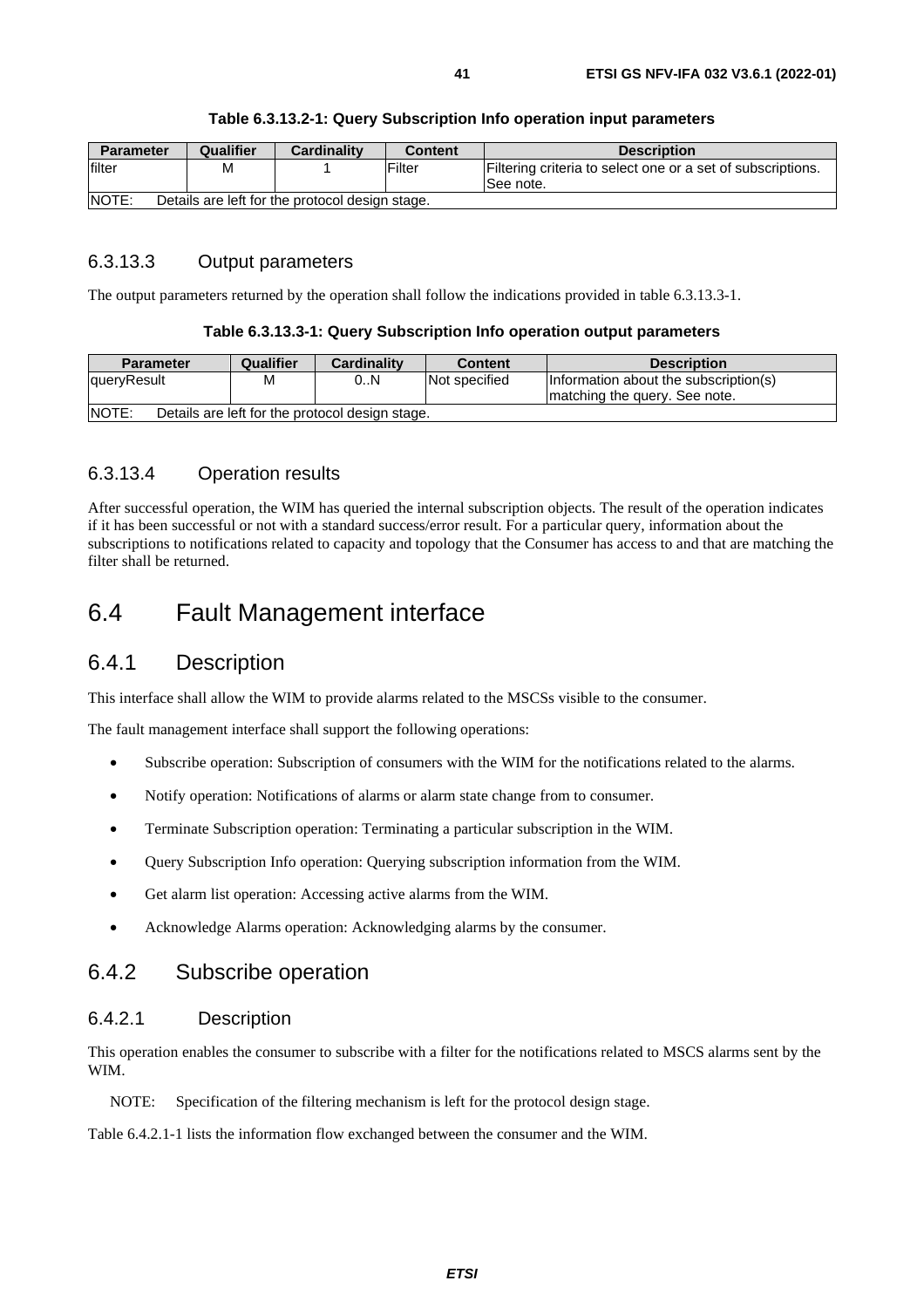**Table 6.3.13.2-1: Query Subscription Info operation input parameters**

| Parameter | Qualifier | Cardinality | Content | Description |
|---|---|---|---|---|
| filter | M | 1 | Filter | Filtering criteria to select one or a set of subscriptions. See note. |
| NOTE: Details are left for the protocol design stage. | | | | |

### 6.3.13.3 Output parameters

The output parameters returned by the operation shall follow the indications provided in table 6.3.13.3-1.

**Table 6.3.13.3-1: Query Subscription Info operation output parameters**

| Parameter | Qualifier | Cardinality | Content | Description |
|---|---|---|---|---|
| queryResult | M | 0..N | Not specified | Information about the subscription(s) matching the query. See note. |
| NOTE: Details are left for the protocol design stage. | | | | |

### 6.3.13.4 Operation results

After successful operation, the WIM has queried the internal subscription objects. The result of the operation indicates if it has been successful or not with a standard success/error result. For a particular query, information about the subscriptions to notifications related to capacity and topology that the Consumer has access to and that are matching the filter shall be returned.

# 6.4 Fault Management interface

## 6.4.1 Description

This interface shall allow the WIM to provide alarms related to the MSCSs visible to the consumer.

The fault management interface shall support the following operations:

- Subscribe operation: Subscription of consumers with the WIM for the notifications related to the alarms.
- Notify operation: Notifications of alarms or alarm state change from to consumer.
- Terminate Subscription operation: Terminating a particular subscription in the WIM.
- Query Subscription Info operation: Querying subscription information from the WIM.
- Get alarm list operation: Accessing active alarms from the WIM.
- Acknowledge Alarms operation: Acknowledging alarms by the consumer.

## 6.4.2 Subscribe operation

### 6.4.2.1 Description

This operation enables the consumer to subscribe with a filter for the notifications related to MSCS alarms sent by the WIM.

NOTE: Specification of the filtering mechanism is left for the protocol design stage.

Table 6.4.2.1-1 lists the information flow exchanged between the consumer and the WIM.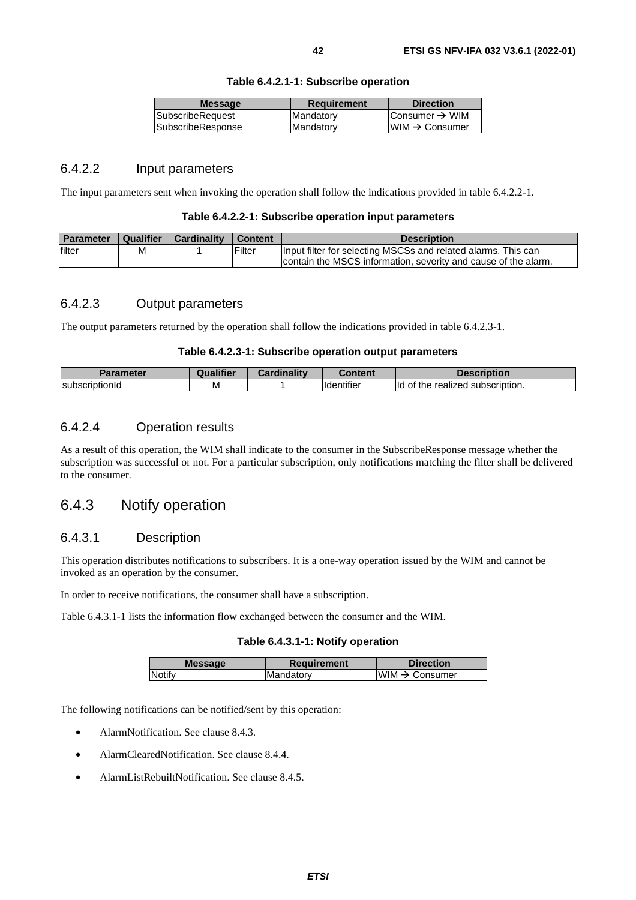**Table 6.4.2.1-1: Subscribe operation**

| Message | Requirement | Direction |
|---|---|---|
| SubscribeRequest | Mandatory | Consumer → WIM |
| SubscribeResponse | Mandatory | WIM → Consumer |

### 6.4.2.2 Input parameters

The input parameters sent when invoking the operation shall follow the indications provided in table 6.4.2.2-1.

**Table 6.4.2.2-1: Subscribe operation input parameters**

| Parameter | Qualifier | Cardinality | Content | Description |
|---|---|---|---|---|
| filter | M | 1 | Filter | Input filter for selecting MSCSs and related alarms. This can contain the MSCS information, severity and cause of the alarm. |

### 6.4.2.3 Output parameters

The output parameters returned by the operation shall follow the indications provided in table 6.4.2.3-1.

**Table 6.4.2.3-1: Subscribe operation output parameters**

| Parameter | Qualifier | Cardinality | Content | Description |
|---|---|---|---|---|
| subscriptionId | M | 1 | Identifier | Id of the realized subscription. |

### 6.4.2.4 Operation results

As a result of this operation, the WIM shall indicate to the consumer in the SubscribeResponse message whether the subscription was successful or not. For a particular subscription, only notifications matching the filter shall be delivered to the consumer.

## 6.4.3 Notify operation

### 6.4.3.1 Description

This operation distributes notifications to subscribers. It is a one-way operation issued by the WIM and cannot be invoked as an operation by the consumer.

In order to receive notifications, the consumer shall have a subscription.

Table 6.4.3.1-1 lists the information flow exchanged between the consumer and the WIM.

**Table 6.4.3.1-1: Notify operation**

| Message | Requirement | Direction |
|---|---|---|
| Notify | Mandatory | WIM → Consumer |

The following notifications can be notified/sent by this operation:

- AlarmNotification. See clause 8.4.3.
- AlarmClearedNotification. See clause 8.4.4.
- AlarmListRebuiltNotification. See clause 8.4.5.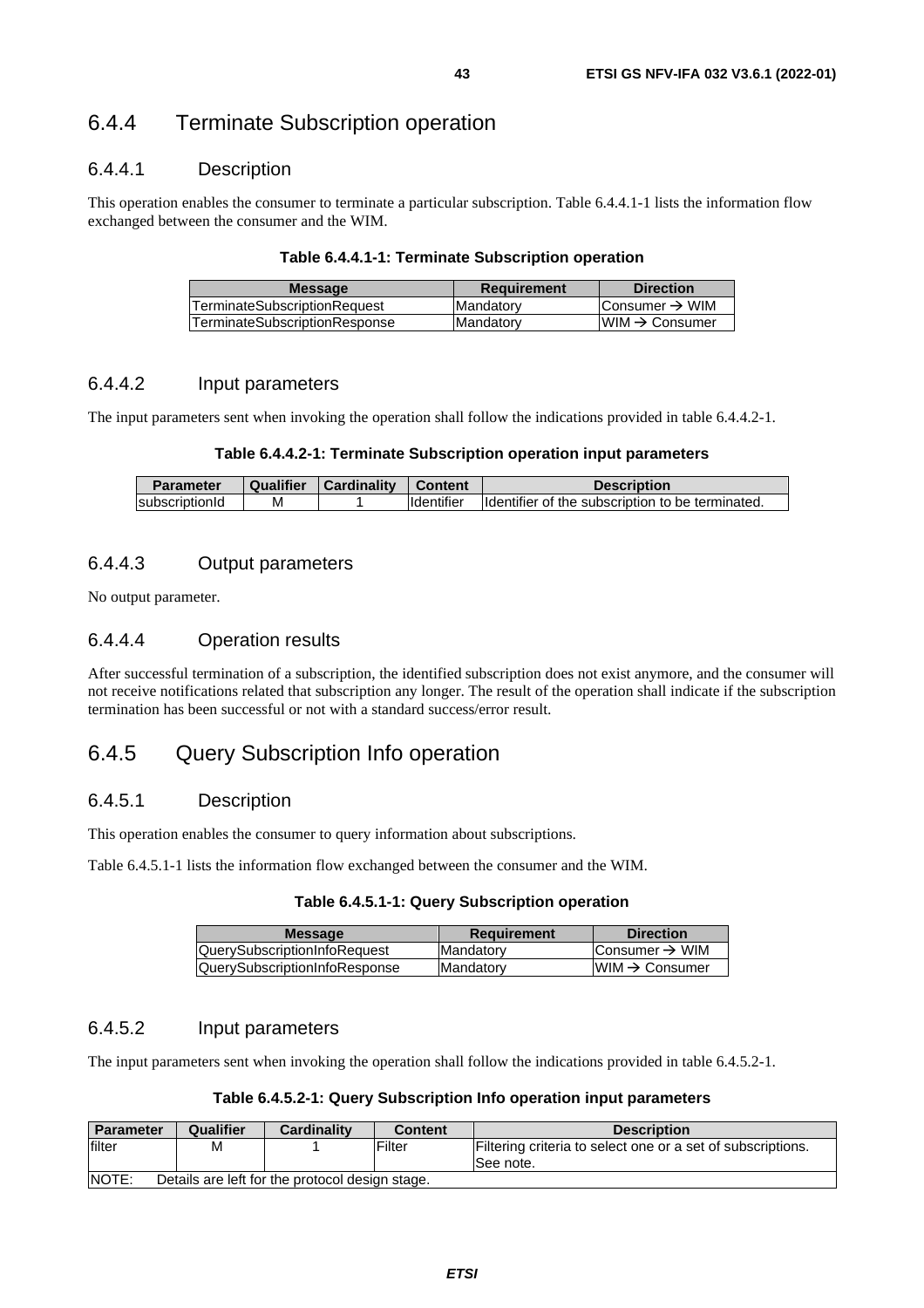### 6.4.4 Terminate Subscription operation

#### 6.4.4.1 Description

This operation enables the consumer to terminate a particular subscription. Table 6.4.4.1-1 lists the information flow exchanged between the consumer and the WIM.

**Table 6.4.4.1-1: Terminate Subscription operation**

| Message | Requirement | Direction |
|---|---|---|
| TerminateSubscriptionRequest | Mandatory | Consumer → WIM |
| TerminateSubscriptionResponse | Mandatory | WIM → Consumer |

#### 6.4.4.2 Input parameters

The input parameters sent when invoking the operation shall follow the indications provided in table 6.4.4.2-1.

**Table 6.4.4.2-1: Terminate Subscription operation input parameters**

| Parameter | Qualifier | Cardinality | Content | Description |
|---|---|---|---|---|
| subscriptionId | M | 1 | Identifier | Identifier of the subscription to be terminated. |

#### 6.4.4.3 Output parameters

No output parameter.

#### 6.4.4.4 Operation results

After successful termination of a subscription, the identified subscription does not exist anymore, and the consumer will not receive notifications related that subscription any longer. The result of the operation shall indicate if the subscription termination has been successful or not with a standard success/error result.

### 6.4.5 Query Subscription Info operation

#### 6.4.5.1 Description

This operation enables the consumer to query information about subscriptions.

Table 6.4.5.1-1 lists the information flow exchanged between the consumer and the WIM.

**Table 6.4.5.1-1: Query Subscription operation**

| Message | Requirement | Direction |
|---|---|---|
| QuerySubscriptionInfoRequest | Mandatory | Consumer → WIM |
| QuerySubscriptionInfoResponse | Mandatory | WIM → Consumer |

#### 6.4.5.2 Input parameters

The input parameters sent when invoking the operation shall follow the indications provided in table 6.4.5.2-1.

**Table 6.4.5.2-1: Query Subscription Info operation input parameters**

| Parameter | Qualifier | Cardinality | Content | Description |
|---|---|---|---|---|
| filter | M | 1 | Filter | Filtering criteria to select one or a set of subscriptions. See note. |
| NOTE: Details are left for the protocol design stage. | | | | |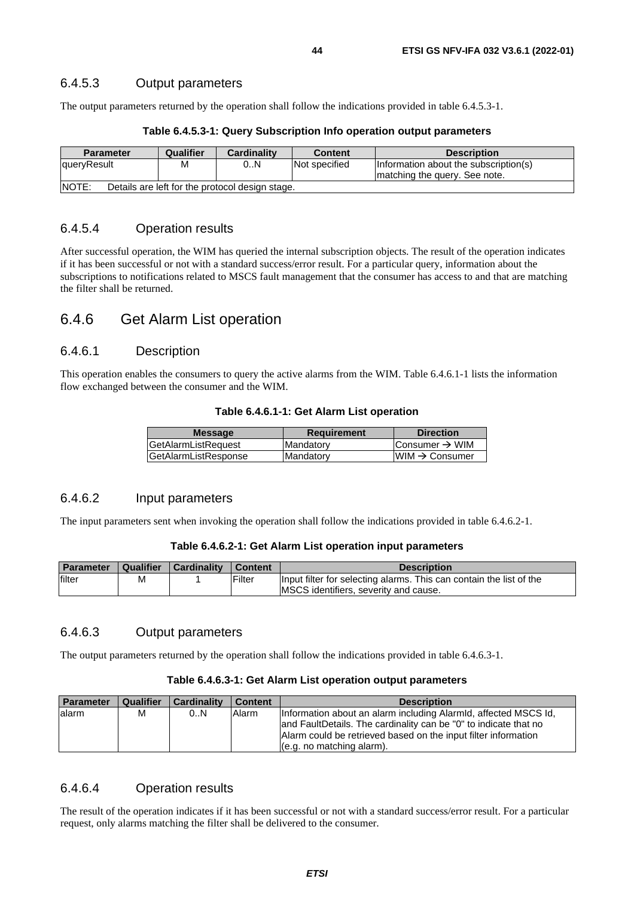### 6.4.5.3 Output parameters

The output parameters returned by the operation shall follow the indications provided in table 6.4.5.3-1.

**Table 6.4.5.3-1: Query Subscription Info operation output parameters**

| Parameter | Qualifier | Cardinality | Content | Description |
|---|---|---|---|---|
| queryResult | M | 0..N | Not specified | Information about the subscription(s) matching the query. See note. |
| NOTE: Details are left for the protocol design stage. | | | | |

### 6.4.5.4 Operation results

After successful operation, the WIM has queried the internal subscription objects. The result of the operation indicates if it has been successful or not with a standard success/error result. For a particular query, information about the subscriptions to notifications related to MSCS fault management that the consumer has access to and that are matching the filter shall be returned.

## 6.4.6 Get Alarm List operation

### 6.4.6.1 Description

This operation enables the consumers to query the active alarms from the WIM. Table 6.4.6.1-1 lists the information flow exchanged between the consumer and the WIM.

**Table 6.4.6.1-1: Get Alarm List operation**

| Message | Requirement | Direction |
|---|---|---|
| GetAlarmListRequest | Mandatory | Consumer → WIM |
| GetAlarmListResponse | Mandatory | WIM → Consumer |

### 6.4.6.2 Input parameters

The input parameters sent when invoking the operation shall follow the indications provided in table 6.4.6.2-1.

**Table 6.4.6.2-1: Get Alarm List operation input parameters**

| Parameter | Qualifier | Cardinality | Content | Description |
|---|---|---|---|---|
| filter | M | 1 | Filter | Input filter for selecting alarms. This can contain the list of the MSCS identifiers, severity and cause. |

### 6.4.6.3 Output parameters

The output parameters returned by the operation shall follow the indications provided in table 6.4.6.3-1.

**Table 6.4.6.3-1: Get Alarm List operation output parameters**

| Parameter | Qualifier | Cardinality | Content | Description |
|---|---|---|---|---|
| alarm | M | 0..N | Alarm | Information about an alarm including AlarmId, affected MSCS Id, and FaultDetails. The cardinality can be "0" to indicate that no Alarm could be retrieved based on the input filter information (e.g. no matching alarm). |

### 6.4.6.4 Operation results

The result of the operation indicates if it has been successful or not with a standard success/error result. For a particular request, only alarms matching the filter shall be delivered to the consumer.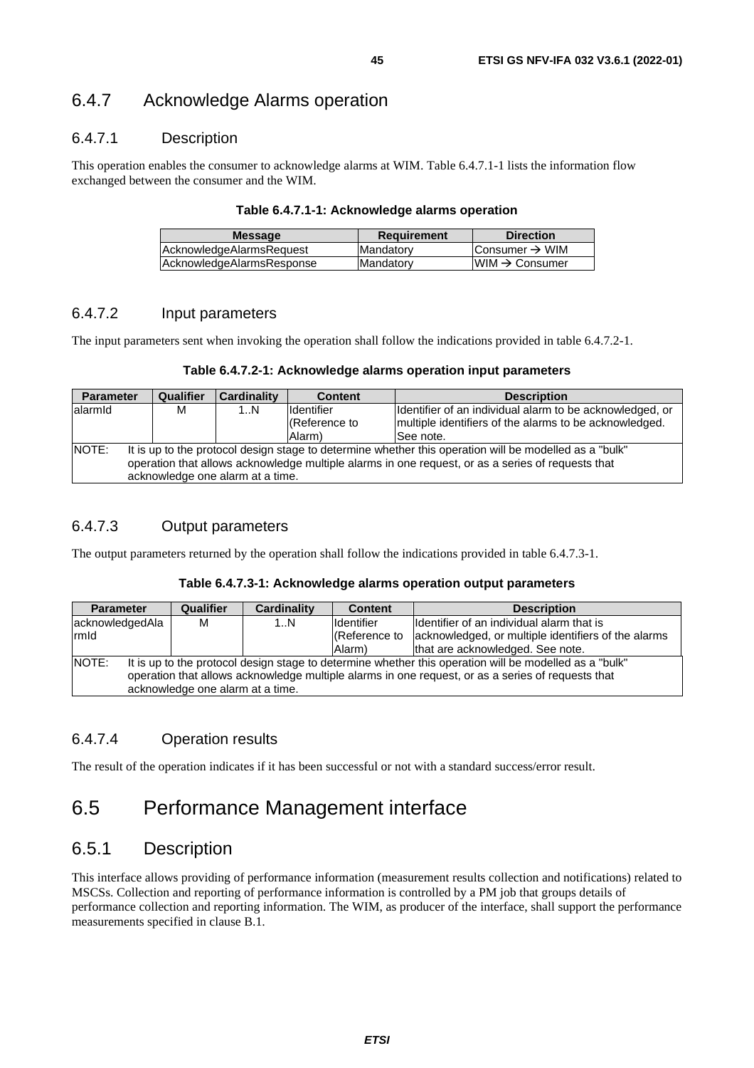### 6.4.7 Acknowledge Alarms operation

#### 6.4.7.1 Description

This operation enables the consumer to acknowledge alarms at WIM. Table 6.4.7.1-1 lists the information flow exchanged between the consumer and the WIM.

**Table 6.4.7.1-1: Acknowledge alarms operation**

| Message | Requirement | Direction |
|---|---|---|
| AcknowledgeAlarmsRequest | Mandatory | Consumer → WIM |
| AcknowledgeAlarmsResponse | Mandatory | WIM → Consumer |

#### 6.4.7.2 Input parameters

The input parameters sent when invoking the operation shall follow the indications provided in table 6.4.7.2-1.

**Table 6.4.7.2-1: Acknowledge alarms operation input parameters**

| Parameter | Qualifier | Cardinality | Content | Description |
|---|---|---|---|---|
| alarmId | M | 1..N | Identifier (Reference to Alarm) | Identifier of an individual alarm to be acknowledged, or multiple identifiers of the alarms to be acknowledged. See note. |
| NOTE: It is up to the protocol design stage to determine whether this operation will be modelled as a "bulk" operation that allows acknowledge multiple alarms in one request, or as a series of requests that acknowledge one alarm at a time. | | | | |

#### 6.4.7.3 Output parameters

The output parameters returned by the operation shall follow the indications provided in table 6.4.7.3-1.

**Table 6.4.7.3-1: Acknowledge alarms operation output parameters**

| Parameter | Qualifier | Cardinality | Content | Description |
|---|---|---|---|---|
| acknowledgedAlarmId | M | 1..N | Identifier (Reference to Alarm) | Identifier of an individual alarm that is acknowledged, or multiple identifiers of the alarms that are acknowledged. See note. |
| NOTE: It is up to the protocol design stage to determine whether this operation will be modelled as a "bulk" operation that allows acknowledge multiple alarms in one request, or as a series of requests that acknowledge one alarm at a time. | | | | |

#### 6.4.7.4 Operation results

The result of the operation indicates if it has been successful or not with a standard success/error result.

## 6.5 Performance Management interface

### 6.5.1 Description

This interface allows providing of performance information (measurement results collection and notifications) related to MSCSs. Collection and reporting of performance information is controlled by a PM job that groups details of performance collection and reporting information. The WIM, as producer of the interface, shall support the performance measurements specified in clause B.1.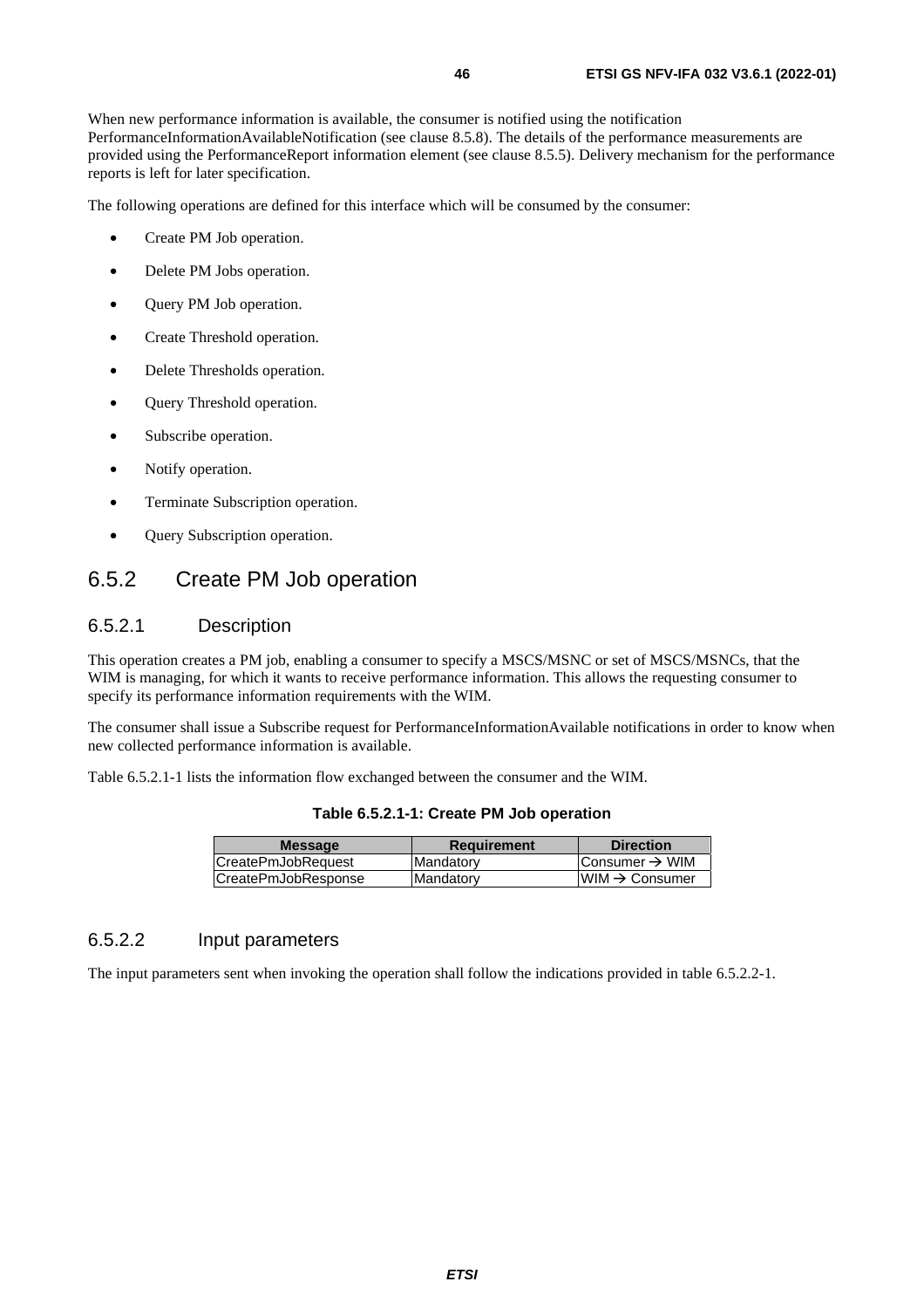When new performance information is available, the consumer is notified using the notification PerformanceInformationAvailableNotification (see clause 8.5.8). The details of the performance measurements are provided using the PerformanceReport information element (see clause 8.5.5). Delivery mechanism for the performance reports is left for later specification.

The following operations are defined for this interface which will be consumed by the consumer:

- Create PM Job operation.
- Delete PM Jobs operation.
- Query PM Job operation.
- Create Threshold operation.
- Delete Thresholds operation.
- Query Threshold operation.
- Subscribe operation.
- Notify operation.
- Terminate Subscription operation.
- Query Subscription operation.

## 6.5.2 Create PM Job operation

### 6.5.2.1 Description

This operation creates a PM job, enabling a consumer to specify a MSCS/MSNC or set of MSCS/MSNCs, that the WIM is managing, for which it wants to receive performance information. This allows the requesting consumer to specify its performance information requirements with the WIM.

The consumer shall issue a Subscribe request for PerformanceInformationAvailable notifications in order to know when new collected performance information is available.

Table 6.5.2.1-1 lists the information flow exchanged between the consumer and the WIM.

**Table 6.5.2.1-1: Create PM Job operation**

| Message | Requirement | Direction |
|---|---|---|
| CreatePmJobRequest | Mandatory | Consumer → WIM |
| CreatePmJobResponse | Mandatory | WIM → Consumer |

### 6.5.2.2 Input parameters

The input parameters sent when invoking the operation shall follow the indications provided in table 6.5.2.2-1.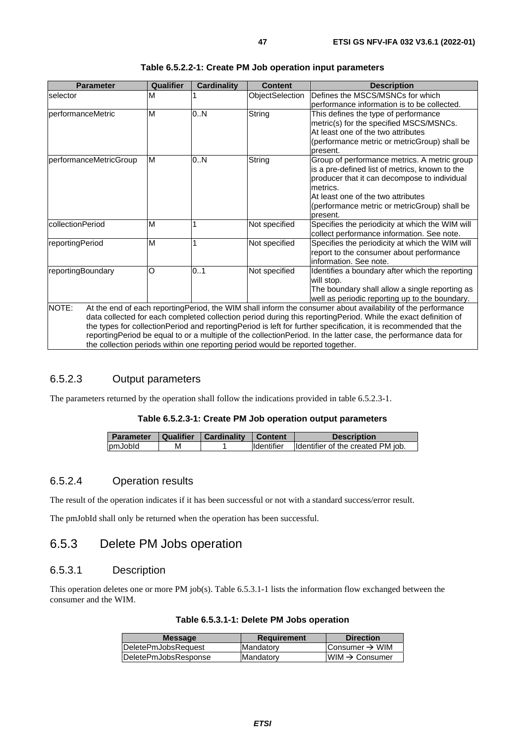**Table 6.5.2.2-1: Create PM Job operation input parameters**

| Parameter | Qualifier | Cardinality | Content | Description |
| --- | --- | --- | --- | --- |
| selector | M | 1 | ObjectSelection | Defines the MSCS/MSNCs for which performance information is to be collected. |
| performanceMetric | M | 0..N | String | This defines the type of performance metric(s) for the specified MSCS/MSNCs. At least one of the two attributes (performance metric or metricGroup) shall be present. |
| performanceMetricGroup | M | 0..N | String | Group of performance metrics. A metric group is a pre-defined list of metrics, known to the producer that it can decompose to individual metrics. At least one of the two attributes (performance metric or metricGroup) shall be present. |
| collectionPeriod | M | 1 | Not specified | Specifies the periodicity at which the WIM will collect performance information. See note. |
| reportingPeriod | M | 1 | Not specified | Specifies the periodicity at which the WIM will report to the consumer about performance information. See note. |
| reportingBoundary | O | 0..1 | Not specified | Identifies a boundary after which the reporting will stop. The boundary shall allow a single reporting as well as periodic reporting up to the boundary. |
| NOTE: At the end of each reportingPeriod, the WIM shall inform the consumer about availability of the performance data collected for each completed collection period during this reportingPeriod. While the exact definition of the types for collectionPeriod and reportingPeriod is left for further specification, it is recommended that the reportingPeriod be equal to or a multiple of the collectionPeriod. In the latter case, the performance data for the collection periods within one reporting period would be reported together. | | | | |

### 6.5.2.3 Output parameters

The parameters returned by the operation shall follow the indications provided in table 6.5.2.3-1.

**Table 6.5.2.3-1: Create PM Job operation output parameters**

| Parameter | Qualifier | Cardinality | Content | Description |
| --- | --- | --- | --- | --- |
| pmJobId | M | 1 | Identifier | Identifier of the created PM job. |

### 6.5.2.4 Operation results

The result of the operation indicates if it has been successful or not with a standard success/error result.

The pmJobId shall only be returned when the operation has been successful.

## 6.5.3 Delete PM Jobs operation

### 6.5.3.1 Description

This operation deletes one or more PM job(s). Table 6.5.3.1-1 lists the information flow exchanged between the consumer and the WIM.

**Table 6.5.3.1-1: Delete PM Jobs operation**

| Message | Requirement | Direction |
| --- | --- | --- |
| DeletePmJobsRequest | Mandatory | Consumer → WIM |
| DeletePmJobsResponse | Mandatory | WIM → Consumer |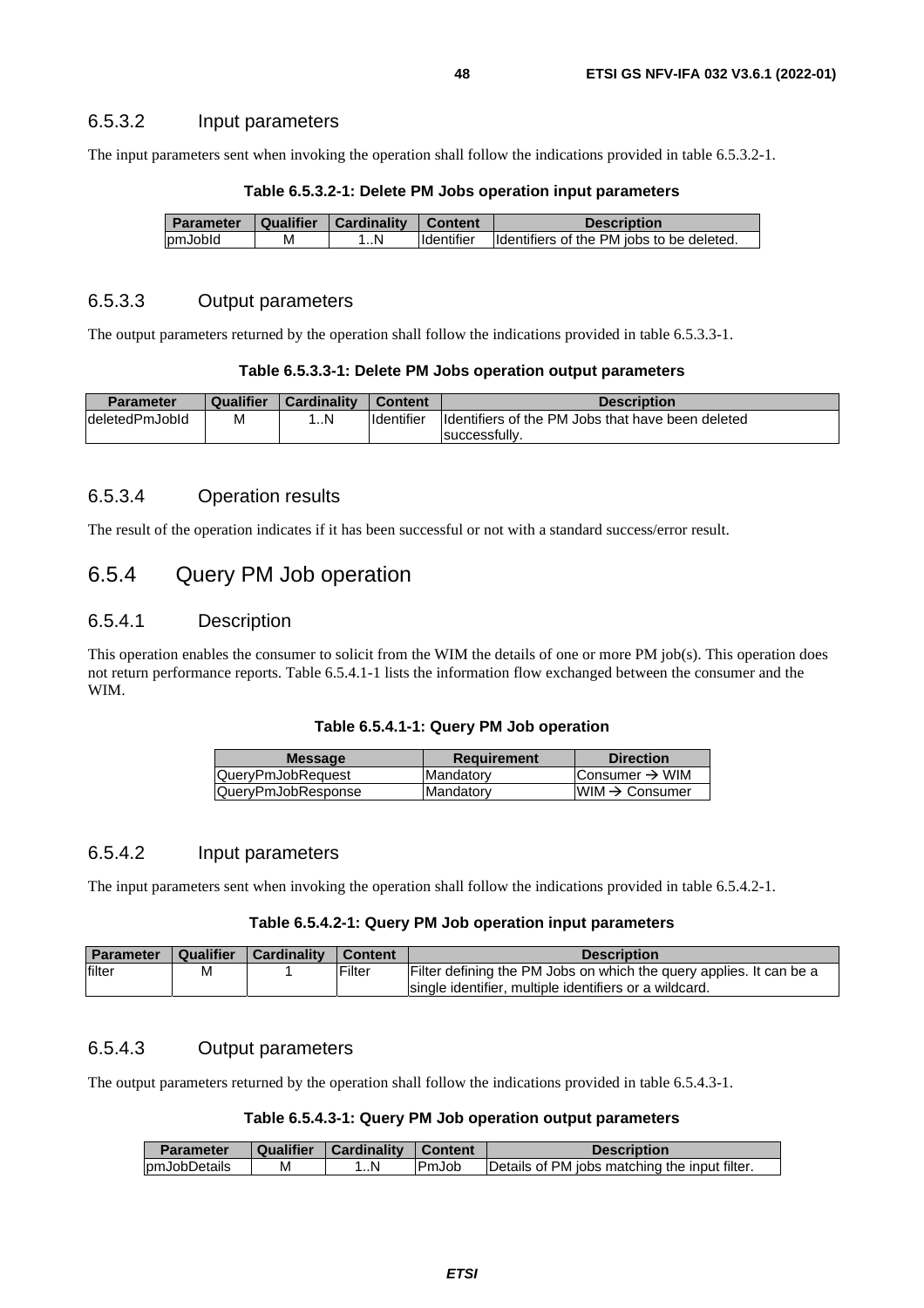### 6.5.3.2 Input parameters

The input parameters sent when invoking the operation shall follow the indications provided in table 6.5.3.2-1.

**Table 6.5.3.2-1: Delete PM Jobs operation input parameters**

| Parameter | Qualifier | Cardinality | Content | Description |
|---|---|---|---|---|
| pmJobId | M | 1..N | Identifier | Identifiers of the PM jobs to be deleted. |

### 6.5.3.3 Output parameters

The output parameters returned by the operation shall follow the indications provided in table 6.5.3.3-1.

**Table 6.5.3.3-1: Delete PM Jobs operation output parameters**

| Parameter | Qualifier | Cardinality | Content | Description |
|---|---|---|---|---|
| deletedPmJobId | M | 1..N | Identifier | Identifiers of the PM Jobs that have been deleted successfully. |

### 6.5.3.4 Operation results

The result of the operation indicates if it has been successful or not with a standard success/error result.

## 6.5.4 Query PM Job operation

### 6.5.4.1 Description

This operation enables the consumer to solicit from the WIM the details of one or more PM job(s). This operation does not return performance reports. Table 6.5.4.1-1 lists the information flow exchanged between the consumer and the WIM.

**Table 6.5.4.1-1: Query PM Job operation**

| Message | Requirement | Direction |
|---|---|---|
| QueryPmJobRequest | Mandatory | Consumer → WIM |
| QueryPmJobResponse | Mandatory | WIM → Consumer |

### 6.5.4.2 Input parameters

The input parameters sent when invoking the operation shall follow the indications provided in table 6.5.4.2-1.

**Table 6.5.4.2-1: Query PM Job operation input parameters**

| Parameter | Qualifier | Cardinality | Content | Description |
|---|---|---|---|---|
| filter | M | 1 | Filter | Filter defining the PM Jobs on which the query applies. It can be a single identifier, multiple identifiers or a wildcard. |

### 6.5.4.3 Output parameters

The output parameters returned by the operation shall follow the indications provided in table 6.5.4.3-1.

**Table 6.5.4.3-1: Query PM Job operation output parameters**

| Parameter | Qualifier | Cardinality | Content | Description |
|---|---|---|---|---|
| pmJobDetails | M | 1..N | PmJob | Details of PM jobs matching the input filter. |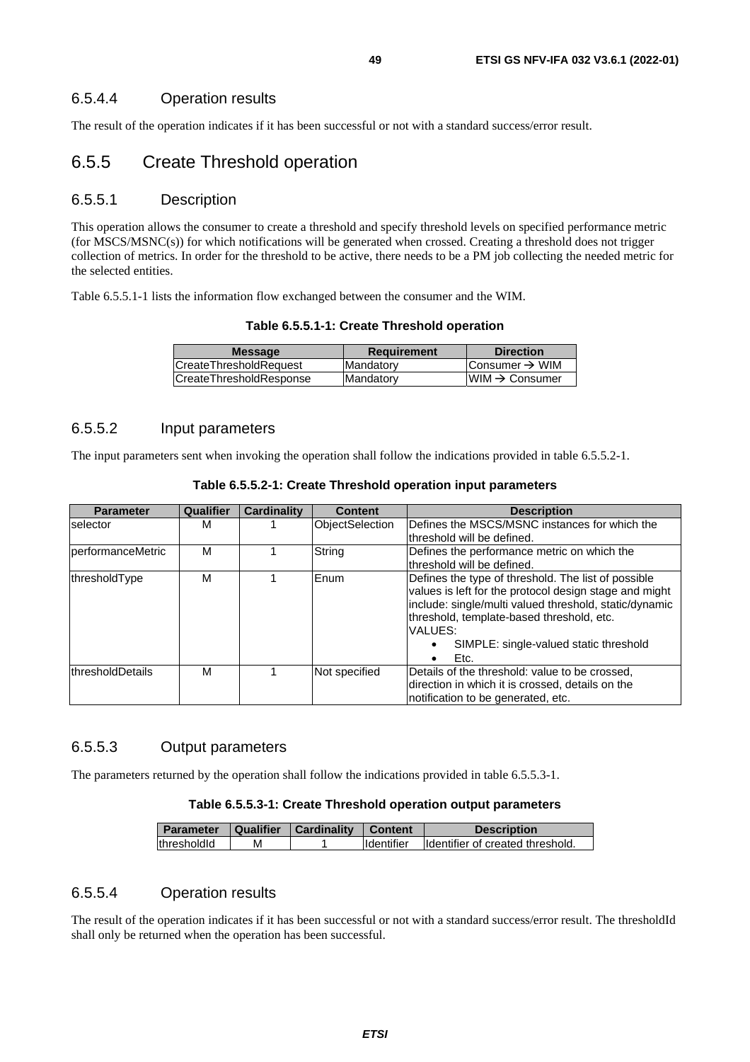#### 6.5.4.4 Operation results

The result of the operation indicates if it has been successful or not with a standard success/error result.

### 6.5.5 Create Threshold operation

#### 6.5.5.1 Description

This operation allows the consumer to create a threshold and specify threshold levels on specified performance metric (for MSCS/MSNC(s)) for which notifications will be generated when crossed. Creating a threshold does not trigger collection of metrics. In order for the threshold to be active, there needs to be a PM job collecting the needed metric for the selected entities.

Table 6.5.5.1-1 lists the information flow exchanged between the consumer and the WIM.

**Table 6.5.5.1-1: Create Threshold operation**

| Message | Requirement | Direction |
|---|---|---|
| CreateThresholdRequest | Mandatory | Consumer → WIM |
| CreateThresholdResponse | Mandatory | WIM → Consumer |

#### 6.5.5.2 Input parameters

The input parameters sent when invoking the operation shall follow the indications provided in table 6.5.5.2-1.

**Table 6.5.5.2-1: Create Threshold operation input parameters**

| Parameter | Qualifier | Cardinality | Content | Description |
|---|---|---|---|---|
| selector | M | 1 | ObjectSelection | Defines the MSCS/MSNC instances for which the threshold will be defined. |
| performanceMetric | M | 1 | String | Defines the performance metric on which the threshold will be defined. |
| thresholdType | M | 1 | Enum | Defines the type of threshold. The list of possible values is left for the protocol design stage and might include: single/multi valued threshold, static/dynamic threshold, template-based threshold, etc.<br>VALUES:<br>• SIMPLE: single-valued static threshold<br>• Etc. |
| thresholdDetails | M | 1 | Not specified | Details of the threshold: value to be crossed, direction in which it is crossed, details on the notification to be generated, etc. |

#### 6.5.5.3 Output parameters

The parameters returned by the operation shall follow the indications provided in table 6.5.5.3-1.

**Table 6.5.5.3-1: Create Threshold operation output parameters**

| Parameter | Qualifier | Cardinality | Content | Description |
|---|---|---|---|---|
| thresholdId | M | 1 | Identifier | Identifier of created threshold. |

#### 6.5.5.4 Operation results

The result of the operation indicates if it has been successful or not with a standard success/error result. The thresholdId shall only be returned when the operation has been successful.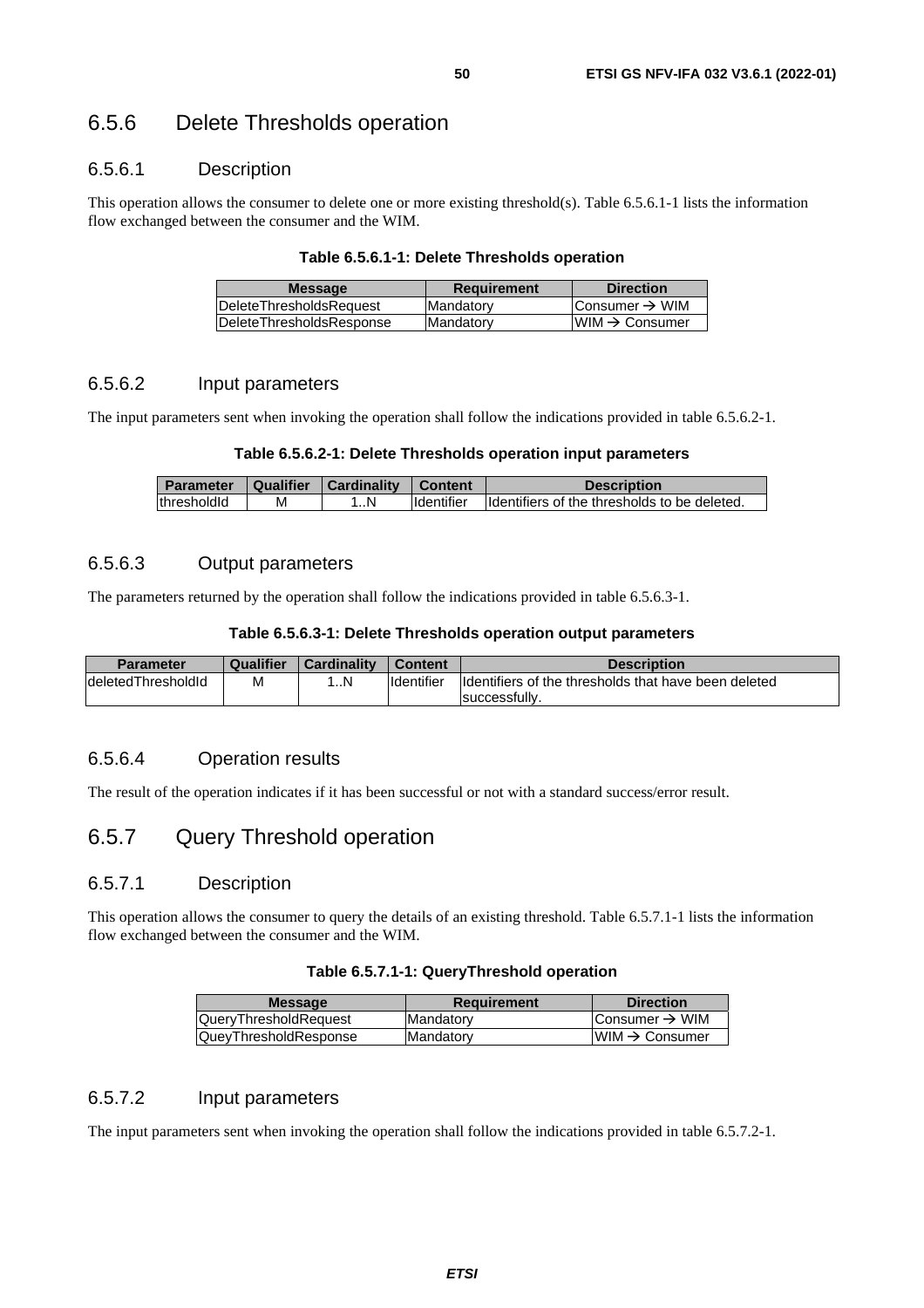### 6.5.6 Delete Thresholds operation

#### 6.5.6.1 Description

This operation allows the consumer to delete one or more existing threshold(s). Table 6.5.6.1-1 lists the information flow exchanged between the consumer and the WIM.

**Table 6.5.6.1-1: Delete Thresholds operation**

| Message | Requirement | Direction |
| --- | --- | --- |
| DeleteThresholdsRequest | Mandatory | Consumer → WIM |
| DeleteThresholdsResponse | Mandatory | WIM → Consumer |

#### 6.5.6.2 Input parameters

The input parameters sent when invoking the operation shall follow the indications provided in table 6.5.6.2-1.

**Table 6.5.6.2-1: Delete Thresholds operation input parameters**

| Parameter | Qualifier | Cardinality | Content | Description |
| --- | --- | --- | --- | --- |
| thresholdId | M | 1..N | Identifier | Identifiers of the thresholds to be deleted. |

#### 6.5.6.3 Output parameters

The parameters returned by the operation shall follow the indications provided in table 6.5.6.3-1.

**Table 6.5.6.3-1: Delete Thresholds operation output parameters**

| Parameter | Qualifier | Cardinality | Content | Description |
| --- | --- | --- | --- | --- |
| deletedThresholdId | M | 1..N | Identifier | Identifiers of the thresholds that have been deleted successfully. |

#### 6.5.6.4 Operation results

The result of the operation indicates if it has been successful or not with a standard success/error result.

### 6.5.7 Query Threshold operation

#### 6.5.7.1 Description

This operation allows the consumer to query the details of an existing threshold. Table 6.5.7.1-1 lists the information flow exchanged between the consumer and the WIM.

**Table 6.5.7.1-1: QueryThreshold operation**

| Message | Requirement | Direction |
| --- | --- | --- |
| QueryThresholdRequest | Mandatory | Consumer → WIM |
| QueyThresholdResponse | Mandatory | WIM → Consumer |

#### 6.5.7.2 Input parameters

The input parameters sent when invoking the operation shall follow the indications provided in table 6.5.7.2-1.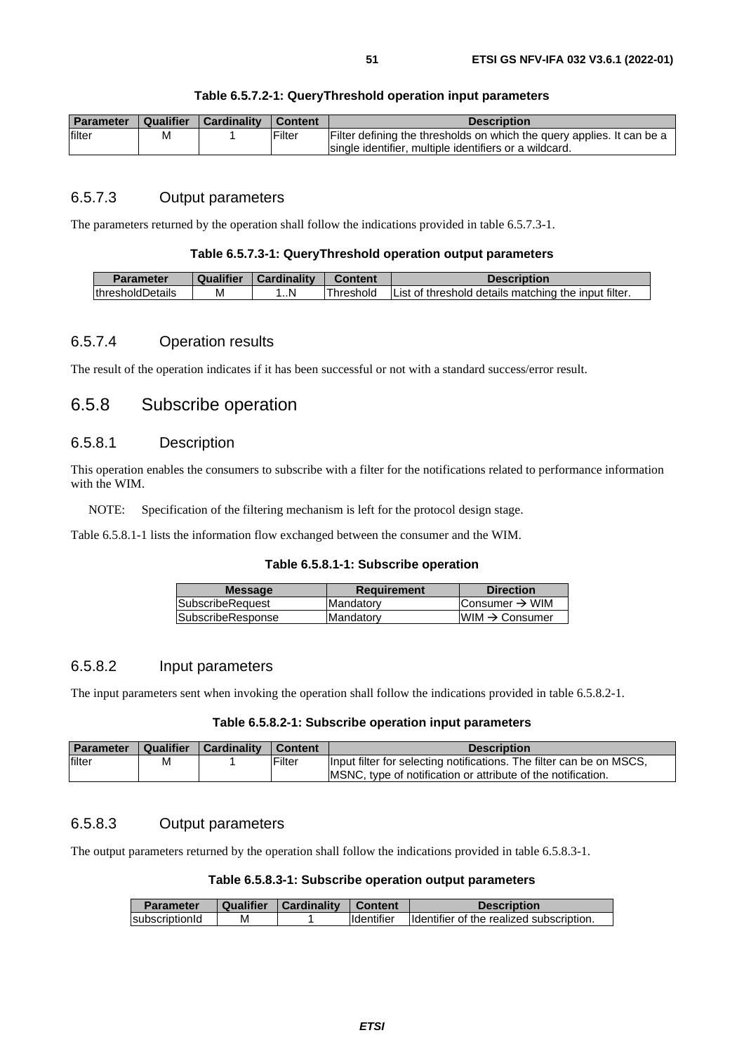**Table 6.5.7.2-1: QueryThreshold operation input parameters**

| Parameter | Qualifier | Cardinality | Content | Description |
|---|---|---|---|---|
| filter | M | 1 | Filter | Filter defining the thresholds on which the query applies. It can be a single identifier, multiple identifiers or a wildcard. |

### 6.5.7.3 Output parameters

The parameters returned by the operation shall follow the indications provided in table 6.5.7.3-1.

**Table 6.5.7.3-1: QueryThreshold operation output parameters**

| Parameter | Qualifier | Cardinality | Content | Description |
|---|---|---|---|---|
| thresholdDetails | M | 1..N | Threshold | List of threshold details matching the input filter. |

### 6.5.7.4 Operation results

The result of the operation indicates if it has been successful or not with a standard success/error result.

## 6.5.8 Subscribe operation

### 6.5.8.1 Description

This operation enables the consumers to subscribe with a filter for the notifications related to performance information with the WIM.

NOTE: Specification of the filtering mechanism is left for the protocol design stage.

Table 6.5.8.1-1 lists the information flow exchanged between the consumer and the WIM.

**Table 6.5.8.1-1: Subscribe operation**

| Message | Requirement | Direction |
|---|---|---|
| SubscribeRequest | Mandatory | Consumer → WIM |
| SubscribeResponse | Mandatory | WIM → Consumer |

### 6.5.8.2 Input parameters

The input parameters sent when invoking the operation shall follow the indications provided in table 6.5.8.2-1.

**Table 6.5.8.2-1: Subscribe operation input parameters**

| Parameter | Qualifier | Cardinality | Content | Description |
|---|---|---|---|---|
| filter | M | 1 | Filter | Input filter for selecting notifications. The filter can be on MSCS, MSNC, type of notification or attribute of the notification. |

### 6.5.8.3 Output parameters

The output parameters returned by the operation shall follow the indications provided in table 6.5.8.3-1.

**Table 6.5.8.3-1: Subscribe operation output parameters**

| Parameter | Qualifier | Cardinality | Content | Description |
|---|---|---|---|---|
| subscriptionId | M | 1 | Identifier | Identifier of the realized subscription. |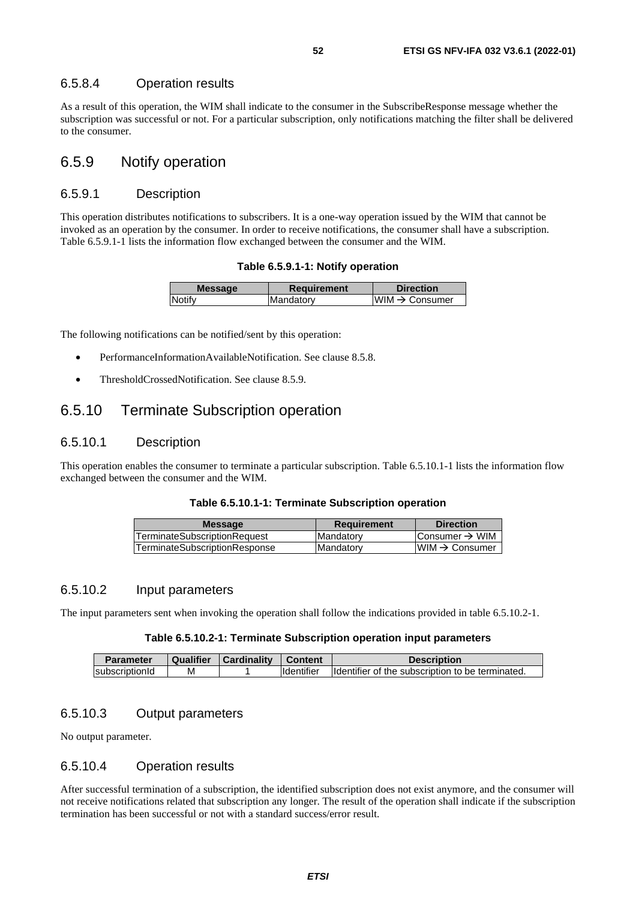### 6.5.8.4 Operation results

As a result of this operation, the WIM shall indicate to the consumer in the SubscribeResponse message whether the subscription was successful or not. For a particular subscription, only notifications matching the filter shall be delivered to the consumer.

## 6.5.9 Notify operation

### 6.5.9.1 Description

This operation distributes notifications to subscribers. It is a one-way operation issued by the WIM that cannot be invoked as an operation by the consumer. In order to receive notifications, the consumer shall have a subscription. Table 6.5.9.1-1 lists the information flow exchanged between the consumer and the WIM.

**Table 6.5.9.1-1: Notify operation**

| Message | Requirement | Direction |
|---|---|---|
| Notify | Mandatory | WIM → Consumer |

The following notifications can be notified/sent by this operation:

- PerformanceInformationAvailableNotification. See clause 8.5.8.
- ThresholdCrossedNotification. See clause 8.5.9.

## 6.5.10 Terminate Subscription operation

### 6.5.10.1 Description

This operation enables the consumer to terminate a particular subscription. Table 6.5.10.1-1 lists the information flow exchanged between the consumer and the WIM.

**Table 6.5.10.1-1: Terminate Subscription operation**

| Message | Requirement | Direction |
|---|---|---|
| TerminateSubscriptionRequest | Mandatory | Consumer → WIM |
| TerminateSubscriptionResponse | Mandatory | WIM → Consumer |

### 6.5.10.2 Input parameters

The input parameters sent when invoking the operation shall follow the indications provided in table 6.5.10.2-1.

**Table 6.5.10.2-1: Terminate Subscription operation input parameters**

| Parameter | Qualifier | Cardinality | Content | Description |
|---|---|---|---|---|
| subscriptionId | M | 1 | Identifier | Identifier of the subscription to be terminated. |

### 6.5.10.3 Output parameters

No output parameter.

### 6.5.10.4 Operation results

After successful termination of a subscription, the identified subscription does not exist anymore, and the consumer will not receive notifications related that subscription any longer. The result of the operation shall indicate if the subscription termination has been successful or not with a standard success/error result.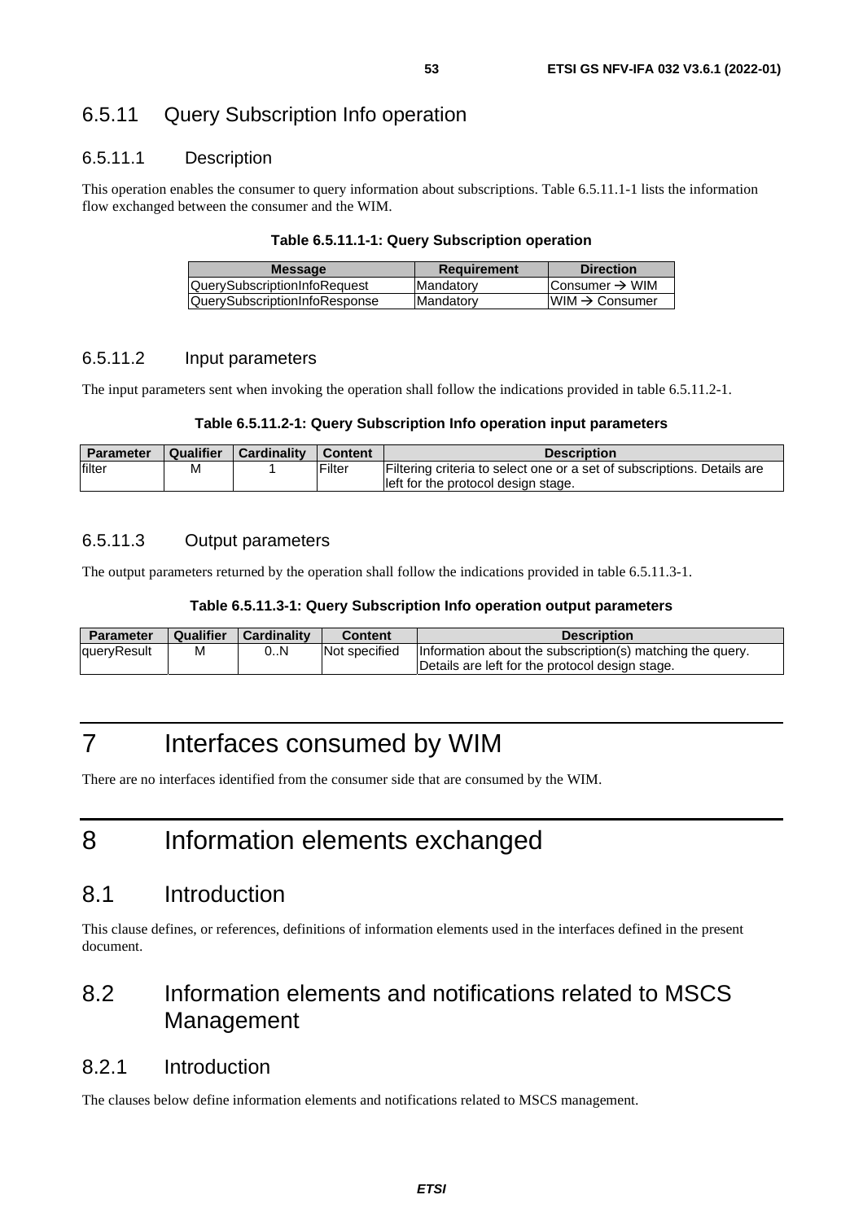### 6.5.11 Query Subscription Info operation

#### 6.5.11.1 Description

This operation enables the consumer to query information about subscriptions. Table 6.5.11.1-1 lists the information flow exchanged between the consumer and the WIM.

**Table 6.5.11.1-1: Query Subscription operation**

| Message | Requirement | Direction |
|---|---|---|
| QuerySubscriptionInfoRequest | Mandatory | Consumer → WIM |
| QuerySubscriptionInfoResponse | Mandatory | WIM → Consumer |

#### 6.5.11.2 Input parameters

The input parameters sent when invoking the operation shall follow the indications provided in table 6.5.11.2-1.

**Table 6.5.11.2-1: Query Subscription Info operation input parameters**

| Parameter | Qualifier | Cardinality | Content | Description |
|---|---|---|---|---|
| filter | M | 1 | Filter | Filtering criteria to select one or a set of subscriptions. Details are left for the protocol design stage. |

#### 6.5.11.3 Output parameters

The output parameters returned by the operation shall follow the indications provided in table 6.5.11.3-1.

**Table 6.5.11.3-1: Query Subscription Info operation output parameters**

| Parameter | Qualifier | Cardinality | Content | Description |
|---|---|---|---|---|
| queryResult | M | 0..N | Not specified | Information about the subscription(s) matching the query. Details are left for the protocol design stage. |

# 7 Interfaces consumed by WIM

There are no interfaces identified from the consumer side that are consumed by the WIM.

# 8 Information elements exchanged

## 8.1 Introduction

This clause defines, or references, definitions of information elements used in the interfaces defined in the present document.

## 8.2 Information elements and notifications related to MSCS Management

### 8.2.1 Introduction

The clauses below define information elements and notifications related to MSCS management.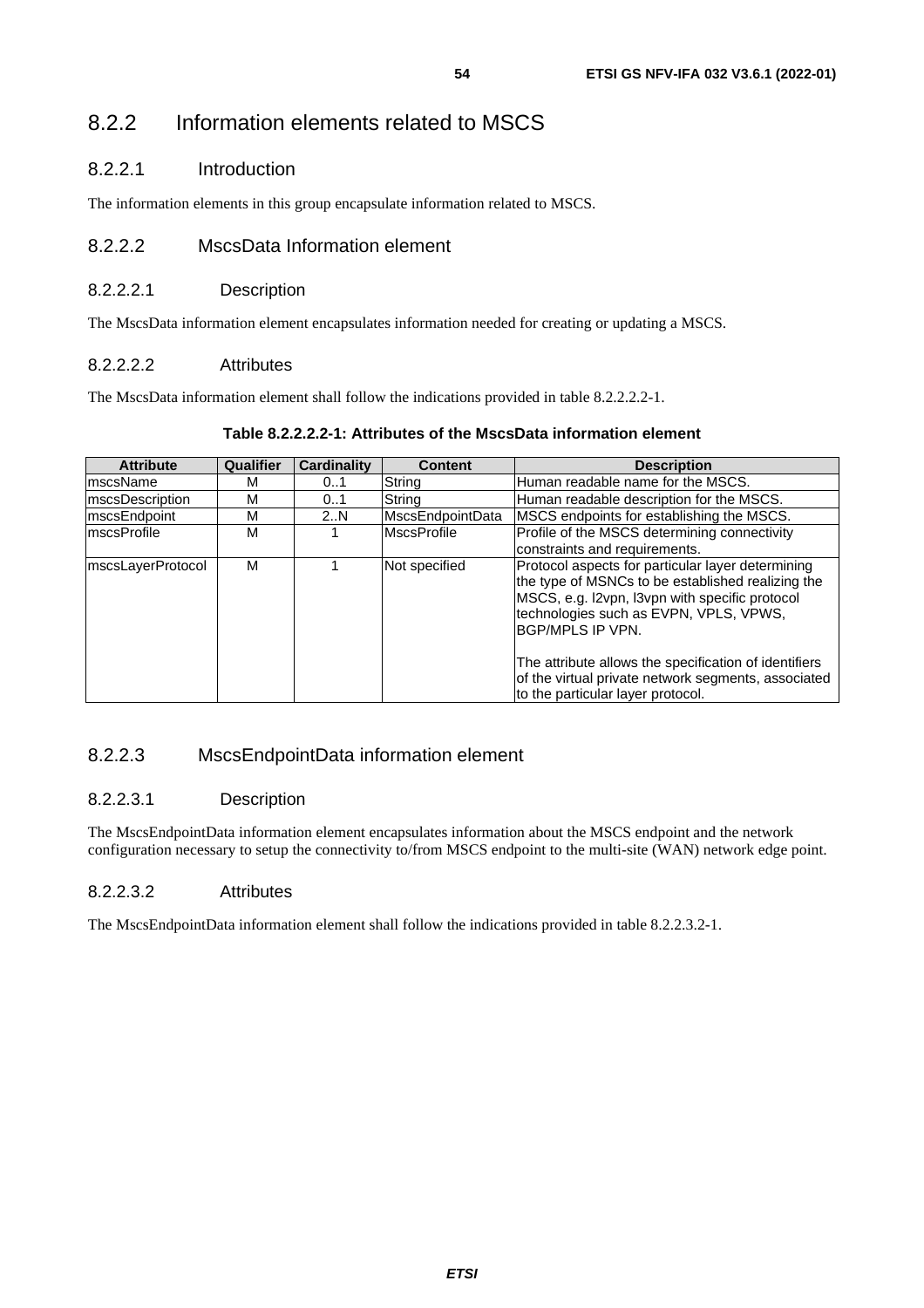## 8.2.2 Information elements related to MSCS

### 8.2.2.1 Introduction

The information elements in this group encapsulate information related to MSCS.

### 8.2.2.2 MscsData Information element

#### 8.2.2.2.1 Description

The MscsData information element encapsulates information needed for creating or updating a MSCS.

#### 8.2.2.2.2 Attributes

The MscsData information element shall follow the indications provided in table 8.2.2.2.2-1.

**Table 8.2.2.2.2-1: Attributes of the MscsData information element**

| Attribute | Qualifier | Cardinality | Content | Description |
|---|---|---|---|---|
| mscsName | M | 0..1 | String | Human readable name for the MSCS. |
| mscsDescription | M | 0..1 | String | Human readable description for the MSCS. |
| mscsEndpoint | M | 2..N | MscsEndpointData | MSCS endpoints for establishing the MSCS. |
| mscsProfile | M | 1 | MscsProfile | Profile of the MSCS determining connectivity constraints and requirements. |
| mscsLayerProtocol | M | 1 | Not specified | Protocol aspects for particular layer determining the type of MSNCs to be established realizing the MSCS, e.g. l2vpn, l3vpn with specific protocol technologies such as EVPN, VPLS, VPWS, BGP/MPLS IP VPN.<br><br>The attribute allows the specification of identifiers of the virtual private network segments, associated to the particular layer protocol. |

### 8.2.2.3 MscsEndpointData information element

#### 8.2.2.3.1 Description

The MscsEndpointData information element encapsulates information about the MSCS endpoint and the network configuration necessary to setup the connectivity to/from MSCS endpoint to the multi-site (WAN) network edge point.

#### 8.2.2.3.2 Attributes

The MscsEndpointData information element shall follow the indications provided in table 8.2.2.3.2-1.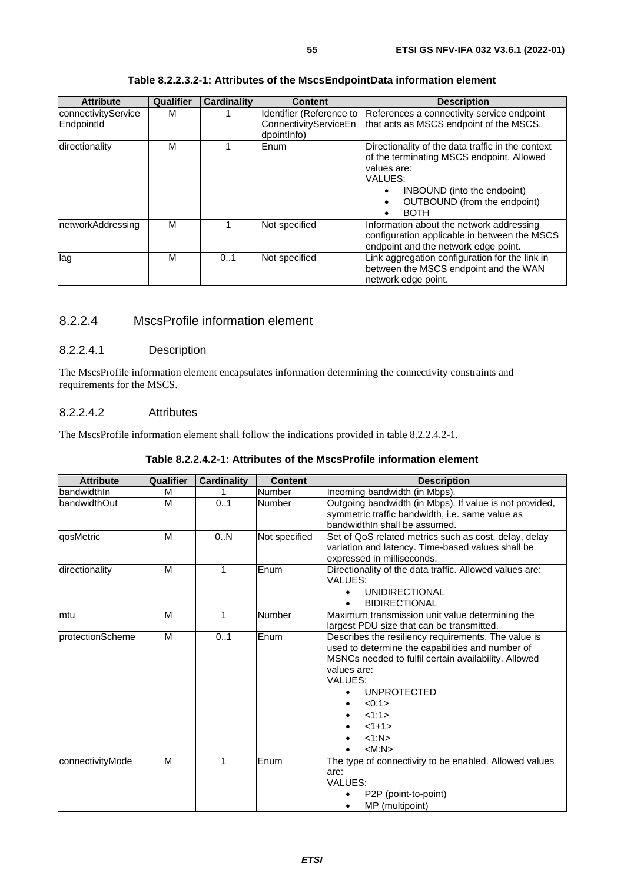**Table 8.2.2.3.2-1: Attributes of the MscsEndpointData information element**

| Attribute | Qualifier | Cardinality | Content | Description |
| --- | --- | --- | --- | --- |
| connectivityServiceEndpointId | M | 1 | Identifier (Reference to ConnectivityServiceEndpointInfo) | References a connectivity service endpoint that acts as MSCS endpoint of the MSCS. |
| directionality | M | 1 | Enum | Directionality of the data traffic in the context of the terminating MSCS endpoint. Allowed values are:<br>VALUES:<br>• INBOUND (into the endpoint)<br>• OUTBOUND (from the endpoint)<br>• BOTH |
| networkAddressing | M | 1 | Not specified | Information about the network addressing configuration applicable in between the MSCS endpoint and the network edge point. |
| lag | M | 0..1 | Not specified | Link aggregation configuration for the link in between the MSCS endpoint and the WAN network edge point. |

### 8.2.2.4 MscsProfile information element

#### 8.2.2.4.1 Description

The MscsProfile information element encapsulates information determining the connectivity constraints and requirements for the MSCS.

#### 8.2.2.4.2 Attributes

The MscsProfile information element shall follow the indications provided in table 8.2.2.4.2-1.

**Table 8.2.2.4.2-1: Attributes of the MscsProfile information element**

| Attribute | Qualifier | Cardinality | Content | Description |
| --- | --- | --- | --- | --- |
| bandwidthIn | M | 1 | Number | Incoming bandwidth (in Mbps). |
| bandwidthOut | M | 0..1 | Number | Outgoing bandwidth (in Mbps). If value is not provided, symmetric traffic bandwidth, i.e. same value as bandwidthIn shall be assumed. |
| qosMetric | M | 0..N | Not specified | Set of QoS related metrics such as cost, delay, delay variation and latency. Time-based values shall be expressed in milliseconds. |
| directionality | M | 1 | Enum | Directionality of the data traffic. Allowed values are:<br>VALUES:<br>• UNIDIRECTIONAL<br>• BIDIRECTIONAL |
| mtu | M | 1 | Number | Maximum transmission unit value determining the largest PDU size that can be transmitted. |
| protectionScheme | M | 0..1 | Enum | Describes the resiliency requirements. The value is used to determine the capabilities and number of MSNCs needed to fulfil certain availability. Allowed values are:<br>VALUES:<br>• UNPROTECTED<br>• <0:1><br>• <1:1><br>• <1+1><br>• <1:N><br>• <M:N> |
| connectivityMode | M | 1 | Enum | The type of connectivity to be enabled. Allowed values are:<br>VALUES:<br>• P2P (point-to-point)<br>• MP (multipoint) |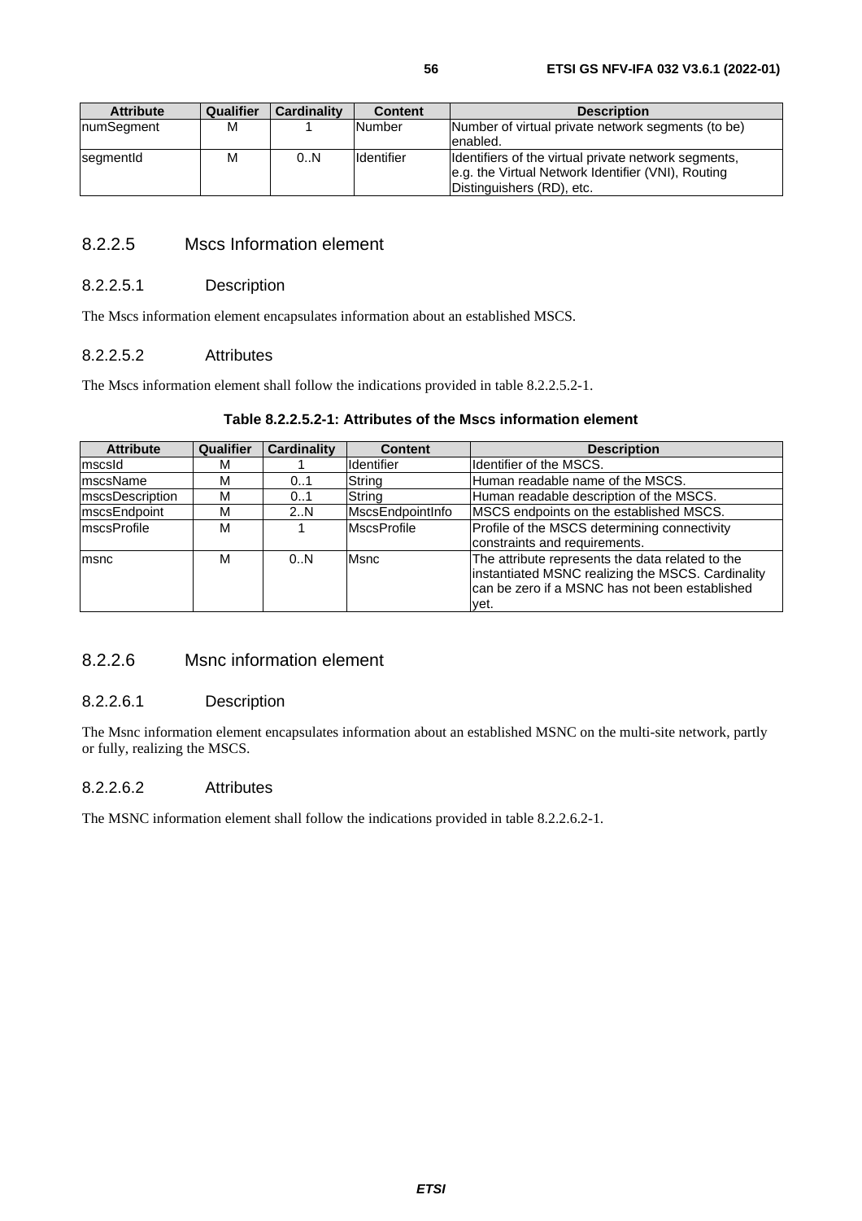| Attribute | Qualifier | Cardinality | Content | Description |
| --- | --- | --- | --- | --- |
| numSegment | M | 1 | Number | Number of virtual private network segments (to be) enabled. |
| segmentId | M | 0..N | Identifier | Identifiers of the virtual private network segments, e.g. the Virtual Network Identifier (VNI), Routing Distinguishers (RD), etc. |

### 8.2.2.5 Mscs Information element

#### 8.2.2.5.1 Description

The Mscs information element encapsulates information about an established MSCS.

#### 8.2.2.5.2 Attributes

The Mscs information element shall follow the indications provided in table 8.2.2.5.2-1.

**Table 8.2.2.5.2-1: Attributes of the Mscs information element**

| Attribute | Qualifier | Cardinality | Content | Description |
| --- | --- | --- | --- | --- |
| mscsId | M | 1 | Identifier | Identifier of the MSCS. |
| mscsName | M | 0..1 | String | Human readable name of the MSCS. |
| mscsDescription | M | 0..1 | String | Human readable description of the MSCS. |
| mscsEndpoint | M | 2..N | MscsEndpointInfo | MSCS endpoints on the established MSCS. |
| mscsProfile | M | 1 | MscsProfile | Profile of the MSCS determining connectivity constraints and requirements. |
| msnc | M | 0..N | Msnc | The attribute represents the data related to the instantiated MSNC realizing the MSCS. Cardinality can be zero if a MSNC has not been established yet. |

### 8.2.2.6 Msnc information element

#### 8.2.2.6.1 Description

The Msnc information element encapsulates information about an established MSNC on the multi-site network, partly or fully, realizing the MSCS.

#### 8.2.2.6.2 Attributes

The MSNC information element shall follow the indications provided in table 8.2.2.6.2-1.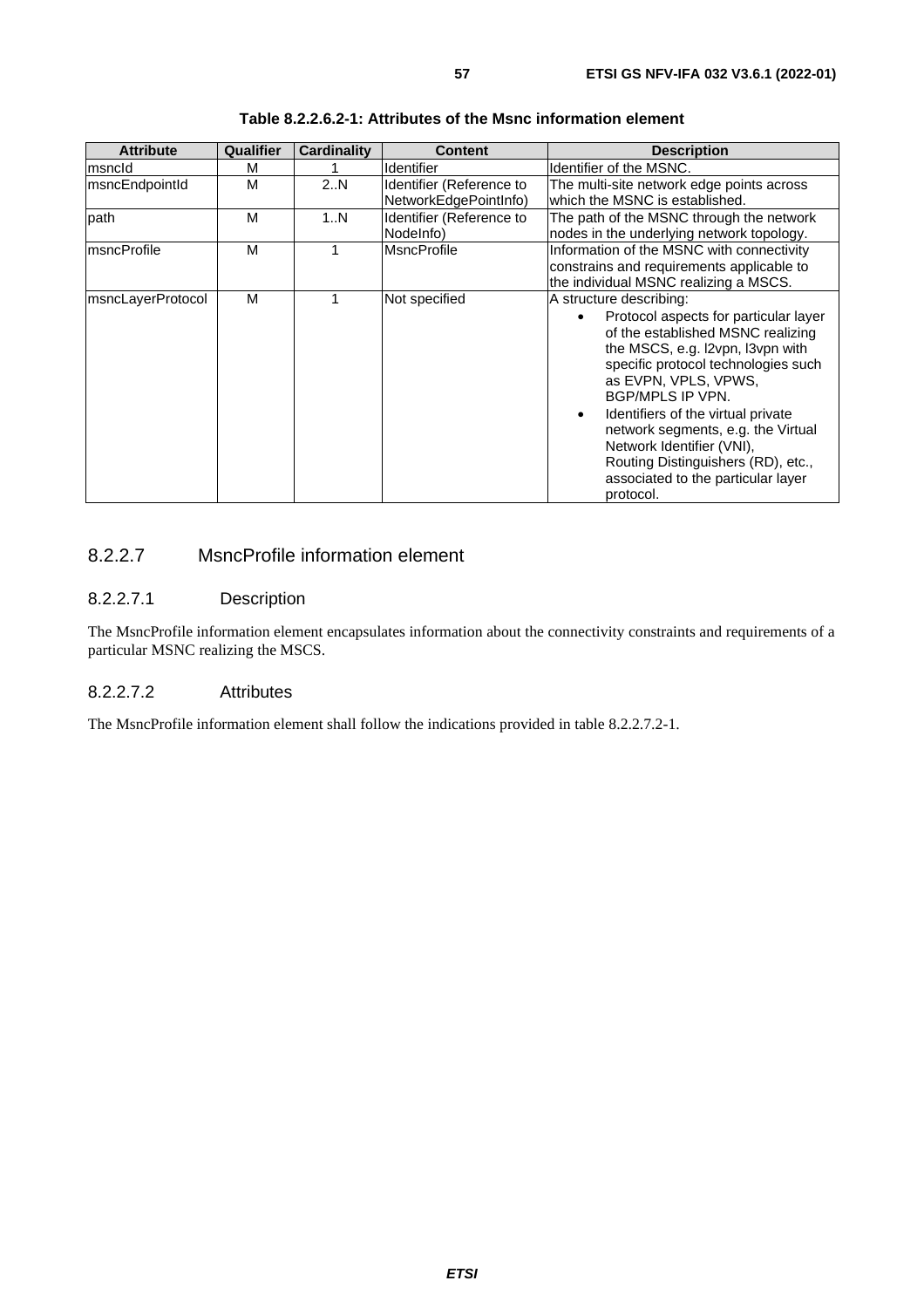**Table 8.2.2.6.2-1: Attributes of the Msnc information element**

| Attribute | Qualifier | Cardinality | Content | Description |
|---|---|---|---|---|
| msncId | M | 1 | Identifier | Identifier of the MSNC. |
| msncEndpointId | M | 2..N | Identifier (Reference to NetworkEdgePointInfo) | The multi-site network edge points across which the MSNC is established. |
| path | M | 1..N | Identifier (Reference to NodeInfo) | The path of the MSNC through the network nodes in the underlying network topology. |
| msncProfile | M | 1 | MsncProfile | Information of the MSNC with connectivity constrains and requirements applicable to the individual MSNC realizing a MSCS. |
| msncLayerProtocol | M | 1 | Not specified | A structure describing: <br>• Protocol aspects for particular layer of the established MSNC realizing the MSCS, e.g. l2vpn, l3vpn with specific protocol technologies such as EVPN, VPLS, VPWS, BGP/MPLS IP VPN. <br>• Identifiers of the virtual private network segments, e.g. the Virtual Network Identifier (VNI), Routing Distinguishers (RD), etc., associated to the particular layer protocol. |

### 8.2.2.7 MsncProfile information element

#### 8.2.2.7.1 Description

The MsncProfile information element encapsulates information about the connectivity constraints and requirements of a particular MSNC realizing the MSCS.

#### 8.2.2.7.2 Attributes

The MsncProfile information element shall follow the indications provided in table 8.2.2.7.2-1.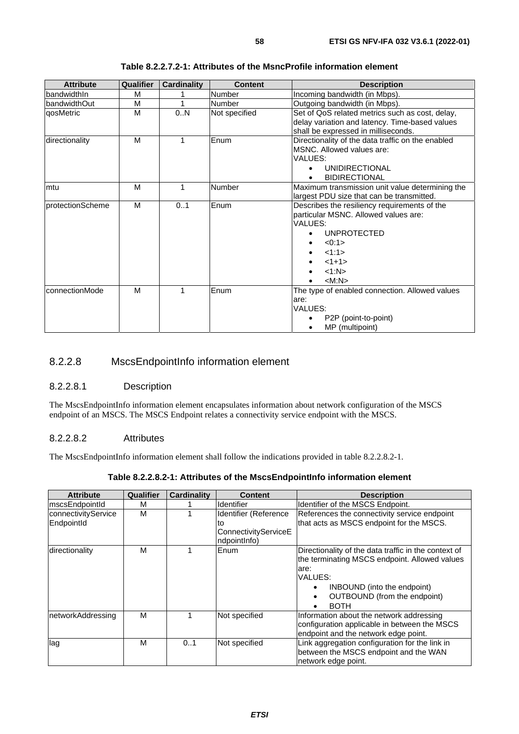**Table 8.2.2.7.2-1: Attributes of the MsncProfile information element**

| Attribute | Qualifier | Cardinality | Content | Description |
|---|---|---|---|---|
| bandwidthIn | M | 1 | Number | Incoming bandwidth (in Mbps). |
| bandwidthOut | M | 1 | Number | Outgoing bandwidth (in Mbps). |
| qosMetric | M | 0..N | Not specified | Set of QoS related metrics such as cost, delay, delay variation and latency. Time-based values shall be expressed in milliseconds. |
| directionality | M | 1 | Enum | Directionality of the data traffic on the enabled MSNC. Allowed values are:<br>VALUES:<br>• UNIDIRECTIONAL<br>• BIDIRECTIONAL |
| mtu | M | 1 | Number | Maximum transmission unit value determining the largest PDU size that can be transmitted. |
| protectionScheme | M | 0..1 | Enum | Describes the resiliency requirements of the particular MSNC. Allowed values are:<br>VALUES:<br>• UNPROTECTED<br>• <0:1><br>• <1:1><br>• <1+1><br>• <1:N><br>• <M:N> |
| connectionMode | M | 1 | Enum | The type of enabled connection. Allowed values are:<br>VALUES:<br>• P2P (point-to-point)<br>• MP (multipoint) |

### 8.2.2.8 MscsEndpointInfo information element

#### 8.2.2.8.1 Description

The MscsEndpointInfo information element encapsulates information about network configuration of the MSCS endpoint of an MSCS. The MSCS Endpoint relates a connectivity service endpoint with the MSCS.

#### 8.2.2.8.2 Attributes

The MscsEndpointInfo information element shall follow the indications provided in table 8.2.2.8.2-1.

**Table 8.2.2.8.2-1: Attributes of the MscsEndpointInfo information element**

| Attribute | Qualifier | Cardinality | Content | Description |
|---|---|---|---|---|
| mscsEndpointId | M | 1 | Identifier | Identifier of the MSCS Endpoint. |
| connectivityServiceEndpointId | M | 1 | Identifier (Reference to ConnectivityServiceEndpointInfo) | References the connectivity service endpoint that acts as MSCS endpoint for the MSCS. |
| directionality | M | 1 | Enum | Directionality of the data traffic in the context of the terminating MSCS endpoint. Allowed values are:<br>VALUES:<br>• INBOUND (into the endpoint)<br>• OUTBOUND (from the endpoint)<br>• BOTH |
| networkAddressing | M | 1 | Not specified | Information about the network addressing configuration applicable in between the MSCS endpoint and the network edge point. |
| lag | M | 0..1 | Not specified | Link aggregation configuration for the link in between the MSCS endpoint and the WAN network edge point. |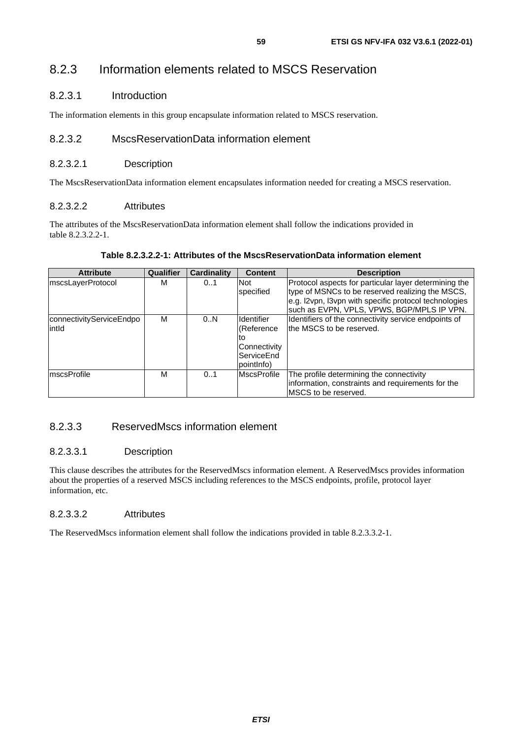## 8.2.3 Information elements related to MSCS Reservation

### 8.2.3.1 Introduction

The information elements in this group encapsulate information related to MSCS reservation.

### 8.2.3.2 MscsReservationData information element

#### 8.2.3.2.1 Description

The MscsReservationData information element encapsulates information needed for creating a MSCS reservation.

#### 8.2.3.2.2 Attributes

The attributes of the MscsReservationData information element shall follow the indications provided in table 8.2.3.2.2-1.

**Table 8.2.3.2.2-1: Attributes of the MscsReservationData information element**

| Attribute | Qualifier | Cardinality | Content | Description |
|---|---|---|---|---|
| mscsLayerProtocol | M | 0..1 | Not specified | Protocol aspects for particular layer determining the type of MSNCs to be reserved realizing the MSCS, e.g. l2vpn, l3vpn with specific protocol technologies such as EVPN, VPLS, VPWS, BGP/MPLS IP VPN. |
| connectivityServiceEndpointId | M | 0..N | Identifier (Reference to ConnectivityServiceEndpointInfo) | Identifiers of the connectivity service endpoints of the MSCS to be reserved. |
| mscsProfile | M | 0..1 | MscsProfile | The profile determining the connectivity information, constraints and requirements for the MSCS to be reserved. |

### 8.2.3.3 ReservedMscs information element

#### 8.2.3.3.1 Description

This clause describes the attributes for the ReservedMscs information element. A ReservedMscs provides information about the properties of a reserved MSCS including references to the MSCS endpoints, profile, protocol layer information, etc.

#### 8.2.3.3.2 Attributes

The ReservedMscs information element shall follow the indications provided in table 8.2.3.3.2-1.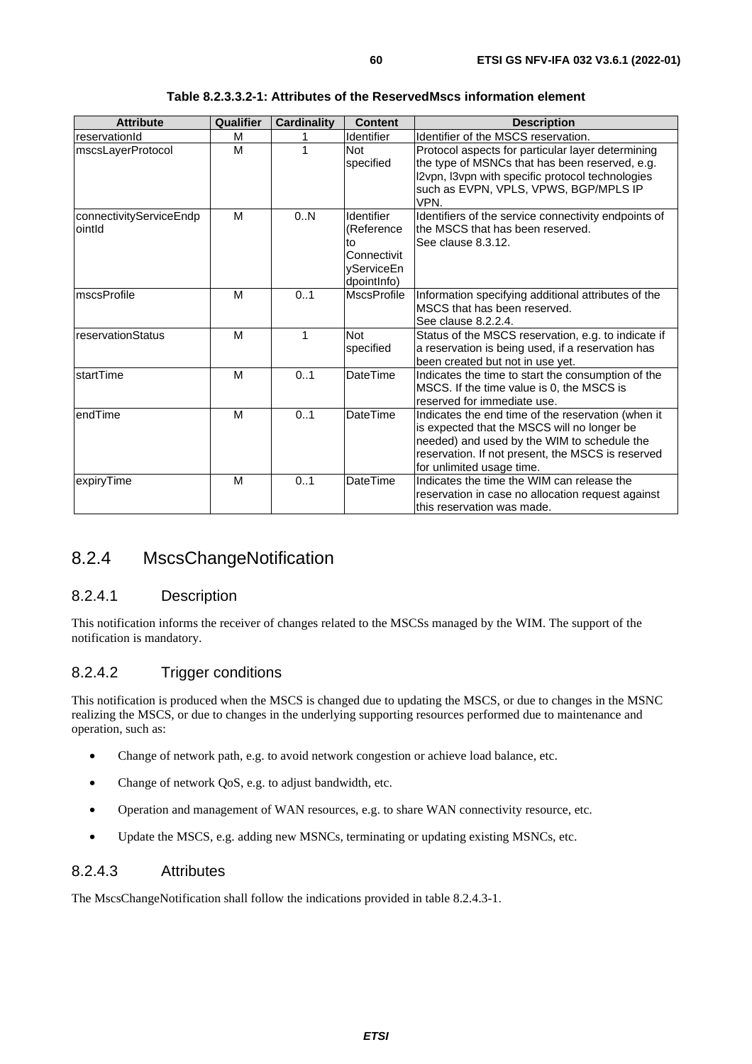**Table 8.2.3.3.2-1: Attributes of the ReservedMscs information element**

| Attribute | Qualifier | Cardinality | Content | Description |
| --- | --- | --- | --- | --- |
| reservationId | M | 1 | Identifier | Identifier of the MSCS reservation. |
| mscsLayerProtocol | M | 1 | Not specified | Protocol aspects for particular layer determining the type of MSNCs that has been reserved, e.g. l2vpn, l3vpn with specific protocol technologies such as EVPN, VPLS, VPWS, BGP/MPLS IP VPN. |
| connectivityServiceEndpointId | M | 0..N | Identifier (Reference to ConnectivityServiceEndpointInfo) | Identifiers of the service connectivity endpoints of the MSCS that has been reserved. See clause 8.3.12. |
| mscsProfile | M | 0..1 | MscsProfile | Information specifying additional attributes of the MSCS that has been reserved. See clause 8.2.2.4. |
| reservationStatus | M | 1 | Not specified | Status of the MSCS reservation, e.g. to indicate if a reservation is being used, if a reservation has been created but not in use yet. |
| startTime | M | 0..1 | DateTime | Indicates the time to start the consumption of the MSCS. If the time value is 0, the MSCS is reserved for immediate use. |
| endTime | M | 0..1 | DateTime | Indicates the end time of the reservation (when it is expected that the MSCS will no longer be needed) and used by the WIM to schedule the reservation. If not present, the MSCS is reserved for unlimited usage time. |
| expiryTime | M | 0..1 | DateTime | Indicates the time the WIM can release the reservation in case no allocation request against this reservation was made. |

## 8.2.4 MscsChangeNotification

### 8.2.4.1 Description

This notification informs the receiver of changes related to the MSCSs managed by the WIM. The support of the notification is mandatory.

### 8.2.4.2 Trigger conditions

This notification is produced when the MSCS is changed due to updating the MSCS, or due to changes in the MSNC realizing the MSCS, or due to changes in the underlying supporting resources performed due to maintenance and operation, such as:

- Change of network path, e.g. to avoid network congestion or achieve load balance, etc.
- Change of network QoS, e.g. to adjust bandwidth, etc.
- Operation and management of WAN resources, e.g. to share WAN connectivity resource, etc.
- Update the MSCS, e.g. adding new MSNCs, terminating or updating existing MSNCs, etc.

### 8.2.4.3 Attributes

The MscsChangeNotification shall follow the indications provided in table 8.2.4.3-1.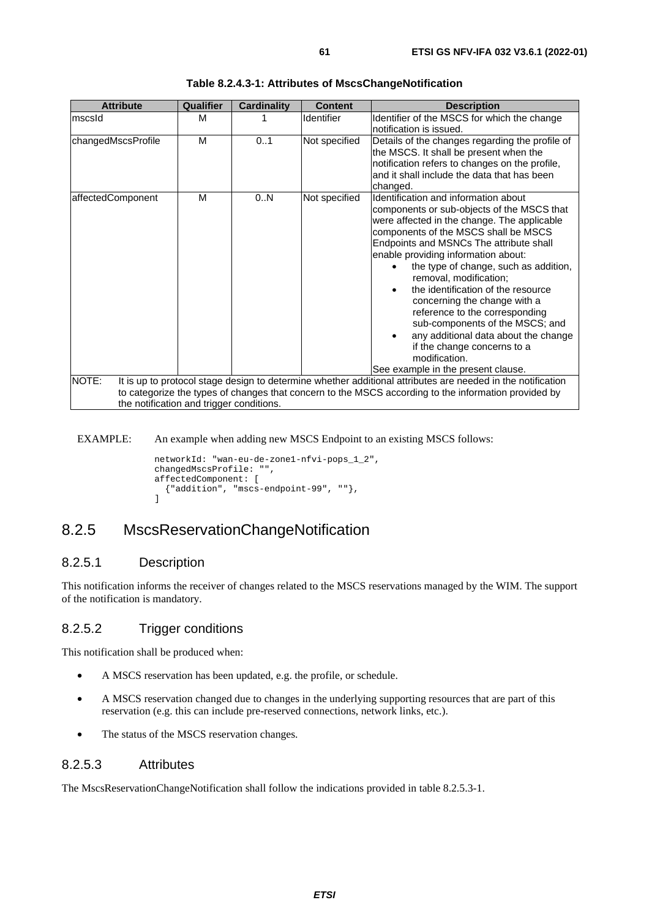**Table 8.2.4.3-1: Attributes of MscsChangeNotification**

| Attribute | Qualifier | Cardinality | Content | Description |
|---|---|---|---|---|
| mscsId | M | 1 | Identifier | Identifier of the MSCS for which the change notification is issued. |
| changedMscsProfile | M | 0..1 | Not specified | Details of the changes regarding the profile of the MSCS. It shall be present when the notification refers to changes on the profile, and it shall include the data that has been changed. |
| affectedComponent | M | 0..N | Not specified | Identification and information about components or sub-objects of the MSCS that were affected in the change. The applicable components of the MSCS shall be MSCS Endpoints and MSNCs The attribute shall enable providing information about: <br>• the type of change, such as addition, removal, modification; <br>• the identification of the resource concerning the change with a reference to the corresponding sub-components of the MSCS; and <br>• any additional data about the change if the change concerns to a modification. <br>See example in the present clause. |
| NOTE: It is up to protocol stage design to determine whether additional attributes are needed in the notification to categorize the types of changes that concern to the MSCS according to the information provided by the notification and trigger conditions. | | | | |

EXAMPLE: An example when adding new MSCS Endpoint to an existing MSCS follows:

```
networkId: "wan-eu-de-zone1-nfvi-pops_1_2",
changedMscsProfile: "",
affectedComponent: [
  {"addition", "mscs-endpoint-99", ""},
]
```

## 8.2.5 MscsReservationChangeNotification

### 8.2.5.1 Description

This notification informs the receiver of changes related to the MSCS reservations managed by the WIM. The support of the notification is mandatory.

### 8.2.5.2 Trigger conditions

This notification shall be produced when:

- A MSCS reservation has been updated, e.g. the profile, or schedule.
- A MSCS reservation changed due to changes in the underlying supporting resources that are part of this reservation (e.g. this can include pre-reserved connections, network links, etc.).
- The status of the MSCS reservation changes.

### 8.2.5.3 Attributes

The MscsReservationChangeNotification shall follow the indications provided in table 8.2.5.3-1.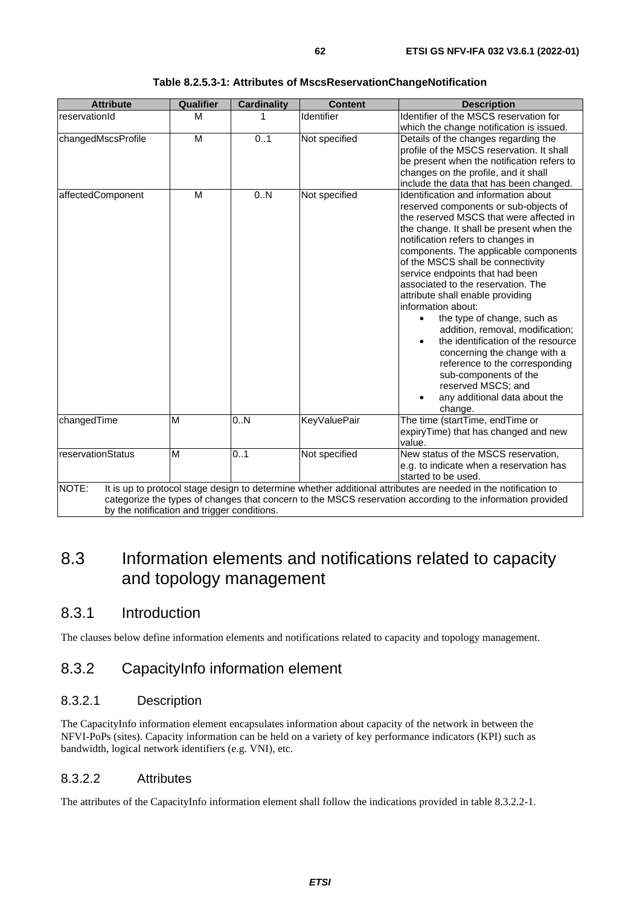**Table 8.2.5.3-1: Attributes of MscsReservationChangeNotification**

| Attribute | Qualifier | Cardinality | Content | Description |
|---|---|---|---|---|
| reservationId | M | 1 | Identifier | Identifier of the MSCS reservation for which the change notification is issued. |
| changedMscsProfile | M | 0..1 | Not specified | Details of the changes regarding the profile of the MSCS reservation. It shall be present when the notification refers to changes on the profile, and it shall include the data that has been changed. |
| affectedComponent | M | 0..N | Not specified | Identification and information about reserved components or sub-objects of the reserved MSCS that were affected in the change. It shall be present when the notification refers to changes in components. The applicable components of the MSCS shall be connectivity service endpoints that had been associated to the reservation. The attribute shall enable providing information about: <br>• the type of change, such as addition, removal, modification; <br>• the identification of the resource concerning the change with a reference to the corresponding sub-components of the reserved MSCS; and <br>• any additional data about the change. |
| changedTime | M | 0..N | KeyValuePair | The time (startTime, endTime or expiryTime) that has changed and new value. |
| reservationStatus | M | 0..1 | Not specified | New status of the MSCS reservation, e.g. to indicate when a reservation has started to be used. |
| NOTE: It is up to protocol stage design to determine whether additional attributes are needed in the notification to categorize the types of changes that concern to the MSCS reservation according to the information provided by the notification and trigger conditions. | | | | |

# 8.3 Information elements and notifications related to capacity and topology management

## 8.3.1 Introduction

The clauses below define information elements and notifications related to capacity and topology management.

## 8.3.2 CapacityInfo information element

### 8.3.2.1 Description

The CapacityInfo information element encapsulates information about capacity of the network in between the NFVI-PoPs (sites). Capacity information can be held on a variety of key performance indicators (KPI) such as bandwidth, logical network identifiers (e.g. VNI), etc.

### 8.3.2.2 Attributes

The attributes of the CapacityInfo information element shall follow the indications provided in table 8.3.2.2-1.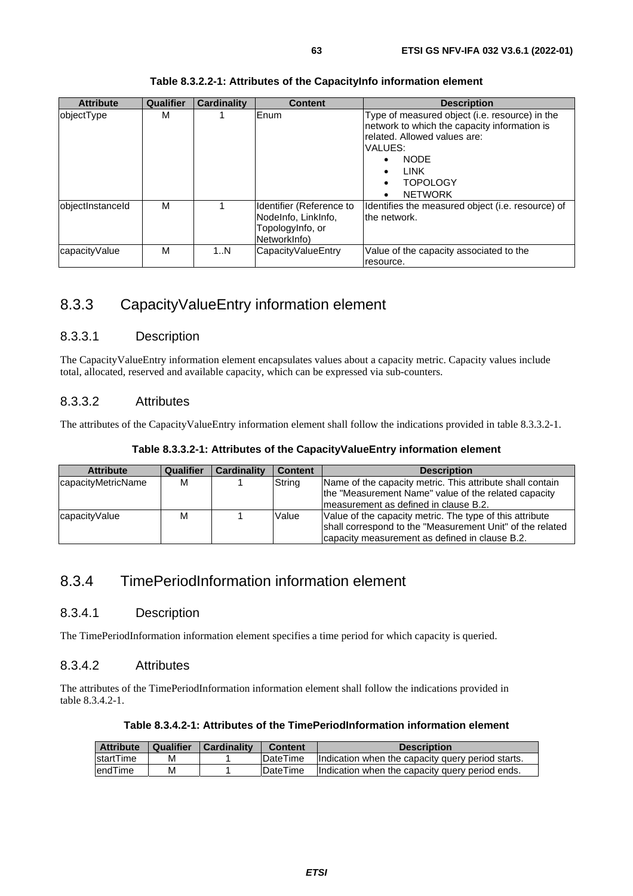**Table 8.3.2.2-1: Attributes of the CapacityInfo information element**

| Attribute | Qualifier | Cardinality | Content | Description |
|---|---|---|---|---|
| objectType | M | 1 | Enum | Type of measured object (i.e. resource) in the network to which the capacity information is related. Allowed values are: VALUES: <br>• NODE <br>• LINK <br>• TOPOLOGY <br>• NETWORK |
| objectInstanceId | M | 1 | Identifier (Reference to NodeInfo, LinkInfo, TopologyInfo, or NetworkInfo) | Identifies the measured object (i.e. resource) of the network. |
| capacityValue | M | 1..N | CapacityValueEntry | Value of the capacity associated to the resource. |

## 8.3.3 CapacityValueEntry information element

### 8.3.3.1 Description

The CapacityValueEntry information element encapsulates values about a capacity metric. Capacity values include total, allocated, reserved and available capacity, which can be expressed via sub-counters.

### 8.3.3.2 Attributes

The attributes of the CapacityValueEntry information element shall follow the indications provided in table 8.3.3.2-1.

**Table 8.3.3.2-1: Attributes of the CapacityValueEntry information element**

| Attribute | Qualifier | Cardinality | Content | Description |
|---|---|---|---|---|
| capacityMetricName | M | 1 | String | Name of the capacity metric. This attribute shall contain the "Measurement Name" value of the related capacity measurement as defined in clause B.2. |
| capacityValue | M | 1 | Value | Value of the capacity metric. The type of this attribute shall correspond to the "Measurement Unit" of the related capacity measurement as defined in clause B.2. |

## 8.3.4 TimePeriodInformation information element

### 8.3.4.1 Description

The TimePeriodInformation information element specifies a time period for which capacity is queried.

### 8.3.4.2 Attributes

The attributes of the TimePeriodInformation information element shall follow the indications provided in table 8.3.4.2-1.

**Table 8.3.4.2-1: Attributes of the TimePeriodInformation information element**

| Attribute | Qualifier | Cardinality | Content | Description |
|---|---|---|---|---|
| startTime | M | 1 | DateTime | Indication when the capacity query period starts. |
| endTime | M | 1 | DateTime | Indication when the capacity query period ends. |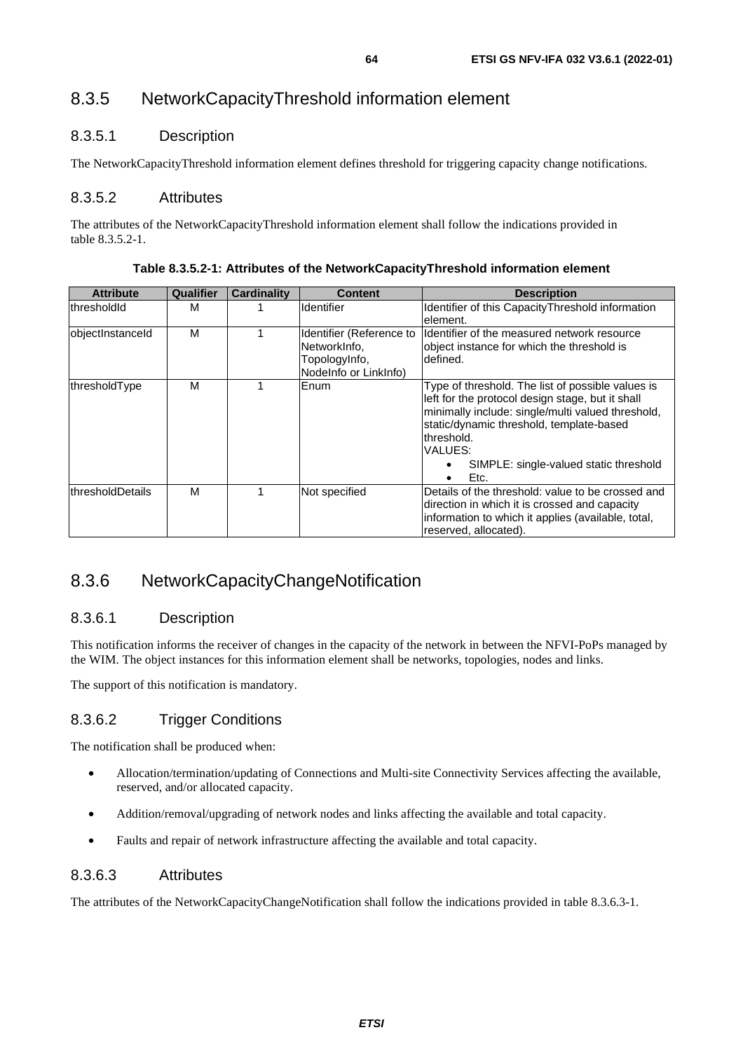## 8.3.5 NetworkCapacityThreshold information element

### 8.3.5.1 Description

The NetworkCapacityThreshold information element defines threshold for triggering capacity change notifications.

### 8.3.5.2 Attributes

The attributes of the NetworkCapacityThreshold information element shall follow the indications provided in table 8.3.5.2-1.

**Table 8.3.5.2-1: Attributes of the NetworkCapacityThreshold information element**

| Attribute | Qualifier | Cardinality | Content | Description |
|---|---|---|---|---|
| thresholdId | M | 1 | Identifier | Identifier of this CapacityThreshold information element. |
| objectInstanceId | M | 1 | Identifier (Reference to NetworkInfo, TopologyInfo, NodeInfo or LinkInfo) | Identifier of the measured network resource object instance for which the threshold is defined. |
| thresholdType | M | 1 | Enum | Type of threshold. The list of possible values is left for the protocol design stage, but it shall minimally include: single/multi valued threshold, static/dynamic threshold, template-based threshold.<br>VALUES:<br>• SIMPLE: single-valued static threshold<br>• Etc. |
| thresholdDetails | M | 1 | Not specified | Details of the threshold: value to be crossed and direction in which it is crossed and capacity information to which it applies (available, total, reserved, allocated). |

## 8.3.6 NetworkCapacityChangeNotification

### 8.3.6.1 Description

This notification informs the receiver of changes in the capacity of the network in between the NFVI-PoPs managed by the WIM. The object instances for this information element shall be networks, topologies, nodes and links.

The support of this notification is mandatory.

### 8.3.6.2 Trigger Conditions

The notification shall be produced when:

- Allocation/termination/updating of Connections and Multi-site Connectivity Services affecting the available, reserved, and/or allocated capacity.
- Addition/removal/upgrading of network nodes and links affecting the available and total capacity.
- Faults and repair of network infrastructure affecting the available and total capacity.

### 8.3.6.3 Attributes

The attributes of the NetworkCapacityChangeNotification shall follow the indications provided in table 8.3.6.3-1.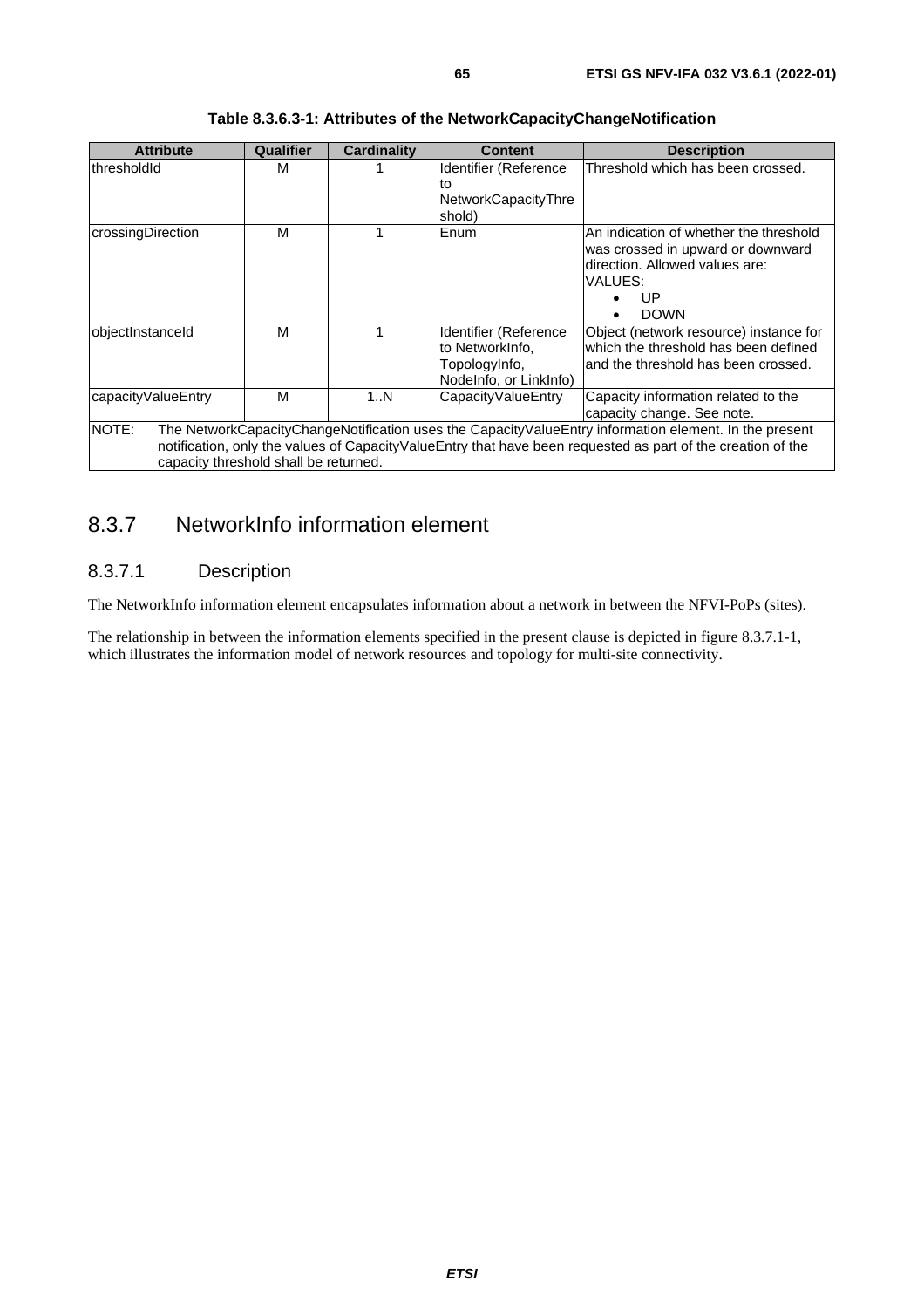**Table 8.3.6.3-1: Attributes of the NetworkCapacityChangeNotification**

| Attribute | Qualifier | Cardinality | Content | Description |
|---|---|---|---|---|
| thresholdId | M | 1 | Identifier (Reference to NetworkCapacityThreshold) | Threshold which has been crossed. |
| crossingDirection | M | 1 | Enum | An indication of whether the threshold was crossed in upward or downward direction. Allowed values are: VALUES: • UP • DOWN |
| objectInstanceId | M | 1 | Identifier (Reference to NetworkInfo, TopologyInfo, NodeInfo, or LinkInfo) | Object (network resource) instance for which the threshold has been defined and the threshold has been crossed. |
| capacityValueEntry | M | 1..N | CapacityValueEntry | Capacity information related to the capacity change. See note. |
| NOTE: The NetworkCapacityChangeNotification uses the CapacityValueEntry information element. In the present notification, only the values of CapacityValueEntry that have been requested as part of the creation of the capacity threshold shall be returned. | | | | |

## 8.3.7 NetworkInfo information element

### 8.3.7.1 Description

The NetworkInfo information element encapsulates information about a network in between the NFVI-PoPs (sites).

The relationship in between the information elements specified in the present clause is depicted in figure 8.3.7.1-1, which illustrates the information model of network resources and topology for multi-site connectivity.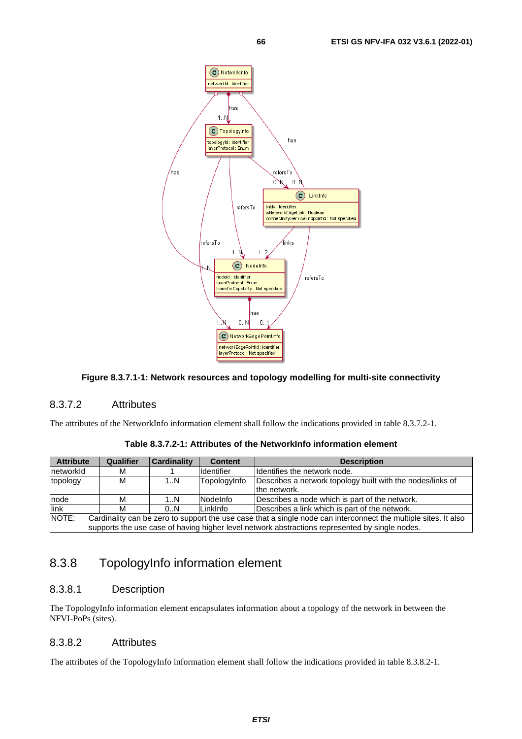**Figure 8.3.7.1-1: Network resources and topology modelling for multi-site connectivity**

### 8.3.7.2 Attributes

The attributes of the NetworkInfo information element shall follow the indications provided in table 8.3.7.2-1.

**Table 8.3.7.2-1: Attributes of the NetworkInfo information element**

| Attribute | Qualifier | Cardinality | Content | Description |
|---|---|---|---|---|
| networkId | M | 1 | Identifier | Identifies the network node. |
| topology | M | 1..N | TopologyInfo | Describes a network topology built with the nodes/links of the network. |
| node | M | 1..N | NodeInfo | Describes a node which is part of the network. |
| link | M | 0..N | LinkInfo | Describes a link which is part of the network. |
| NOTE: Cardinality can be zero to support the use case that a single node can interconnect the multiple sites. It also supports the use case of having higher level network abstractions represented by single nodes. | | | | |

## 8.3.8 TopologyInfo information element

### 8.3.8.1 Description

The TopologyInfo information element encapsulates information about a topology of the network in between the NFVI-PoPs (sites).

### 8.3.8.2 Attributes

The attributes of the TopologyInfo information element shall follow the indications provided in table 8.3.8.2-1.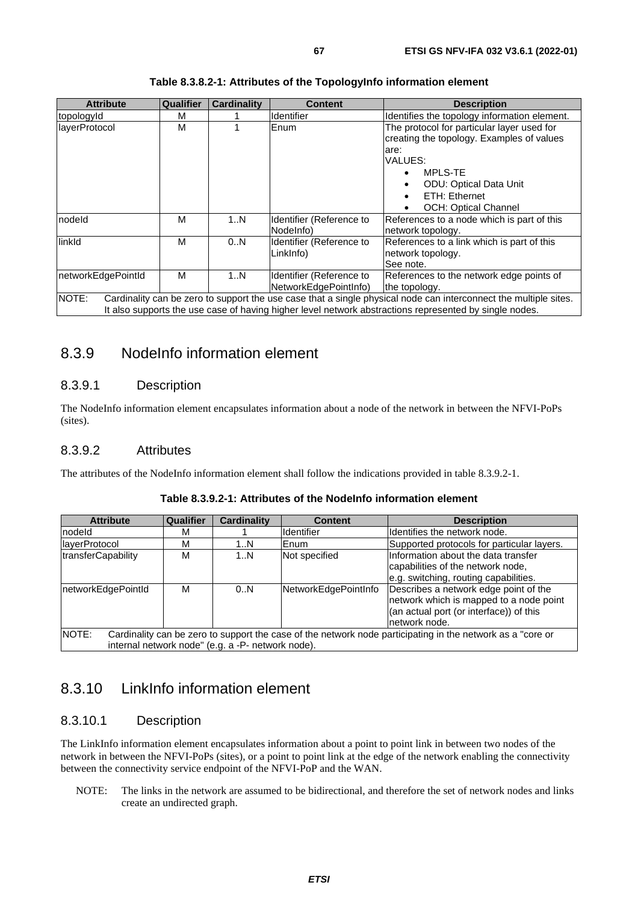**Table 8.3.8.2-1: Attributes of the TopologyInfo information element**

| Attribute | Qualifier | Cardinality | Content | Description |
|---|---|---|---|---|
| topologyId | M | 1 | Identifier | Identifies the topology information element. |
| layerProtocol | M | 1 | Enum | The protocol for particular layer used for creating the topology. Examples of values are:<br>VALUES:<br>• MPLS-TE<br>• ODU: Optical Data Unit<br>• ETH: Ethernet<br>• OCH: Optical Channel |
| nodeId | M | 1..N | Identifier (Reference to NodeInfo) | References to a node which is part of this network topology. |
| linkId | M | 0..N | Identifier (Reference to LinkInfo) | References to a link which is part of this network topology.<br>See note. |
| networkEdgePointId | M | 1..N | Identifier (Reference to NetworkEdgePointInfo) | References to the network edge points of the topology. |
| NOTE: Cardinality can be zero to support the use case that a single physical node can interconnect the multiple sites. It also supports the use case of having higher level network abstractions represented by single nodes. | | | | |

## 8.3.9 NodeInfo information element

### 8.3.9.1 Description

The NodeInfo information element encapsulates information about a node of the network in between the NFVI-PoPs (sites).

### 8.3.9.2 Attributes

The attributes of the NodeInfo information element shall follow the indications provided in table 8.3.9.2-1.

**Table 8.3.9.2-1: Attributes of the NodeInfo information element**

| Attribute | Qualifier | Cardinality | Content | Description |
|---|---|---|---|---|
| nodeId | M | 1 | Identifier | Identifies the network node. |
| layerProtocol | M | 1..N | Enum | Supported protocols for particular layers. |
| transferCapability | M | 1..N | Not specified | Information about the data transfer capabilities of the network node, e.g. switching, routing capabilities. |
| networkEdgePointId | M | 0..N | NetworkEdgePointInfo | Describes a network edge point of the network which is mapped to a node point (an actual port (or interface)) of this network node. |
| NOTE: Cardinality can be zero to support the case of the network node participating in the network as a "core or internal network node" (e.g. a -P- network node). | | | | |

## 8.3.10 LinkInfo information element

### 8.3.10.1 Description

The LinkInfo information element encapsulates information about a point to point link in between two nodes of the network in between the NFVI-PoPs (sites), or a point to point link at the edge of the network enabling the connectivity between the connectivity service endpoint of the NFVI-PoP and the WAN.

NOTE: The links in the network are assumed to be bidirectional, and therefore the set of network nodes and links create an undirected graph.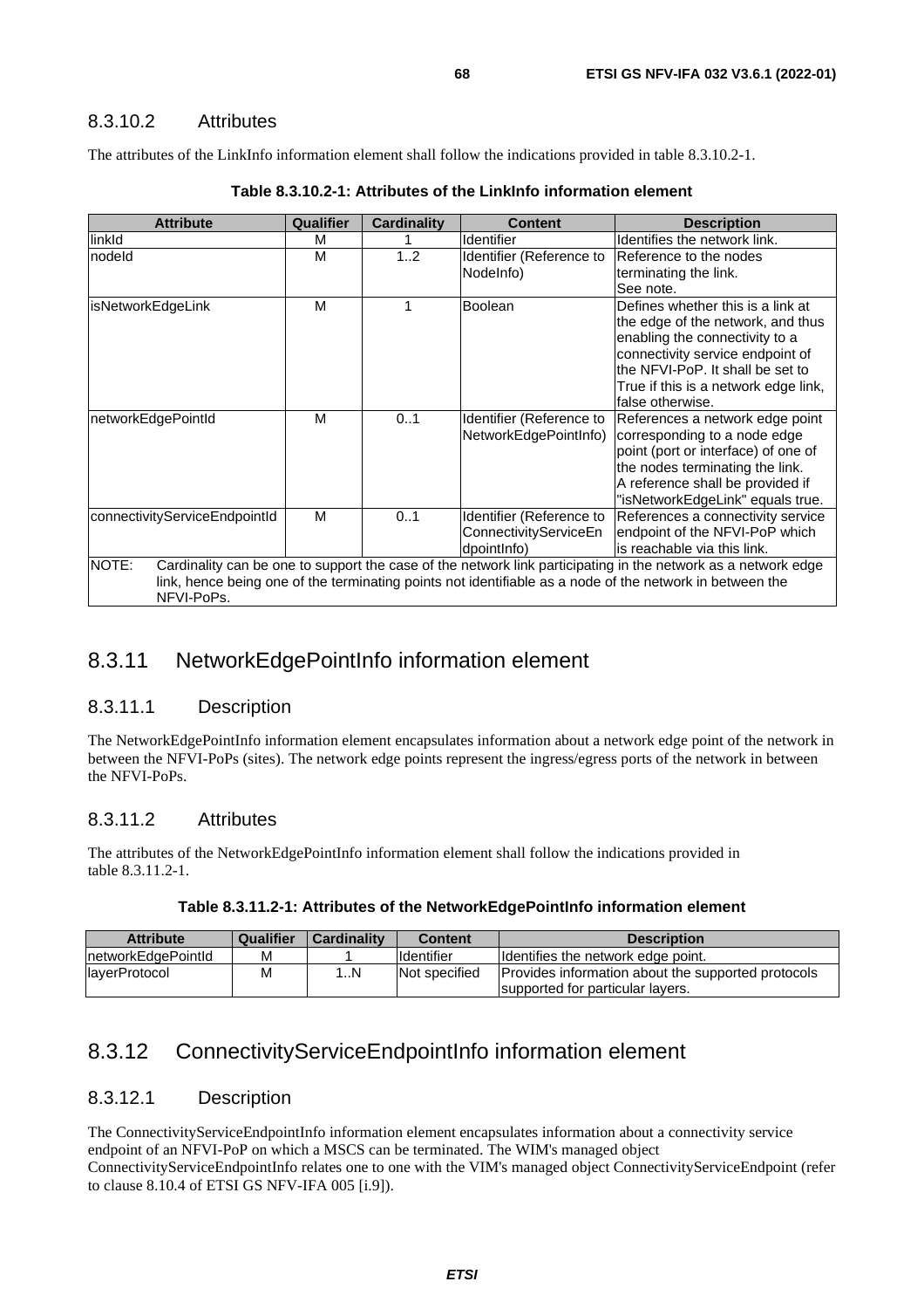### 8.3.10.2 Attributes

The attributes of the LinkInfo information element shall follow the indications provided in table 8.3.10.2-1.

**Table 8.3.10.2-1: Attributes of the LinkInfo information element**

| Attribute | Qualifier | Cardinality | Content | Description |
|---|---|---|---|---|
| linkId | M | 1 | Identifier | Identifies the network link. |
| nodeId | M | 1..2 | Identifier (Reference to NodeInfo) | Reference to the nodes terminating the link. See note. |
| isNetworkEdgeLink | M | 1 | Boolean | Defines whether this is a link at the edge of the network, and thus enabling the connectivity to a connectivity service endpoint of the NFVI-PoP. It shall be set to True if this is a network edge link, false otherwise. |
| networkEdgePointId | M | 0..1 | Identifier (Reference to NetworkEdgePointInfo) | References a network edge point corresponding to a node edge point (port or interface) of one of the nodes terminating the link. A reference shall be provided if "isNetworkEdgeLink" equals true. |
| connectivityServiceEndpointId | M | 0..1 | Identifier (Reference to ConnectivityServiceEndpointInfo) | References a connectivity service endpoint of the NFVI-PoP which is reachable via this link. |
| NOTE: Cardinality can be one to support the case of the network link participating in the network as a network edge link, hence being one of the terminating points not identifiable as a node of the network in between the NFVI-PoPs. | | | | |

## 8.3.11 NetworkEdgePointInfo information element

### 8.3.11.1 Description

The NetworkEdgePointInfo information element encapsulates information about a network edge point of the network in between the NFVI-PoPs (sites). The network edge points represent the ingress/egress ports of the network in between the NFVI-PoPs.

### 8.3.11.2 Attributes

The attributes of the NetworkEdgePointInfo information element shall follow the indications provided in table 8.3.11.2-1.

**Table 8.3.11.2-1: Attributes of the NetworkEdgePointInfo information element**

| Attribute | Qualifier | Cardinality | Content | Description |
|---|---|---|---|---|
| networkEdgePointId | M | 1 | Identifier | Identifies the network edge point. |
| layerProtocol | M | 1..N | Not specified | Provides information about the supported protocols supported for particular layers. |

## 8.3.12 ConnectivityServiceEndpointInfo information element

### 8.3.12.1 Description

The ConnectivityServiceEndpointInfo information element encapsulates information about a connectivity service endpoint of an NFVI-PoP on which a MSCS can be terminated. The WIM's managed object ConnectivityServiceEndpointInfo relates one to one with the VIM's managed object ConnectivityServiceEndpoint (refer to clause 8.10.4 of ETSI GS NFV-IFA 005 [i.9]).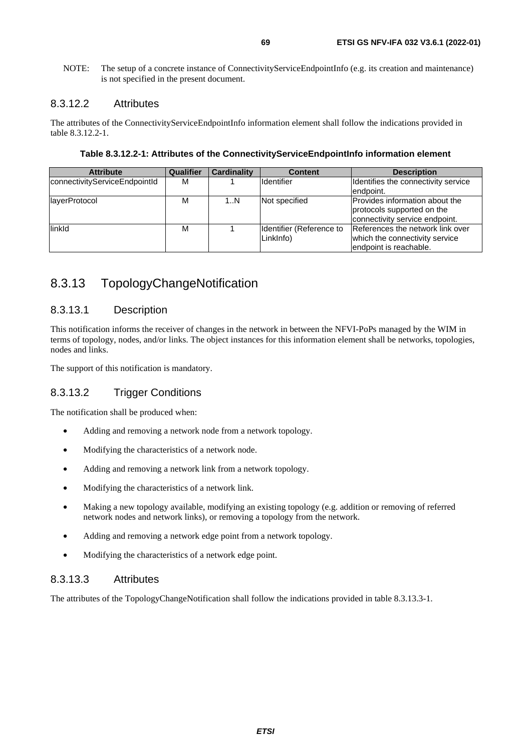NOTE: The setup of a concrete instance of ConnectivityServiceEndpointInfo (e.g. its creation and maintenance) is not specified in the present document.

#### 8.3.12.2 Attributes

The attributes of the ConnectivityServiceEndpointInfo information element shall follow the indications provided in table 8.3.12.2-1.

**Table 8.3.12.2-1: Attributes of the ConnectivityServiceEndpointInfo information element**

| Attribute | Qualifier | Cardinality | Content | Description |
|---|---|---|---|---|
| connectivityServiceEndpointId | M | 1 | Identifier | Identifies the connectivity service endpoint. |
| layerProtocol | M | 1..N | Not specified | Provides information about the protocols supported on the connectivity service endpoint. |
| linkId | M | 1 | Identifier (Reference to LinkInfo) | References the network link over which the connectivity service endpoint is reachable. |

### 8.3.13 TopologyChangeNotification

#### 8.3.13.1 Description

This notification informs the receiver of changes in the network in between the NFVI-PoPs managed by the WIM in terms of topology, nodes, and/or links. The object instances for this information element shall be networks, topologies, nodes and links.

The support of this notification is mandatory.

#### 8.3.13.2 Trigger Conditions

The notification shall be produced when:

- Adding and removing a network node from a network topology.
- Modifying the characteristics of a network node.
- Adding and removing a network link from a network topology.
- Modifying the characteristics of a network link.
- Making a new topology available, modifying an existing topology (e.g. addition or removing of referred network nodes and network links), or removing a topology from the network.
- Adding and removing a network edge point from a network topology.
- Modifying the characteristics of a network edge point.

#### 8.3.13.3 Attributes

The attributes of the TopologyChangeNotification shall follow the indications provided in table 8.3.13.3-1.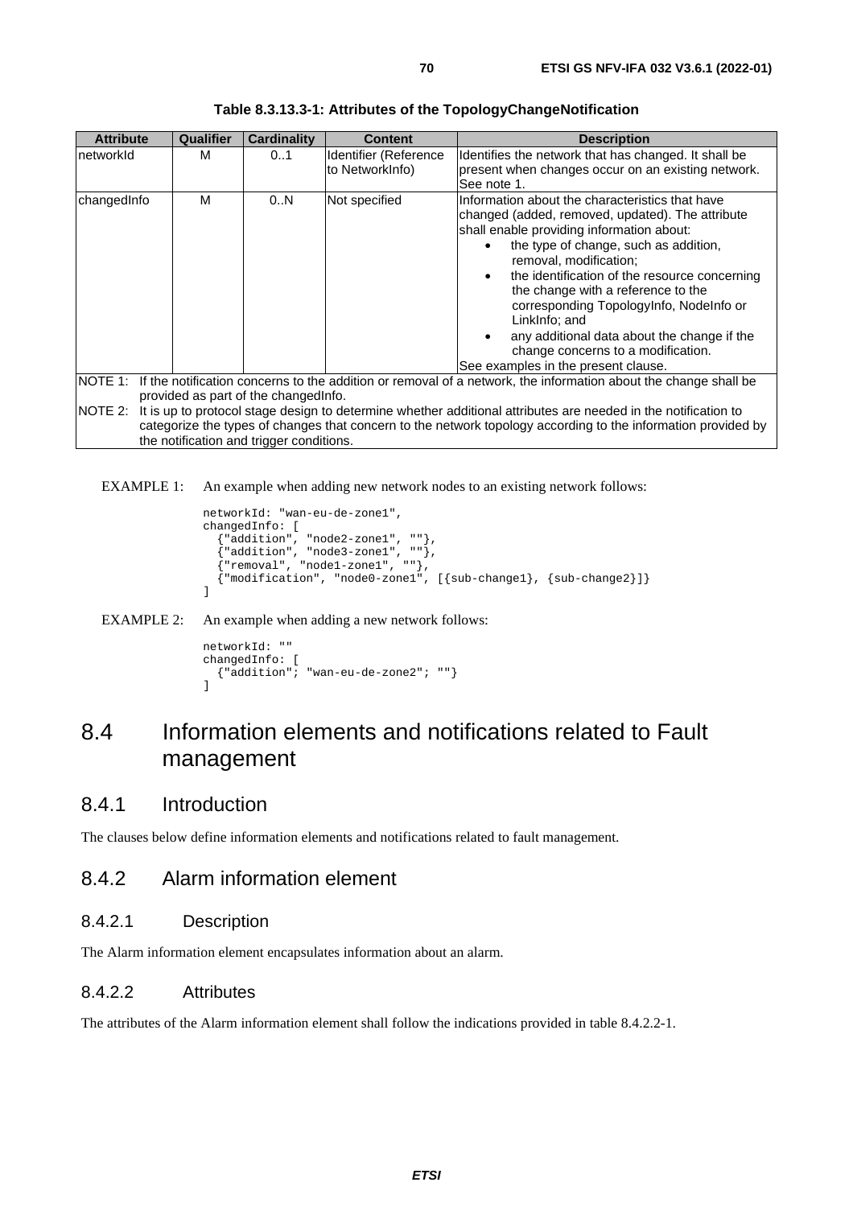**Table 8.3.13.3-1: Attributes of the TopologyChangeNotification**

| Attribute | Qualifier | Cardinality | Content | Description |
|---|---|---|---|---|
| networkId | M | 0..1 | Identifier (Reference to NetworkInfo) | Identifies the network that has changed. It shall be present when changes occur on an existing network. See note 1. |
| changedInfo | M | 0..N | Not specified | Information about the characteristics that have changed (added, removed, updated). The attribute shall enable providing information about:<br>• the type of change, such as addition, removal, modification;<br>• the identification of the resource concerning the change with a reference to the corresponding TopologyInfo, NodeInfo or LinkInfo; and<br>• any additional data about the change if the change concerns to a modification.<br>See examples in the present clause. |
| NOTE 1: If the notification concerns to the addition or removal of a network, the information about the change shall be provided as part of the changedInfo. | | | | |
| NOTE 2: It is up to protocol stage design to determine whether additional attributes are needed in the notification to categorize the types of changes that concern to the network topology according to the information provided by the notification and trigger conditions. | | | | |

EXAMPLE 1: An example when adding new network nodes to an existing network follows:

```
networkId: "wan-eu-de-zone1",
changedInfo: [
  {"addition", "node2-zone1", ""},
  {"addition", "node3-zone1", ""},
  {"removal", "node1-zone1", ""},
  {"modification", "node0-zone1", [{sub-change1}, {sub-change2}]}
]
```

EXAMPLE 2: An example when adding a new network follows:

```
networkId: ""
changedInfo: [
  {"addition"; "wan-eu-de-zone2"; ""}
]
```

# 8.4 Information elements and notifications related to Fault management

## 8.4.1 Introduction

The clauses below define information elements and notifications related to fault management.

## 8.4.2 Alarm information element

### 8.4.2.1 Description

The Alarm information element encapsulates information about an alarm.

### 8.4.2.2 Attributes

The attributes of the Alarm information element shall follow the indications provided in table 8.4.2.2-1.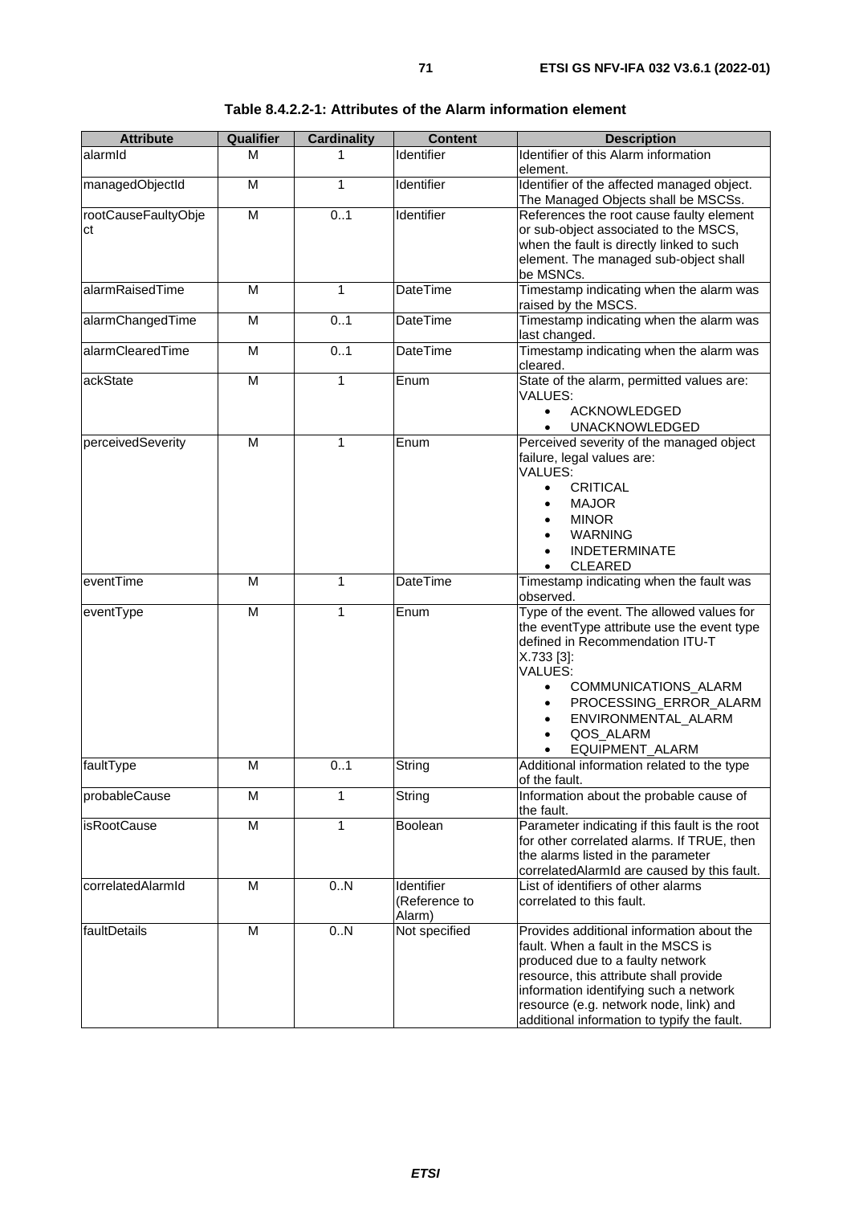**Table 8.4.2.2-1: Attributes of the Alarm information element**

| Attribute | Qualifier | Cardinality | Content | Description |
|---|---|---|---|---|
| alarmId | M | 1 | Identifier | Identifier of this Alarm information element. |
| managedObjectId | M | 1 | Identifier | Identifier of the affected managed object. The Managed Objects shall be MSCSs. |
| rootCauseFaultyObject | M | 0..1 | Identifier | References the root cause faulty element or sub-object associated to the MSCS, when the fault is directly linked to such element. The managed sub-object shall be MSNCs. |
| alarmRaisedTime | M | 1 | DateTime | Timestamp indicating when the alarm was raised by the MSCS. |
| alarmChangedTime | M | 0..1 | DateTime | Timestamp indicating when the alarm was last changed. |
| alarmClearedTime | M | 0..1 | DateTime | Timestamp indicating when the alarm was cleared. |
| ackState | M | 1 | Enum | State of the alarm, permitted values are: VALUES: <br>• ACKNOWLEDGED <br>• UNACKNOWLEDGED |
| perceivedSeverity | M | 1 | Enum | Perceived severity of the managed object failure, legal values are: VALUES: <br>• CRITICAL <br>• MAJOR <br>• MINOR <br>• WARNING <br>• INDETERMINATE <br>• CLEARED |
| eventTime | M | 1 | DateTime | Timestamp indicating when the fault was observed. |
| eventType | M | 1 | Enum | Type of the event. The allowed values for the eventType attribute use the event type defined in Recommendation ITU-T X.733 [3]: VALUES: <br>• COMMUNICATIONS_ALARM <br>• PROCESSING_ERROR_ALARM <br>• ENVIRONMENTAL_ALARM <br>• QOS_ALARM <br>• EQUIPMENT_ALARM |
| faultType | M | 0..1 | String | Additional information related to the type of the fault. |
| probableCause | M | 1 | String | Information about the probable cause of the fault. |
| isRootCause | M | 1 | Boolean | Parameter indicating if this fault is the root for other correlated alarms. If TRUE, then the alarms listed in the parameter correlatedAlarmId are caused by this fault. |
| correlatedAlarmId | M | 0..N | Identifier (Reference to Alarm) | List of identifiers of other alarms correlated to this fault. |
| faultDetails | M | 0..N | Not specified | Provides additional information about the fault. When a fault in the MSCS is produced due to a faulty network resource, this attribute shall provide information identifying such a network resource (e.g. network node, link) and additional information to typify the fault. |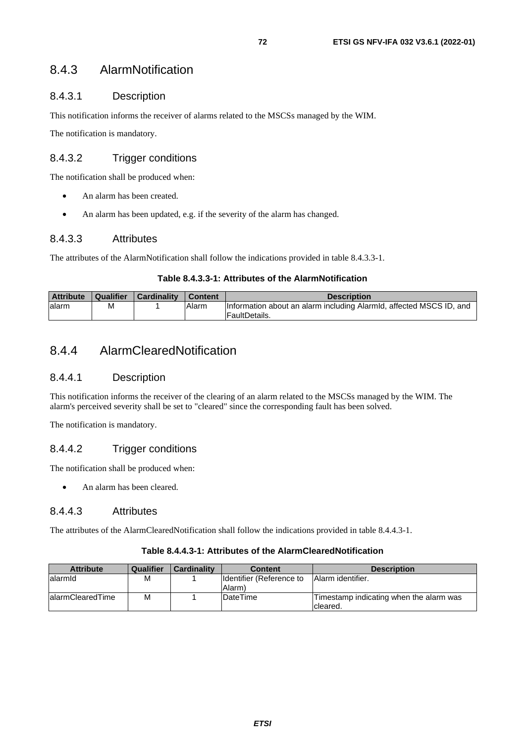### 8.4.3 AlarmNotification

#### 8.4.3.1 Description

This notification informs the receiver of alarms related to the MSCSs managed by the WIM.

The notification is mandatory.

#### 8.4.3.2 Trigger conditions

The notification shall be produced when:

- An alarm has been created.
- An alarm has been updated, e.g. if the severity of the alarm has changed.

#### 8.4.3.3 Attributes

The attributes of the AlarmNotification shall follow the indications provided in table 8.4.3.3-1.

**Table 8.4.3.3-1: Attributes of the AlarmNotification**

| Attribute | Qualifier | Cardinality | Content | Description |
| --- | --- | --- | --- | --- |
| alarm | M | 1 | Alarm | Information about an alarm including AlarmId, affected MSCS ID, and FaultDetails. |

### 8.4.4 AlarmClearedNotification

#### 8.4.4.1 Description

This notification informs the receiver of the clearing of an alarm related to the MSCSs managed by the WIM. The alarm's perceived severity shall be set to "cleared" since the corresponding fault has been solved.

The notification is mandatory.

#### 8.4.4.2 Trigger conditions

The notification shall be produced when:

- An alarm has been cleared.

#### 8.4.4.3 Attributes

The attributes of the AlarmClearedNotification shall follow the indications provided in table 8.4.4.3-1.

**Table 8.4.4.3-1: Attributes of the AlarmClearedNotification**

| Attribute | Qualifier | Cardinality | Content | Description |
| --- | --- | --- | --- | --- |
| alarmId | M | 1 | Identifier (Reference to Alarm) | Alarm identifier. |
| alarmClearedTime | M | 1 | DateTime | Timestamp indicating when the alarm was cleared. |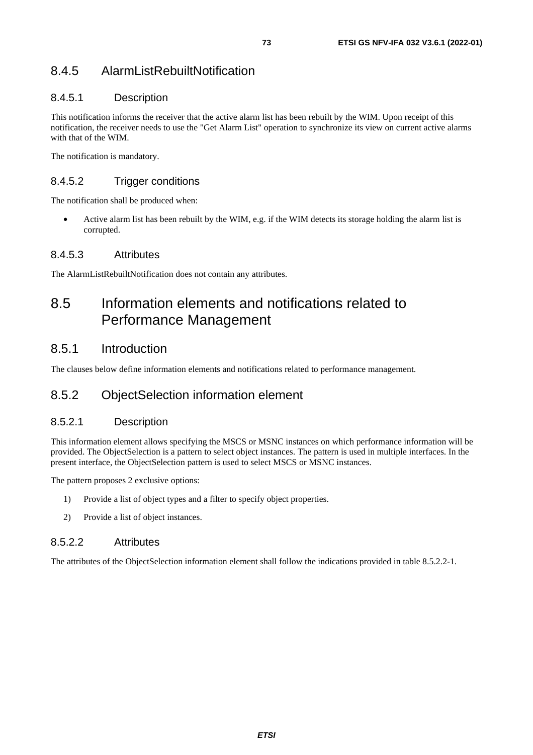### 8.4.5 AlarmListRebuiltNotification

#### 8.4.5.1 Description

This notification informs the receiver that the active alarm list has been rebuilt by the WIM. Upon receipt of this notification, the receiver needs to use the "Get Alarm List" operation to synchronize its view on current active alarms with that of the WIM.

The notification is mandatory.

#### 8.4.5.2 Trigger conditions

The notification shall be produced when:

- Active alarm list has been rebuilt by the WIM, e.g. if the WIM detects its storage holding the alarm list is corrupted.

#### 8.4.5.3 Attributes

The AlarmListRebuiltNotification does not contain any attributes.

## 8.5 Information elements and notifications related to Performance Management

### 8.5.1 Introduction

The clauses below define information elements and notifications related to performance management.

### 8.5.2 ObjectSelection information element

#### 8.5.2.1 Description

This information element allows specifying the MSCS or MSNC instances on which performance information will be provided. The ObjectSelection is a pattern to select object instances. The pattern is used in multiple interfaces. In the present interface, the ObjectSelection pattern is used to select MSCS or MSNC instances.

The pattern proposes 2 exclusive options:

1) Provide a list of object types and a filter to specify object properties.

2) Provide a list of object instances.

#### 8.5.2.2 Attributes

The attributes of the ObjectSelection information element shall follow the indications provided in table 8.5.2.2-1.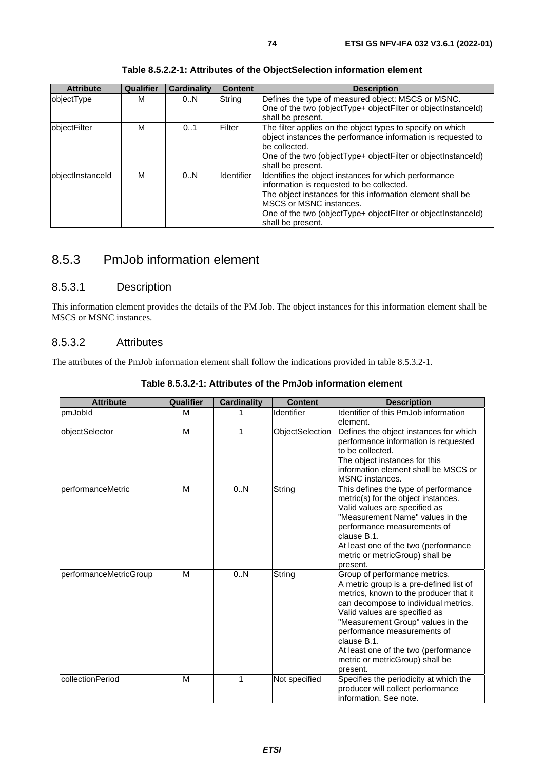**Table 8.5.2.2-1: Attributes of the ObjectSelection information element**

| Attribute | Qualifier | Cardinality | Content | Description |
|---|---|---|---|---|
| objectType | M | 0..N | String | Defines the type of measured object: MSCS or MSNC.<br>One of the two (objectType+ objectFilter or objectInstanceId) shall be present. |
| objectFilter | M | 0..1 | Filter | The filter applies on the object types to specify on which object instances the performance information is requested to be collected.<br>One of the two (objectType+ objectFilter or objectInstanceId) shall be present. |
| objectInstanceId | M | 0..N | Identifier | Identifies the object instances for which performance information is requested to be collected.<br>The object instances for this information element shall be MSCS or MSNC instances.<br>One of the two (objectType+ objectFilter or objectInstanceId) shall be present. |

## 8.5.3 PmJob information element

### 8.5.3.1 Description

This information element provides the details of the PM Job. The object instances for this information element shall be MSCS or MSNC instances.

### 8.5.3.2 Attributes

The attributes of the PmJob information element shall follow the indications provided in table 8.5.3.2-1.

**Table 8.5.3.2-1: Attributes of the PmJob information element**

| Attribute | Qualifier | Cardinality | Content | Description |
|---|---|---|---|---|
| pmJobId | M | 1 | Identifier | Identifier of this PmJob information element. |
| objectSelector | M | 1 | ObjectSelection | Defines the object instances for which performance information is requested to be collected.<br>The object instances for this information element shall be MSCS or MSNC instances. |
| performanceMetric | M | 0..N | String | This defines the type of performance metric(s) for the object instances.<br>Valid values are specified as "Measurement Name" values in the performance measurements of clause B.1.<br>At least one of the two (performance metric or metricGroup) shall be present. |
| performanceMetricGroup | M | 0..N | String | Group of performance metrics.<br>A metric group is a pre-defined list of metrics, known to the producer that it can decompose to individual metrics.<br>Valid values are specified as "Measurement Group" values in the performance measurements of clause B.1.<br>At least one of the two (performance metric or metricGroup) shall be present. |
| collectionPeriod | M | 1 | Not specified | Specifies the periodicity at which the producer will collect performance information. See note. |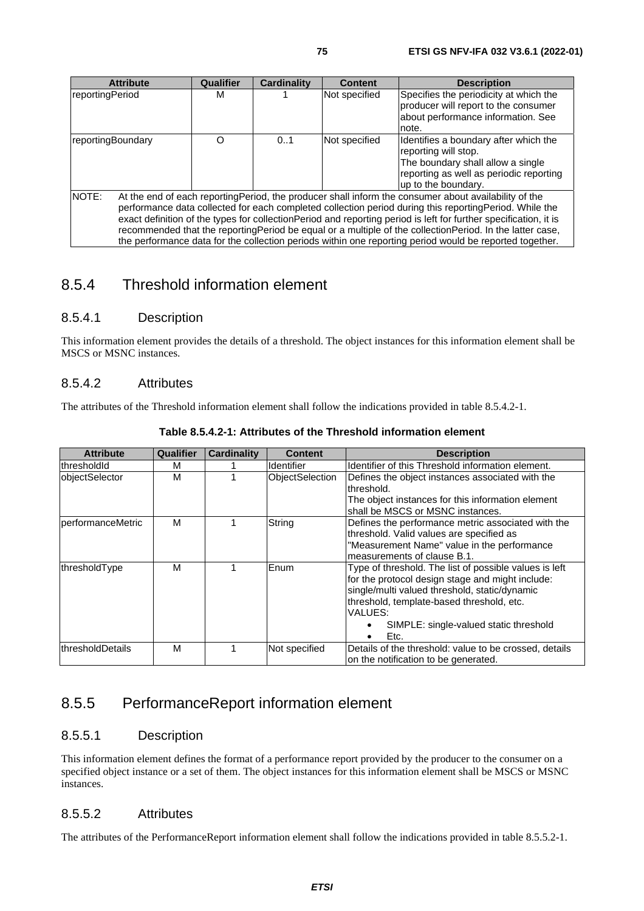| Attribute | Qualifier | Cardinality | Content | Description |
| --- | --- | --- | --- | --- |
| reportingPeriod | M | 1 | Not specified | Specifies the periodicity at which the producer will report to the consumer about performance information. See note. |
| reportingBoundary | O | 0..1 | Not specified | Identifies a boundary after which the reporting will stop.<br>The boundary shall allow a single reporting as well as periodic reporting up to the boundary. |
| NOTE: At the end of each reportingPeriod, the producer shall inform the consumer about availability of the performance data collected for each completed collection period during this reportingPeriod. While the exact definition of the types for collectionPeriod and reporting period is left for further specification, it is recommended that the reportingPeriod be equal or a multiple of the collectionPeriod. In the latter case, the performance data for the collection periods within one reporting period would be reported together. | | | | |

## 8.5.4 Threshold information element

### 8.5.4.1 Description

This information element provides the details of a threshold. The object instances for this information element shall be MSCS or MSNC instances.

### 8.5.4.2 Attributes

The attributes of the Threshold information element shall follow the indications provided in table 8.5.4.2-1.

**Table 8.5.4.2-1: Attributes of the Threshold information element**

| Attribute | Qualifier | Cardinality | Content | Description |
| --- | --- | --- | --- | --- |
| thresholdId | M | 1 | Identifier | Identifier of this Threshold information element. |
| objectSelector | M | 1 | ObjectSelection | Defines the object instances associated with the threshold.<br>The object instances for this information element shall be MSCS or MSNC instances. |
| performanceMetric | M | 1 | String | Defines the performance metric associated with the threshold. Valid values are specified as "Measurement Name" value in the performance measurements of clause B.1. |
| thresholdType | M | 1 | Enum | Type of threshold. The list of possible values is left for the protocol design stage and might include: single/multi valued threshold, static/dynamic threshold, template-based threshold, etc.<br>VALUES:<br>• SIMPLE: single-valued static threshold<br>• Etc. |
| thresholdDetails | M | 1 | Not specified | Details of the threshold: value to be crossed, details on the notification to be generated. |

## 8.5.5 PerformanceReport information element

### 8.5.5.1 Description

This information element defines the format of a performance report provided by the producer to the consumer on a specified object instance or a set of them. The object instances for this information element shall be MSCS or MSNC instances.

### 8.5.5.2 Attributes

The attributes of the PerformanceReport information element shall follow the indications provided in table 8.5.5.2-1.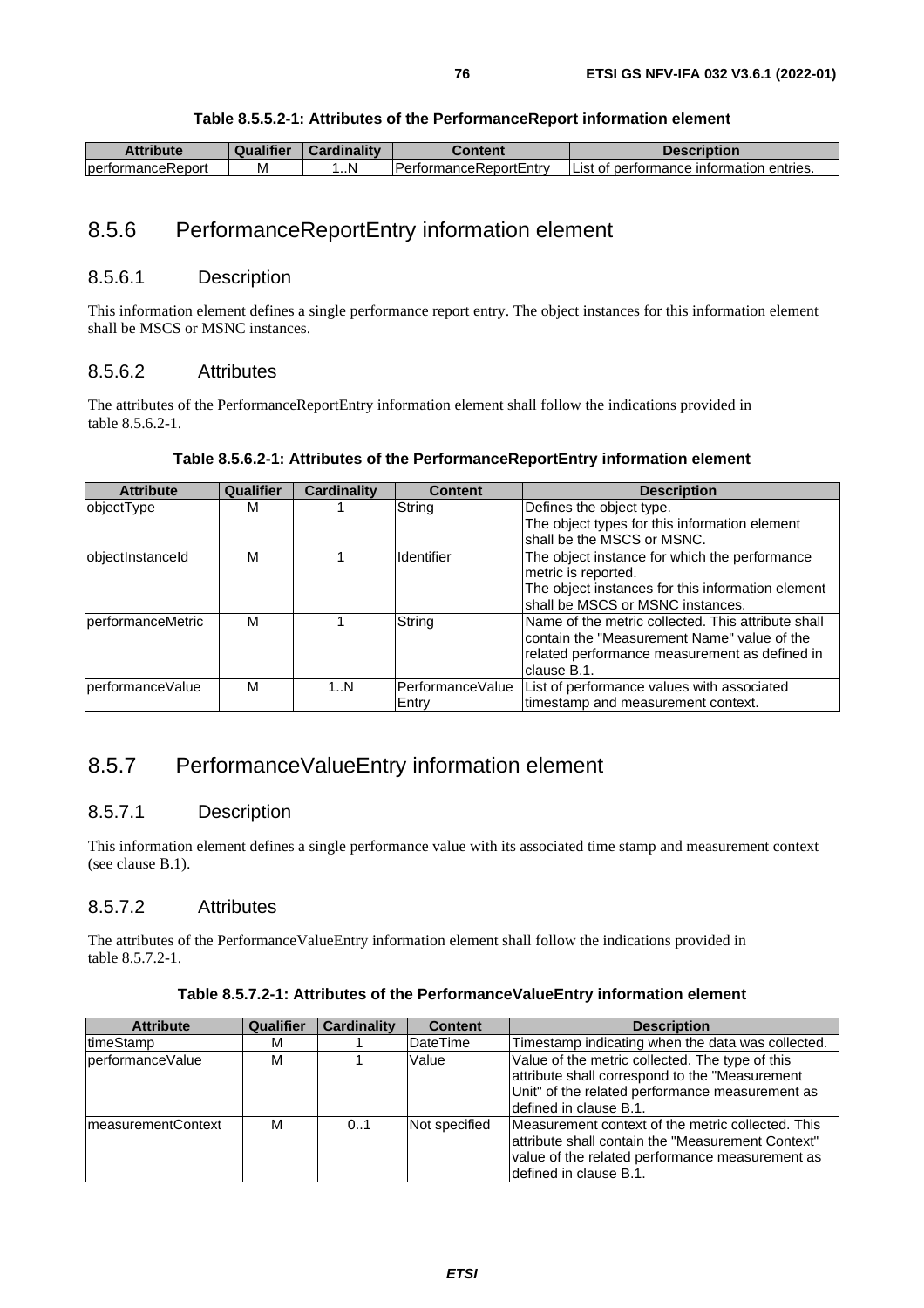**Table 8.5.5.2-1: Attributes of the PerformanceReport information element**

| Attribute | Qualifier | Cardinality | Content | Description |
|---|---|---|---|---|
| performanceReport | M | 1..N | PerformanceReportEntry | List of performance information entries. |

## 8.5.6 PerformanceReportEntry information element

### 8.5.6.1 Description

This information element defines a single performance report entry. The object instances for this information element shall be MSCS or MSNC instances.

### 8.5.6.2 Attributes

The attributes of the PerformanceReportEntry information element shall follow the indications provided in table 8.5.6.2-1.

**Table 8.5.6.2-1: Attributes of the PerformanceReportEntry information element**

| Attribute | Qualifier | Cardinality | Content | Description |
|---|---|---|---|---|
| objectType | M | 1 | String | Defines the object type.<br>The object types for this information element shall be the MSCS or MSNC. |
| objectInstanceId | M | 1 | Identifier | The object instance for which the performance metric is reported.<br>The object instances for this information element shall be MSCS or MSNC instances. |
| performanceMetric | M | 1 | String | Name of the metric collected. This attribute shall contain the "Measurement Name" value of the related performance measurement as defined in clause B.1. |
| performanceValue | M | 1..N | PerformanceValueEntry | List of performance values with associated timestamp and measurement context. |

## 8.5.7 PerformanceValueEntry information element

### 8.5.7.1 Description

This information element defines a single performance value with its associated time stamp and measurement context (see clause B.1).

### 8.5.7.2 Attributes

The attributes of the PerformanceValueEntry information element shall follow the indications provided in table 8.5.7.2-1.

**Table 8.5.7.2-1: Attributes of the PerformanceValueEntry information element**

| Attribute | Qualifier | Cardinality | Content | Description |
|---|---|---|---|---|
| timeStamp | M | 1 | DateTime | Timestamp indicating when the data was collected. |
| performanceValue | M | 1 | Value | Value of the metric collected. The type of this attribute shall correspond to the "Measurement Unit" of the related performance measurement as defined in clause B.1. |
| measurementContext | M | 0..1 | Not specified | Measurement context of the metric collected. This attribute shall contain the "Measurement Context" value of the related performance measurement as defined in clause B.1. |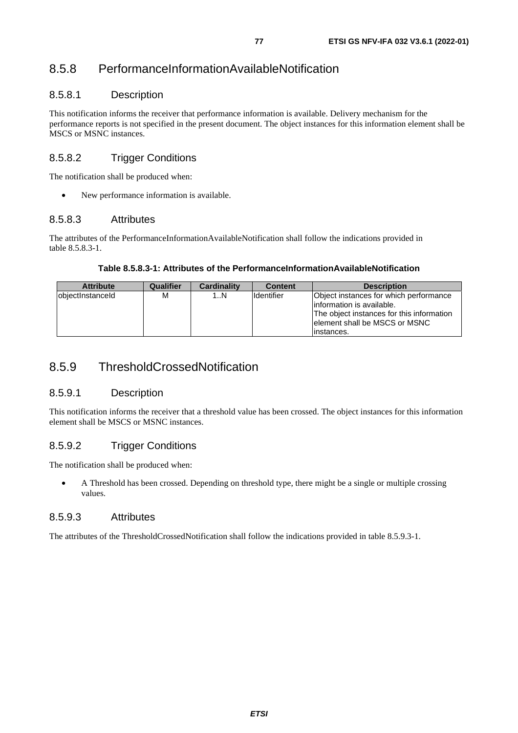### 8.5.8 PerformanceInformationAvailableNotification

#### 8.5.8.1 Description

This notification informs the receiver that performance information is available. Delivery mechanism for the performance reports is not specified in the present document. The object instances for this information element shall be MSCS or MSNC instances.

#### 8.5.8.2 Trigger Conditions

The notification shall be produced when:

- New performance information is available.

#### 8.5.8.3 Attributes

The attributes of the PerformanceInformationAvailableNotification shall follow the indications provided in table 8.5.8.3-1.

**Table 8.5.8.3-1: Attributes of the PerformanceInformationAvailableNotification**

| Attribute | Qualifier | Cardinality | Content | Description |
|---|---|---|---|---|
| objectInstanceId | M | 1..N | Identifier | Object instances for which performance information is available. The object instances for this information element shall be MSCS or MSNC instances. |

### 8.5.9 ThresholdCrossedNotification

#### 8.5.9.1 Description

This notification informs the receiver that a threshold value has been crossed. The object instances for this information element shall be MSCS or MSNC instances.

#### 8.5.9.2 Trigger Conditions

The notification shall be produced when:

- A Threshold has been crossed. Depending on threshold type, there might be a single or multiple crossing values.

#### 8.5.9.3 Attributes

The attributes of the ThresholdCrossedNotification shall follow the indications provided in table 8.5.9.3-1.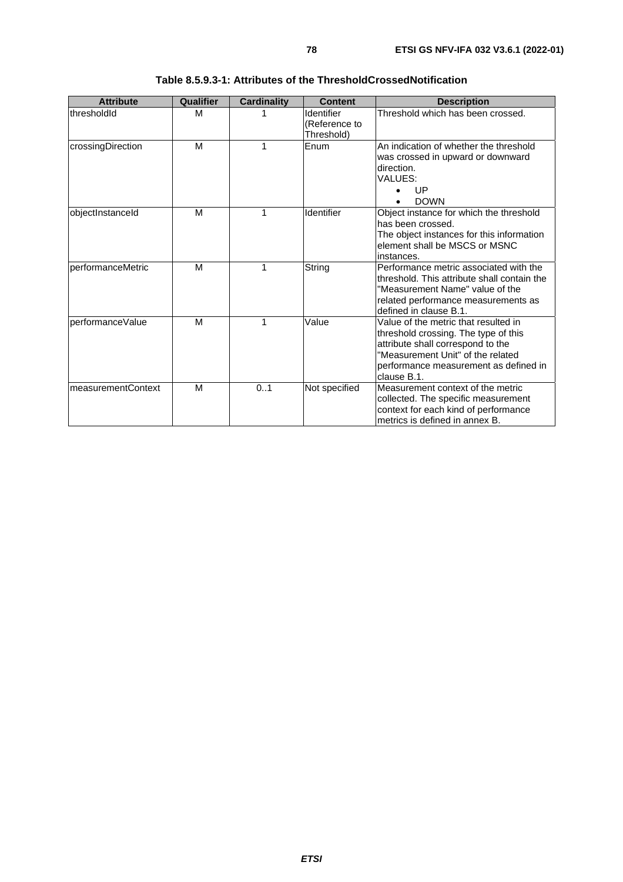**Table 8.5.9.3-1: Attributes of the ThresholdCrossedNotification**

| Attribute | Qualifier | Cardinality | Content | Description |
|---|---|---|---|---|
| thresholdId | M | 1 | Identifier (Reference to Threshold) | Threshold which has been crossed. |
| crossingDirection | M | 1 | Enum | An indication of whether the threshold was crossed in upward or downward direction.<br>VALUES:<br>• UP<br>• DOWN |
| objectInstanceId | M | 1 | Identifier | Object instance for which the threshold has been crossed.<br>The object instances for this information element shall be MSCS or MSNC instances. |
| performanceMetric | M | 1 | String | Performance metric associated with the threshold. This attribute shall contain the "Measurement Name" value of the related performance measurements as defined in clause B.1. |
| performanceValue | M | 1 | Value | Value of the metric that resulted in threshold crossing. The type of this attribute shall correspond to the "Measurement Unit" of the related performance measurement as defined in clause B.1. |
| measurementContext | M | 0..1 | Not specified | Measurement context of the metric collected. The specific measurement context for each kind of performance metrics is defined in annex B. |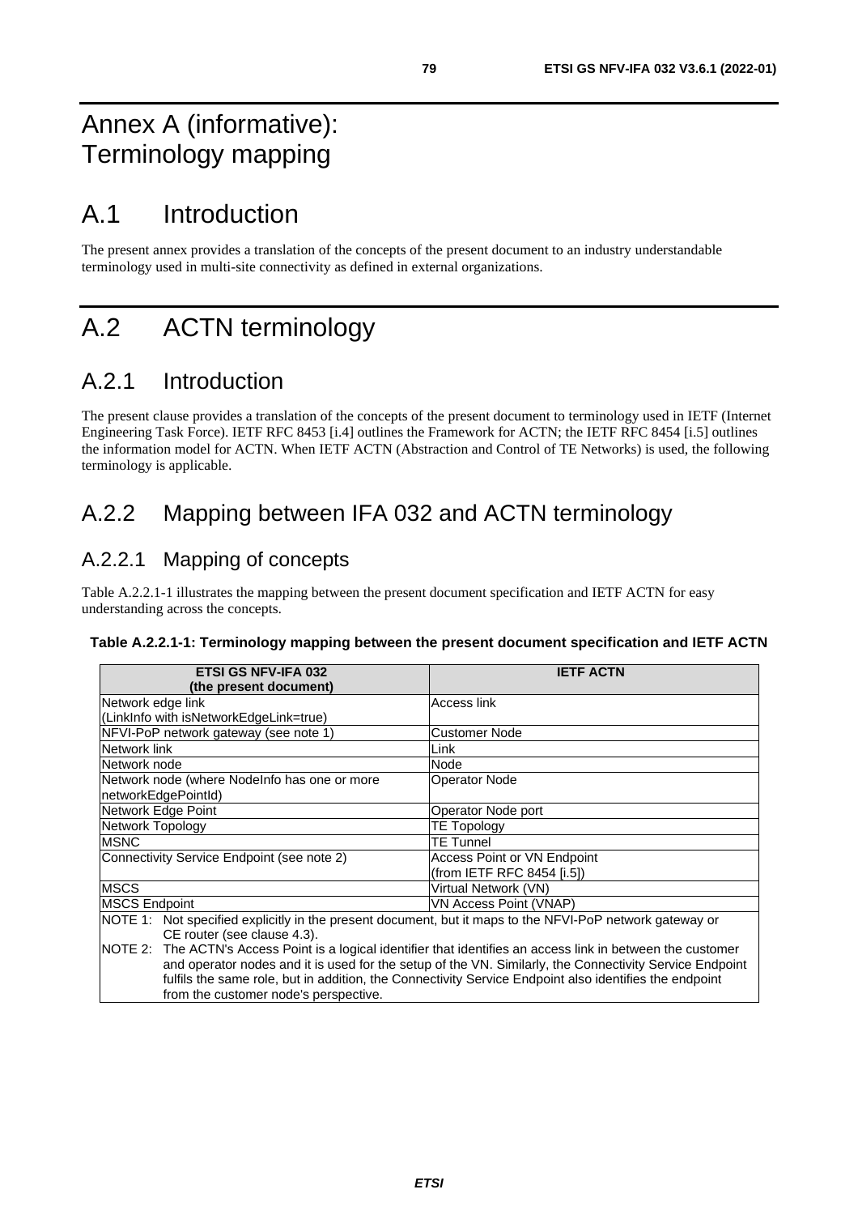# Annex A (informative): Terminology mapping

# A.1 Introduction

The present annex provides a translation of the concepts of the present document to an industry understandable terminology used in multi-site connectivity as defined in external organizations.

# A.2 ACTN terminology

## A.2.1 Introduction

The present clause provides a translation of the concepts of the present document to terminology used in IETF (Internet Engineering Task Force). IETF RFC 8453 [i.4] outlines the Framework for ACTN; the IETF RFC 8454 [i.5] outlines the information model for ACTN. When IETF ACTN (Abstraction and Control of TE Networks) is used, the following terminology is applicable.

## A.2.2 Mapping between IFA 032 and ACTN terminology

### A.2.2.1 Mapping of concepts

Table A.2.2.1-1 illustrates the mapping between the present document specification and IETF ACTN for easy understanding across the concepts.

**Table A.2.2.1-1: Terminology mapping between the present document specification and IETF ACTN**

| ETSI GS NFV-IFA 032 (the present document) | IETF ACTN |
|---|---|
| Network edge link (LinkInfo with isNetworkEdgeLink=true) | Access link |
| NFVI-PoP network gateway (see note 1) | Customer Node |
| Network link | Link |
| Network node | Node |
| Network node (where NodeInfo has one or more networkEdgePointId) | Operator Node |
| Network Edge Point | Operator Node port |
| Network Topology | TE Topology |
| MSNC | TE Tunnel |
| Connectivity Service Endpoint (see note 2) | Access Point or VN Endpoint (from IETF RFC 8454 [i.5]) |
| MSCS | Virtual Network (VN) |
| MSCS Endpoint | VN Access Point (VNAP) |
| NOTE 1: Not specified explicitly in the present document, but it maps to the NFVI-PoP network gateway or CE router (see clause 4.3). NOTE 2: The ACTN's Access Point is a logical identifier that identifies an access link in between the customer and operator nodes and it is used for the setup of the VN. Similarly, the Connectivity Service Endpoint fulfils the same role, but in addition, the Connectivity Service Endpoint also identifies the endpoint from the customer node's perspective. | |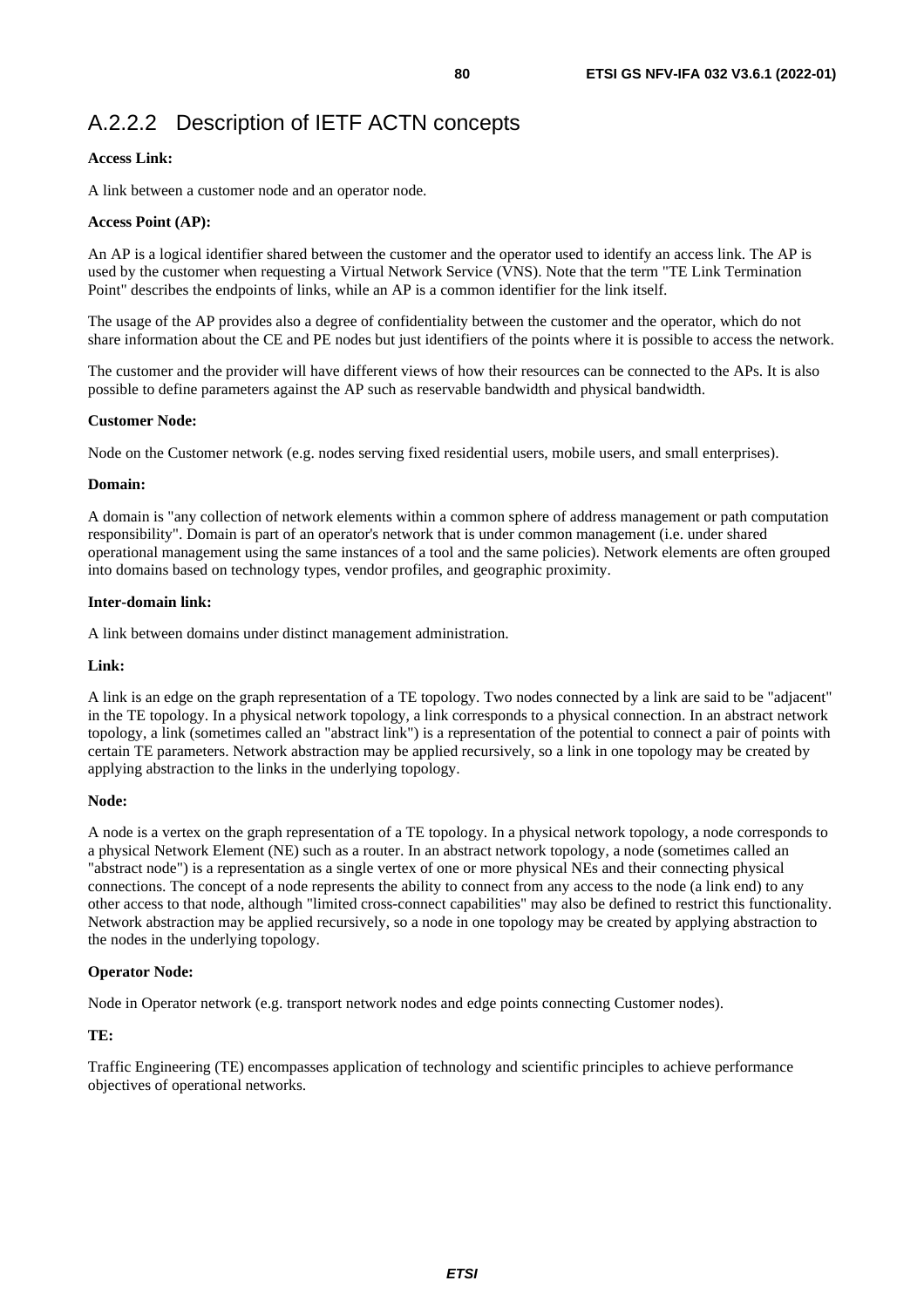#### A.2.2.2 Description of IETF ACTN concepts

**Access Link:**

A link between a customer node and an operator node.

**Access Point (AP):**

An AP is a logical identifier shared between the customer and the operator used to identify an access link. The AP is used by the customer when requesting a Virtual Network Service (VNS). Note that the term "TE Link Termination Point" describes the endpoints of links, while an AP is a common identifier for the link itself.

The usage of the AP provides also a degree of confidentiality between the customer and the operator, which do not share information about the CE and PE nodes but just identifiers of the points where it is possible to access the network.

The customer and the provider will have different views of how their resources can be connected to the APs. It is also possible to define parameters against the AP such as reservable bandwidth and physical bandwidth.

**Customer Node:**

Node on the Customer network (e.g. nodes serving fixed residential users, mobile users, and small enterprises).

**Domain:**

A domain is "any collection of network elements within a common sphere of address management or path computation responsibility". Domain is part of an operator's network that is under common management (i.e. under shared operational management using the same instances of a tool and the same policies). Network elements are often grouped into domains based on technology types, vendor profiles, and geographic proximity.

**Inter-domain link:**

A link between domains under distinct management administration.

**Link:**

A link is an edge on the graph representation of a TE topology. Two nodes connected by a link are said to be "adjacent" in the TE topology. In a physical network topology, a link corresponds to a physical connection. In an abstract network topology, a link (sometimes called an "abstract link") is a representation of the potential to connect a pair of points with certain TE parameters. Network abstraction may be applied recursively, so a link in one topology may be created by applying abstraction to the links in the underlying topology.

**Node:**

A node is a vertex on the graph representation of a TE topology. In a physical network topology, a node corresponds to a physical Network Element (NE) such as a router. In an abstract network topology, a node (sometimes called an "abstract node") is a representation as a single vertex of one or more physical NEs and their connecting physical connections. The concept of a node represents the ability to connect from any access to the node (a link end) to any other access to that node, although "limited cross-connect capabilities" may also be defined to restrict this functionality. Network abstraction may be applied recursively, so a node in one topology may be created by applying abstraction to the nodes in the underlying topology.

**Operator Node:**

Node in Operator network (e.g. transport network nodes and edge points connecting Customer nodes).

**TE:**

Traffic Engineering (TE) encompasses application of technology and scientific principles to achieve performance objectives of operational networks.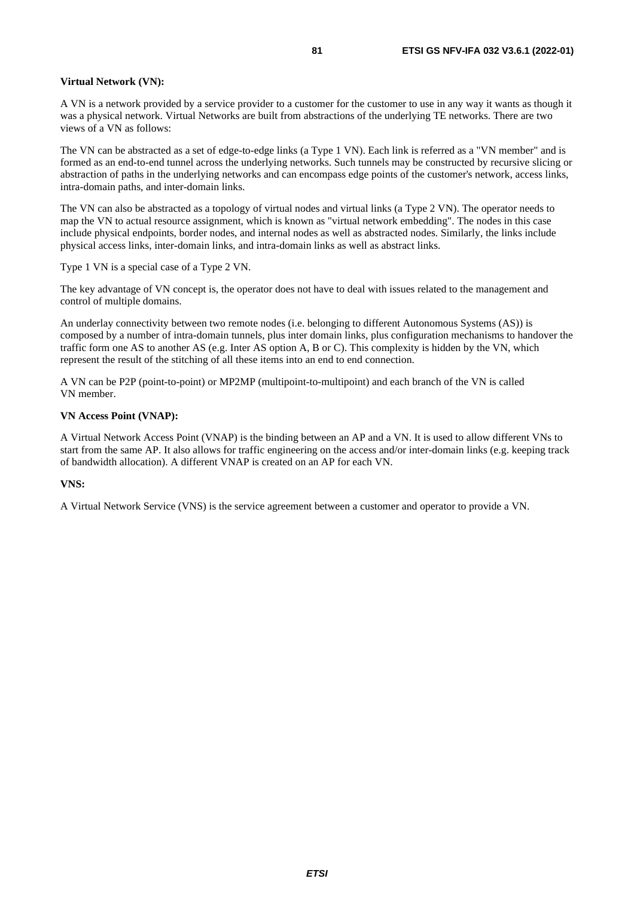**Virtual Network (VN):**

A VN is a network provided by a service provider to a customer for the customer to use in any way it wants as though it was a physical network. Virtual Networks are built from abstractions of the underlying TE networks. There are two views of a VN as follows:

The VN can be abstracted as a set of edge-to-edge links (a Type 1 VN). Each link is referred as a "VN member" and is formed as an end-to-end tunnel across the underlying networks. Such tunnels may be constructed by recursive slicing or abstraction of paths in the underlying networks and can encompass edge points of the customer's network, access links, intra-domain paths, and inter-domain links.

The VN can also be abstracted as a topology of virtual nodes and virtual links (a Type 2 VN). The operator needs to map the VN to actual resource assignment, which is known as "virtual network embedding". The nodes in this case include physical endpoints, border nodes, and internal nodes as well as abstracted nodes. Similarly, the links include physical access links, inter-domain links, and intra-domain links as well as abstract links.

Type 1 VN is a special case of a Type 2 VN.

The key advantage of VN concept is, the operator does not have to deal with issues related to the management and control of multiple domains.

An underlay connectivity between two remote nodes (i.e. belonging to different Autonomous Systems (AS)) is composed by a number of intra-domain tunnels, plus inter domain links, plus configuration mechanisms to handover the traffic form one AS to another AS (e.g. Inter AS option A, B or C). This complexity is hidden by the VN, which represent the result of the stitching of all these items into an end to end connection.

A VN can be P2P (point-to-point) or MP2MP (multipoint-to-multipoint) and each branch of the VN is called VN member.

**VN Access Point (VNAP):**

A Virtual Network Access Point (VNAP) is the binding between an AP and a VN. It is used to allow different VNs to start from the same AP. It also allows for traffic engineering on the access and/or inter-domain links (e.g. keeping track of bandwidth allocation). A different VNAP is created on an AP for each VN.

**VNS:**

A Virtual Network Service (VNS) is the service agreement between a customer and operator to provide a VN.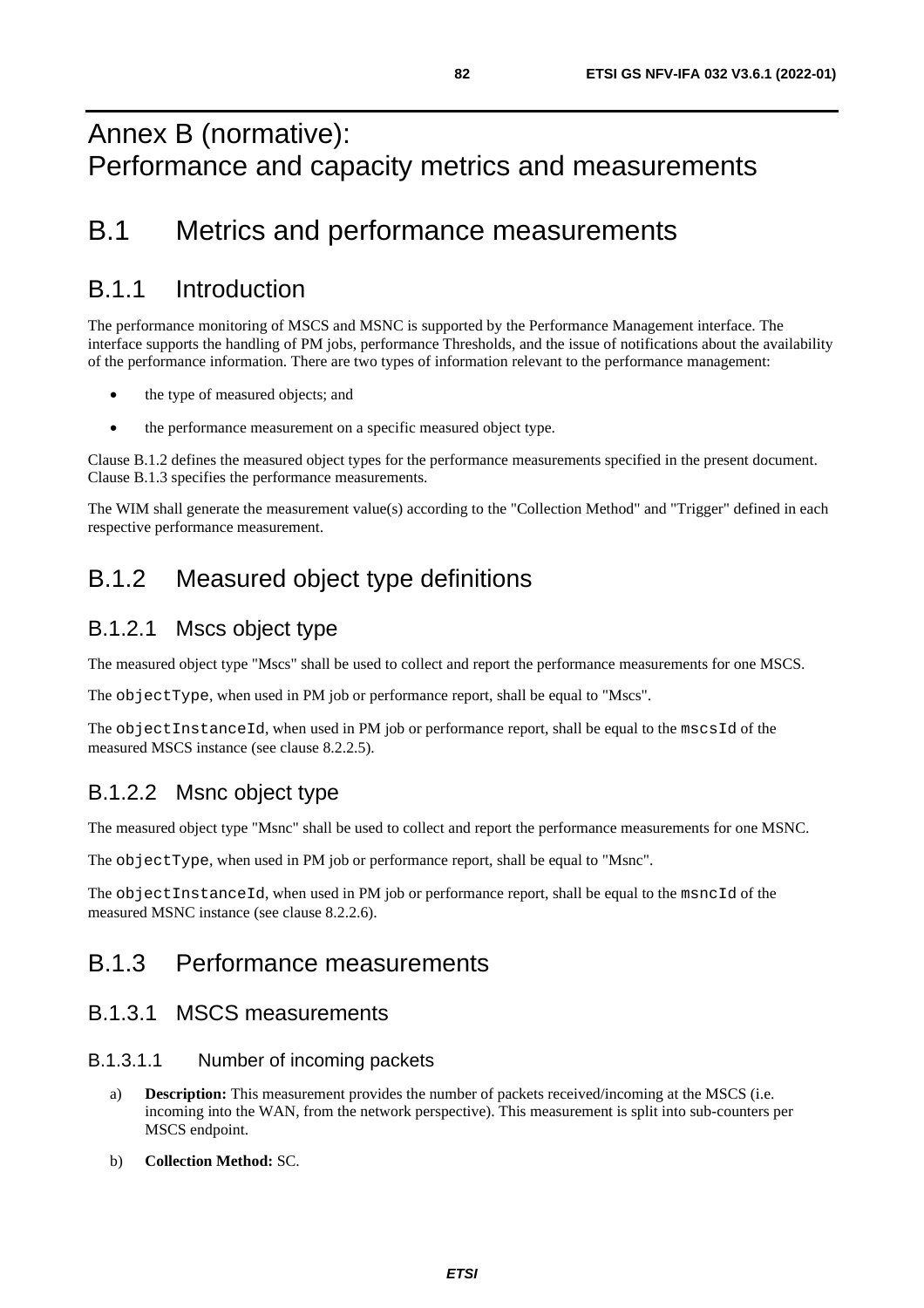# Annex B (normative): Performance and capacity metrics and measurements

## B.1 Metrics and performance measurements

### B.1.1 Introduction

The performance monitoring of MSCS and MSNC is supported by the Performance Management interface. The interface supports the handling of PM jobs, performance Thresholds, and the issue of notifications about the availability of the performance information. There are two types of information relevant to the performance management:

- the type of measured objects; and
- the performance measurement on a specific measured object type.

Clause B.1.2 defines the measured object types for the performance measurements specified in the present document. Clause B.1.3 specifies the performance measurements.

The WIM shall generate the measurement value(s) according to the "Collection Method" and "Trigger" defined in each respective performance measurement.

### B.1.2 Measured object type definitions

#### B.1.2.1 Mscs object type

The measured object type "Mscs" shall be used to collect and report the performance measurements for one MSCS.

The `objectType`, when used in PM job or performance report, shall be equal to "Mscs".

The `objectInstanceId`, when used in PM job or performance report, shall be equal to the `mscsId` of the measured MSCS instance (see clause 8.2.2.5).

#### B.1.2.2 Msnc object type

The measured object type "Msnc" shall be used to collect and report the performance measurements for one MSNC.

The `objectType`, when used in PM job or performance report, shall be equal to "Msnc".

The `objectInstanceId`, when used in PM job or performance report, shall be equal to the `msncId` of the measured MSNC instance (see clause 8.2.2.6).

### B.1.3 Performance measurements

#### B.1.3.1 MSCS measurements

##### B.1.3.1.1 Number of incoming packets

a) **Description:** This measurement provides the number of packets received/incoming at the MSCS (i.e. incoming into the WAN, from the network perspective). This measurement is split into sub-counters per MSCS endpoint.

b) **Collection Method:** SC.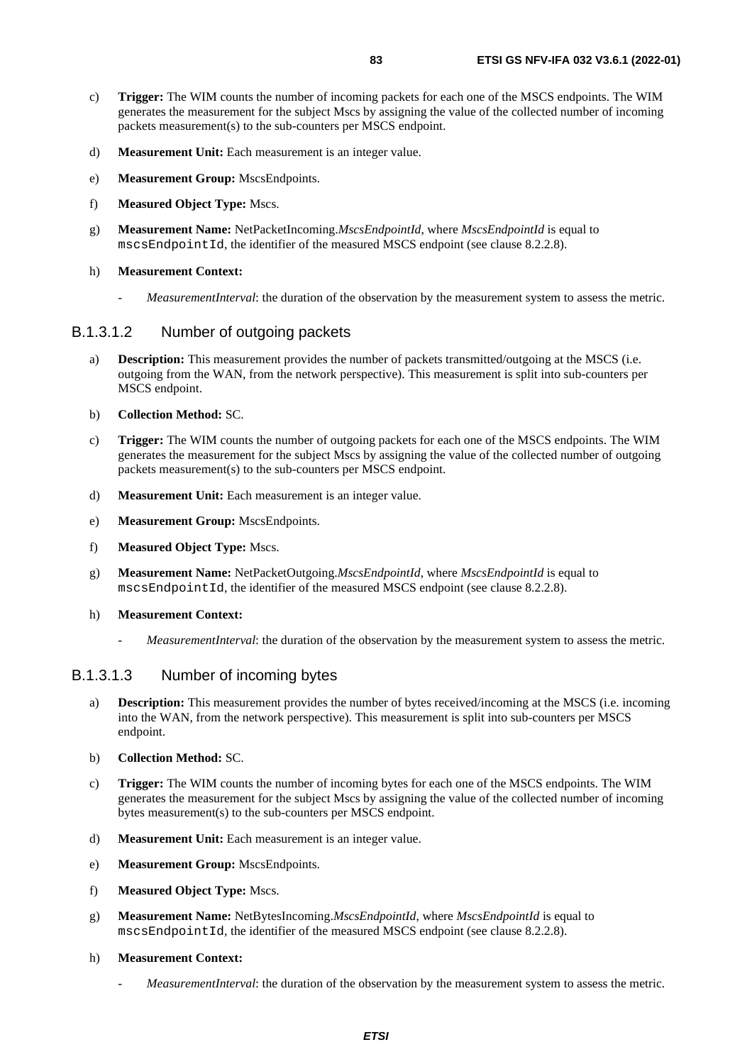c) **Trigger:** The WIM counts the number of incoming packets for each one of the MSCS endpoints. The WIM generates the measurement for the subject Mscs by assigning the value of the collected number of incoming packets measurement(s) to the sub-counters per MSCS endpoint.

d) **Measurement Unit:** Each measurement is an integer value.

e) **Measurement Group:** MscsEndpoints.

f) **Measured Object Type:** Mscs.

g) **Measurement Name:** NetPacketIncoming.*MscsEndpointId*, where *MscsEndpointId* is equal to `mscsEndpointId`, the identifier of the measured MSCS endpoint (see clause 8.2.2.8).

h) **Measurement Context:**

- *MeasurementInterval*: the duration of the observation by the measurement system to assess the metric.

#### B.1.3.1.2 Number of outgoing packets

a) **Description:** This measurement provides the number of packets transmitted/outgoing at the MSCS (i.e. outgoing from the WAN, from the network perspective). This measurement is split into sub-counters per MSCS endpoint.

b) **Collection Method:** SC.

c) **Trigger:** The WIM counts the number of outgoing packets for each one of the MSCS endpoints. The WIM generates the measurement for the subject Mscs by assigning the value of the collected number of outgoing packets measurement(s) to the sub-counters per MSCS endpoint.

d) **Measurement Unit:** Each measurement is an integer value.

e) **Measurement Group:** MscsEndpoints.

f) **Measured Object Type:** Mscs.

g) **Measurement Name:** NetPacketOutgoing.*MscsEndpointId*, where *MscsEndpointId* is equal to `mscsEndpointId`, the identifier of the measured MSCS endpoint (see clause 8.2.2.8).

h) **Measurement Context:**

- *MeasurementInterval*: the duration of the observation by the measurement system to assess the metric.

#### B.1.3.1.3 Number of incoming bytes

a) **Description:** This measurement provides the number of bytes received/incoming at the MSCS (i.e. incoming into the WAN, from the network perspective). This measurement is split into sub-counters per MSCS endpoint.

b) **Collection Method:** SC.

c) **Trigger:** The WIM counts the number of incoming bytes for each one of the MSCS endpoints. The WIM generates the measurement for the subject Mscs by assigning the value of the collected number of incoming bytes measurement(s) to the sub-counters per MSCS endpoint.

d) **Measurement Unit:** Each measurement is an integer value.

e) **Measurement Group:** MscsEndpoints.

f) **Measured Object Type:** Mscs.

g) **Measurement Name:** NetBytesIncoming.*MscsEndpointId*, where *MscsEndpointId* is equal to `mscsEndpointId`, the identifier of the measured MSCS endpoint (see clause 8.2.2.8).

h) **Measurement Context:**

- *MeasurementInterval*: the duration of the observation by the measurement system to assess the metric.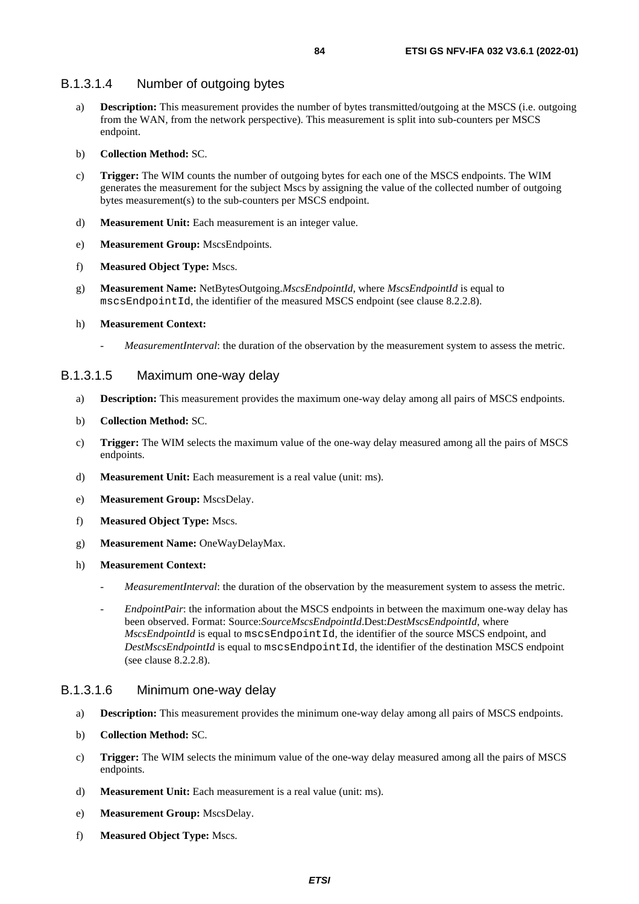#### B.1.3.1.4 Number of outgoing bytes

a) **Description:** This measurement provides the number of bytes transmitted/outgoing at the MSCS (i.e. outgoing from the WAN, from the network perspective). This measurement is split into sub-counters per MSCS endpoint.

b) **Collection Method:** SC.

c) **Trigger:** The WIM counts the number of outgoing bytes for each one of the MSCS endpoints. The WIM generates the measurement for the subject Mscs by assigning the value of the collected number of outgoing bytes measurement(s) to the sub-counters per MSCS endpoint.

d) **Measurement Unit:** Each measurement is an integer value.

e) **Measurement Group:** MscsEndpoints.

f) **Measured Object Type:** Mscs.

g) **Measurement Name:** NetBytesOutgoing.*MscsEndpointId*, where *MscsEndpointId* is equal to `mscsEndpointId`, the identifier of the measured MSCS endpoint (see clause 8.2.2.8).

h) **Measurement Context:**

- *MeasurementInterval*: the duration of the observation by the measurement system to assess the metric.

#### B.1.3.1.5 Maximum one-way delay

a) **Description:** This measurement provides the maximum one-way delay among all pairs of MSCS endpoints.

b) **Collection Method:** SC.

c) **Trigger:** The WIM selects the maximum value of the one-way delay measured among all the pairs of MSCS endpoints.

d) **Measurement Unit:** Each measurement is a real value (unit: ms).

e) **Measurement Group:** MscsDelay.

f) **Measured Object Type:** Mscs.

g) **Measurement Name:** OneWayDelayMax.

h) **Measurement Context:**

- *MeasurementInterval*: the duration of the observation by the measurement system to assess the metric.
- *EndpointPair*: the information about the MSCS endpoints in between the maximum one-way delay has been observed. Format: Source:*SourceMscsEndpointId*.Dest:*DestMscsEndpointId*, where *MscsEndpointId* is equal to `mscsEndpointId`, the identifier of the source MSCS endpoint, and *DestMscsEndpointId* is equal to `mscsEndpointId`, the identifier of the destination MSCS endpoint (see clause 8.2.2.8).

#### B.1.3.1.6 Minimum one-way delay

a) **Description:** This measurement provides the minimum one-way delay among all pairs of MSCS endpoints.

b) **Collection Method:** SC.

c) **Trigger:** The WIM selects the minimum value of the one-way delay measured among all the pairs of MSCS endpoints.

d) **Measurement Unit:** Each measurement is a real value (unit: ms).

e) **Measurement Group:** MscsDelay.

f) **Measured Object Type:** Mscs.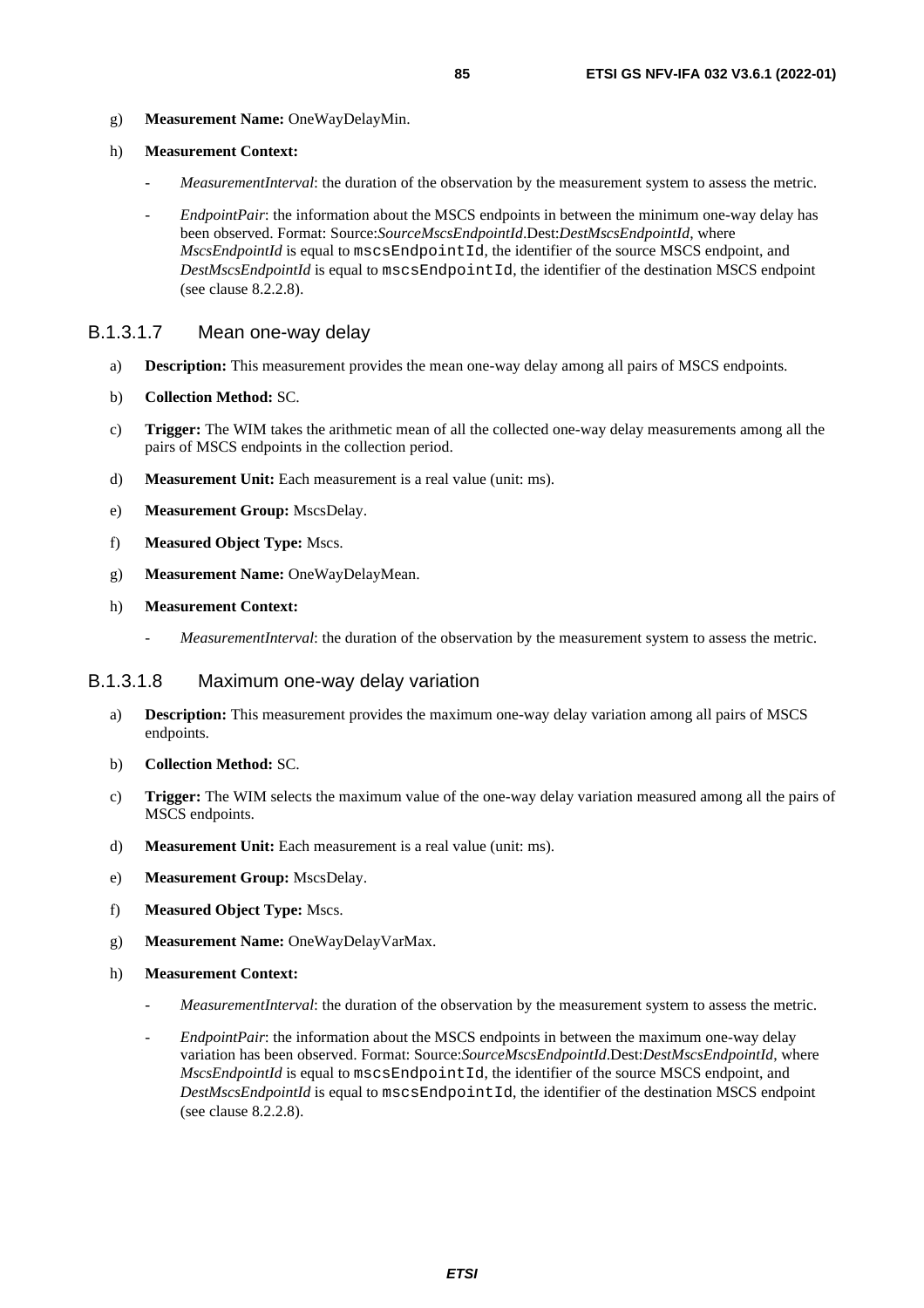g) **Measurement Name:** OneWayDelayMin.

h) **Measurement Context:**

- *MeasurementInterval*: the duration of the observation by the measurement system to assess the metric.
- *EndpointPair*: the information about the MSCS endpoints in between the minimum one-way delay has been observed. Format: Source:*SourceMscsEndpointId*.Dest:*DestMscsEndpointId*, where *MscsEndpointId* is equal to `mscsEndpointId`, the identifier of the source MSCS endpoint, and *DestMscsEndpointId* is equal to `mscsEndpointId`, the identifier of the destination MSCS endpoint (see clause 8.2.2.8).

### B.1.3.1.7 Mean one-way delay

a) **Description:** This measurement provides the mean one-way delay among all pairs of MSCS endpoints.

b) **Collection Method:** SC.

c) **Trigger:** The WIM takes the arithmetic mean of all the collected one-way delay measurements among all the pairs of MSCS endpoints in the collection period.

d) **Measurement Unit:** Each measurement is a real value (unit: ms).

e) **Measurement Group:** MscsDelay.

f) **Measured Object Type:** Mscs.

g) **Measurement Name:** OneWayDelayMean.

h) **Measurement Context:**

- *MeasurementInterval*: the duration of the observation by the measurement system to assess the metric.

### B.1.3.1.8 Maximum one-way delay variation

a) **Description:** This measurement provides the maximum one-way delay variation among all pairs of MSCS endpoints.

b) **Collection Method:** SC.

c) **Trigger:** The WIM selects the maximum value of the one-way delay variation measured among all the pairs of MSCS endpoints.

d) **Measurement Unit:** Each measurement is a real value (unit: ms).

e) **Measurement Group:** MscsDelay.

f) **Measured Object Type:** Mscs.

g) **Measurement Name:** OneWayDelayVarMax.

h) **Measurement Context:**

- *MeasurementInterval*: the duration of the observation by the measurement system to assess the metric.
- *EndpointPair*: the information about the MSCS endpoints in between the maximum one-way delay variation has been observed. Format: Source:*SourceMscsEndpointId*.Dest:*DestMscsEndpointId*, where *MscsEndpointId* is equal to `mscsEndpointId`, the identifier of the source MSCS endpoint, and *DestMscsEndpointId* is equal to `mscsEndpointId`, the identifier of the destination MSCS endpoint (see clause 8.2.2.8).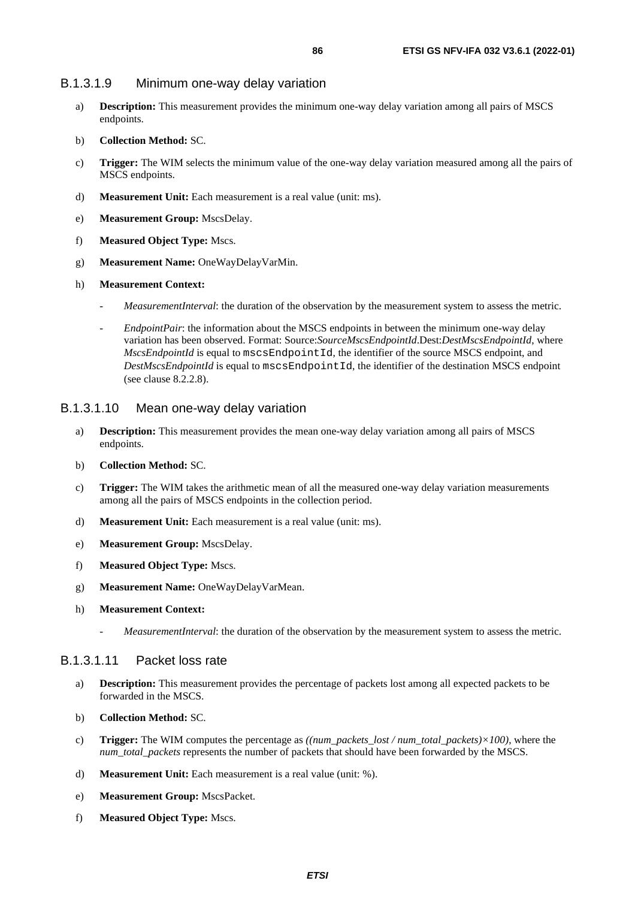#### B.1.3.1.9 Minimum one-way delay variation

a) **Description:** This measurement provides the minimum one-way delay variation among all pairs of MSCS endpoints.

b) **Collection Method:** SC.

c) **Trigger:** The WIM selects the minimum value of the one-way delay variation measured among all the pairs of MSCS endpoints.

d) **Measurement Unit:** Each measurement is a real value (unit: ms).

e) **Measurement Group:** MscsDelay.

f) **Measured Object Type:** Mscs.

g) **Measurement Name:** OneWayDelayVarMin.

h) **Measurement Context:**

- *MeasurementInterval*: the duration of the observation by the measurement system to assess the metric.
- *EndpointPair*: the information about the MSCS endpoints in between the minimum one-way delay variation has been observed. Format: Source:*SourceMscsEndpointId*.Dest:*DestMscsEndpointId*, where *MscsEndpointId* is equal to `mscsEndpointId`, the identifier of the source MSCS endpoint, and *DestMscsEndpointId* is equal to `mscsEndpointId`, the identifier of the destination MSCS endpoint (see clause 8.2.2.8).

#### B.1.3.1.10 Mean one-way delay variation

a) **Description:** This measurement provides the mean one-way delay variation among all pairs of MSCS endpoints.

b) **Collection Method:** SC.

c) **Trigger:** The WIM takes the arithmetic mean of all the measured one-way delay variation measurements among all the pairs of MSCS endpoints in the collection period.

d) **Measurement Unit:** Each measurement is a real value (unit: ms).

e) **Measurement Group:** MscsDelay.

f) **Measured Object Type:** Mscs.

g) **Measurement Name:** OneWayDelayVarMean.

h) **Measurement Context:**

- *MeasurementInterval*: the duration of the observation by the measurement system to assess the metric.

#### B.1.3.1.11 Packet loss rate

a) **Description:** This measurement provides the percentage of packets lost among all expected packets to be forwarded in the MSCS.

b) **Collection Method:** SC.

c) **Trigger:** The WIM computes the percentage as *((num_packets_lost / num_total_packets)×100)*, where the *num_total_packets* represents the number of packets that should have been forwarded by the MSCS.

d) **Measurement Unit:** Each measurement is a real value (unit: %).

e) **Measurement Group:** MscsPacket.

f) **Measured Object Type:** Mscs.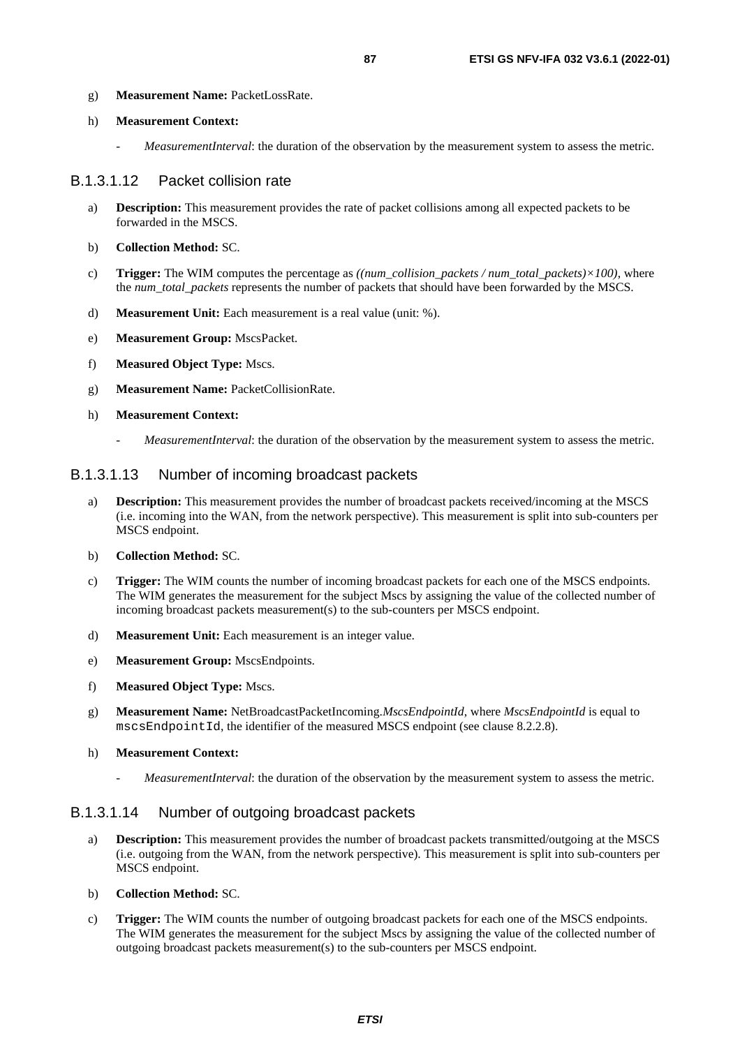g) **Measurement Name:** PacketLossRate.

h) **Measurement Context:**

- *MeasurementInterval*: the duration of the observation by the measurement system to assess the metric.

#### B.1.3.1.12 Packet collision rate

a) **Description:** This measurement provides the rate of packet collisions among all expected packets to be forwarded in the MSCS.

b) **Collection Method:** SC.

c) **Trigger:** The WIM computes the percentage as $((num\_collision\_packets / num\_total\_packets) \times 100)$, where the *num_total_packets* represents the number of packets that should have been forwarded by the MSCS.

d) **Measurement Unit:** Each measurement is a real value (unit: %).

e) **Measurement Group:** MscsPacket.

f) **Measured Object Type:** Mscs.

g) **Measurement Name:** PacketCollisionRate.

h) **Measurement Context:**

- *MeasurementInterval*: the duration of the observation by the measurement system to assess the metric.

#### B.1.3.1.13 Number of incoming broadcast packets

a) **Description:** This measurement provides the number of broadcast packets received/incoming at the MSCS (i.e. incoming into the WAN, from the network perspective). This measurement is split into sub-counters per MSCS endpoint.

b) **Collection Method:** SC.

c) **Trigger:** The WIM counts the number of incoming broadcast packets for each one of the MSCS endpoints. The WIM generates the measurement for the subject Mscs by assigning the value of the collected number of incoming broadcast packets measurement(s) to the sub-counters per MSCS endpoint.

d) **Measurement Unit:** Each measurement is an integer value.

e) **Measurement Group:** MscsEndpoints.

f) **Measured Object Type:** Mscs.

g) **Measurement Name:** NetBroadcastPacketIncoming.*MscsEndpointId*, where *MscsEndpointId* is equal to `mscsEndpointId`, the identifier of the measured MSCS endpoint (see clause 8.2.2.8).

h) **Measurement Context:**

- *MeasurementInterval*: the duration of the observation by the measurement system to assess the metric.

#### B.1.3.1.14 Number of outgoing broadcast packets

a) **Description:** This measurement provides the number of broadcast packets transmitted/outgoing at the MSCS (i.e. outgoing from the WAN, from the network perspective). This measurement is split into sub-counters per MSCS endpoint.

b) **Collection Method:** SC.

c) **Trigger:** The WIM counts the number of outgoing broadcast packets for each one of the MSCS endpoints. The WIM generates the measurement for the subject Mscs by assigning the value of the collected number of outgoing broadcast packets measurement(s) to the sub-counters per MSCS endpoint.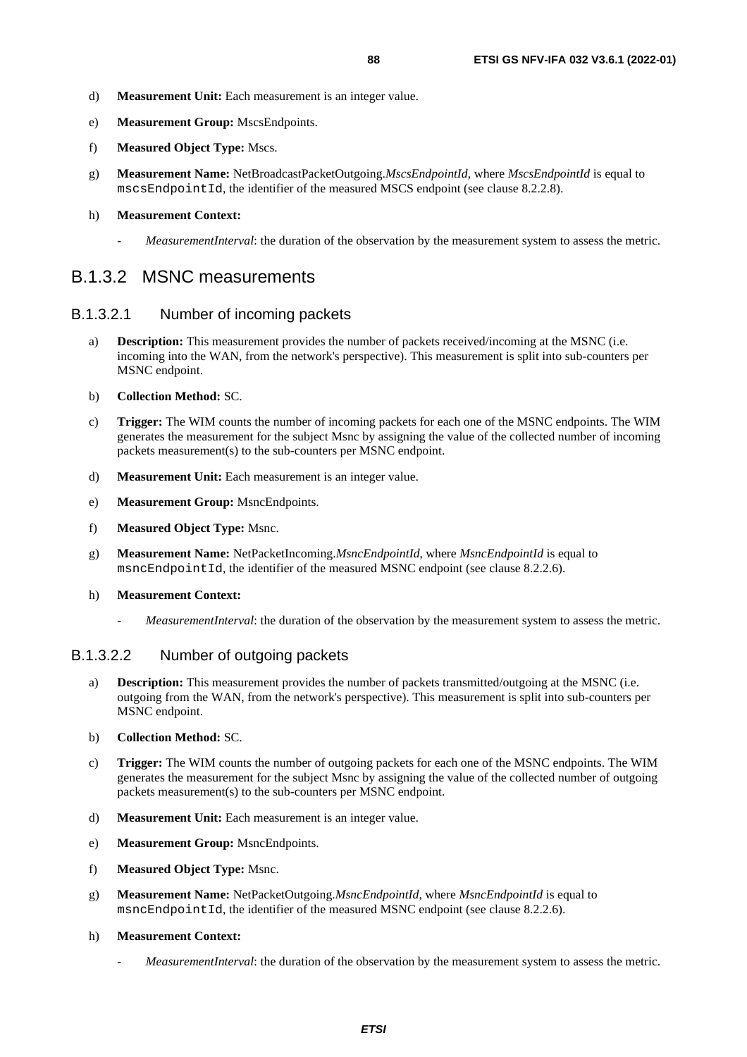d) **Measurement Unit:** Each measurement is an integer value.

e) **Measurement Group:** MscsEndpoints.

f) **Measured Object Type:** Mscs.

g) **Measurement Name:** NetBroadcastPacketOutgoing.*MscsEndpointId*, where *MscsEndpointId* is equal to `mscsEndpointId`, the identifier of the measured MSCS endpoint (see clause 8.2.2.8).

h) **Measurement Context:**

- *MeasurementInterval*: the duration of the observation by the measurement system to assess the metric.

## B.1.3.2 MSNC measurements

### B.1.3.2.1 Number of incoming packets

a) **Description:** This measurement provides the number of packets received/incoming at the MSNC (i.e. incoming into the WAN, from the network's perspective). This measurement is split into sub-counters per MSNC endpoint.

b) **Collection Method:** SC.

c) **Trigger:** The WIM counts the number of incoming packets for each one of the MSNC endpoints. The WIM generates the measurement for the subject Msnc by assigning the value of the collected number of incoming packets measurement(s) to the sub-counters per MSNC endpoint.

d) **Measurement Unit:** Each measurement is an integer value.

e) **Measurement Group:** MsncEndpoints.

f) **Measured Object Type:** Msnc.

g) **Measurement Name:** NetPacketIncoming.*MsncEndpointId*, where *MsncEndpointId* is equal to `msncEndpointId`, the identifier of the measured MSNC endpoint (see clause 8.2.2.6).

h) **Measurement Context:**

- *MeasurementInterval*: the duration of the observation by the measurement system to assess the metric.

### B.1.3.2.2 Number of outgoing packets

a) **Description:** This measurement provides the number of packets transmitted/outgoing at the MSNC (i.e. outgoing from the WAN, from the network's perspective). This measurement is split into sub-counters per MSNC endpoint.

b) **Collection Method:** SC.

c) **Trigger:** The WIM counts the number of outgoing packets for each one of the MSNC endpoints. The WIM generates the measurement for the subject Msnc by assigning the value of the collected number of outgoing packets measurement(s) to the sub-counters per MSNC endpoint.

d) **Measurement Unit:** Each measurement is an integer value.

e) **Measurement Group:** MsncEndpoints.

f) **Measured Object Type:** Msnc.

g) **Measurement Name:** NetPacketOutgoing.*MsncEndpointId*, where *MsncEndpointId* is equal to `msncEndpointId`, the identifier of the measured MSNC endpoint (see clause 8.2.2.6).

h) **Measurement Context:**

- *MeasurementInterval*: the duration of the observation by the measurement system to assess the metric.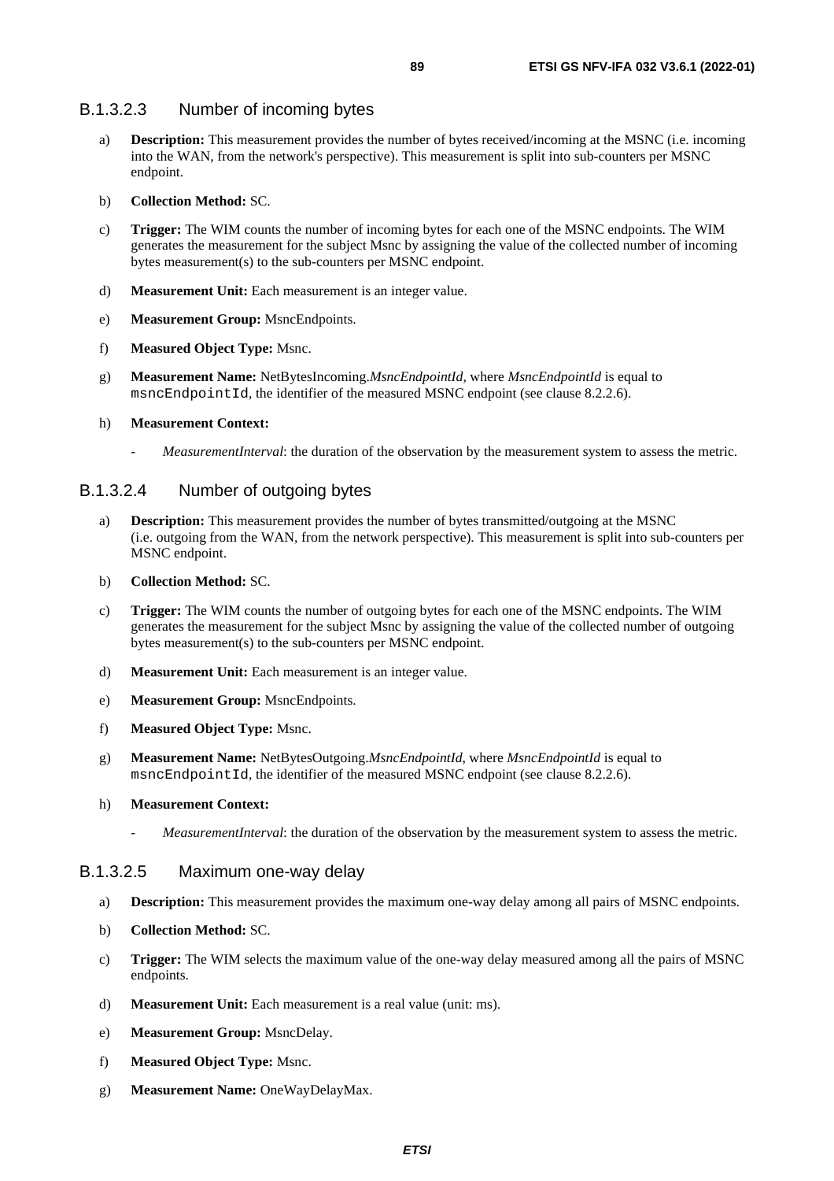#### B.1.3.2.3 Number of incoming bytes

a) **Description:** This measurement provides the number of bytes received/incoming at the MSNC (i.e. incoming into the WAN, from the network's perspective). This measurement is split into sub-counters per MSNC endpoint.

b) **Collection Method:** SC.

c) **Trigger:** The WIM counts the number of incoming bytes for each one of the MSNC endpoints. The WIM generates the measurement for the subject Msnc by assigning the value of the collected number of incoming bytes measurement(s) to the sub-counters per MSNC endpoint.

d) **Measurement Unit:** Each measurement is an integer value.

e) **Measurement Group:** MsncEndpoints.

f) **Measured Object Type:** Msnc.

g) **Measurement Name:** NetBytesIncoming.*MsncEndpointId*, where *MsncEndpointId* is equal to `msncEndpointId`, the identifier of the measured MSNC endpoint (see clause 8.2.2.6).

h) **Measurement Context:**

- *MeasurementInterval*: the duration of the observation by the measurement system to assess the metric.

#### B.1.3.2.4 Number of outgoing bytes

a) **Description:** This measurement provides the number of bytes transmitted/outgoing at the MSNC (i.e. outgoing from the WAN, from the network perspective). This measurement is split into sub-counters per MSNC endpoint.

b) **Collection Method:** SC.

c) **Trigger:** The WIM counts the number of outgoing bytes for each one of the MSNC endpoints. The WIM generates the measurement for the subject Msnc by assigning the value of the collected number of outgoing bytes measurement(s) to the sub-counters per MSNC endpoint.

d) **Measurement Unit:** Each measurement is an integer value.

e) **Measurement Group:** MsncEndpoints.

f) **Measured Object Type:** Msnc.

g) **Measurement Name:** NetBytesOutgoing.*MsncEndpointId*, where *MsncEndpointId* is equal to `msncEndpointId`, the identifier of the measured MSNC endpoint (see clause 8.2.2.6).

h) **Measurement Context:**

- *MeasurementInterval*: the duration of the observation by the measurement system to assess the metric.

#### B.1.3.2.5 Maximum one-way delay

a) **Description:** This measurement provides the maximum one-way delay among all pairs of MSNC endpoints.

b) **Collection Method:** SC.

c) **Trigger:** The WIM selects the maximum value of the one-way delay measured among all the pairs of MSNC endpoints.

d) **Measurement Unit:** Each measurement is a real value (unit: ms).

e) **Measurement Group:** MsncDelay.

f) **Measured Object Type:** Msnc.

g) **Measurement Name:** OneWayDelayMax.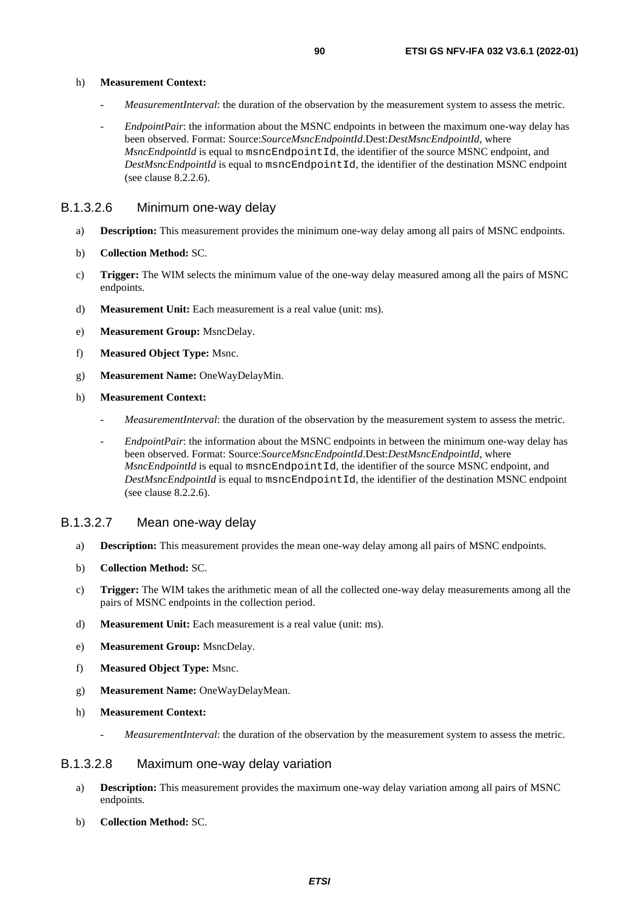h) **Measurement Context:**

- *MeasurementInterval*: the duration of the observation by the measurement system to assess the metric.
- *EndpointPair*: the information about the MSNC endpoints in between the maximum one-way delay has been observed. Format: Source:*SourceMsncEndpointId*.Dest:*DestMsncEndpointId*, where *MsncEndpointId* is equal to `msncEndpointId`, the identifier of the source MSNC endpoint, and *DestMsncEndpointId* is equal to `msncEndpointId`, the identifier of the destination MSNC endpoint (see clause 8.2.2.6).

### B.1.3.2.6 Minimum one-way delay

a) **Description:** This measurement provides the minimum one-way delay among all pairs of MSNC endpoints.

b) **Collection Method:** SC.

c) **Trigger:** The WIM selects the minimum value of the one-way delay measured among all the pairs of MSNC endpoints.

d) **Measurement Unit:** Each measurement is a real value (unit: ms).

e) **Measurement Group:** MsncDelay.

f) **Measured Object Type:** Msnc.

g) **Measurement Name:** OneWayDelayMin.

h) **Measurement Context:**

- *MeasurementInterval*: the duration of the observation by the measurement system to assess the metric.
- *EndpointPair*: the information about the MSNC endpoints in between the minimum one-way delay has been observed. Format: Source:*SourceMsncEndpointId*.Dest:*DestMsncEndpointId*, where *MsncEndpointId* is equal to `msncEndpointId`, the identifier of the source MSNC endpoint, and *DestMsncEndpointId* is equal to `msncEndpointId`, the identifier of the destination MSNC endpoint (see clause 8.2.2.6).

### B.1.3.2.7 Mean one-way delay

a) **Description:** This measurement provides the mean one-way delay among all pairs of MSNC endpoints.

b) **Collection Method:** SC.

c) **Trigger:** The WIM takes the arithmetic mean of all the collected one-way delay measurements among all the pairs of MSNC endpoints in the collection period.

d) **Measurement Unit:** Each measurement is a real value (unit: ms).

e) **Measurement Group:** MsncDelay.

f) **Measured Object Type:** Msnc.

g) **Measurement Name:** OneWayDelayMean.

h) **Measurement Context:**

- *MeasurementInterval*: the duration of the observation by the measurement system to assess the metric.

### B.1.3.2.8 Maximum one-way delay variation

a) **Description:** This measurement provides the maximum one-way delay variation among all pairs of MSNC endpoints.

b) **Collection Method:** SC.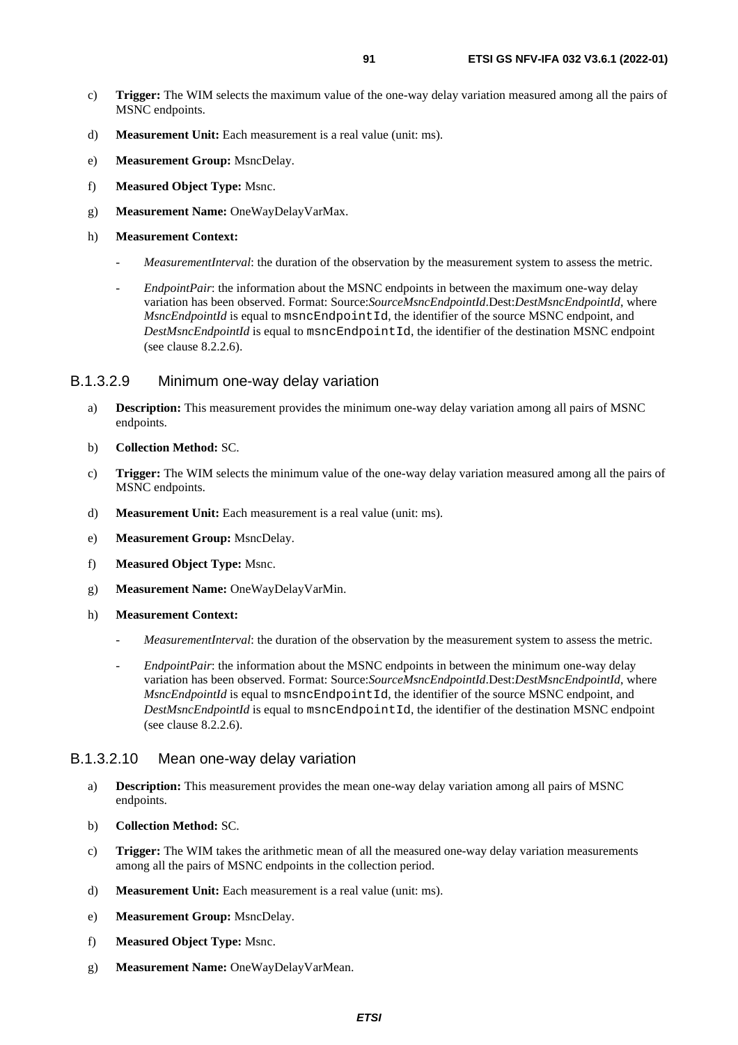c) **Trigger:** The WIM selects the maximum value of the one-way delay variation measured among all the pairs of MSNC endpoints.

d) **Measurement Unit:** Each measurement is a real value (unit: ms).

e) **Measurement Group:** MsncDelay.

f) **Measured Object Type:** Msnc.

g) **Measurement Name:** OneWayDelayVarMax.

h) **Measurement Context:**

- *MeasurementInterval*: the duration of the observation by the measurement system to assess the metric.
- *EndpointPair*: the information about the MSNC endpoints in between the maximum one-way delay variation has been observed. Format: Source:*SourceMsncEndpointId*.Dest:*DestMsncEndpointId*, where *MsncEndpointId* is equal to `msncEndpointId`, the identifier of the source MSNC endpoint, and *DestMsncEndpointId* is equal to `msncEndpointId`, the identifier of the destination MSNC endpoint (see clause 8.2.2.6).

### B.1.3.2.9 Minimum one-way delay variation

a) **Description:** This measurement provides the minimum one-way delay variation among all pairs of MSNC endpoints.

b) **Collection Method:** SC.

c) **Trigger:** The WIM selects the minimum value of the one-way delay variation measured among all the pairs of MSNC endpoints.

d) **Measurement Unit:** Each measurement is a real value (unit: ms).

e) **Measurement Group:** MsncDelay.

f) **Measured Object Type:** Msnc.

g) **Measurement Name:** OneWayDelayVarMin.

h) **Measurement Context:**

- *MeasurementInterval*: the duration of the observation by the measurement system to assess the metric.
- *EndpointPair*: the information about the MSNC endpoints in between the minimum one-way delay variation has been observed. Format: Source:*SourceMsncEndpointId*.Dest:*DestMsncEndpointId*, where *MsncEndpointId* is equal to `msncEndpointId`, the identifier of the source MSNC endpoint, and *DestMsncEndpointId* is equal to `msncEndpointId`, the identifier of the destination MSNC endpoint (see clause 8.2.2.6).

### B.1.3.2.10 Mean one-way delay variation

a) **Description:** This measurement provides the mean one-way delay variation among all pairs of MSNC endpoints.

b) **Collection Method:** SC.

c) **Trigger:** The WIM takes the arithmetic mean of all the measured one-way delay variation measurements among all the pairs of MSNC endpoints in the collection period.

d) **Measurement Unit:** Each measurement is a real value (unit: ms).

e) **Measurement Group:** MsncDelay.

f) **Measured Object Type:** Msnc.

g) **Measurement Name:** OneWayDelayVarMean.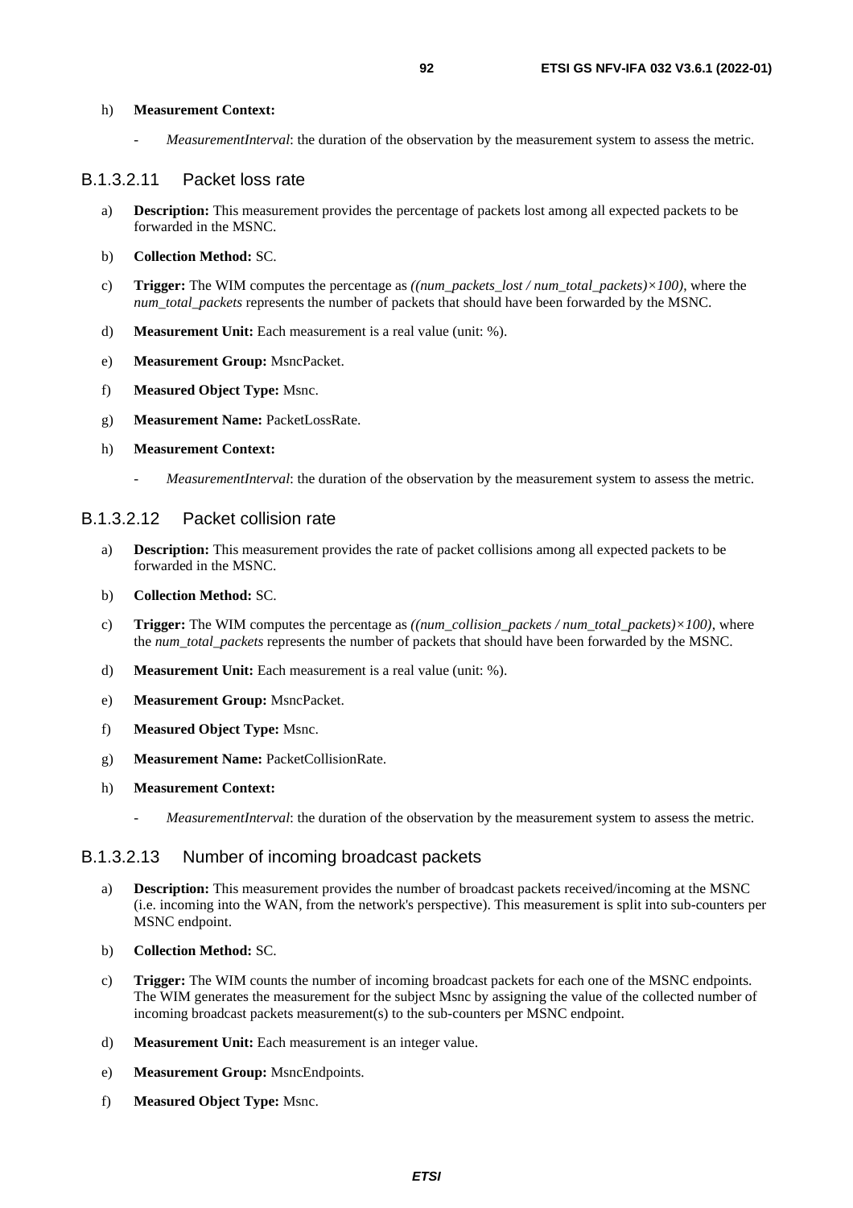h) **Measurement Context:**

- *MeasurementInterval*: the duration of the observation by the measurement system to assess the metric.

### B.1.3.2.11 Packet loss rate

a) **Description:** This measurement provides the percentage of packets lost among all expected packets to be forwarded in the MSNC.

b) **Collection Method:** SC.

c) **Trigger:** The WIM computes the percentage as *((num_packets_lost / num_total_packets)×100)*, where the *num_total_packets* represents the number of packets that should have been forwarded by the MSNC.

d) **Measurement Unit:** Each measurement is a real value (unit: %).

e) **Measurement Group:** MsncPacket.

f) **Measured Object Type:** Msnc.

g) **Measurement Name:** PacketLossRate.

h) **Measurement Context:**

- *MeasurementInterval*: the duration of the observation by the measurement system to assess the metric.

### B.1.3.2.12 Packet collision rate

a) **Description:** This measurement provides the rate of packet collisions among all expected packets to be forwarded in the MSNC.

b) **Collection Method:** SC.

c) **Trigger:** The WIM computes the percentage as *((num_collision_packets / num_total_packets)×100)*, where the *num_total_packets* represents the number of packets that should have been forwarded by the MSNC.

d) **Measurement Unit:** Each measurement is a real value (unit: %).

e) **Measurement Group:** MsncPacket.

f) **Measured Object Type:** Msnc.

g) **Measurement Name:** PacketCollisionRate.

h) **Measurement Context:**

- *MeasurementInterval*: the duration of the observation by the measurement system to assess the metric.

### B.1.3.2.13 Number of incoming broadcast packets

a) **Description:** This measurement provides the number of broadcast packets received/incoming at the MSNC (i.e. incoming into the WAN, from the network's perspective). This measurement is split into sub-counters per MSNC endpoint.

b) **Collection Method:** SC.

c) **Trigger:** The WIM counts the number of incoming broadcast packets for each one of the MSNC endpoints. The WIM generates the measurement for the subject Msnc by assigning the value of the collected number of incoming broadcast packets measurement(s) to the sub-counters per MSNC endpoint.

d) **Measurement Unit:** Each measurement is an integer value.

e) **Measurement Group:** MsncEndpoints.

f) **Measured Object Type:** Msnc.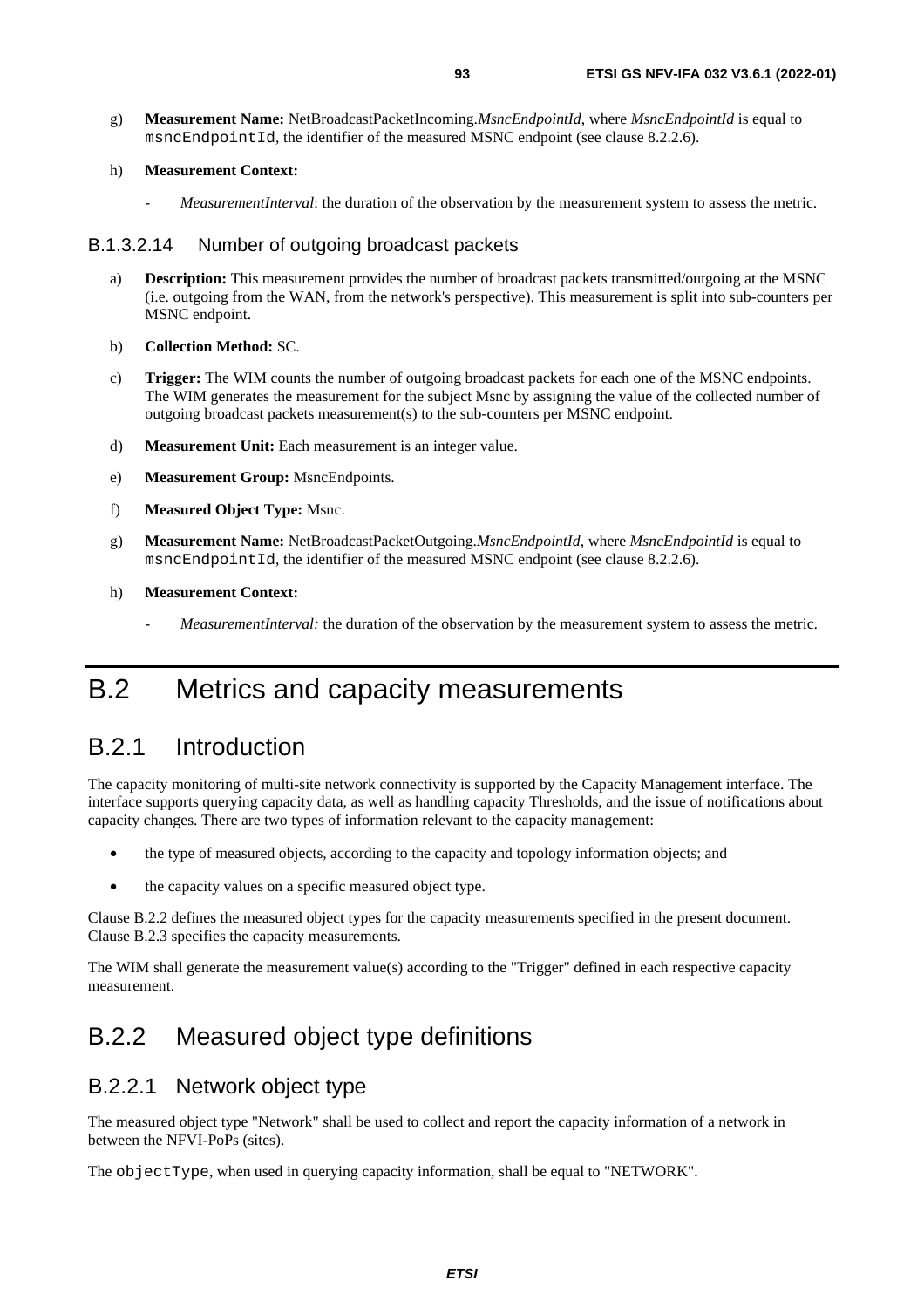g) **Measurement Name:** NetBroadcastPacketIncoming.*MsncEndpointId*, where *MsncEndpointId* is equal to `msncEndpointId`, the identifier of the measured MSNC endpoint (see clause 8.2.2.6).

h) **Measurement Context:**

- *MeasurementInterval*: the duration of the observation by the measurement system to assess the metric.

#### B.1.3.2.14 Number of outgoing broadcast packets

a) **Description:** This measurement provides the number of broadcast packets transmitted/outgoing at the MSNC (i.e. outgoing from the WAN, from the network's perspective). This measurement is split into sub-counters per MSNC endpoint.

b) **Collection Method:** SC.

c) **Trigger:** The WIM counts the number of outgoing broadcast packets for each one of the MSNC endpoints. The WIM generates the measurement for the subject Msnc by assigning the value of the collected number of outgoing broadcast packets measurement(s) to the sub-counters per MSNC endpoint.

d) **Measurement Unit:** Each measurement is an integer value.

e) **Measurement Group:** MsncEndpoints.

f) **Measured Object Type:** Msnc.

g) **Measurement Name:** NetBroadcastPacketOutgoing.*MsncEndpointId*, where *MsncEndpointId* is equal to `msncEndpointId`, the identifier of the measured MSNC endpoint (see clause 8.2.2.6).

h) **Measurement Context:**

- *MeasurementInterval:* the duration of the observation by the measurement system to assess the metric.

# B.2 Metrics and capacity measurements

## B.2.1 Introduction

The capacity monitoring of multi-site network connectivity is supported by the Capacity Management interface. The interface supports querying capacity data, as well as handling capacity Thresholds, and the issue of notifications about capacity changes. There are two types of information relevant to the capacity management:

- the type of measured objects, according to the capacity and topology information objects; and
- the capacity values on a specific measured object type.

Clause B.2.2 defines the measured object types for the capacity measurements specified in the present document. Clause B.2.3 specifies the capacity measurements.

The WIM shall generate the measurement value(s) according to the "Trigger" defined in each respective capacity measurement.

## B.2.2 Measured object type definitions

### B.2.2.1 Network object type

The measured object type "Network" shall be used to collect and report the capacity information of a network in between the NFVI-PoPs (sites).

The `objectType`, when used in querying capacity information, shall be equal to "NETWORK".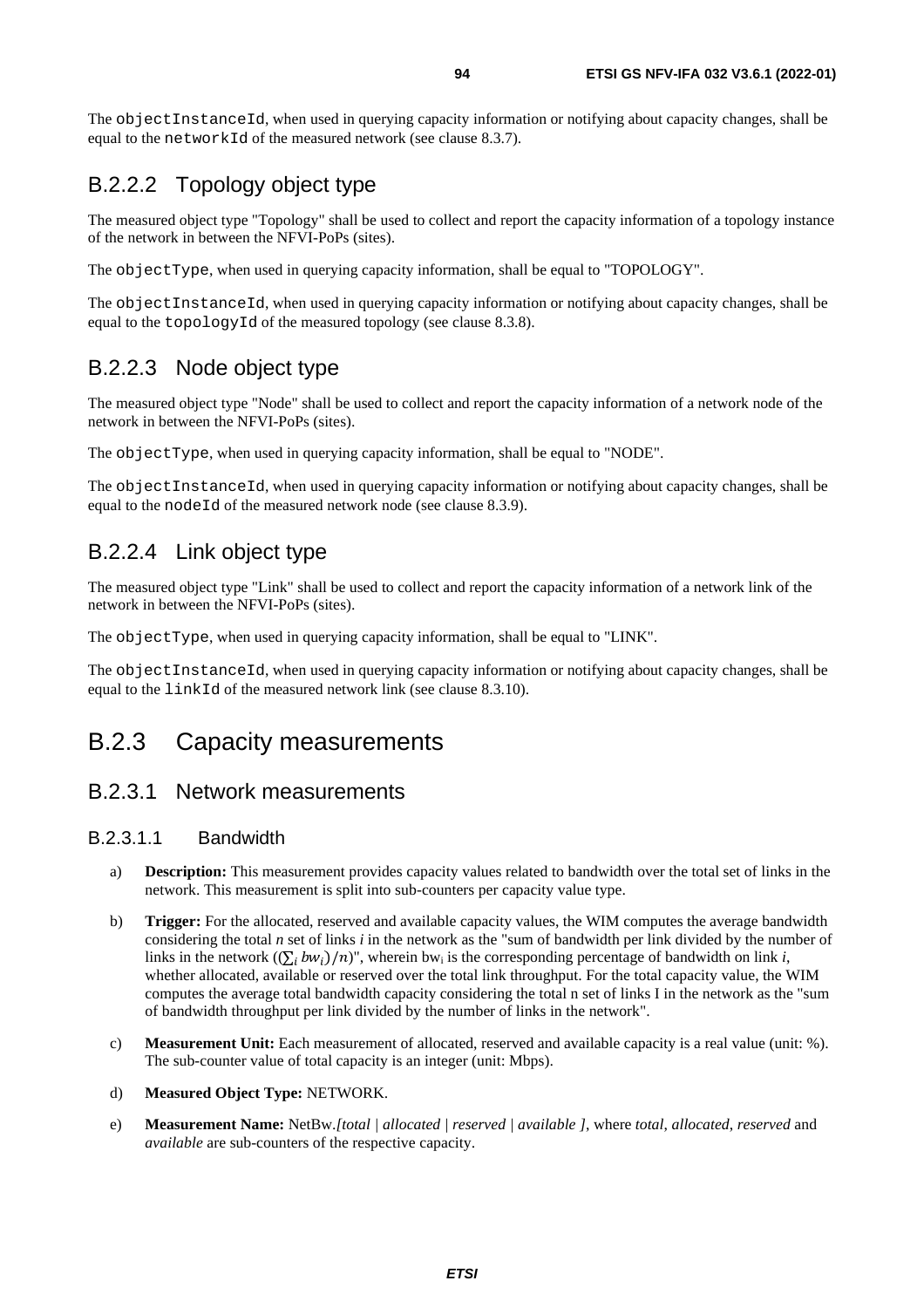The `objectInstanceId`, when used in querying capacity information or notifying about capacity changes, shall be equal to the `networkId` of the measured network (see clause 8.3.7).

### B.2.2.2 Topology object type

The measured object type "Topology" shall be used to collect and report the capacity information of a topology instance of the network in between the NFVI-PoPs (sites).

The `objectType`, when used in querying capacity information, shall be equal to "TOPOLOGY".

The `objectInstanceId`, when used in querying capacity information or notifying about capacity changes, shall be equal to the `topologyId` of the measured topology (see clause 8.3.8).

### B.2.2.3 Node object type

The measured object type "Node" shall be used to collect and report the capacity information of a network node of the network in between the NFVI-PoPs (sites).

The `objectType`, when used in querying capacity information, shall be equal to "NODE".

The `objectInstanceId`, when used in querying capacity information or notifying about capacity changes, shall be equal to the `nodeId` of the measured network node (see clause 8.3.9).

### B.2.2.4 Link object type

The measured object type "Link" shall be used to collect and report the capacity information of a network link of the network in between the NFVI-PoPs (sites).

The `objectType`, when used in querying capacity information, shall be equal to "LINK".

The `objectInstanceId`, when used in querying capacity information or notifying about capacity changes, shall be equal to the `linkId` of the measured network link (see clause 8.3.10).

## B.2.3 Capacity measurements

### B.2.3.1 Network measurements

#### B.2.3.1.1 Bandwidth

a) **Description:** This measurement provides capacity values related to bandwidth over the total set of links in the network. This measurement is split into sub-counters per capacity value type.

b) **Trigger:** For the allocated, reserved and available capacity values, the WIM computes the average bandwidth considering the total $n$ set of links $i$ in the network as the "sum of bandwidth per link divided by the number of links in the network ($(\sum_i bw_i)/n$)", wherein $bw_i$ is the corresponding percentage of bandwidth on link $i$, whether allocated, available or reserved over the total link throughput. For the total capacity value, the WIM computes the average total bandwidth capacity considering the total n set of links I in the network as the "sum of bandwidth throughput per link divided by the number of links in the network".

c) **Measurement Unit:** Each measurement of allocated, reserved and available capacity is a real value (unit: %). The sub-counter value of total capacity is an integer (unit: Mbps).

d) **Measured Object Type:** NETWORK.

e) **Measurement Name:** NetBw.*[total | allocated | reserved | available ]*, where *total, allocated, reserved* and *available* are sub-counters of the respective capacity.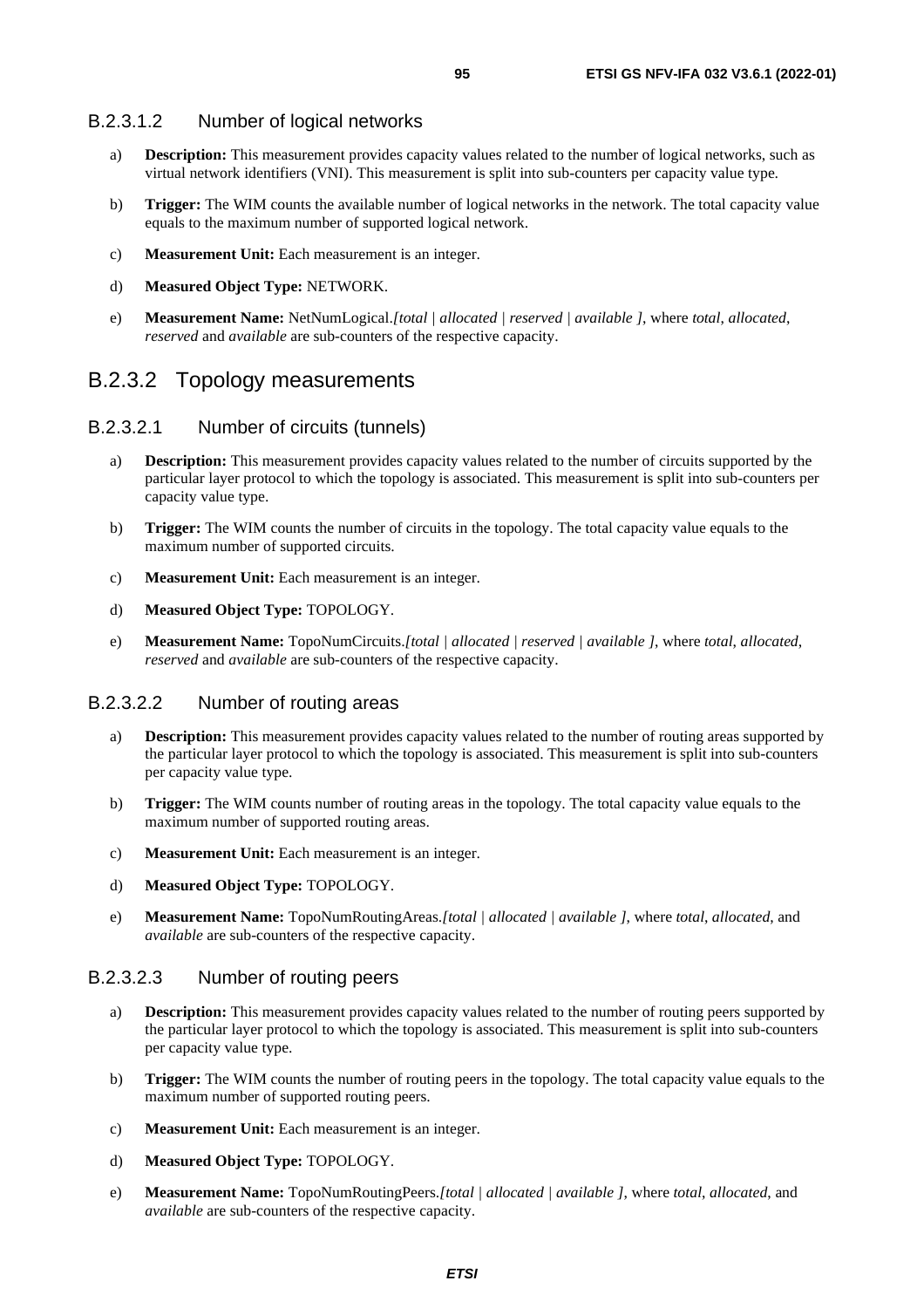#### B.2.3.1.2 Number of logical networks

a) **Description:** This measurement provides capacity values related to the number of logical networks, such as virtual network identifiers (VNI). This measurement is split into sub-counters per capacity value type.

b) **Trigger:** The WIM counts the available number of logical networks in the network. The total capacity value equals to the maximum number of supported logical network.

c) **Measurement Unit:** Each measurement is an integer.

d) **Measured Object Type:** NETWORK.

e) **Measurement Name:** NetNumLogical.*[total | allocated | reserved | available ]*, where *total*, *allocated*, *reserved* and *available* are sub-counters of the respective capacity.

### B.2.3.2 Topology measurements

#### B.2.3.2.1 Number of circuits (tunnels)

a) **Description:** This measurement provides capacity values related to the number of circuits supported by the particular layer protocol to which the topology is associated. This measurement is split into sub-counters per capacity value type.

b) **Trigger:** The WIM counts the number of circuits in the topology. The total capacity value equals to the maximum number of supported circuits.

c) **Measurement Unit:** Each measurement is an integer.

d) **Measured Object Type:** TOPOLOGY.

e) **Measurement Name:** TopoNumCircuits.*[total | allocated | reserved | available ]*, where *total*, *allocated*, *reserved* and *available* are sub-counters of the respective capacity.

#### B.2.3.2.2 Number of routing areas

a) **Description:** This measurement provides capacity values related to the number of routing areas supported by the particular layer protocol to which the topology is associated. This measurement is split into sub-counters per capacity value type.

b) **Trigger:** The WIM counts number of routing areas in the topology. The total capacity value equals to the maximum number of supported routing areas.

c) **Measurement Unit:** Each measurement is an integer.

d) **Measured Object Type:** TOPOLOGY.

e) **Measurement Name:** TopoNumRoutingAreas.*[total | allocated | available ]*, where *total*, *allocated*, and *available* are sub-counters of the respective capacity.

#### B.2.3.2.3 Number of routing peers

a) **Description:** This measurement provides capacity values related to the number of routing peers supported by the particular layer protocol to which the topology is associated. This measurement is split into sub-counters per capacity value type.

b) **Trigger:** The WIM counts the number of routing peers in the topology. The total capacity value equals to the maximum number of supported routing peers.

c) **Measurement Unit:** Each measurement is an integer.

d) **Measured Object Type:** TOPOLOGY.

e) **Measurement Name:** TopoNumRoutingPeers.*[total | allocated | available ]*, where *total*, *allocated*, and *available* are sub-counters of the respective capacity.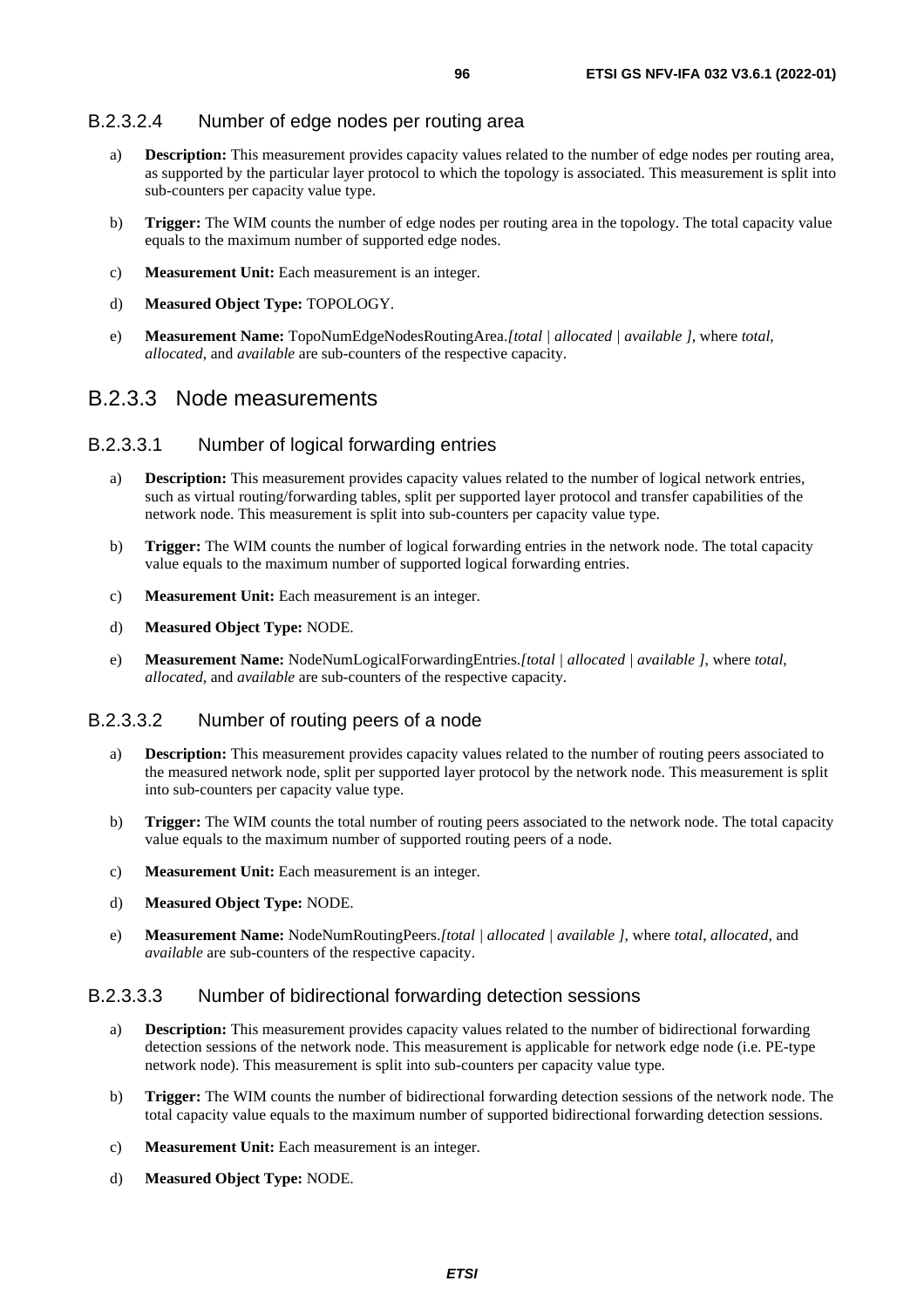#### B.2.3.2.4 Number of edge nodes per routing area

a) **Description:** This measurement provides capacity values related to the number of edge nodes per routing area, as supported by the particular layer protocol to which the topology is associated. This measurement is split into sub-counters per capacity value type.

b) **Trigger:** The WIM counts the number of edge nodes per routing area in the topology. The total capacity value equals to the maximum number of supported edge nodes.

c) **Measurement Unit:** Each measurement is an integer.

d) **Measured Object Type:** TOPOLOGY.

e) **Measurement Name:** TopoNumEdgeNodesRoutingArea.*[total | allocated | available ]*, where *total*, *allocated*, and *available* are sub-counters of the respective capacity.

### B.2.3.3 Node measurements

#### B.2.3.3.1 Number of logical forwarding entries

a) **Description:** This measurement provides capacity values related to the number of logical network entries, such as virtual routing/forwarding tables, split per supported layer protocol and transfer capabilities of the network node. This measurement is split into sub-counters per capacity value type.

b) **Trigger:** The WIM counts the number of logical forwarding entries in the network node. The total capacity value equals to the maximum number of supported logical forwarding entries.

c) **Measurement Unit:** Each measurement is an integer.

d) **Measured Object Type:** NODE.

e) **Measurement Name:** NodeNumLogicalForwardingEntries.*[total | allocated | available ]*, where *total*, *allocated*, and *available* are sub-counters of the respective capacity.

#### B.2.3.3.2 Number of routing peers of a node

a) **Description:** This measurement provides capacity values related to the number of routing peers associated to the measured network node, split per supported layer protocol by the network node. This measurement is split into sub-counters per capacity value type.

b) **Trigger:** The WIM counts the total number of routing peers associated to the network node. The total capacity value equals to the maximum number of supported routing peers of a node.

c) **Measurement Unit:** Each measurement is an integer.

d) **Measured Object Type:** NODE.

e) **Measurement Name:** NodeNumRoutingPeers.*[total | allocated | available ]*, where *total*, *allocated*, and *available* are sub-counters of the respective capacity.

#### B.2.3.3.3 Number of bidirectional forwarding detection sessions

a) **Description:** This measurement provides capacity values related to the number of bidirectional forwarding detection sessions of the network node. This measurement is applicable for network edge node (i.e. PE-type network node). This measurement is split into sub-counters per capacity value type.

b) **Trigger:** The WIM counts the number of bidirectional forwarding detection sessions of the network node. The total capacity value equals to the maximum number of supported bidirectional forwarding detection sessions.

c) **Measurement Unit:** Each measurement is an integer.

d) **Measured Object Type:** NODE.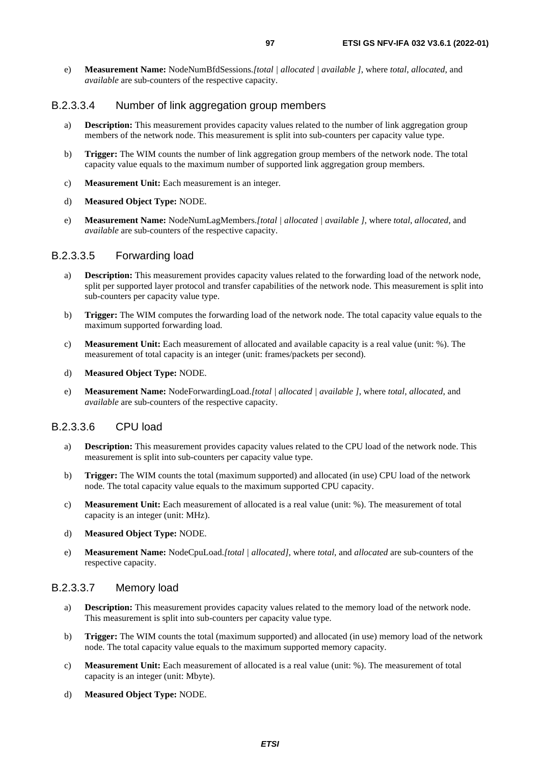e) **Measurement Name:** NodeNumBfdSessions.*[total | allocated | available ]*, where *total*, *allocated*, and *available* are sub-counters of the respective capacity.

#### B.2.3.3.4 Number of link aggregation group members

a) **Description:** This measurement provides capacity values related to the number of link aggregation group members of the network node. This measurement is split into sub-counters per capacity value type.

b) **Trigger:** The WIM counts the number of link aggregation group members of the network node. The total capacity value equals to the maximum number of supported link aggregation group members.

c) **Measurement Unit:** Each measurement is an integer.

d) **Measured Object Type:** NODE.

e) **Measurement Name:** NodeNumLagMembers.*[total | allocated | available ]*, where *total*, *allocated*, and *available* are sub-counters of the respective capacity.

#### B.2.3.3.5 Forwarding load

a) **Description:** This measurement provides capacity values related to the forwarding load of the network node, split per supported layer protocol and transfer capabilities of the network node. This measurement is split into sub-counters per capacity value type.

b) **Trigger:** The WIM computes the forwarding load of the network node. The total capacity value equals to the maximum supported forwarding load.

c) **Measurement Unit:** Each measurement of allocated and available capacity is a real value (unit: %). The measurement of total capacity is an integer (unit: frames/packets per second).

d) **Measured Object Type:** NODE.

e) **Measurement Name:** NodeForwardingLoad.*[total | allocated | available ]*, where *total*, *allocated*, and *available* are sub-counters of the respective capacity.

#### B.2.3.3.6 CPU load

a) **Description:** This measurement provides capacity values related to the CPU load of the network node. This measurement is split into sub-counters per capacity value type.

b) **Trigger:** The WIM counts the total (maximum supported) and allocated (in use) CPU load of the network node. The total capacity value equals to the maximum supported CPU capacity.

c) **Measurement Unit:** Each measurement of allocated is a real value (unit: %). The measurement of total capacity is an integer (unit: MHz).

d) **Measured Object Type:** NODE.

e) **Measurement Name:** NodeCpuLoad.*[total | allocated]*, where *total*, and *allocated* are sub-counters of the respective capacity.

#### B.2.3.3.7 Memory load

a) **Description:** This measurement provides capacity values related to the memory load of the network node. This measurement is split into sub-counters per capacity value type.

b) **Trigger:** The WIM counts the total (maximum supported) and allocated (in use) memory load of the network node. The total capacity value equals to the maximum supported memory capacity.

c) **Measurement Unit:** Each measurement of allocated is a real value (unit: %). The measurement of total capacity is an integer (unit: Mbyte).

d) **Measured Object Type:** NODE.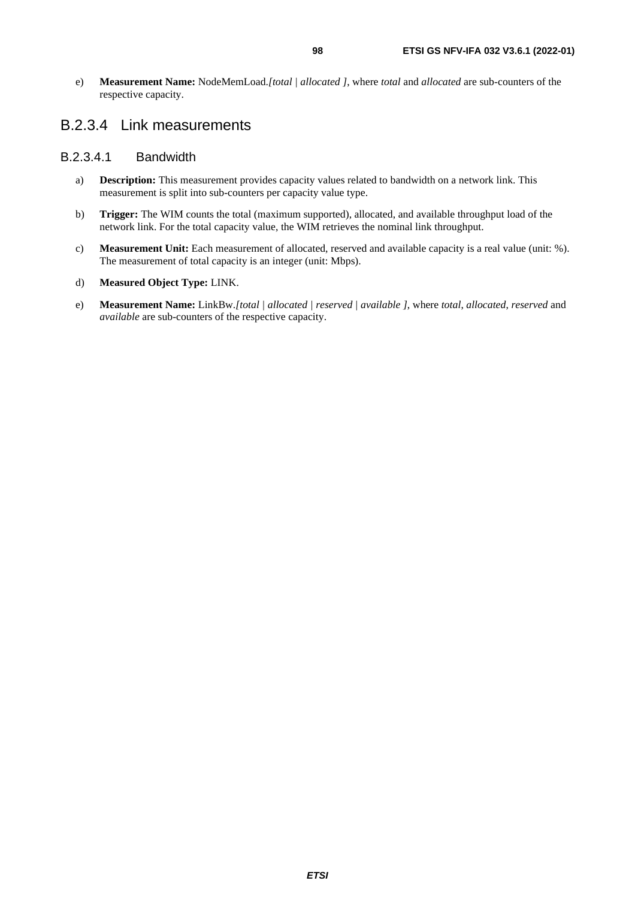e) **Measurement Name:** NodeMemLoad.*[total | allocated ]*, where *total* and *allocated* are sub-counters of the respective capacity.

## B.2.3.4 Link measurements

### B.2.3.4.1 Bandwidth

a) **Description:** This measurement provides capacity values related to bandwidth on a network link. This measurement is split into sub-counters per capacity value type.

b) **Trigger:** The WIM counts the total (maximum supported), allocated, and available throughput load of the network link. For the total capacity value, the WIM retrieves the nominal link throughput.

c) **Measurement Unit:** Each measurement of allocated, reserved and available capacity is a real value (unit: %). The measurement of total capacity is an integer (unit: Mbps).

d) **Measured Object Type:** LINK.

e) **Measurement Name:** LinkBw.*[total | allocated | reserved | available ]*, where *total*, *allocated*, *reserved* and *available* are sub-counters of the respective capacity.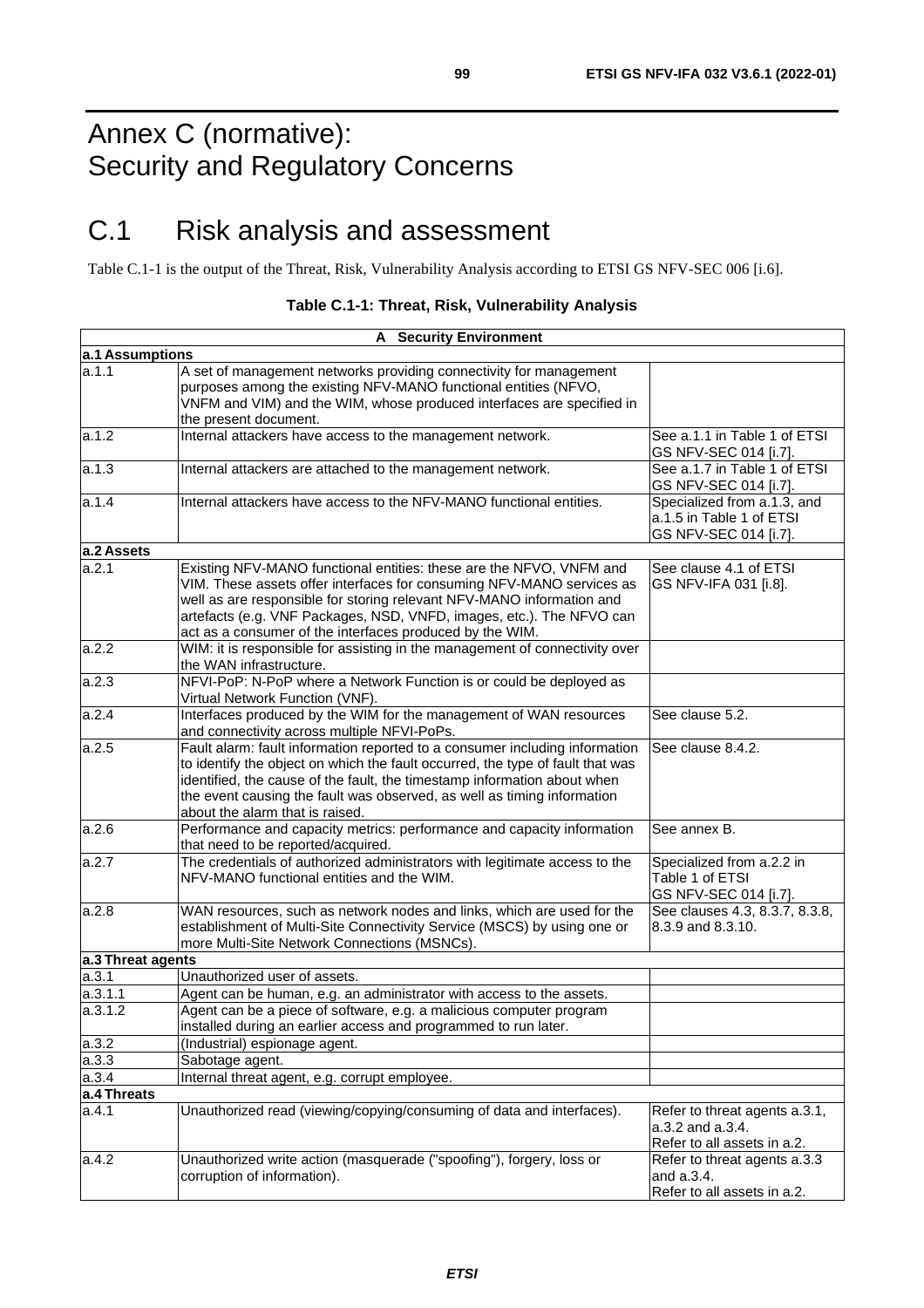# Annex C (normative): Security and Regulatory Concerns

# C.1 Risk analysis and assessment

Table C.1-1 is the output of the Threat, Risk, Vulnerability Analysis according to ETSI GS NFV-SEC 006 [i.6].

**Table C.1-1: Threat, Risk, Vulnerability Analysis**

| **A Security Environment** | | |
|---|---|---|
| **a.1 Assumptions** | | |
| a.1.1 | A set of management networks providing connectivity for management purposes among the existing NFV-MANO functional entities (NFVO, VNFM and VIM) and the WIM, whose produced interfaces are specified in the present document. | |
| a.1.2 | Internal attackers have access to the management network. | See a.1.1 in Table 1 of ETSI GS NFV-SEC 014 [i.7]. |
| a.1.3 | Internal attackers are attached to the management network. | See a.1.7 in Table 1 of ETSI GS NFV-SEC 014 [i.7]. |
| a.1.4 | Internal attackers have access to the NFV-MANO functional entities. | Specialized from a.1.3, and a.1.5 in Table 1 of ETSI GS NFV-SEC 014 [i.7]. |
| **a.2 Assets** | | |
| a.2.1 | Existing NFV-MANO functional entities: these are the NFVO, VNFM and VIM. These assets offer interfaces for consuming NFV-MANO services as well as are responsible for storing relevant NFV-MANO information and artefacts (e.g. VNF Packages, NSD, VNFD, images, etc.). The NFVO can act as a consumer of the interfaces produced by the WIM. | See clause 4.1 of ETSI GS NFV-IFA 031 [i.8]. |
| a.2.2 | WIM: it is responsible for assisting in the management of connectivity over the WAN infrastructure. | |
| a.2.3 | NFVI-PoP: N-PoP where a Network Function is or could be deployed as Virtual Network Function (VNF). | |
| a.2.4 | Interfaces produced by the WIM for the management of WAN resources and connectivity across multiple NFVI-PoPs. | See clause 5.2. |
| a.2.5 | Fault alarm: fault information reported to a consumer including information to identify the object on which the fault occurred, the type of fault that was identified, the cause of the fault, the timestamp information about when the event causing the fault was observed, as well as timing information about the alarm that is raised. | See clause 8.4.2. |
| a.2.6 | Performance and capacity metrics: performance and capacity information that need to be reported/acquired. | See annex B. |
| a.2.7 | The credentials of authorized administrators with legitimate access to the NFV-MANO functional entities and the WIM. | Specialized from a.2.2 in Table 1 of ETSI GS NFV-SEC 014 [i.7]. |
| a.2.8 | WAN resources, such as network nodes and links, which are used for the establishment of Multi-Site Connectivity Service (MSCS) by using one or more Multi-Site Network Connections (MSNCs). | See clauses 4.3, 8.3.7, 8.3.8, 8.3.9 and 8.3.10. |
| **a.3 Threat agents** | | |
| a.3.1 | Unauthorized user of assets. | |
| a.3.1.1 | Agent can be human, e.g. an administrator with access to the assets. | |
| a.3.1.2 | Agent can be a piece of software, e.g. a malicious computer program installed during an earlier access and programmed to run later. | |
| a.3.2 | (Industrial) espionage agent. | |
| a.3.3 | Sabotage agent. | |
| a.3.4 | Internal threat agent, e.g. corrupt employee. | |
| **a.4 Threats** | | |
| a.4.1 | Unauthorized read (viewing/copying/consuming of data and interfaces). | Refer to threat agents a.3.1, a.3.2 and a.3.4. Refer to all assets in a.2. |
| a.4.2 | Unauthorized write action (masquerade ("spoofing"), forgery, loss or corruption of information). | Refer to threat agents a.3.3 and a.3.4. Refer to all assets in a.2. |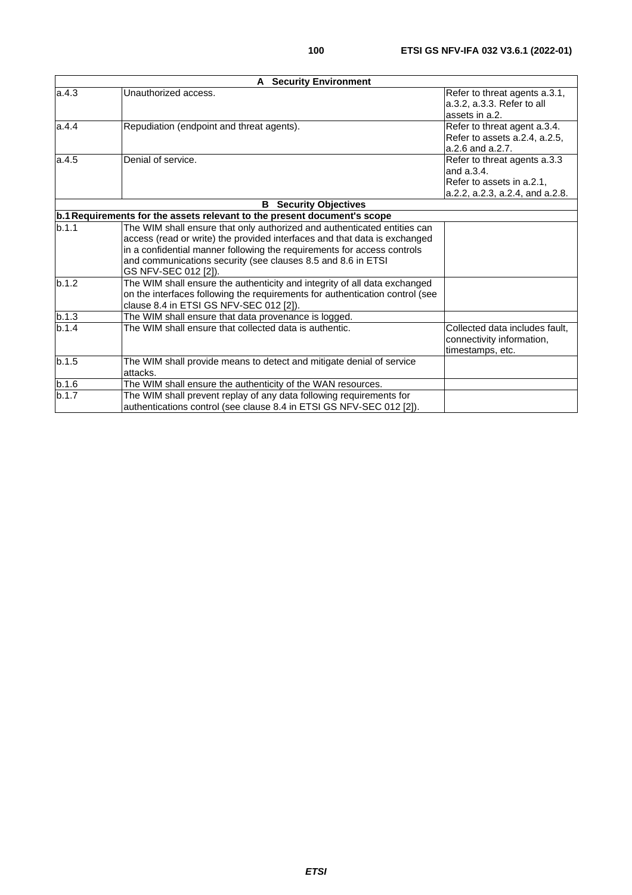| A Security Environment | | |
|---|---|---|
| a.4.3 | Unauthorized access. | Refer to threat agents a.3.1, a.3.2, a.3.3. Refer to all assets in a.2. |
| a.4.4 | Repudiation (endpoint and threat agents). | Refer to threat agent a.3.4. Refer to assets a.2.4, a.2.5, a.2.6 and a.2.7. |
| a.4.5 | Denial of service. | Refer to threat agents a.3.3 and a.3.4. Refer to assets in a.2.1, a.2.2, a.2.3, a.2.4, and a.2.8. |
| **B Security Objectives** | | |
| **b.1 Requirements for the assets relevant to the present document's scope** | | |
| b.1.1 | The WIM shall ensure that only authorized and authenticated entities can access (read or write) the provided interfaces and that data is exchanged in a confidential manner following the requirements for access controls and communications security (see clauses 8.5 and 8.6 in ETSI GS NFV-SEC 012 [2]). | |
| b.1.2 | The WIM shall ensure the authenticity and integrity of all data exchanged on the interfaces following the requirements for authentication control (see clause 8.4 in ETSI GS NFV-SEC 012 [2]). | |
| b.1.3 | The WIM shall ensure that data provenance is logged. | |
| b.1.4 | The WIM shall ensure that collected data is authentic. | Collected data includes fault, connectivity information, timestamps, etc. |
| b.1.5 | The WIM shall provide means to detect and mitigate denial of service attacks. | |
| b.1.6 | The WIM shall ensure the authenticity of the WAN resources. | |
| b.1.7 | The WIM shall prevent replay of any data following requirements for authentications control (see clause 8.4 in ETSI GS NFV-SEC 012 [2]). | |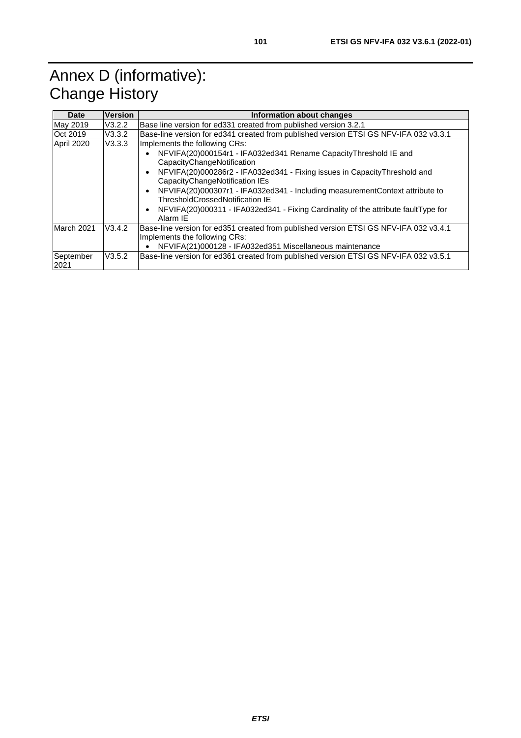# Annex D (informative): Change History

| Date | Version | Information about changes |
| --- | --- | --- |
| May 2019 | V3.2.2 | Base line version for ed331 created from published version 3.2.1 |
| Oct 2019 | V3.3.2 | Base-line version for ed341 created from published version ETSI GS NFV-IFA 032 v3.3.1 |
| April 2020 | V3.3.3 | Implements the following CRs:<br>• NFVIFA(20)000154r1 - IFA032ed341 Rename CapacityThreshold IE and CapacityChangeNotification<br>• NFVIFA(20)000286r2 - IFA032ed341 - Fixing issues in CapacityThreshold and CapacityChangeNotification IEs<br>• NFVIFA(20)000307r1 - IFA032ed341 - Including measurementContext attribute to ThresholdCrossedNotification IE<br>• NFVIFA(20)000311 - IFA032ed341 - Fixing Cardinality of the attribute faultType for Alarm IE |
| March 2021 | V3.4.2 | Base-line version for ed351 created from published version ETSI GS NFV-IFA 032 v3.4.1<br>Implements the following CRs:<br>• NFVIFA(21)000128 - IFA032ed351 Miscellaneous maintenance |
| September 2021 | V3.5.2 | Base-line version for ed361 created from published version ETSI GS NFV-IFA 032 v3.5.1 |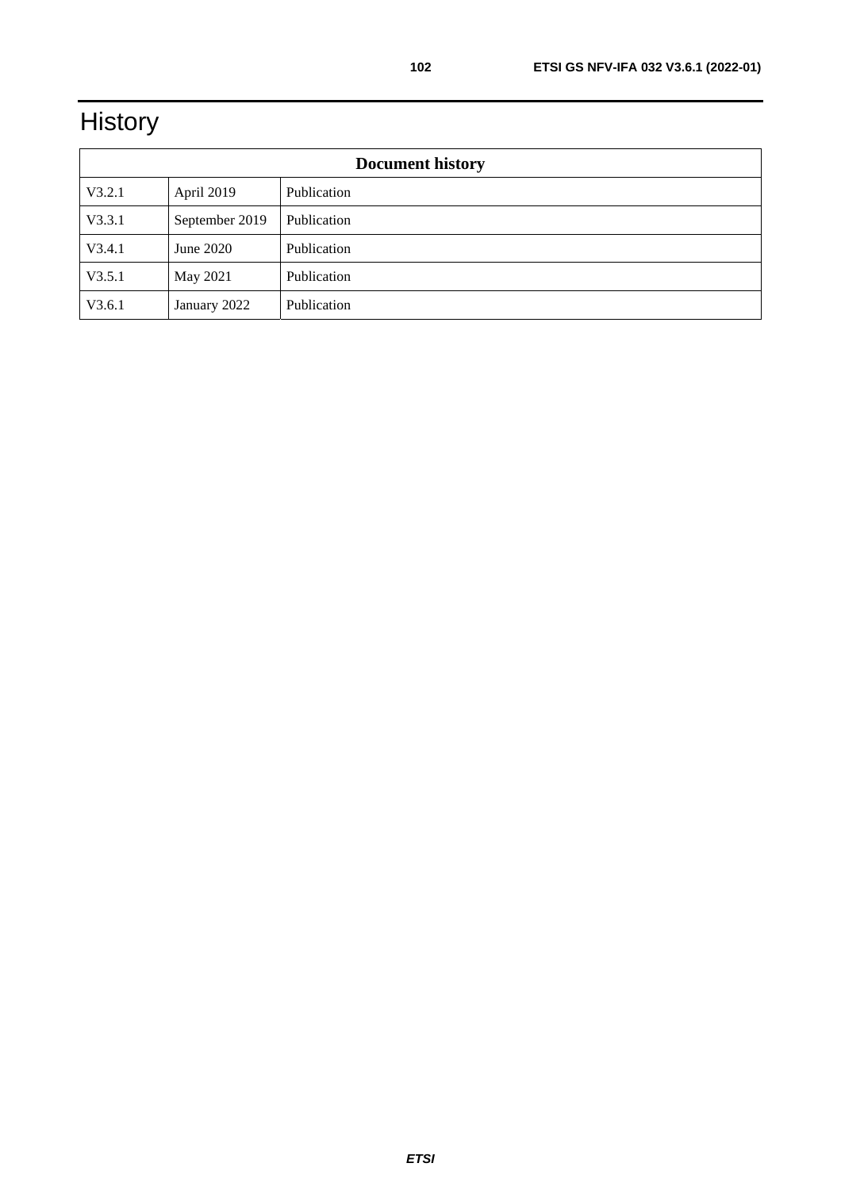# History

| Document history | | |
|---|---|---|
| V3.2.1 | April 2019 | Publication |
| V3.3.1 | September 2019 | Publication |
| V3.4.1 | June 2020 | Publication |
| V3.5.1 | May 2021 | Publication |
| V3.6.1 | January 2022 | Publication |